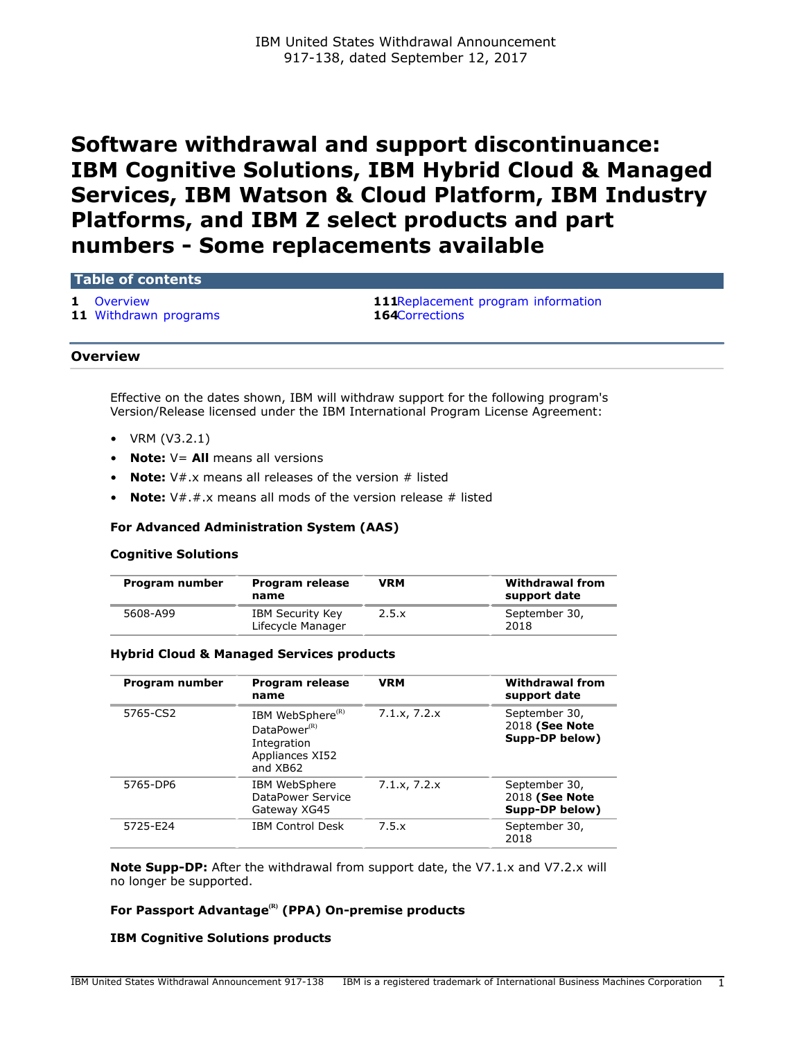IBM United States Withdrawal Announcement
917-138, dated September 12, 2017

# Software withdrawal and support discontinuance: IBM Cognitive Solutions, IBM Hybrid Cloud & Managed Services, IBM Watson & Cloud Platform, IBM Industry Platforms, and IBM Z select products and part numbers - Some replacements available

## Table of contents

- 1 Overview
- 11 Withdrawn programs
- 111 Replacement program information
- 164 Corrections

## Overview

Effective on the dates shown, IBM will withdraw support for the following program's Version/Release licensed under the IBM International Program License Agreement:

- VRM (V3.2.1)
- **Note:** V= **All** means all versions
- **Note:** V#.x means all releases of the version # listed
- **Note:** V#.#.x means all mods of the version release # listed

### For Advanced Administration System (AAS)

### Cognitive Solutions

| Program number | Program release name | VRM | Withdrawal from support date |
|---|---|---|---|
| 5608-A99 | IBM Security Key Lifecycle Manager | 2.5.x | September 30, 2018 |

### Hybrid Cloud & Managed Services products

| Program number | Program release name | VRM | Withdrawal from support date |
|---|---|---|---|
| 5765-CS2 | IBM WebSphere(R) DataPower(R) Integration Appliances XI52 and XB62 | 7.1.x, 7.2.x | September 30, 2018 **(See Note Supp-DP below)** |
| 5765-DP6 | IBM WebSphere DataPower Service Gateway XG45 | 7.1.x, 7.2.x | September 30, 2018 **(See Note Supp-DP below)** |
| 5725-E24 | IBM Control Desk | 7.5.x | September 30, 2018 |

**Note Supp-DP:** After the withdrawal from support date, the V7.1.x and V7.2.x will no longer be supported.

### For Passport Advantage(R) (PPA) On-premise products

### IBM Cognitive Solutions products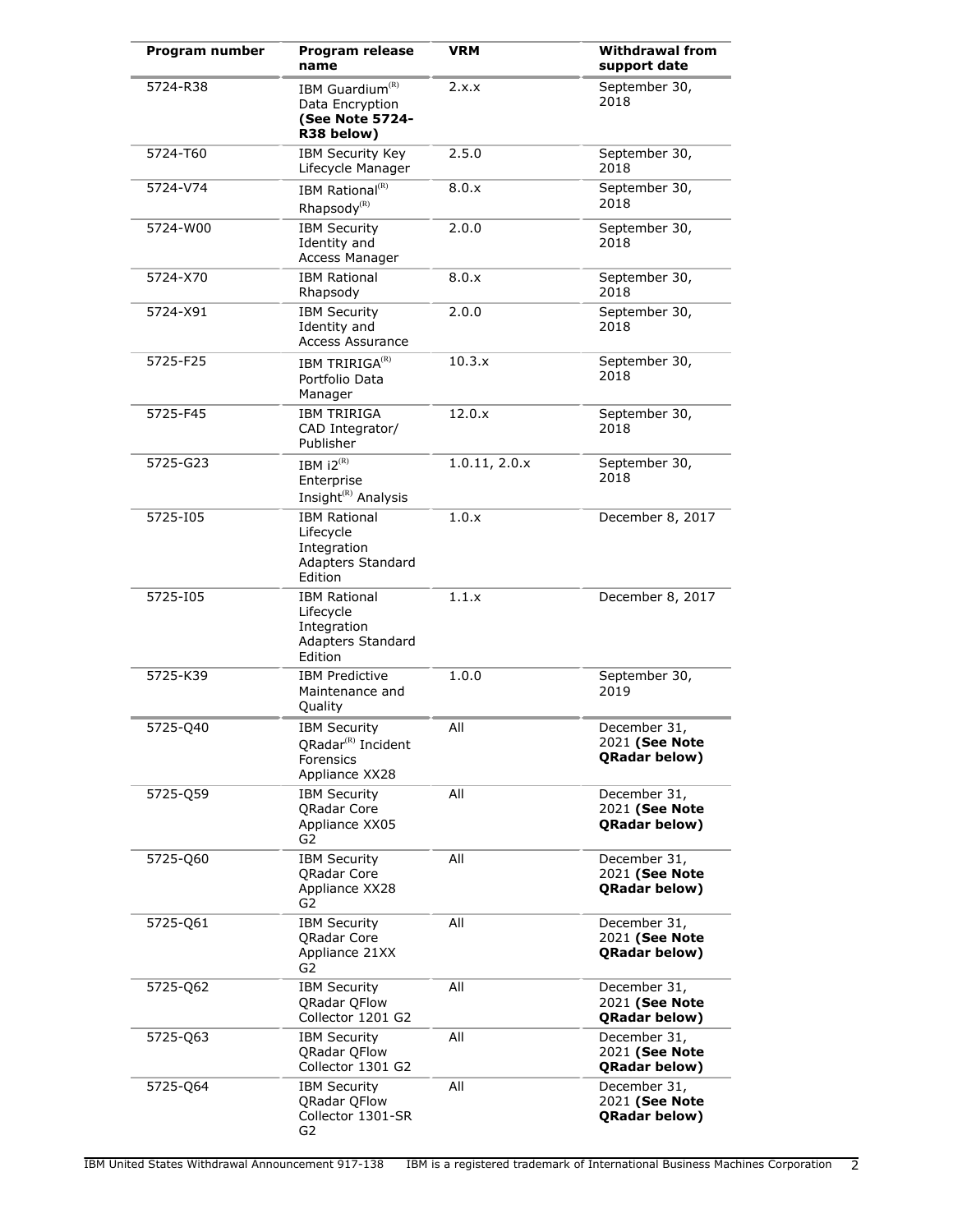| Program number | Program release name | VRM | Withdrawal from support date |
| --- | --- | --- | --- |
| 5724-R38 | IBM Guardium(R) Data Encryption **(See Note 5724-R38 below)** | 2.x.x | September 30, 2018 |
| 5724-T60 | IBM Security Key Lifecycle Manager | 2.5.0 | September 30, 2018 |
| 5724-V74 | IBM Rational(R) Rhapsody(R) | 8.0.x | September 30, 2018 |
| 5724-W00 | IBM Security Identity and Access Manager | 2.0.0 | September 30, 2018 |
| 5724-X70 | IBM Rational Rhapsody | 8.0.x | September 30, 2018 |
| 5724-X91 | IBM Security Identity and Access Assurance | 2.0.0 | September 30, 2018 |
| 5725-F25 | IBM TRIRIGA(R) Portfolio Data Manager | 10.3.x | September 30, 2018 |
| 5725-F45 | IBM TRIRIGA CAD Integrator/ Publisher | 12.0.x | September 30, 2018 |
| 5725-G23 | IBM i2(R) Enterprise Insight(R) Analysis | 1.0.11, 2.0.x | September 30, 2018 |
| 5725-I05 | IBM Rational Lifecycle Integration Adapters Standard Edition | 1.0.x | December 8, 2017 |
| 5725-I05 | IBM Rational Lifecycle Integration Adapters Standard Edition | 1.1.x | December 8, 2017 |
| 5725-K39 | IBM Predictive Maintenance and Quality | 1.0.0 | September 30, 2019 |
| 5725-Q40 | IBM Security QRadar(R) Incident Forensics Appliance XX28 | All | December 31, 2021 **(See Note QRadar below)** |
| 5725-Q59 | IBM Security QRadar Core Appliance XX05 G2 | All | December 31, 2021 **(See Note QRadar below)** |
| 5725-Q60 | IBM Security QRadar Core Appliance XX28 G2 | All | December 31, 2021 **(See Note QRadar below)** |
| 5725-Q61 | IBM Security QRadar Core Appliance 21XX G2 | All | December 31, 2021 **(See Note QRadar below)** |
| 5725-Q62 | IBM Security QRadar QFlow Collector 1201 G2 | All | December 31, 2021 **(See Note QRadar below)** |
| 5725-Q63 | IBM Security QRadar QFlow Collector 1301 G2 | All | December 31, 2021 **(See Note QRadar below)** |
| 5725-Q64 | IBM Security QRadar QFlow Collector 1301-SR G2 | All | December 31, 2021 **(See Note QRadar below)** |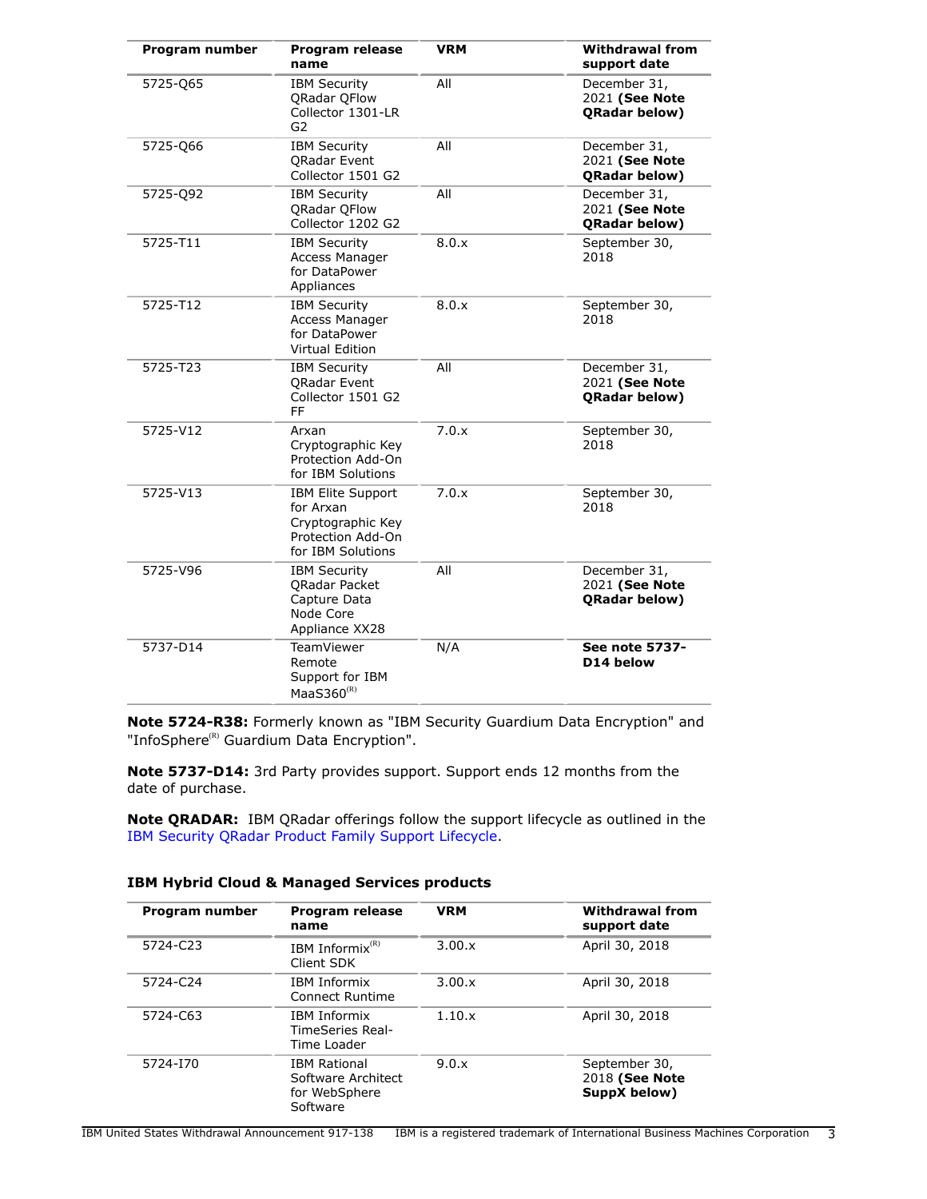| Program number | Program release name | VRM | Withdrawal from support date |
| --- | --- | --- | --- |
| 5725-Q65 | IBM Security QRadar QFlow Collector 1301-LR G2 | All | December 31, 2021 **(See Note QRadar below)** |
| 5725-Q66 | IBM Security QRadar Event Collector 1501 G2 | All | December 31, 2021 **(See Note QRadar below)** |
| 5725-Q92 | IBM Security QRadar QFlow Collector 1202 G2 | All | December 31, 2021 **(See Note QRadar below)** |
| 5725-T11 | IBM Security Access Manager for DataPower Appliances | 8.0.x | September 30, 2018 |
| 5725-T12 | IBM Security Access Manager for DataPower Virtual Edition | 8.0.x | September 30, 2018 |
| 5725-T23 | IBM Security QRadar Event Collector 1501 G2 FF | All | December 31, 2021 **(See Note QRadar below)** |
| 5725-V12 | Arxan Cryptographic Key Protection Add-On for IBM Solutions | 7.0.x | September 30, 2018 |
| 5725-V13 | IBM Elite Support for Arxan Cryptographic Key Protection Add-On for IBM Solutions | 7.0.x | September 30, 2018 |
| 5725-V96 | IBM Security QRadar Packet Capture Data Node Core Appliance XX28 | All | December 31, 2021 **(See Note QRadar below)** |
| 5737-D14 | TeamViewer Remote Support for IBM MaaS360(R) | N/A | **See note 5737-D14 below** |

**Note 5724-R38:** Formerly known as "IBM Security Guardium Data Encryption" and "InfoSphere(R) Guardium Data Encryption".

**Note 5737-D14:** 3rd Party provides support. Support ends 12 months from the date of purchase.

**Note QRADAR:** IBM QRadar offerings follow the support lifecycle as outlined in the IBM Security QRadar Product Family Support Lifecycle.

### IBM Hybrid Cloud & Managed Services products

| Program number | Program release name | VRM | Withdrawal from support date |
| --- | --- | --- | --- |
| 5724-C23 | IBM Informix(R) Client SDK | 3.00.x | April 30, 2018 |
| 5724-C24 | IBM Informix Connect Runtime | 3.00.x | April 30, 2018 |
| 5724-C63 | IBM Informix TimeSeries Real-Time Loader | 1.10.x | April 30, 2018 |
| 5724-I70 | IBM Rational Software Architect for WebSphere Software | 9.0.x | September 30, 2018 **(See Note SuppX below)** |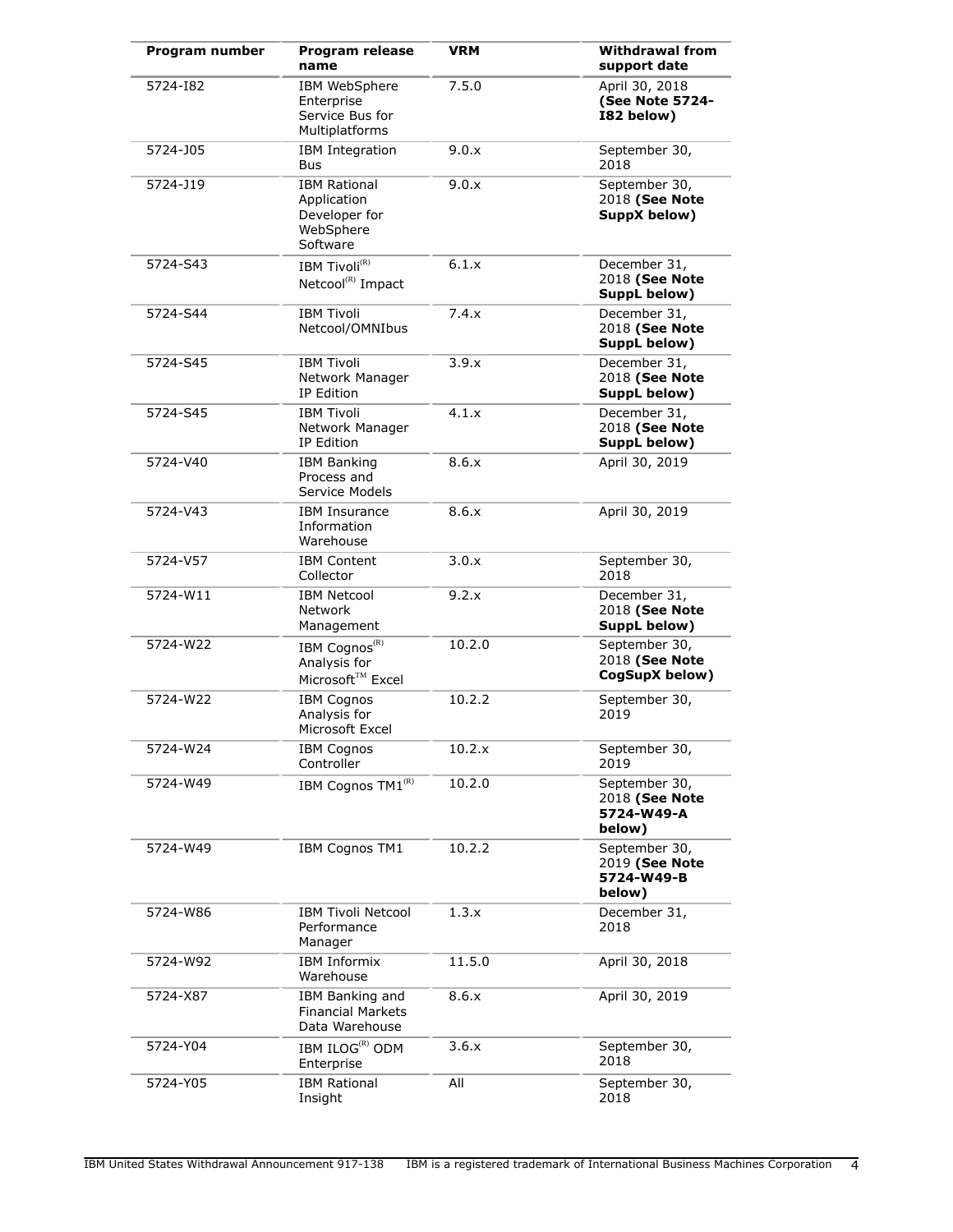| Program number | Program release name | VRM | Withdrawal from support date |
|---|---|---|---|
| 5724-I82 | IBM WebSphere Enterprise Service Bus for Multiplatforms | 7.5.0 | April 30, 2018 **(See Note 5724-I82 below)** |
| 5724-J05 | IBM Integration Bus | 9.0.x | September 30, 2018 |
| 5724-J19 | IBM Rational Application Developer for WebSphere Software | 9.0.x | September 30, 2018 **(See Note SuppX below)** |
| 5724-S43 | IBM Tivoli(R) Netcool(R) Impact | 6.1.x | December 31, 2018 **(See Note SuppL below)** |
| 5724-S44 | IBM Tivoli Netcool/OMNIbus | 7.4.x | December 31, 2018 **(See Note SuppL below)** |
| 5724-S45 | IBM Tivoli Network Manager IP Edition | 3.9.x | December 31, 2018 **(See Note SuppL below)** |
| 5724-S45 | IBM Tivoli Network Manager IP Edition | 4.1.x | December 31, 2018 **(See Note SuppL below)** |
| 5724-V40 | IBM Banking Process and Service Models | 8.6.x | April 30, 2019 |
| 5724-V43 | IBM Insurance Information Warehouse | 8.6.x | April 30, 2019 |
| 5724-V57 | IBM Content Collector | 3.0.x | September 30, 2018 |
| 5724-W11 | IBM Netcool Network Management | 9.2.x | December 31, 2018 **(See Note SuppL below)** |
| 5724-W22 | IBM Cognos(R) Analysis for Microsoft(TM) Excel | 10.2.0 | September 30, 2018 **(See Note CogSupX below)** |
| 5724-W22 | IBM Cognos Analysis for Microsoft Excel | 10.2.2 | September 30, 2019 |
| 5724-W24 | IBM Cognos Controller | 10.2.x | September 30, 2019 |
| 5724-W49 | IBM Cognos TM1(R) | 10.2.0 | September 30, 2018 **(See Note 5724-W49-A below)** |
| 5724-W49 | IBM Cognos TM1 | 10.2.2 | September 30, 2019 **(See Note 5724-W49-B below)** |
| 5724-W86 | IBM Tivoli Netcool Performance Manager | 1.3.x | December 31, 2018 |
| 5724-W92 | IBM Informix Warehouse | 11.5.0 | April 30, 2018 |
| 5724-X87 | IBM Banking and Financial Markets Data Warehouse | 8.6.x | April 30, 2019 |
| 5724-Y04 | IBM ILOG(R) ODM Enterprise | 3.6.x | September 30, 2018 |
| 5724-Y05 | IBM Rational Insight | All | September 30, 2018 |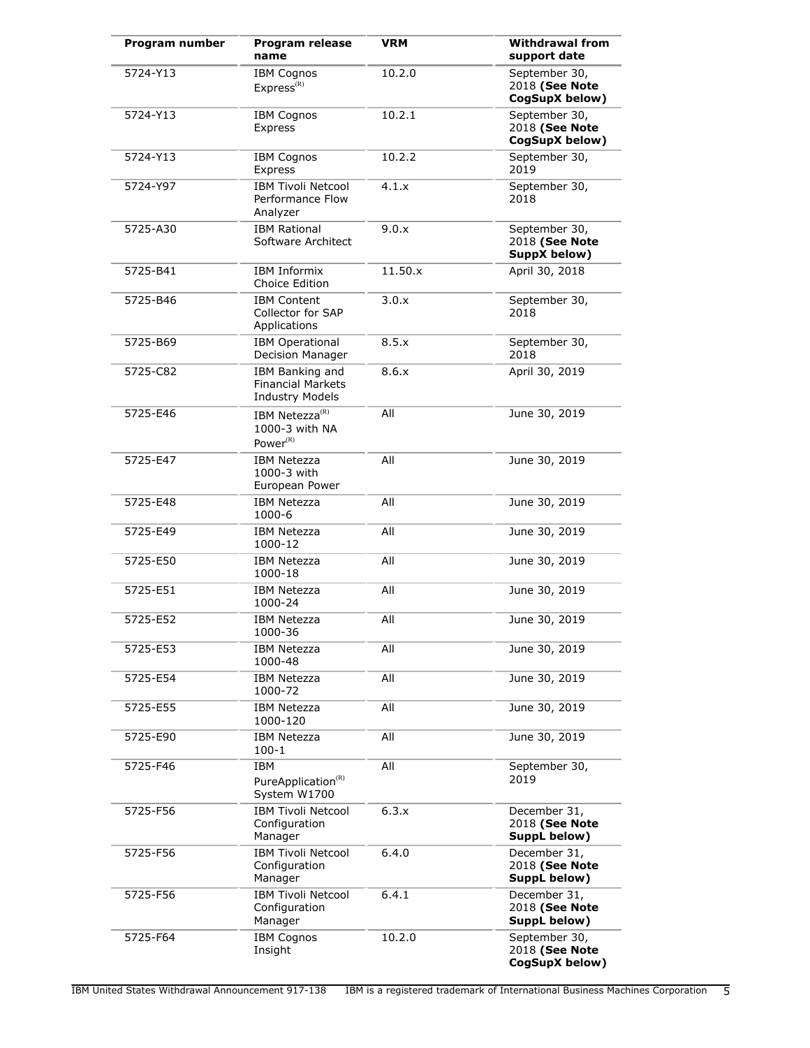| Program number | Program release name | VRM | Withdrawal from support date |
|---|---|---|---|
| 5724-Y13 | IBM Cognos Express(R) | 10.2.0 | September 30, 2018 **(See Note CogSupX below)** |
| 5724-Y13 | IBM Cognos Express | 10.2.1 | September 30, 2018 **(See Note CogSupX below)** |
| 5724-Y13 | IBM Cognos Express | 10.2.2 | September 30, 2019 |
| 5724-Y97 | IBM Tivoli Netcool Performance Flow Analyzer | 4.1.x | September 30, 2018 |
| 5725-A30 | IBM Rational Software Architect | 9.0.x | September 30, 2018 **(See Note SuppX below)** |
| 5725-B41 | IBM Informix Choice Edition | 11.50.x | April 30, 2018 |
| 5725-B46 | IBM Content Collector for SAP Applications | 3.0.x | September 30, 2018 |
| 5725-B69 | IBM Operational Decision Manager | 8.5.x | September 30, 2018 |
| 5725-C82 | IBM Banking and Financial Markets Industry Models | 8.6.x | April 30, 2019 |
| 5725-E46 | IBM Netezza(R) 1000-3 with NA Power(R) | All | June 30, 2019 |
| 5725-E47 | IBM Netezza 1000-3 with European Power | All | June 30, 2019 |
| 5725-E48 | IBM Netezza 1000-6 | All | June 30, 2019 |
| 5725-E49 | IBM Netezza 1000-12 | All | June 30, 2019 |
| 5725-E50 | IBM Netezza 1000-18 | All | June 30, 2019 |
| 5725-E51 | IBM Netezza 1000-24 | All | June 30, 2019 |
| 5725-E52 | IBM Netezza 1000-36 | All | June 30, 2019 |
| 5725-E53 | IBM Netezza 1000-48 | All | June 30, 2019 |
| 5725-E54 | IBM Netezza 1000-72 | All | June 30, 2019 |
| 5725-E55 | IBM Netezza 1000-120 | All | June 30, 2019 |
| 5725-E90 | IBM Netezza 100-1 | All | June 30, 2019 |
| 5725-F46 | IBM PureApplication(R) System W1700 | All | September 30, 2019 |
| 5725-F56 | IBM Tivoli Netcool Configuration Manager | 6.3.x | December 31, 2018 **(See Note SuppL below)** |
| 5725-F56 | IBM Tivoli Netcool Configuration Manager | 6.4.0 | December 31, 2018 **(See Note SuppL below)** |
| 5725-F56 | IBM Tivoli Netcool Configuration Manager | 6.4.1 | December 31, 2018 **(See Note SuppL below)** |
| 5725-F64 | IBM Cognos Insight | 10.2.0 | September 30, 2018 **(See Note CogSupX below)** |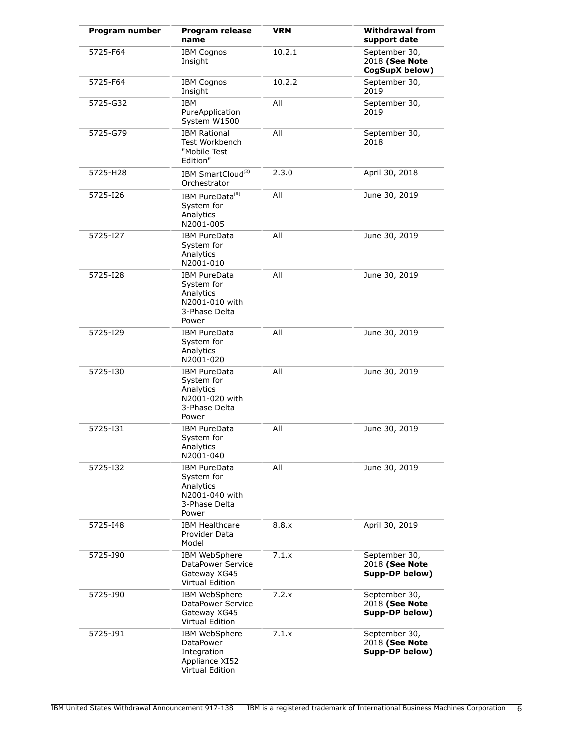| Program number | Program release name | VRM | Withdrawal from support date |
|---|---|---|---|
| 5725-F64 | IBM Cognos Insight | 10.2.1 | September 30, 2018 **(See Note CogSupX below)** |
| 5725-F64 | IBM Cognos Insight | 10.2.2 | September 30, 2019 |
| 5725-G32 | IBM PureApplication System W1500 | All | September 30, 2019 |
| 5725-G79 | IBM Rational Test Workbench "Mobile Test Edition" | All | September 30, 2018 |
| 5725-H28 | IBM SmartCloud(R) Orchestrator | 2.3.0 | April 30, 2018 |
| 5725-I26 | IBM PureData(R) System for Analytics N2001-005 | All | June 30, 2019 |
| 5725-I27 | IBM PureData System for Analytics N2001-010 | All | June 30, 2019 |
| 5725-I28 | IBM PureData System for Analytics N2001-010 with 3-Phase Delta Power | All | June 30, 2019 |
| 5725-I29 | IBM PureData System for Analytics N2001-020 | All | June 30, 2019 |
| 5725-I30 | IBM PureData System for Analytics N2001-020 with 3-Phase Delta Power | All | June 30, 2019 |
| 5725-I31 | IBM PureData System for Analytics N2001-040 | All | June 30, 2019 |
| 5725-I32 | IBM PureData System for Analytics N2001-040 with 3-Phase Delta Power | All | June 30, 2019 |
| 5725-I48 | IBM Healthcare Provider Data Model | 8.8.x | April 30, 2019 |
| 5725-J90 | IBM WebSphere DataPower Service Gateway XG45 Virtual Edition | 7.1.x | September 30, 2018 **(See Note Supp-DP below)** |
| 5725-J90 | IBM WebSphere DataPower Service Gateway XG45 Virtual Edition | 7.2.x | September 30, 2018 **(See Note Supp-DP below)** |
| 5725-J91 | IBM WebSphere DataPower Integration Appliance XI52 Virtual Edition | 7.1.x | September 30, 2018 **(See Note Supp-DP below)** |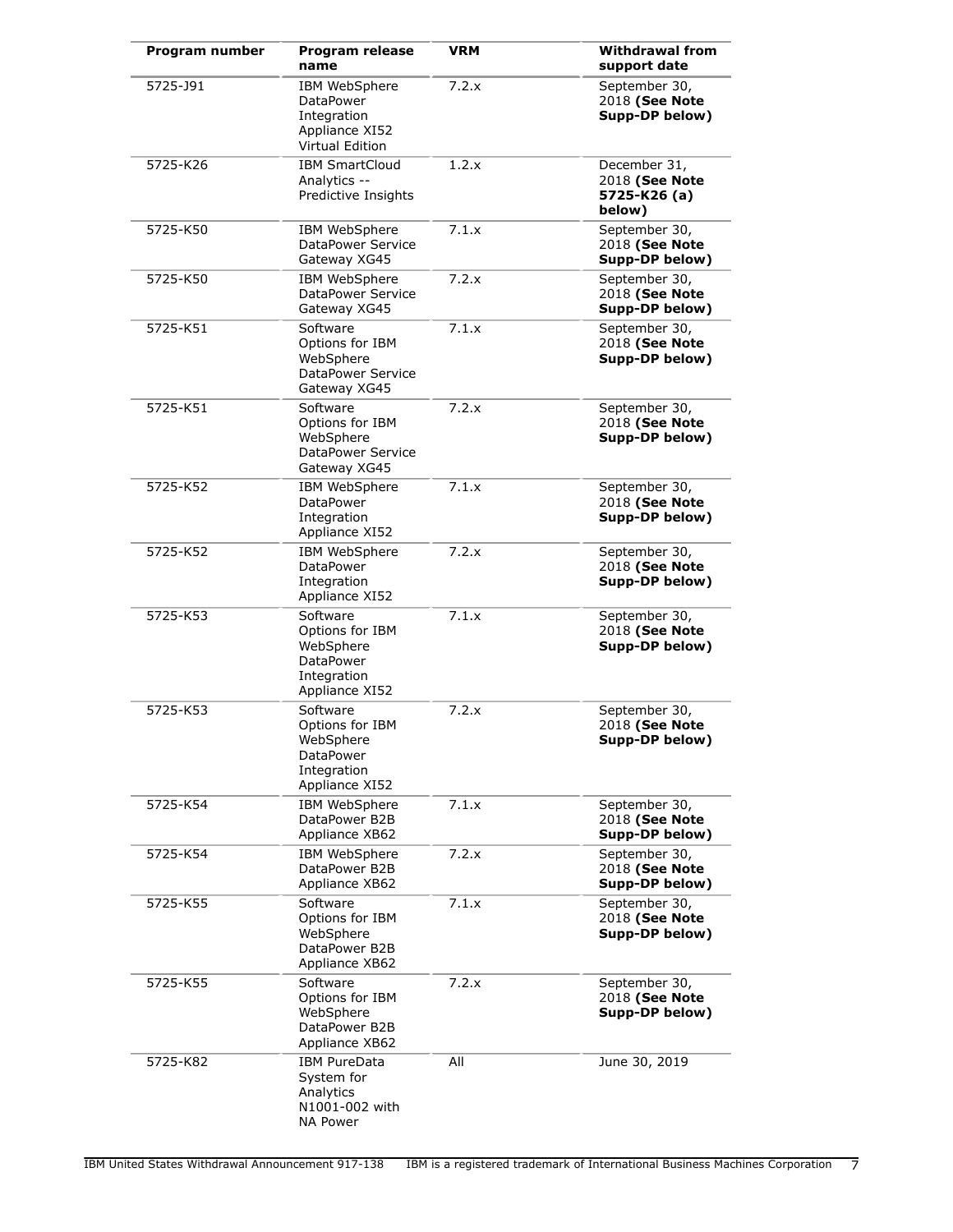| Program number | Program release name | VRM | Withdrawal from support date |
| --- | --- | --- | --- |
| 5725-J91 | IBM WebSphere DataPower Integration Appliance XI52 Virtual Edition | 7.2.x | September 30, 2018 **(See Note Supp-DP below)** |
| 5725-K26 | IBM SmartCloud Analytics -- Predictive Insights | 1.2.x | December 31, 2018 **(See Note 5725-K26 (a) below)** |
| 5725-K50 | IBM WebSphere DataPower Service Gateway XG45 | 7.1.x | September 30, 2018 **(See Note Supp-DP below)** |
| 5725-K50 | IBM WebSphere DataPower Service Gateway XG45 | 7.2.x | September 30, 2018 **(See Note Supp-DP below)** |
| 5725-K51 | Software Options for IBM WebSphere DataPower Service Gateway XG45 | 7.1.x | September 30, 2018 **(See Note Supp-DP below)** |
| 5725-K51 | Software Options for IBM WebSphere DataPower Service Gateway XG45 | 7.2.x | September 30, 2018 **(See Note Supp-DP below)** |
| 5725-K52 | IBM WebSphere DataPower Integration Appliance XI52 | 7.1.x | September 30, 2018 **(See Note Supp-DP below)** |
| 5725-K52 | IBM WebSphere DataPower Integration Appliance XI52 | 7.2.x | September 30, 2018 **(See Note Supp-DP below)** |
| 5725-K53 | Software Options for IBM WebSphere DataPower Integration Appliance XI52 | 7.1.x | September 30, 2018 **(See Note Supp-DP below)** |
| 5725-K53 | Software Options for IBM WebSphere DataPower Integration Appliance XI52 | 7.2.x | September 30, 2018 **(See Note Supp-DP below)** |
| 5725-K54 | IBM WebSphere DataPower B2B Appliance XB62 | 7.1.x | September 30, 2018 **(See Note Supp-DP below)** |
| 5725-K54 | IBM WebSphere DataPower B2B Appliance XB62 | 7.2.x | September 30, 2018 **(See Note Supp-DP below)** |
| 5725-K55 | Software Options for IBM WebSphere DataPower B2B Appliance XB62 | 7.1.x | September 30, 2018 **(See Note Supp-DP below)** |
| 5725-K55 | Software Options for IBM WebSphere DataPower B2B Appliance XB62 | 7.2.x | September 30, 2018 **(See Note Supp-DP below)** |
| 5725-K82 | IBM PureData System for Analytics N1001-002 with NA Power | All | June 30, 2019 |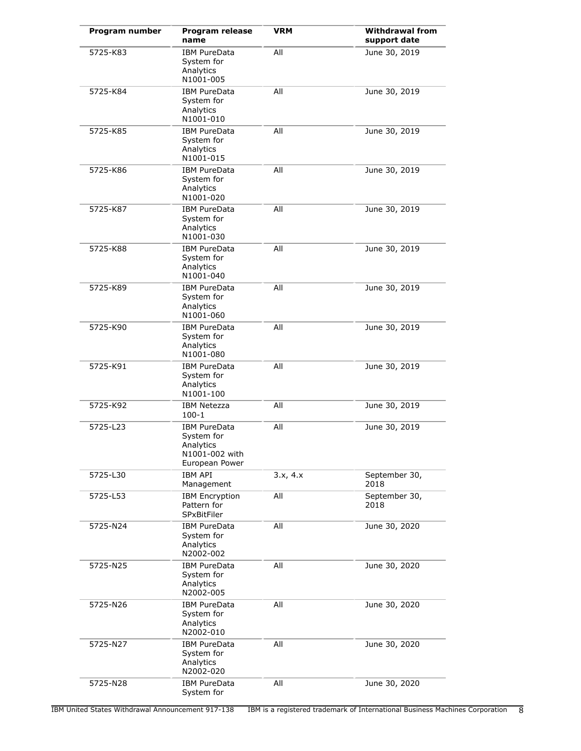| Program number | Program release name | VRM | Withdrawal from support date |
| --- | --- | --- | --- |
| 5725-K83 | IBM PureData System for Analytics N1001-005 | All | June 30, 2019 |
| 5725-K84 | IBM PureData System for Analytics N1001-010 | All | June 30, 2019 |
| 5725-K85 | IBM PureData System for Analytics N1001-015 | All | June 30, 2019 |
| 5725-K86 | IBM PureData System for Analytics N1001-020 | All | June 30, 2019 |
| 5725-K87 | IBM PureData System for Analytics N1001-030 | All | June 30, 2019 |
| 5725-K88 | IBM PureData System for Analytics N1001-040 | All | June 30, 2019 |
| 5725-K89 | IBM PureData System for Analytics N1001-060 | All | June 30, 2019 |
| 5725-K90 | IBM PureData System for Analytics N1001-080 | All | June 30, 2019 |
| 5725-K91 | IBM PureData System for Analytics N1001-100 | All | June 30, 2019 |
| 5725-K92 | IBM Netezza 100-1 | All | June 30, 2019 |
| 5725-L23 | IBM PureData System for Analytics N1001-002 with European Power | All | June 30, 2019 |
| 5725-L30 | IBM API Management | 3.x, 4.x | September 30, 2018 |
| 5725-L53 | IBM Encryption Pattern for SPxBitFiler | All | September 30, 2018 |
| 5725-N24 | IBM PureData System for Analytics N2002-002 | All | June 30, 2020 |
| 5725-N25 | IBM PureData System for Analytics N2002-005 | All | June 30, 2020 |
| 5725-N26 | IBM PureData System for Analytics N2002-010 | All | June 30, 2020 |
| 5725-N27 | IBM PureData System for Analytics N2002-020 | All | June 30, 2020 |
| 5725-N28 | IBM PureData System for | All | June 30, 2020 |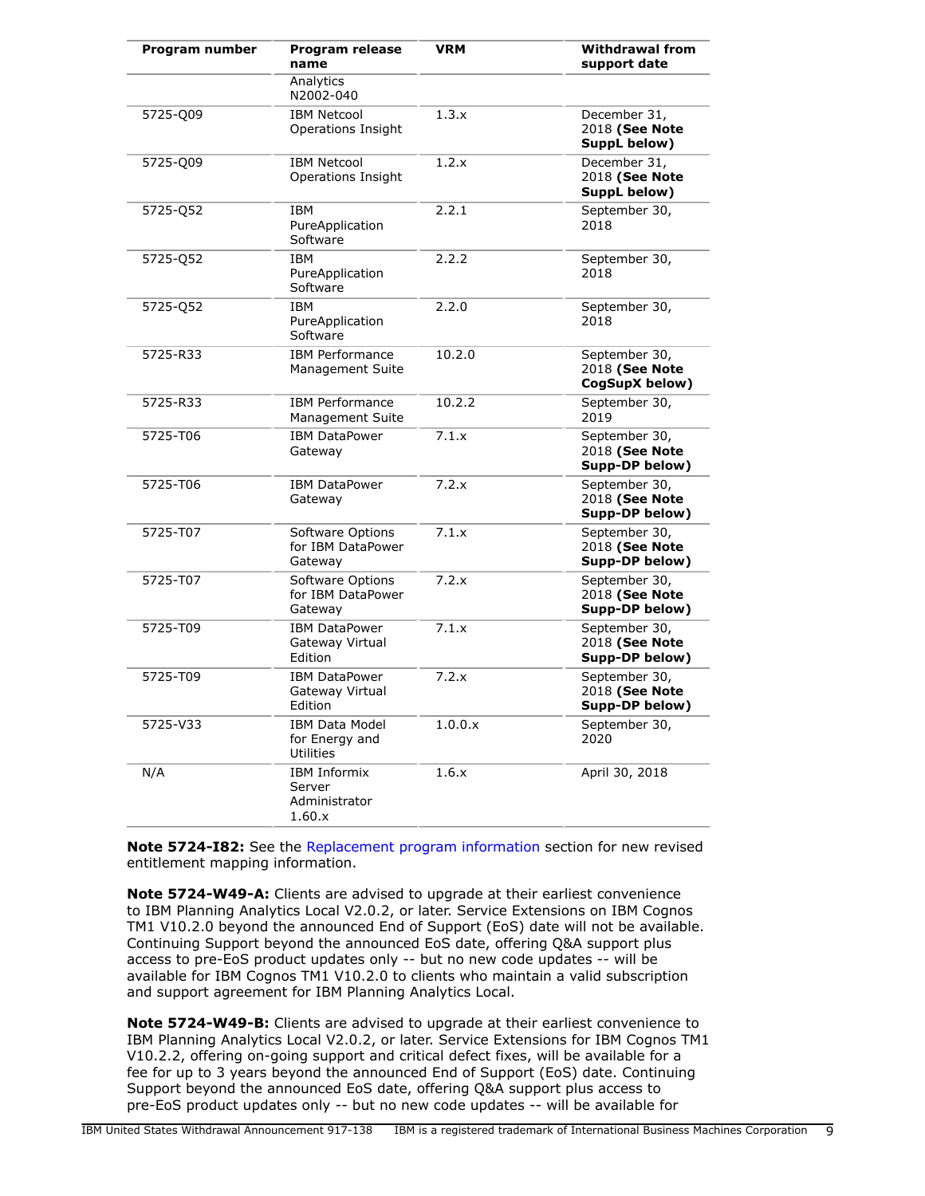| Program number | Program release name | VRM | Withdrawal from support date |
|---|---|---|---|
| | Analytics N2002-040 | | |
| 5725-Q09 | IBM Netcool Operations Insight | 1.3.x | December 31, 2018 **(See Note SuppL below)** |
| 5725-Q09 | IBM Netcool Operations Insight | 1.2.x | December 31, 2018 **(See Note SuppL below)** |
| 5725-Q52 | IBM PureApplication Software | 2.2.1 | September 30, 2018 |
| 5725-Q52 | IBM PureApplication Software | 2.2.2 | September 30, 2018 |
| 5725-Q52 | IBM PureApplication Software | 2.2.0 | September 30, 2018 |
| 5725-R33 | IBM Performance Management Suite | 10.2.0 | September 30, 2018 **(See Note CogSupX below)** |
| 5725-R33 | IBM Performance Management Suite | 10.2.2 | September 30, 2019 |
| 5725-T06 | IBM DataPower Gateway | 7.1.x | September 30, 2018 **(See Note Supp-DP below)** |
| 5725-T06 | IBM DataPower Gateway | 7.2.x | September 30, 2018 **(See Note Supp-DP below)** |
| 5725-T07 | Software Options for IBM DataPower Gateway | 7.1.x | September 30, 2018 **(See Note Supp-DP below)** |
| 5725-T07 | Software Options for IBM DataPower Gateway | 7.2.x | September 30, 2018 **(See Note Supp-DP below)** |
| 5725-T09 | IBM DataPower Gateway Virtual Edition | 7.1.x | September 30, 2018 **(See Note Supp-DP below)** |
| 5725-T09 | IBM DataPower Gateway Virtual Edition | 7.2.x | September 30, 2018 **(See Note Supp-DP below)** |
| 5725-V33 | IBM Data Model for Energy and Utilities | 1.0.0.x | September 30, 2020 |
| N/A | IBM Informix Server Administrator 1.60.x | 1.6.x | April 30, 2018 |

**Note 5724-I82:** See the Replacement program information section for new revised entitlement mapping information.

**Note 5724-W49-A:** Clients are advised to upgrade at their earliest convenience to IBM Planning Analytics Local V2.0.2, or later. Service Extensions on IBM Cognos TM1 V10.2.0 beyond the announced End of Support (EoS) date will not be available. Continuing Support beyond the announced EoS date, offering Q&A support plus access to pre-EoS product updates only -- but no new code updates -- will be available for IBM Cognos TM1 V10.2.0 to clients who maintain a valid subscription and support agreement for IBM Planning Analytics Local.

**Note 5724-W49-B:** Clients are advised to upgrade at their earliest convenience to IBM Planning Analytics Local V2.0.2, or later. Service Extensions for IBM Cognos TM1 V10.2.2, offering on-going support and critical defect fixes, will be available for a fee for up to 3 years beyond the announced End of Support (EoS) date. Continuing Support beyond the announced EoS date, offering Q&A support plus access to pre-EoS product updates only -- but no new code updates -- will be available for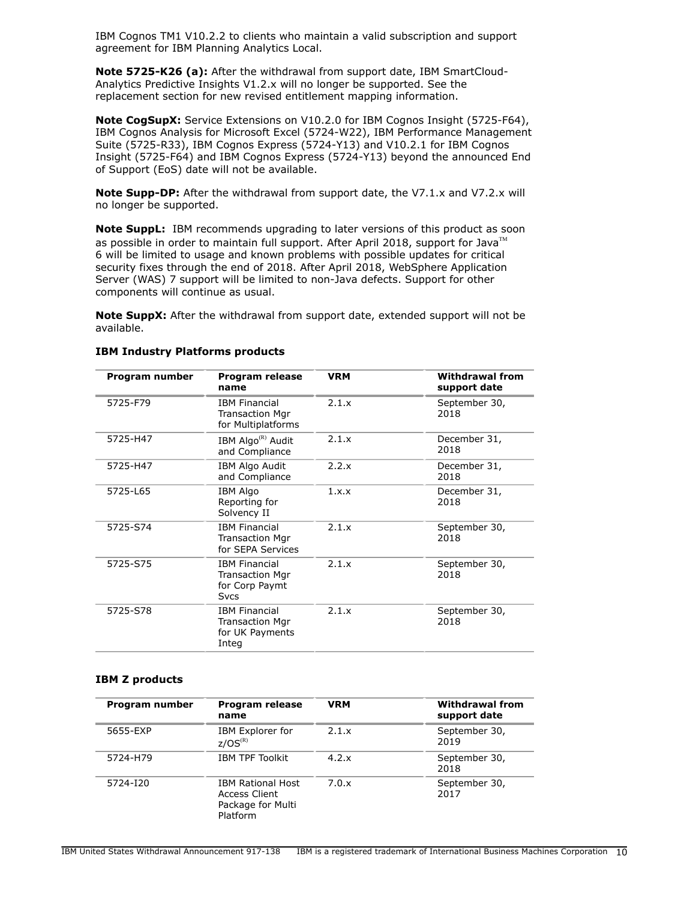IBM Cognos TM1 V10.2.2 to clients who maintain a valid subscription and support agreement for IBM Planning Analytics Local.

**Note 5725-K26 (a):** After the withdrawal from support date, IBM SmartCloud-Analytics Predictive Insights V1.2.x will no longer be supported. See the replacement section for new revised entitlement mapping information.

**Note CogSupX:** Service Extensions on V10.2.0 for IBM Cognos Insight (5725-F64), IBM Cognos Analysis for Microsoft Excel (5724-W22), IBM Performance Management Suite (5725-R33), IBM Cognos Express (5724-Y13) and V10.2.1 for IBM Cognos Insight (5725-F64) and IBM Cognos Express (5724-Y13) beyond the announced End of Support (EoS) date will not be available.

**Note Supp-DP:** After the withdrawal from support date, the V7.1.x and V7.2.x will no longer be supported.

**Note SuppL:** IBM recommends upgrading to later versions of this product as soon as possible in order to maintain full support. After April 2018, support for Java(TM) 6 will be limited to usage and known problems with possible updates for critical security fixes through the end of 2018. After April 2018, WebSphere Application Server (WAS) 7 support will be limited to non-Java defects. Support for other components will continue as usual.

**Note SuppX:** After the withdrawal from support date, extended support will not be available.

### IBM Industry Platforms products

| Program number | Program release name | VRM | Withdrawal from support date |
|---|---|---|---|
| 5725-F79 | IBM Financial Transaction Mgr for Multiplatforms | 2.1.x | September 30, 2018 |
| 5725-H47 | IBM Algo(R) Audit and Compliance | 2.1.x | December 31, 2018 |
| 5725-H47 | IBM Algo Audit and Compliance | 2.2.x | December 31, 2018 |
| 5725-L65 | IBM Algo Reporting for Solvency II | 1.x.x | December 31, 2018 |
| 5725-S74 | IBM Financial Transaction Mgr for SEPA Services | 2.1.x | September 30, 2018 |
| 5725-S75 | IBM Financial Transaction Mgr for Corp Paymt Svcs | 2.1.x | September 30, 2018 |
| 5725-S78 | IBM Financial Transaction Mgr for UK Payments Integ | 2.1.x | September 30, 2018 |

### IBM Z products

| Program number | Program release name | VRM | Withdrawal from support date |
|---|---|---|---|
| 5655-EXP | IBM Explorer for z/OS(R) | 2.1.x | September 30, 2019 |
| 5724-H79 | IBM TPF Toolkit | 4.2.x | September 30, 2018 |
| 5724-I20 | IBM Rational Host Access Client Package for Multi Platform | 7.0.x | September 30, 2017 |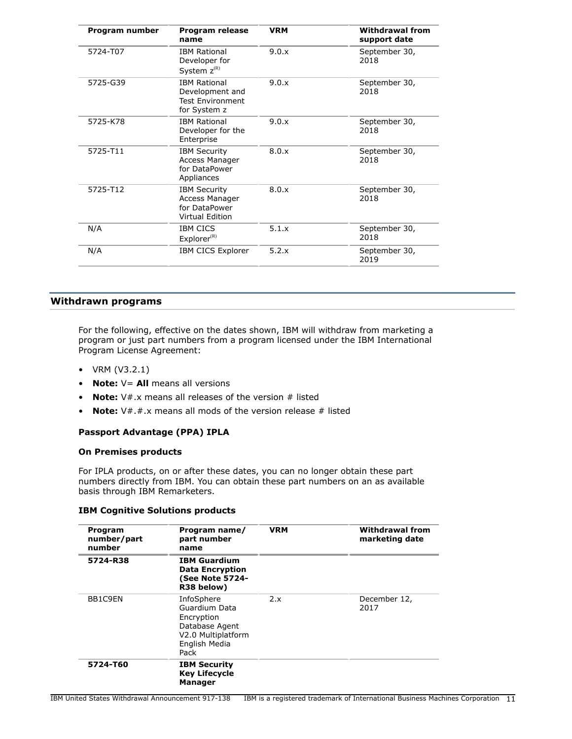| Program number | Program release name | VRM | Withdrawal from support date |
|---|---|---|---|
| 5724-T07 | IBM Rational Developer for System z(R) | 9.0.x | September 30, 2018 |
| 5725-G39 | IBM Rational Development and Test Environment for System z | 9.0.x | September 30, 2018 |
| 5725-K78 | IBM Rational Developer for the Enterprise | 9.0.x | September 30, 2018 |
| 5725-T11 | IBM Security Access Manager for DataPower Appliances | 8.0.x | September 30, 2018 |
| 5725-T12 | IBM Security Access Manager for DataPower Virtual Edition | 8.0.x | September 30, 2018 |
| N/A | IBM CICS Explorer(R) | 5.1.x | September 30, 2018 |
| N/A | IBM CICS Explorer | 5.2.x | September 30, 2019 |

## Withdrawn programs

For the following, effective on the dates shown, IBM will withdraw from marketing a program or just part numbers from a program licensed under the IBM International Program License Agreement:

- VRM (V3.2.1)
- **Note:** V= **All** means all versions
- **Note:** V#.x means all releases of the version # listed
- **Note:** V#.#.x means all mods of the version release # listed

### Passport Advantage (PPA) IPLA

### On Premises products

For IPLA products, on or after these dates, you can no longer obtain these part numbers directly from IBM. You can obtain these part numbers on an as available basis through IBM Remarketers.

### IBM Cognitive Solutions products

| Program number/part number | Program name/ part number name | VRM | Withdrawal from marketing date |
|---|---|---|---|
| **5724-R38** | **IBM Guardium Data Encryption (See Note 5724-R38 below)** | | |
| BB1C9EN | InfoSphere Guardium Data Encryption Database Agent V2.0 Multiplatform English Media Pack | 2.x | December 12, 2017 |
| **5724-T60** | **IBM Security Key Lifecycle Manager** | | |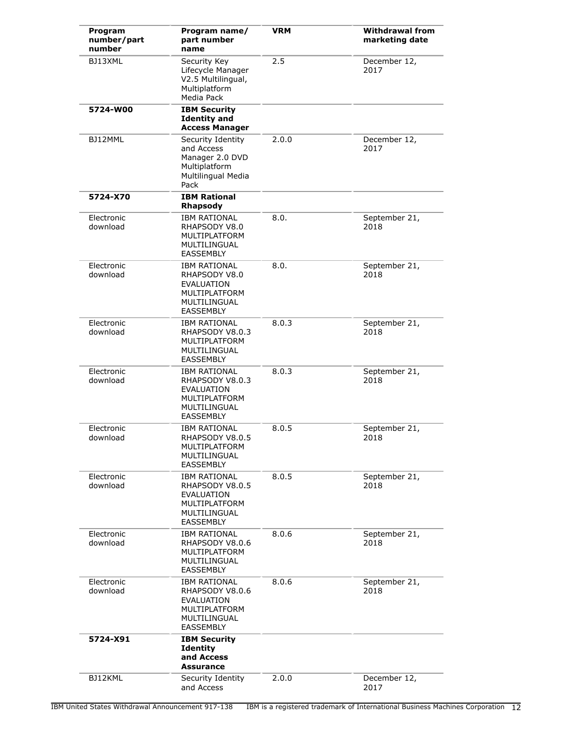| Program number/part number | Program name/ part number name | VRM | Withdrawal from marketing date |
|---|---|---|---|
| BJ13XML | Security Key Lifecycle Manager V2.5 Multilingual, Multiplatform Media Pack | 2.5 | December 12, 2017 |
| **5724-W00** | **IBM Security Identity and Access Manager** | | |
| BJ12MML | Security Identity and Access Manager 2.0 DVD Multiplatform Multilingual Media Pack | 2.0.0 | December 12, 2017 |
| **5724-X70** | **IBM Rational Rhapsody** | | |
| Electronic download | IBM RATIONAL RHAPSODY V8.0 MULTIPLATFORM MULTILINGUAL EASSEMBLY | 8.0. | September 21, 2018 |
| Electronic download | IBM RATIONAL RHAPSODY V8.0 EVALUATION MULTIPLATFORM MULTILINGUAL EASSEMBLY | 8.0. | September 21, 2018 |
| Electronic download | IBM RATIONAL RHAPSODY V8.0.3 MULTIPLATFORM MULTILINGUAL EASSEMBLY | 8.0.3 | September 21, 2018 |
| Electronic download | IBM RATIONAL RHAPSODY V8.0.3 EVALUATION MULTIPLATFORM MULTILINGUAL EASSEMBLY | 8.0.3 | September 21, 2018 |
| Electronic download | IBM RATIONAL RHAPSODY V8.0.5 MULTIPLATFORM MULTILINGUAL EASSEMBLY | 8.0.5 | September 21, 2018 |
| Electronic download | IBM RATIONAL RHAPSODY V8.0.5 EVALUATION MULTIPLATFORM MULTILINGUAL EASSEMBLY | 8.0.5 | September 21, 2018 |
| Electronic download | IBM RATIONAL RHAPSODY V8.0.6 MULTIPLATFORM MULTILINGUAL EASSEMBLY | 8.0.6 | September 21, 2018 |
| Electronic download | IBM RATIONAL RHAPSODY V8.0.6 EVALUATION MULTIPLATFORM MULTILINGUAL EASSEMBLY | 8.0.6 | September 21, 2018 |
| **5724-X91** | **IBM Security Identity and Access Assurance** | | |
| BJ12KML | Security Identity and Access | 2.0.0 | December 12, 2017 |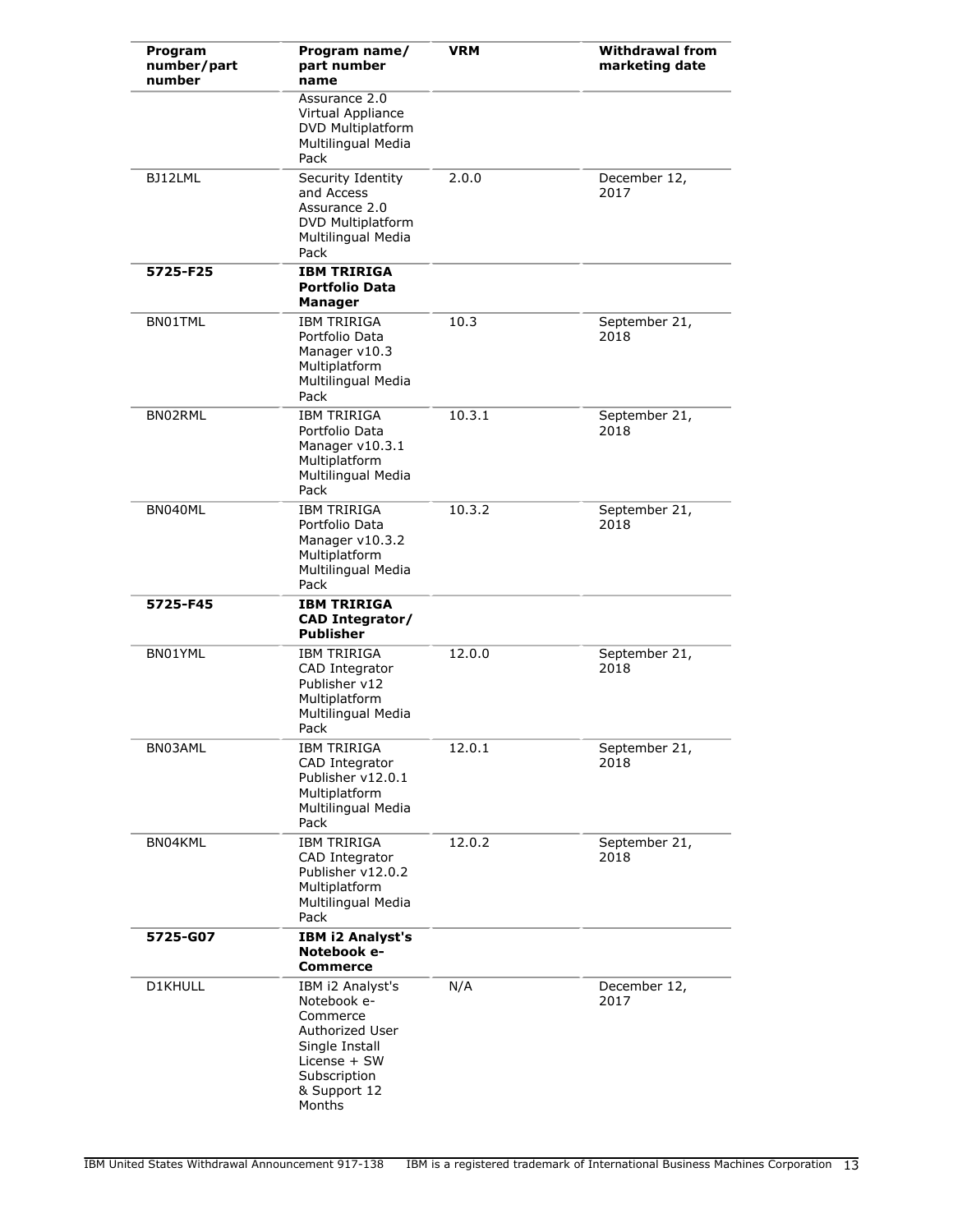| Program number/part number | Program name/ part number name | VRM | Withdrawal from marketing date |
|---|---|---|---|
| | Assurance 2.0 Virtual Appliance DVD Multiplatform Multilingual Media Pack | | |
| BJ12LML | Security Identity and Access Assurance 2.0 DVD Multiplatform Multilingual Media Pack | 2.0.0 | December 12, 2017 |
| **5725-F25** | **IBM TRIRIGA Portfolio Data Manager** | | |
| BN01TML | IBM TRIRIGA Portfolio Data Manager v10.3 Multiplatform Multilingual Media Pack | 10.3 | September 21, 2018 |
| BN02RML | IBM TRIRIGA Portfolio Data Manager v10.3.1 Multiplatform Multilingual Media Pack | 10.3.1 | September 21, 2018 |
| BN040ML | IBM TRIRIGA Portfolio Data Manager v10.3.2 Multiplatform Multilingual Media Pack | 10.3.2 | September 21, 2018 |
| **5725-F45** | **IBM TRIRIGA CAD Integrator/ Publisher** | | |
| BN01YML | IBM TRIRIGA CAD Integrator Publisher v12 Multiplatform Multilingual Media Pack | 12.0.0 | September 21, 2018 |
| BN03AML | IBM TRIRIGA CAD Integrator Publisher v12.0.1 Multiplatform Multilingual Media Pack | 12.0.1 | September 21, 2018 |
| BN04KML | IBM TRIRIGA CAD Integrator Publisher v12.0.2 Multiplatform Multilingual Media Pack | 12.0.2 | September 21, 2018 |
| **5725-G07** | **IBM i2 Analyst's Notebook e-Commerce** | | |
| D1KHULL | IBM i2 Analyst's Notebook e-Commerce Authorized User Single Install License + SW Subscription & Support 12 Months | N/A | December 12, 2017 |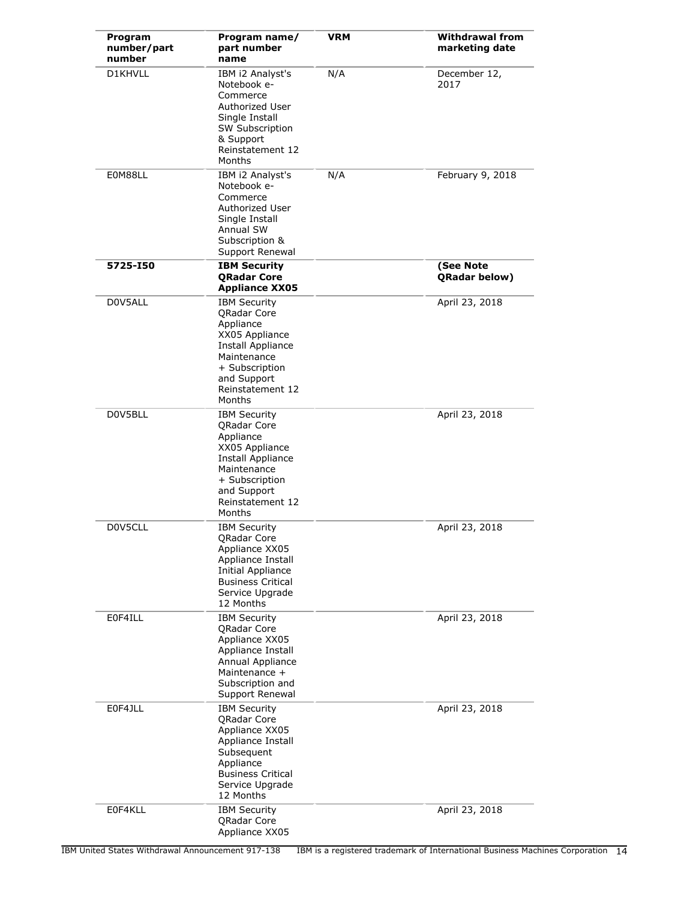| Program number/part number | Program name/ part number name | VRM | Withdrawal from marketing date |
|---|---|---|---|
| D1KHVLL | IBM i2 Analyst's Notebook e-Commerce Authorized User Single Install SW Subscription & Support Reinstatement 12 Months | N/A | December 12, 2017 |
| E0M88LL | IBM i2 Analyst's Notebook e-Commerce Authorized User Single Install Annual SW Subscription & Support Renewal | N/A | February 9, 2018 |
| **5725-I50** | **IBM Security QRadar Core Appliance XX05** | | **(See Note QRadar below)** |
| D0V5ALL | IBM Security QRadar Core Appliance XX05 Appliance Install Appliance Maintenance + Subscription and Support Reinstatement 12 Months | | April 23, 2018 |
| D0V5BLL | IBM Security QRadar Core Appliance XX05 Appliance Install Appliance Maintenance + Subscription and Support Reinstatement 12 Months | | April 23, 2018 |
| D0V5CLL | IBM Security QRadar Core Appliance XX05 Appliance Install Initial Appliance Business Critical Service Upgrade 12 Months | | April 23, 2018 |
| E0F4ILL | IBM Security QRadar Core Appliance XX05 Appliance Install Annual Appliance Maintenance + Subscription and Support Renewal | | April 23, 2018 |
| E0F4JLL | IBM Security QRadar Core Appliance XX05 Appliance Install Subsequent Appliance Business Critical Service Upgrade 12 Months | | April 23, 2018 |
| E0F4KLL | IBM Security QRadar Core Appliance XX05 | | April 23, 2018 |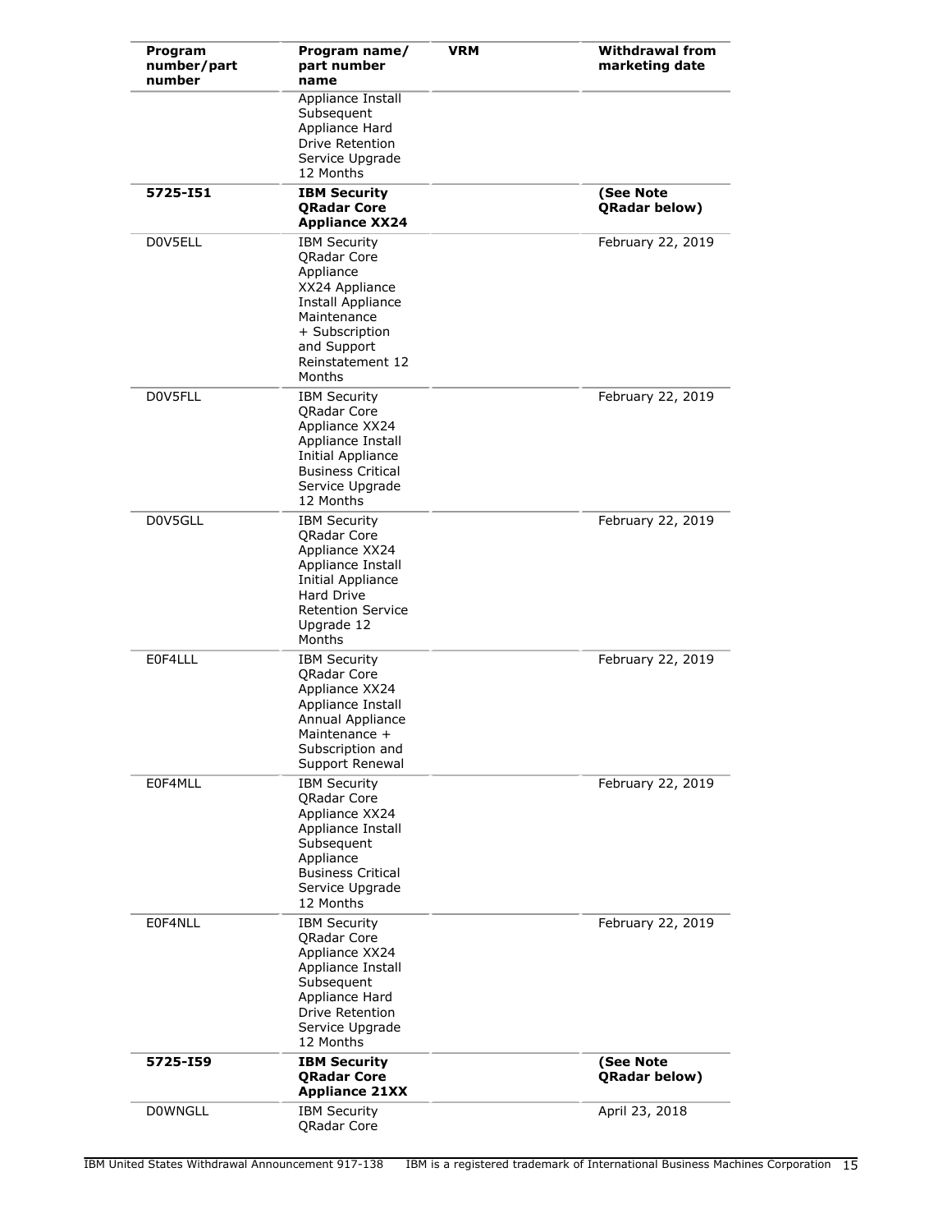| Program number/part number | Program name/ part number name | VRM | Withdrawal from marketing date |
|---|---|---|---|
| | Appliance Install Subsequent Appliance Hard Drive Retention Service Upgrade 12 Months | | |
| **5725-I51** | **IBM Security QRadar Core Appliance XX24** | | **(See Note QRadar below)** |
| D0V5ELL | IBM Security QRadar Core Appliance XX24 Appliance Install Appliance Maintenance + Subscription and Support Reinstatement 12 Months | | February 22, 2019 |
| D0V5FLL | IBM Security QRadar Core Appliance XX24 Appliance Install Initial Appliance Business Critical Service Upgrade 12 Months | | February 22, 2019 |
| D0V5GLL | IBM Security QRadar Core Appliance XX24 Appliance Install Initial Appliance Hard Drive Retention Service Upgrade 12 Months | | February 22, 2019 |
| E0F4LLL | IBM Security QRadar Core Appliance XX24 Appliance Install Annual Appliance Maintenance + Subscription and Support Renewal | | February 22, 2019 |
| E0F4MLL | IBM Security QRadar Core Appliance XX24 Appliance Install Subsequent Appliance Business Critical Service Upgrade 12 Months | | February 22, 2019 |
| E0F4NLL | IBM Security QRadar Core Appliance XX24 Appliance Install Subsequent Appliance Hard Drive Retention Service Upgrade 12 Months | | February 22, 2019 |
| **5725-I59** | **IBM Security QRadar Core Appliance 21XX** | | **(See Note QRadar below)** |
| D0WNGLL | IBM Security QRadar Core | | April 23, 2018 |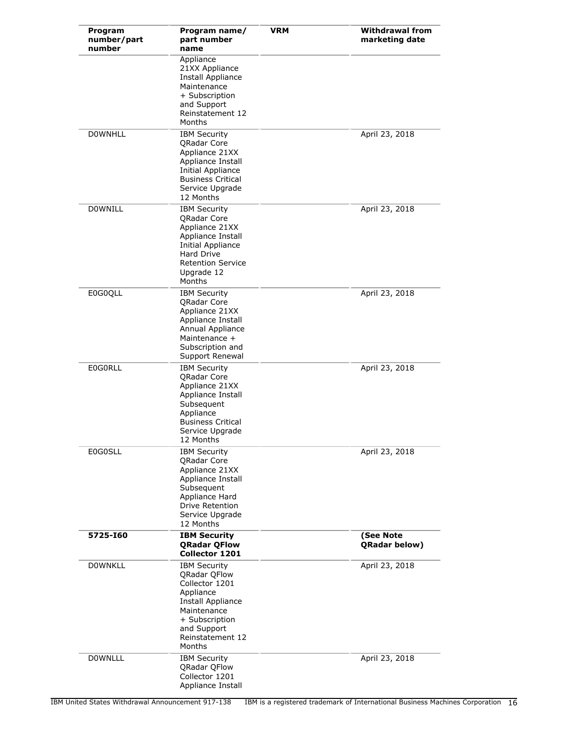| Program number/part number | Program name/ part number name | VRM | Withdrawal from marketing date |
|---|---|---|---|
| | Appliance 21XX Appliance Install Appliance Maintenance + Subscription and Support Reinstatement 12 Months | | |
| D0WNHLL | IBM Security QRadar Core Appliance 21XX Appliance Install Initial Appliance Business Critical Service Upgrade 12 Months | | April 23, 2018 |
| D0WNILL | IBM Security QRadar Core Appliance 21XX Appliance Install Initial Appliance Hard Drive Retention Service Upgrade 12 Months | | April 23, 2018 |
| E0G0QLL | IBM Security QRadar Core Appliance 21XX Appliance Install Annual Appliance Maintenance + Subscription and Support Renewal | | April 23, 2018 |
| E0G0RLL | IBM Security QRadar Core Appliance 21XX Appliance Install Subsequent Appliance Business Critical Service Upgrade 12 Months | | April 23, 2018 |
| E0G0SLL | IBM Security QRadar Core Appliance 21XX Appliance Install Subsequent Appliance Hard Drive Retention Service Upgrade 12 Months | | April 23, 2018 |
| **5725-I60** | **IBM Security QRadar QFlow Collector 1201** | | **(See Note QRadar below)** |
| D0WNKLL | IBM Security QRadar QFlow Collector 1201 Appliance Install Appliance Maintenance + Subscription and Support Reinstatement 12 Months | | April 23, 2018 |
| D0WNLLL | IBM Security QRadar QFlow Collector 1201 Appliance Install | | April 23, 2018 |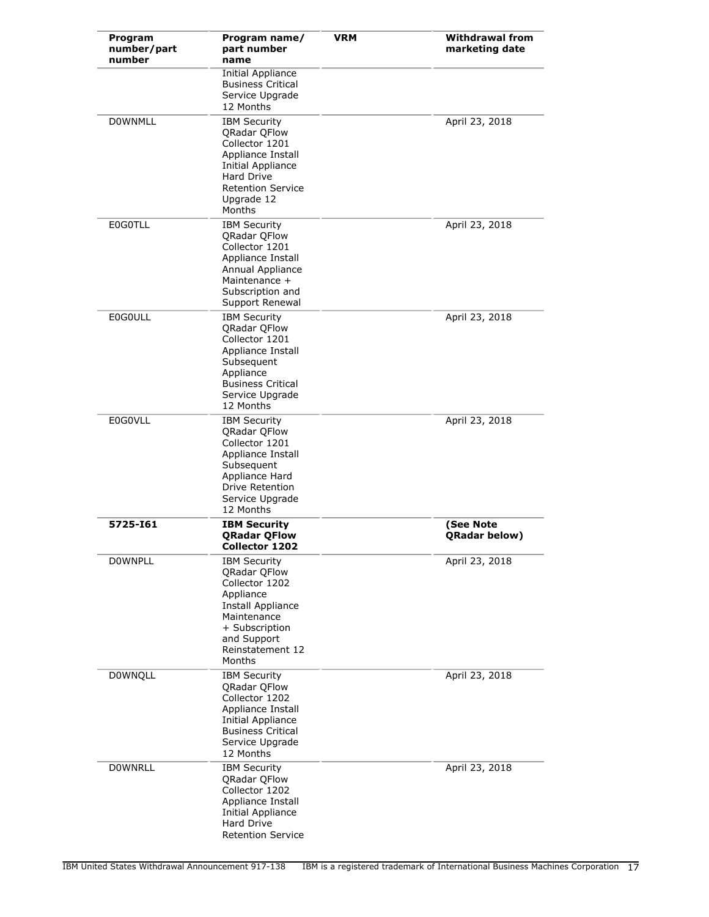| Program number/part number | Program name/ part number name | VRM | Withdrawal from marketing date |
|---|---|---|---|
| | Initial Appliance Business Critical Service Upgrade 12 Months | | |
| D0WNMLL | IBM Security QRadar QFlow Collector 1201 Appliance Install Initial Appliance Hard Drive Retention Service Upgrade 12 Months | | April 23, 2018 |
| E0G0TLL | IBM Security QRadar QFlow Collector 1201 Appliance Install Annual Appliance Maintenance + Subscription and Support Renewal | | April 23, 2018 |
| E0G0ULL | IBM Security QRadar QFlow Collector 1201 Appliance Install Subsequent Appliance Business Critical Service Upgrade 12 Months | | April 23, 2018 |
| E0G0VLL | IBM Security QRadar QFlow Collector 1201 Appliance Install Subsequent Appliance Hard Drive Retention Service Upgrade 12 Months | | April 23, 2018 |
| **5725-I61** | **IBM Security QRadar QFlow Collector 1202** | | **(See Note QRadar below)** |
| D0WNPLL | IBM Security QRadar QFlow Collector 1202 Appliance Install Appliance Maintenance + Subscription and Support Reinstatement 12 Months | | April 23, 2018 |
| D0WNQLL | IBM Security QRadar QFlow Collector 1202 Appliance Install Initial Appliance Business Critical Service Upgrade 12 Months | | April 23, 2018 |
| D0WNRLL | IBM Security QRadar QFlow Collector 1202 Appliance Install Initial Appliance Hard Drive Retention Service | | April 23, 2018 |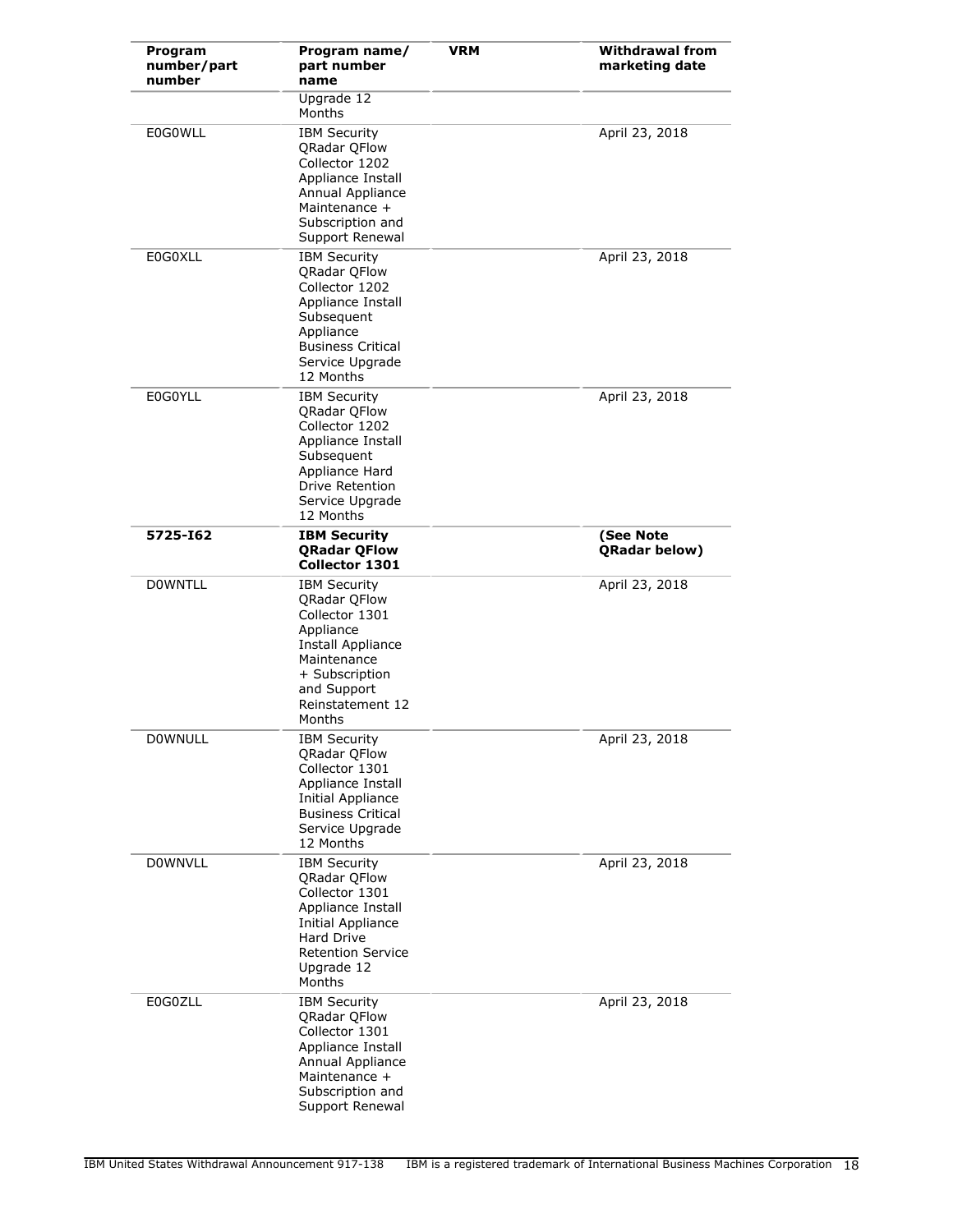| Program number/part number | Program name/ part number name | VRM | Withdrawal from marketing date |
|---|---|---|---|
| | Upgrade 12 Months | | |
| E0G0WLL | IBM Security QRadar QFlow Collector 1202 Appliance Install Annual Appliance Maintenance + Subscription and Support Renewal | | April 23, 2018 |
| E0G0XLL | IBM Security QRadar QFlow Collector 1202 Appliance Install Subsequent Appliance Business Critical Service Upgrade 12 Months | | April 23, 2018 |
| E0G0YLL | IBM Security QRadar QFlow Collector 1202 Appliance Install Subsequent Appliance Hard Drive Retention Service Upgrade 12 Months | | April 23, 2018 |
| **5725-I62** | **IBM Security QRadar QFlow Collector 1301** | | **(See Note QRadar below)** |
| D0WNTLL | IBM Security QRadar QFlow Collector 1301 Appliance Install Appliance Maintenance + Subscription and Support Reinstatement 12 Months | | April 23, 2018 |
| D0WNULL | IBM Security QRadar QFlow Collector 1301 Appliance Install Initial Appliance Business Critical Service Upgrade 12 Months | | April 23, 2018 |
| D0WNVLL | IBM Security QRadar QFlow Collector 1301 Appliance Install Initial Appliance Hard Drive Retention Service Upgrade 12 Months | | April 23, 2018 |
| E0G0ZLL | IBM Security QRadar QFlow Collector 1301 Appliance Install Annual Appliance Maintenance + Subscription and Support Renewal | | April 23, 2018 |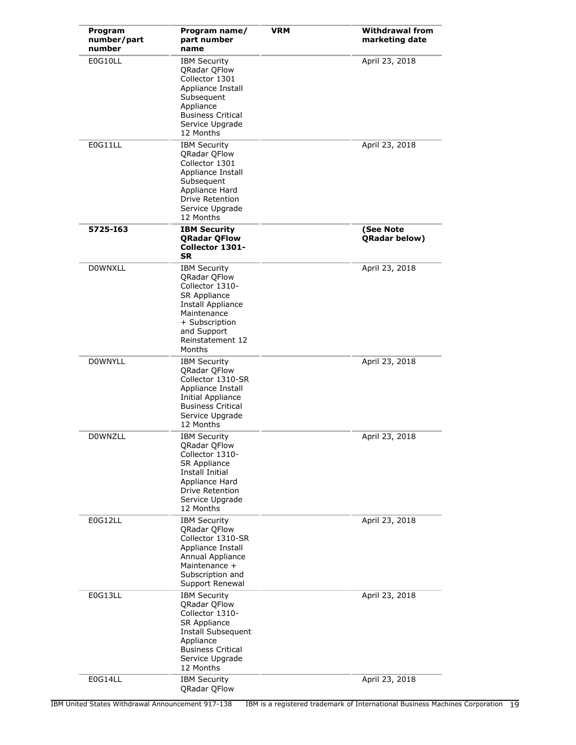| Program number/part number | Program name/ part number name | VRM | Withdrawal from marketing date |
|---|---|---|---|
| E0G10LL | IBM Security QRadar QFlow Collector 1301 Appliance Install Subsequent Appliance Business Critical Service Upgrade 12 Months | | April 23, 2018 |
| E0G11LL | IBM Security QRadar QFlow Collector 1301 Appliance Install Subsequent Appliance Hard Drive Retention Service Upgrade 12 Months | | April 23, 2018 |
| **5725-I63** | **IBM Security QRadar QFlow Collector 1301-SR** | | **(See Note QRadar below)** |
| D0WNXLL | IBM Security QRadar QFlow Collector 1310-SR Appliance Install Appliance Maintenance + Subscription and Support Reinstatement 12 Months | | April 23, 2018 |
| D0WNYLL | IBM Security QRadar QFlow Collector 1310-SR Appliance Install Initial Appliance Business Critical Service Upgrade 12 Months | | April 23, 2018 |
| D0WNZLL | IBM Security QRadar QFlow Collector 1310-SR Appliance Install Initial Appliance Hard Drive Retention Service Upgrade 12 Months | | April 23, 2018 |
| E0G12LL | IBM Security QRadar QFlow Collector 1310-SR Appliance Install Annual Appliance Maintenance + Subscription and Support Renewal | | April 23, 2018 |
| E0G13LL | IBM Security QRadar QFlow Collector 1310-SR Appliance Install Subsequent Appliance Business Critical Service Upgrade 12 Months | | April 23, 2018 |
| E0G14LL | IBM Security QRadar QFlow | | April 23, 2018 |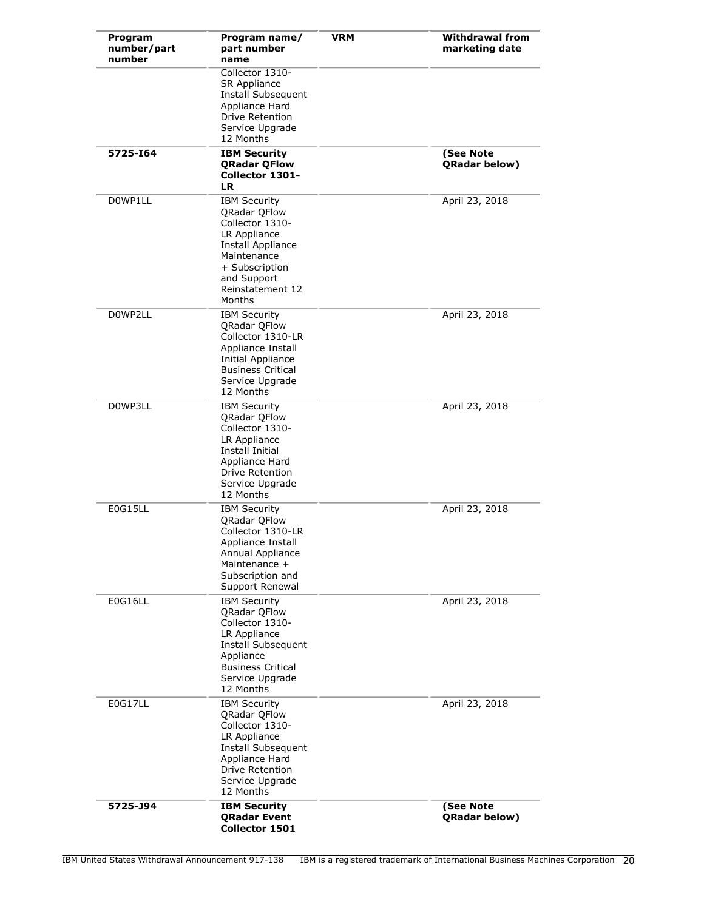| Program number/part number | Program name/ part number name | VRM | Withdrawal from marketing date |
|---|---|---|---|
| | Collector 1310-SR Appliance Install Subsequent Appliance Hard Drive Retention Service Upgrade 12 Months | | |
| **5725-I64** | **IBM Security QRadar QFlow Collector 1301-LR** | | **(See Note QRadar below)** |
| D0WP1LL | IBM Security QRadar QFlow Collector 1310-LR Appliance Install Appliance Maintenance + Subscription and Support Reinstatement 12 Months | | April 23, 2018 |
| D0WP2LL | IBM Security QRadar QFlow Collector 1310-LR Appliance Install Initial Appliance Business Critical Service Upgrade 12 Months | | April 23, 2018 |
| D0WP3LL | IBM Security QRadar QFlow Collector 1310-LR Appliance Install Initial Appliance Hard Drive Retention Service Upgrade 12 Months | | April 23, 2018 |
| E0G15LL | IBM Security QRadar QFlow Collector 1310-LR Appliance Install Annual Appliance Maintenance + Subscription and Support Renewal | | April 23, 2018 |
| E0G16LL | IBM Security QRadar QFlow Collector 1310-LR Appliance Install Subsequent Appliance Business Critical Service Upgrade 12 Months | | April 23, 2018 |
| E0G17LL | IBM Security QRadar QFlow Collector 1310-LR Appliance Install Subsequent Appliance Hard Drive Retention Service Upgrade 12 Months | | April 23, 2018 |
| **5725-J94** | **IBM Security QRadar Event Collector 1501** | | **(See Note QRadar below)** |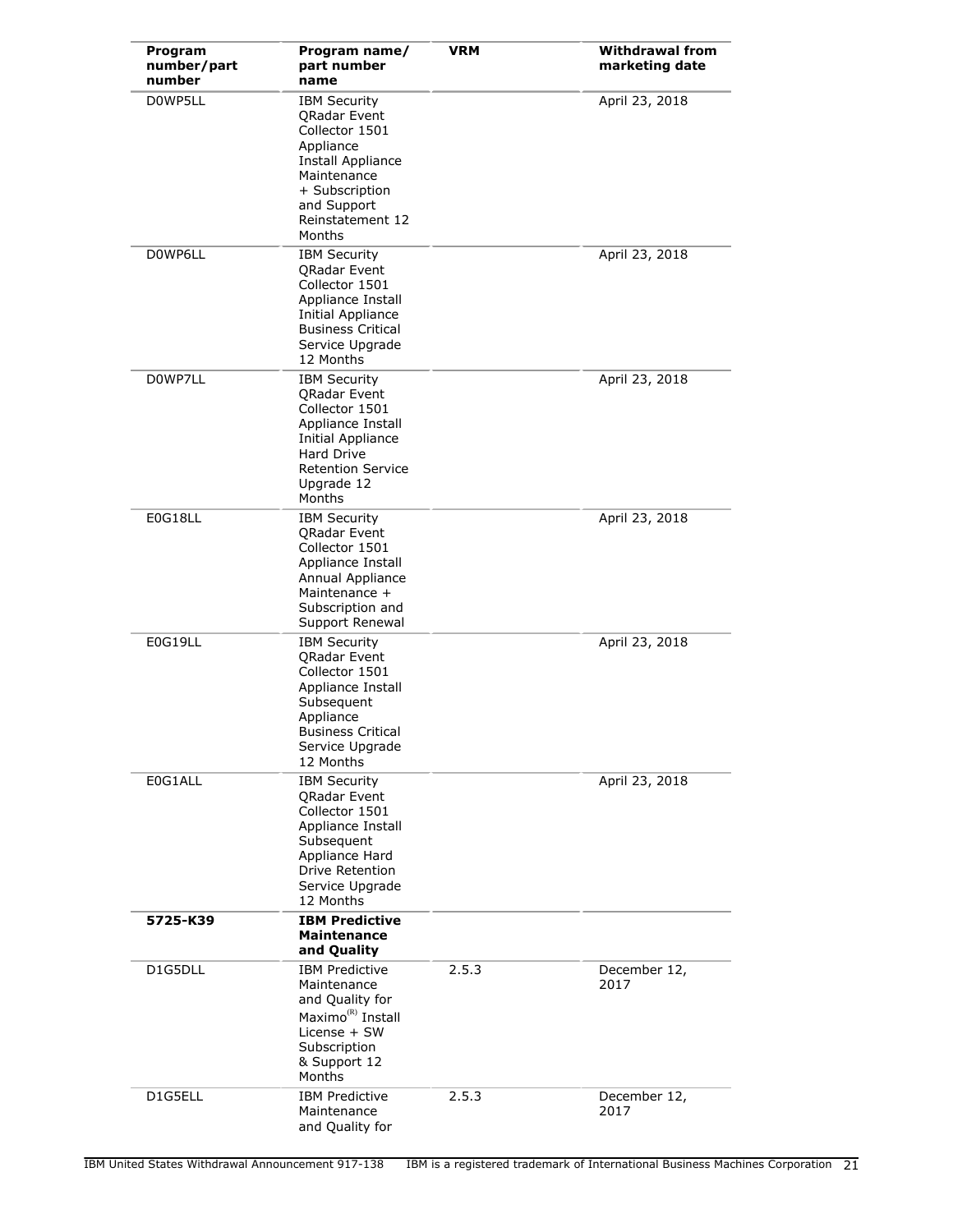| Program number/part number | Program name/ part number name | VRM | Withdrawal from marketing date |
|---|---|---|---|
| D0WP5LL | IBM Security QRadar Event Collector 1501 Appliance Install Appliance Maintenance + Subscription and Support Reinstatement 12 Months | | April 23, 2018 |
| D0WP6LL | IBM Security QRadar Event Collector 1501 Appliance Install Initial Appliance Business Critical Service Upgrade 12 Months | | April 23, 2018 |
| D0WP7LL | IBM Security QRadar Event Collector 1501 Appliance Install Initial Appliance Hard Drive Retention Service Upgrade 12 Months | | April 23, 2018 |
| E0G18LL | IBM Security QRadar Event Collector 1501 Appliance Install Annual Appliance Maintenance + Subscription and Support Renewal | | April 23, 2018 |
| E0G19LL | IBM Security QRadar Event Collector 1501 Appliance Install Subsequent Appliance Business Critical Service Upgrade 12 Months | | April 23, 2018 |
| E0G1ALL | IBM Security QRadar Event Collector 1501 Appliance Install Subsequent Appliance Hard Drive Retention Service Upgrade 12 Months | | April 23, 2018 |
| **5725-K39** | **IBM Predictive Maintenance and Quality** | | |
| D1G5DLL | IBM Predictive Maintenance and Quality for Maximo(R) Install License + SW Subscription & Support 12 Months | 2.5.3 | December 12, 2017 |
| D1G5ELL | IBM Predictive Maintenance and Quality for | 2.5.3 | December 12, 2017 |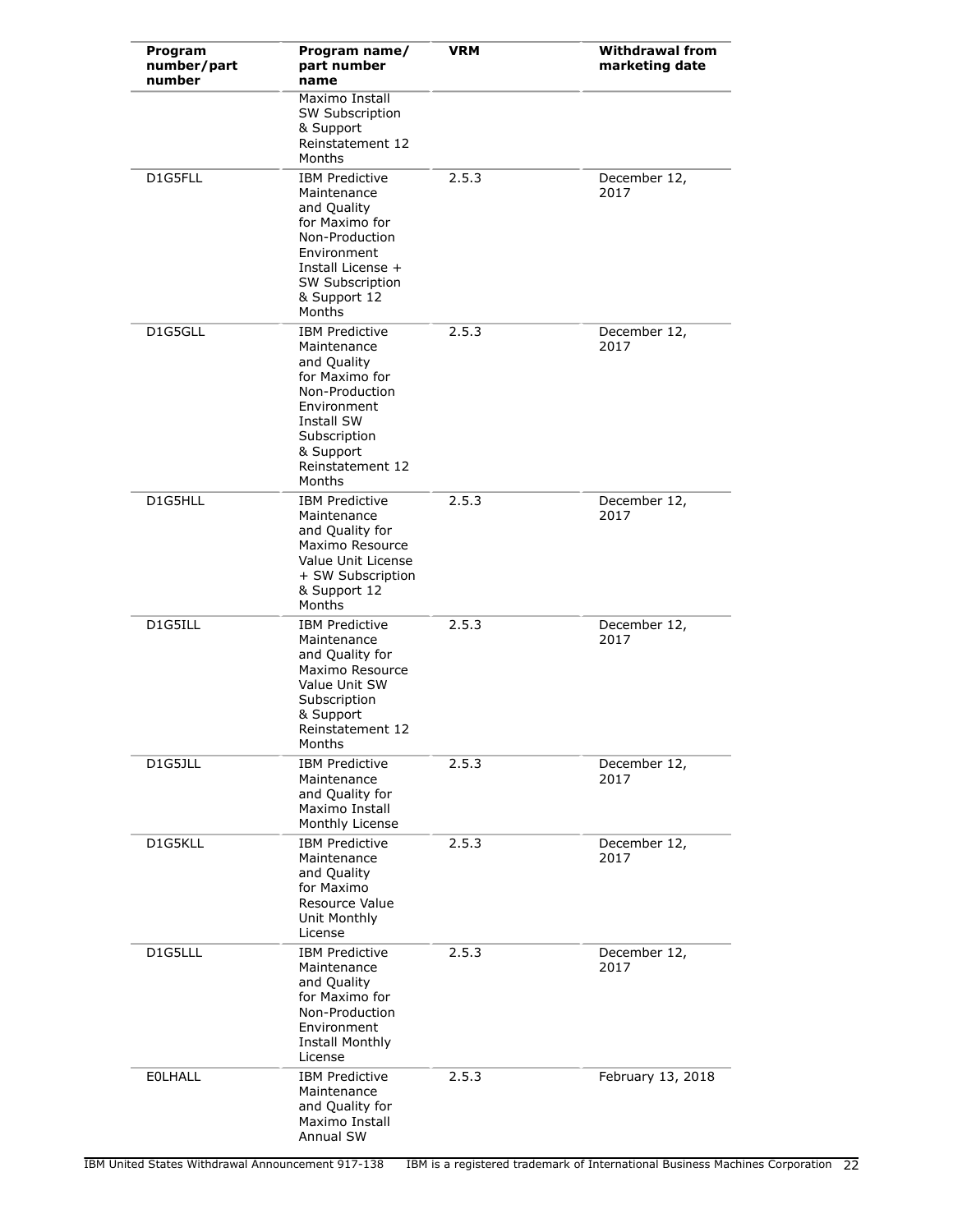| Program number/part number | Program name/ part number name | VRM | Withdrawal from marketing date |
|---|---|---|---|
| | Maximo Install SW Subscription & Support Reinstatement 12 Months | | |
| D1G5FLL | IBM Predictive Maintenance and Quality for Maximo for Non-Production Environment Install License + SW Subscription & Support 12 Months | 2.5.3 | December 12, 2017 |
| D1G5GLL | IBM Predictive Maintenance and Quality for Maximo for Non-Production Environment Install SW Subscription & Support Reinstatement 12 Months | 2.5.3 | December 12, 2017 |
| D1G5HLL | IBM Predictive Maintenance and Quality for Maximo Resource Value Unit License + SW Subscription & Support 12 Months | 2.5.3 | December 12, 2017 |
| D1G5ILL | IBM Predictive Maintenance and Quality for Maximo Resource Value Unit SW Subscription & Support Reinstatement 12 Months | 2.5.3 | December 12, 2017 |
| D1G5JLL | IBM Predictive Maintenance and Quality for Maximo Install Monthly License | 2.5.3 | December 12, 2017 |
| D1G5KLL | IBM Predictive Maintenance and Quality for Maximo Resource Value Unit Monthly License | 2.5.3 | December 12, 2017 |
| D1G5LLL | IBM Predictive Maintenance and Quality for Maximo for Non-Production Environment Install Monthly License | 2.5.3 | December 12, 2017 |
| E0LHALL | IBM Predictive Maintenance and Quality for Maximo Install Annual SW | 2.5.3 | February 13, 2018 |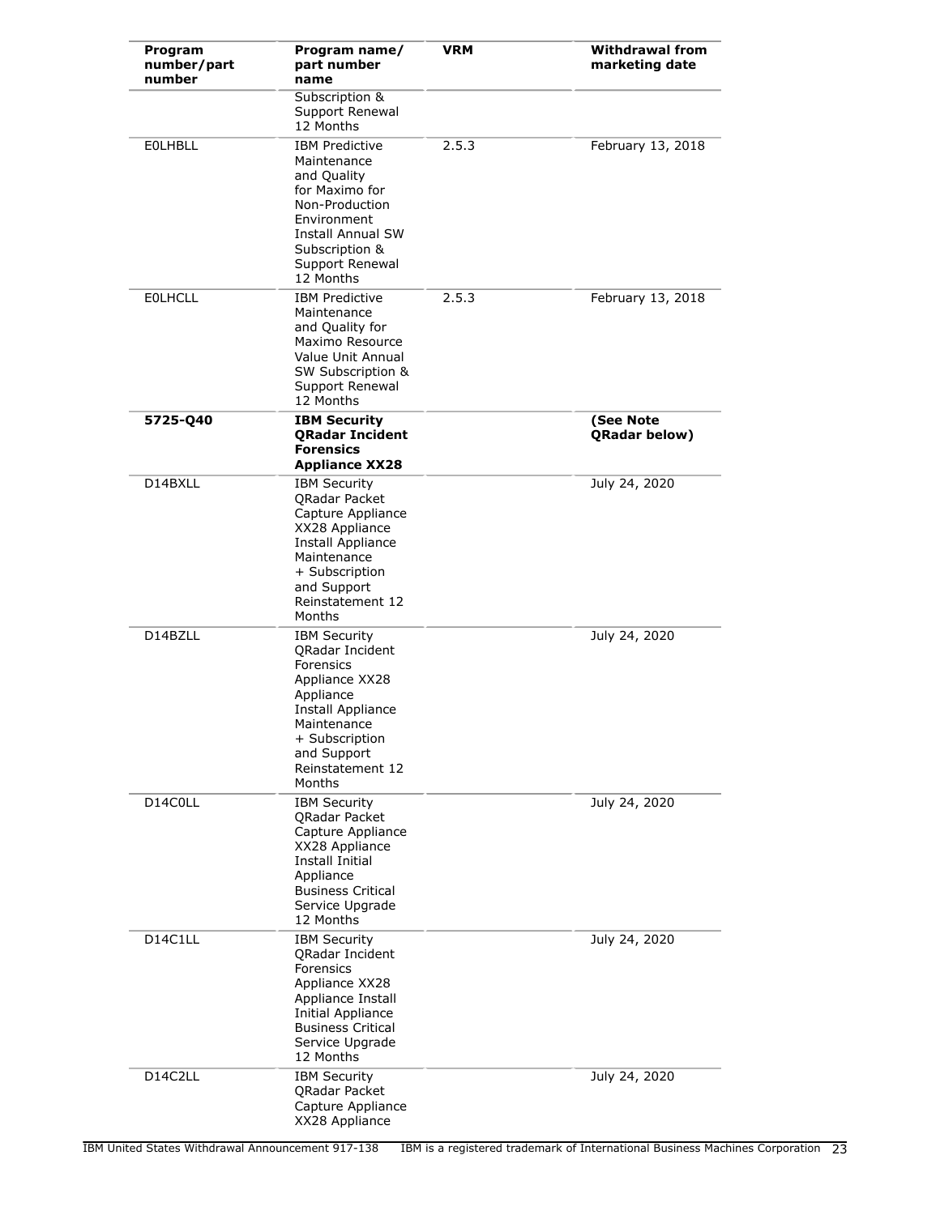| Program number/part number | Program name/ part number name | VRM | Withdrawal from marketing date |
|---|---|---|---|
| | Subscription & Support Renewal 12 Months | | |
| E0LHBLL | IBM Predictive Maintenance and Quality for Maximo for Non-Production Environment Install Annual SW Subscription & Support Renewal 12 Months | 2.5.3 | February 13, 2018 |
| E0LHCLL | IBM Predictive Maintenance and Quality for Maximo Resource Value Unit Annual SW Subscription & Support Renewal 12 Months | 2.5.3 | February 13, 2018 |
| **5725-Q40** | **IBM Security QRadar Incident Forensics Appliance XX28** | | **(See Note QRadar below)** |
| D14BXLL | IBM Security QRadar Packet Capture Appliance XX28 Appliance Install Appliance Maintenance + Subscription and Support Reinstatement 12 Months | | July 24, 2020 |
| D14BZLL | IBM Security QRadar Incident Forensics Appliance XX28 Appliance Install Appliance Maintenance + Subscription and Support Reinstatement 12 Months | | July 24, 2020 |
| D14C0LL | IBM Security QRadar Packet Capture Appliance XX28 Appliance Install Initial Appliance Business Critical Service Upgrade 12 Months | | July 24, 2020 |
| D14C1LL | IBM Security QRadar Incident Forensics Appliance XX28 Appliance Install Initial Appliance Business Critical Service Upgrade 12 Months | | July 24, 2020 |
| D14C2LL | IBM Security QRadar Packet Capture Appliance XX28 Appliance | | July 24, 2020 |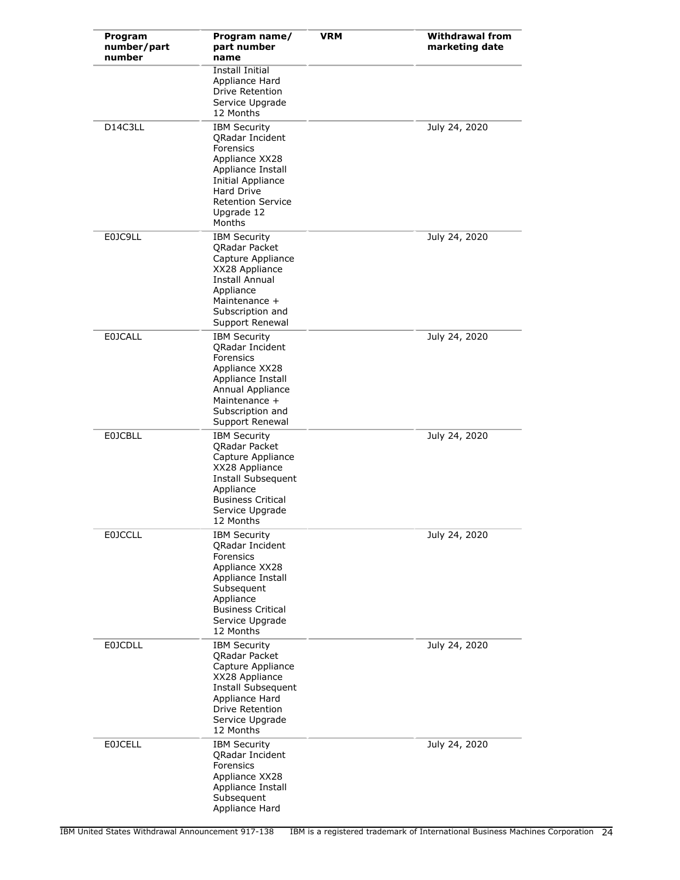| Program number/part number | Program name/ part number name | VRM | Withdrawal from marketing date |
|---|---|---|---|
| | Install Initial Appliance Hard Drive Retention Service Upgrade 12 Months | | |
| D14C3LL | IBM Security QRadar Incident Forensics Appliance XX28 Appliance Install Initial Appliance Hard Drive Retention Service Upgrade 12 Months | | July 24, 2020 |
| E0JC9LL | IBM Security QRadar Packet Capture Appliance XX28 Appliance Install Annual Appliance Maintenance + Subscription and Support Renewal | | July 24, 2020 |
| E0JCALL | IBM Security QRadar Incident Forensics Appliance XX28 Appliance Install Annual Appliance Maintenance + Subscription and Support Renewal | | July 24, 2020 |
| E0JCBLL | IBM Security QRadar Packet Capture Appliance XX28 Appliance Install Subsequent Appliance Business Critical Service Upgrade 12 Months | | July 24, 2020 |
| E0JCCLL | IBM Security QRadar Incident Forensics Appliance XX28 Appliance Install Subsequent Appliance Business Critical Service Upgrade 12 Months | | July 24, 2020 |
| E0JCDLL | IBM Security QRadar Packet Capture Appliance XX28 Appliance Install Subsequent Appliance Hard Drive Retention Service Upgrade 12 Months | | July 24, 2020 |
| E0JCELL | IBM Security QRadar Incident Forensics Appliance XX28 Appliance Install Subsequent Appliance Hard | | July 24, 2020 |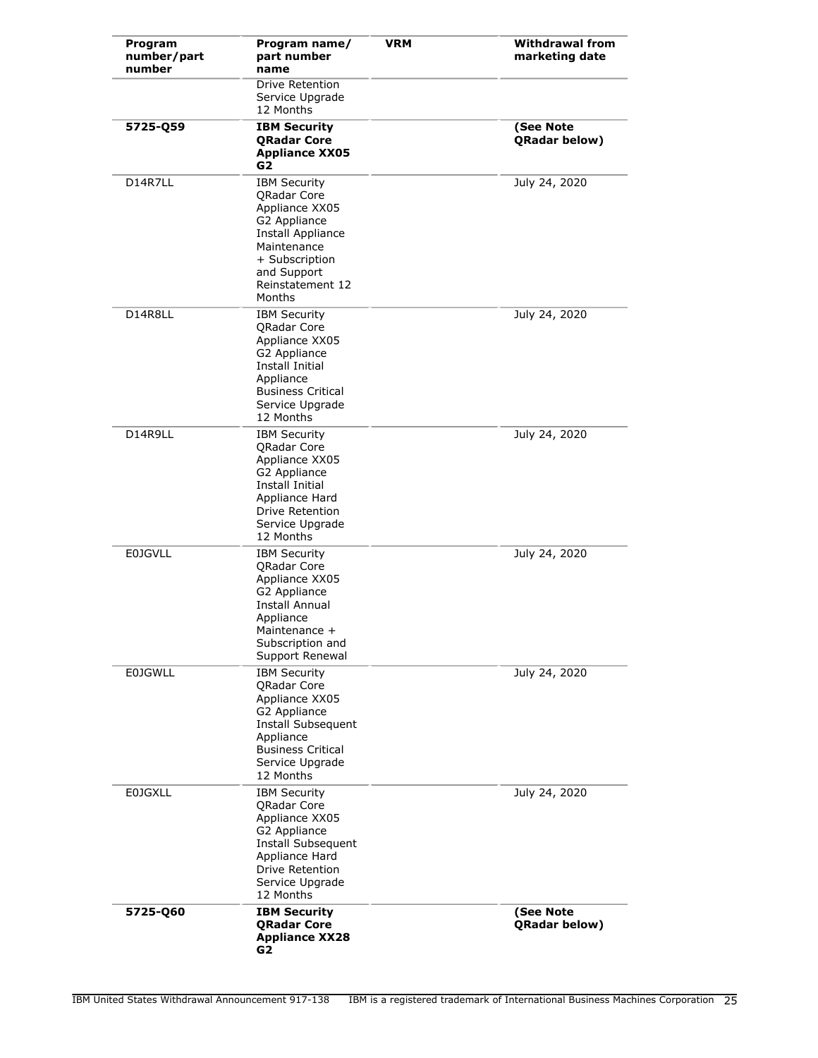| Program number/part number | Program name/ part number name | VRM | Withdrawal from marketing date |
|---|---|---|---|
| | Drive Retention Service Upgrade 12 Months | | |
| **5725-Q59** | **IBM Security QRadar Core Appliance XX05 G2** | | **(See Note QRadar below)** |
| D14R7LL | IBM Security QRadar Core Appliance XX05 G2 Appliance Install Appliance Maintenance + Subscription and Support Reinstatement 12 Months | | July 24, 2020 |
| D14R8LL | IBM Security QRadar Core Appliance XX05 G2 Appliance Install Initial Appliance Business Critical Service Upgrade 12 Months | | July 24, 2020 |
| D14R9LL | IBM Security QRadar Core Appliance XX05 G2 Appliance Install Initial Appliance Hard Drive Retention Service Upgrade 12 Months | | July 24, 2020 |
| E0JGVLL | IBM Security QRadar Core Appliance XX05 G2 Appliance Install Annual Appliance Maintenance + Subscription and Support Renewal | | July 24, 2020 |
| E0JGWLL | IBM Security QRadar Core Appliance XX05 G2 Appliance Install Subsequent Appliance Business Critical Service Upgrade 12 Months | | July 24, 2020 |
| E0JGXLL | IBM Security QRadar Core Appliance XX05 G2 Appliance Install Subsequent Appliance Hard Drive Retention Service Upgrade 12 Months | | July 24, 2020 |
| **5725-Q60** | **IBM Security QRadar Core Appliance XX28 G2** | | **(See Note QRadar below)** |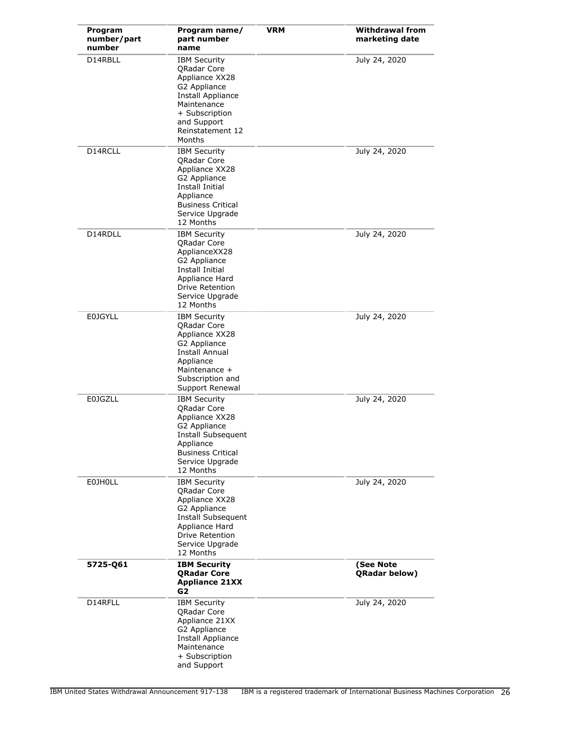| Program number/part number | Program name/ part number name | VRM | Withdrawal from marketing date |
|---|---|---|---|
| D14RBLL | IBM Security QRadar Core Appliance XX28 G2 Appliance Install Appliance Maintenance + Subscription and Support Reinstatement 12 Months | | July 24, 2020 |
| D14RCLL | IBM Security QRadar Core Appliance XX28 G2 Appliance Install Initial Appliance Business Critical Service Upgrade 12 Months | | July 24, 2020 |
| D14RDLL | IBM Security QRadar Core ApplianceXX28 G2 Appliance Install Initial Appliance Hard Drive Retention Service Upgrade 12 Months | | July 24, 2020 |
| E0JGYLL | IBM Security QRadar Core Appliance XX28 G2 Appliance Install Annual Appliance Maintenance + Subscription and Support Renewal | | July 24, 2020 |
| E0JGZLL | IBM Security QRadar Core Appliance XX28 G2 Appliance Install Subsequent Appliance Business Critical Service Upgrade 12 Months | | July 24, 2020 |
| E0JH0LL | IBM Security QRadar Core Appliance XX28 G2 Appliance Install Subsequent Appliance Hard Drive Retention Service Upgrade 12 Months | | July 24, 2020 |
| **5725-Q61** | **IBM Security QRadar Core Appliance 21XX G2** | | **(See Note QRadar below)** |
| D14RFLL | IBM Security QRadar Core Appliance 21XX G2 Appliance Install Appliance Maintenance + Subscription and Support | | July 24, 2020 |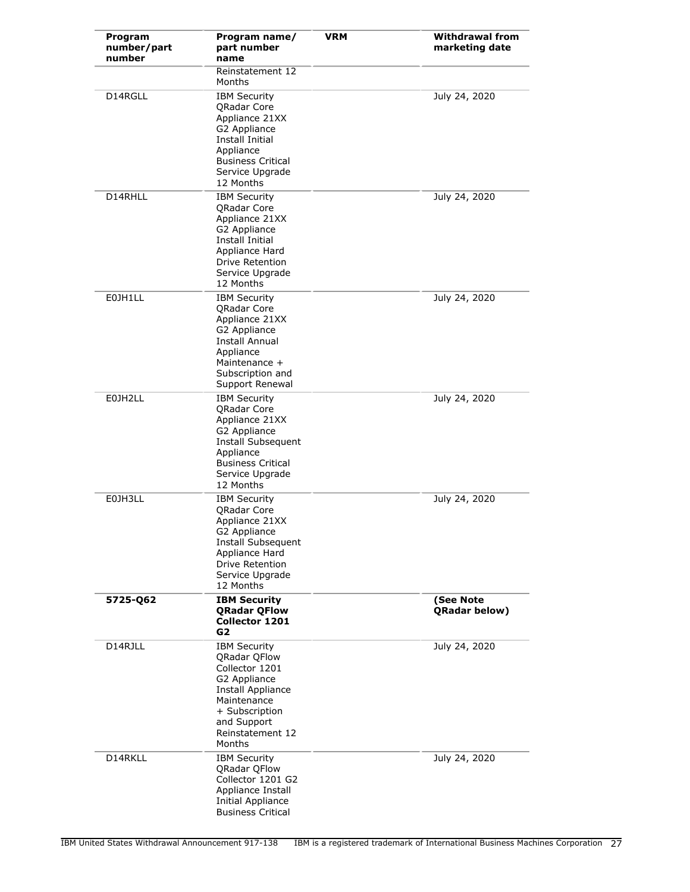| Program number/part number | Program name/ part number name | VRM | Withdrawal from marketing date |
|---|---|---|---|
| | Reinstatement 12 Months | | |
| D14RGLL | IBM Security QRadar Core Appliance 21XX G2 Appliance Install Initial Appliance Business Critical Service Upgrade 12 Months | | July 24, 2020 |
| D14RHLL | IBM Security QRadar Core Appliance 21XX G2 Appliance Install Initial Appliance Hard Drive Retention Service Upgrade 12 Months | | July 24, 2020 |
| E0JH1LL | IBM Security QRadar Core Appliance 21XX G2 Appliance Install Annual Appliance Maintenance + Subscription and Support Renewal | | July 24, 2020 |
| E0JH2LL | IBM Security QRadar Core Appliance 21XX G2 Appliance Install Subsequent Appliance Business Critical Service Upgrade 12 Months | | July 24, 2020 |
| E0JH3LL | IBM Security QRadar Core Appliance 21XX G2 Appliance Install Subsequent Appliance Hard Drive Retention Service Upgrade 12 Months | | July 24, 2020 |
| **5725-Q62** | **IBM Security QRadar QFlow Collector 1201 G2** | | **(See Note QRadar below)** |
| D14RJLL | IBM Security QRadar QFlow Collector 1201 G2 Appliance Install Appliance Maintenance + Subscription and Support Reinstatement 12 Months | | July 24, 2020 |
| D14RKLL | IBM Security QRadar QFlow Collector 1201 G2 Appliance Install Initial Appliance Business Critical | | July 24, 2020 |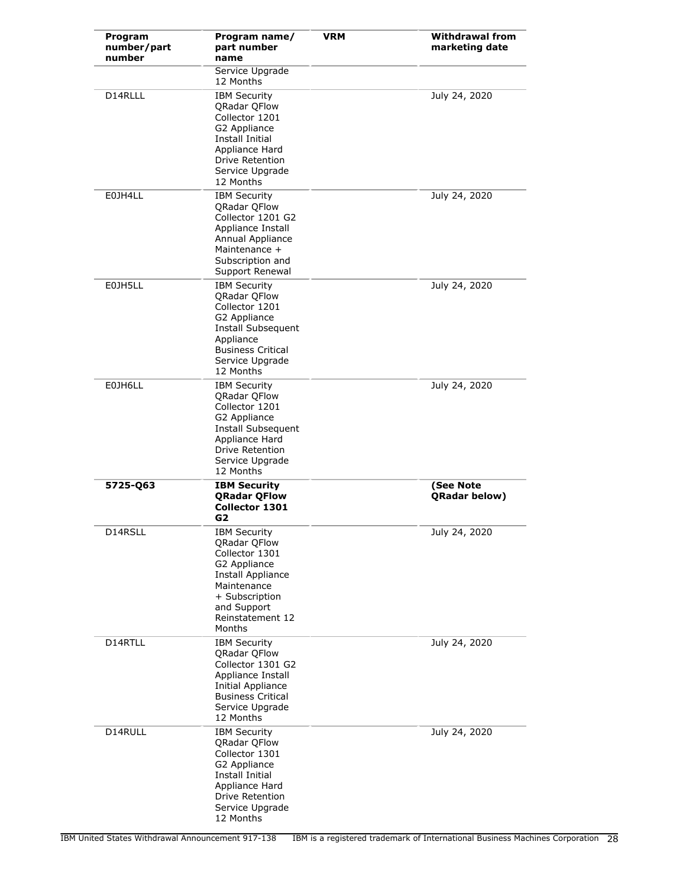| Program number/part number | Program name/ part number name | VRM | Withdrawal from marketing date |
|---|---|---|---|
| | Service Upgrade 12 Months | | |
| D14RLLL | IBM Security QRadar QFlow Collector 1201 G2 Appliance Install Initial Appliance Hard Drive Retention Service Upgrade 12 Months | | July 24, 2020 |
| E0JH4LL | IBM Security QRadar QFlow Collector 1201 G2 Appliance Install Annual Appliance Maintenance + Subscription and Support Renewal | | July 24, 2020 |
| E0JH5LL | IBM Security QRadar QFlow Collector 1201 G2 Appliance Install Subsequent Appliance Business Critical Service Upgrade 12 Months | | July 24, 2020 |
| E0JH6LL | IBM Security QRadar QFlow Collector 1201 G2 Appliance Install Subsequent Appliance Hard Drive Retention Service Upgrade 12 Months | | July 24, 2020 |
| **5725-Q63** | **IBM Security QRadar QFlow Collector 1301 G2** | | **(See Note QRadar below)** |
| D14RSLL | IBM Security QRadar QFlow Collector 1301 G2 Appliance Install Appliance Maintenance + Subscription and Support Reinstatement 12 Months | | July 24, 2020 |
| D14RTLL | IBM Security QRadar QFlow Collector 1301 G2 Appliance Install Initial Appliance Business Critical Service Upgrade 12 Months | | July 24, 2020 |
| D14RULL | IBM Security QRadar QFlow Collector 1301 G2 Appliance Install Initial Appliance Hard Drive Retention Service Upgrade 12 Months | | July 24, 2020 |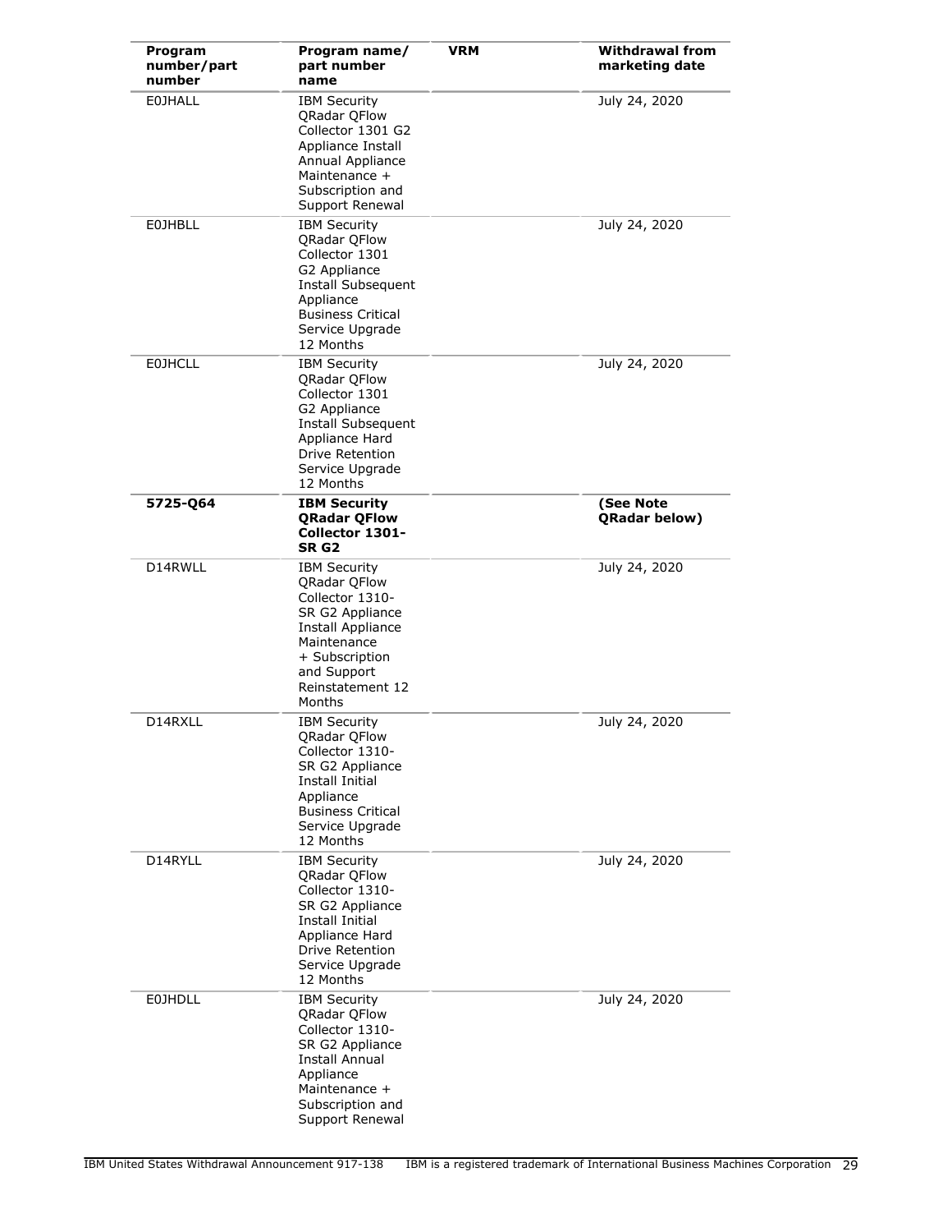| Program number/part number | Program name/ part number name | VRM | Withdrawal from marketing date |
|---|---|---|---|
| E0JHALL | IBM Security QRadar QFlow Collector 1301 G2 Appliance Install Annual Appliance Maintenance + Subscription and Support Renewal | | July 24, 2020 |
| E0JHBLL | IBM Security QRadar QFlow Collector 1301 G2 Appliance Install Subsequent Appliance Business Critical Service Upgrade 12 Months | | July 24, 2020 |
| E0JHCLL | IBM Security QRadar QFlow Collector 1301 G2 Appliance Install Subsequent Appliance Hard Drive Retention Service Upgrade 12 Months | | July 24, 2020 |
| **5725-Q64** | **IBM Security QRadar QFlow Collector 1301-SR G2** | | **(See Note QRadar below)** |
| D14RWLL | IBM Security QRadar QFlow Collector 1310-SR G2 Appliance Install Appliance Maintenance + Subscription and Support Reinstatement 12 Months | | July 24, 2020 |
| D14RXLL | IBM Security QRadar QFlow Collector 1310-SR G2 Appliance Install Initial Appliance Business Critical Service Upgrade 12 Months | | July 24, 2020 |
| D14RYLL | IBM Security QRadar QFlow Collector 1310-SR G2 Appliance Install Initial Appliance Hard Drive Retention Service Upgrade 12 Months | | July 24, 2020 |
| E0JHDLL | IBM Security QRadar QFlow Collector 1310-SR G2 Appliance Install Annual Appliance Maintenance + Subscription and Support Renewal | | July 24, 2020 |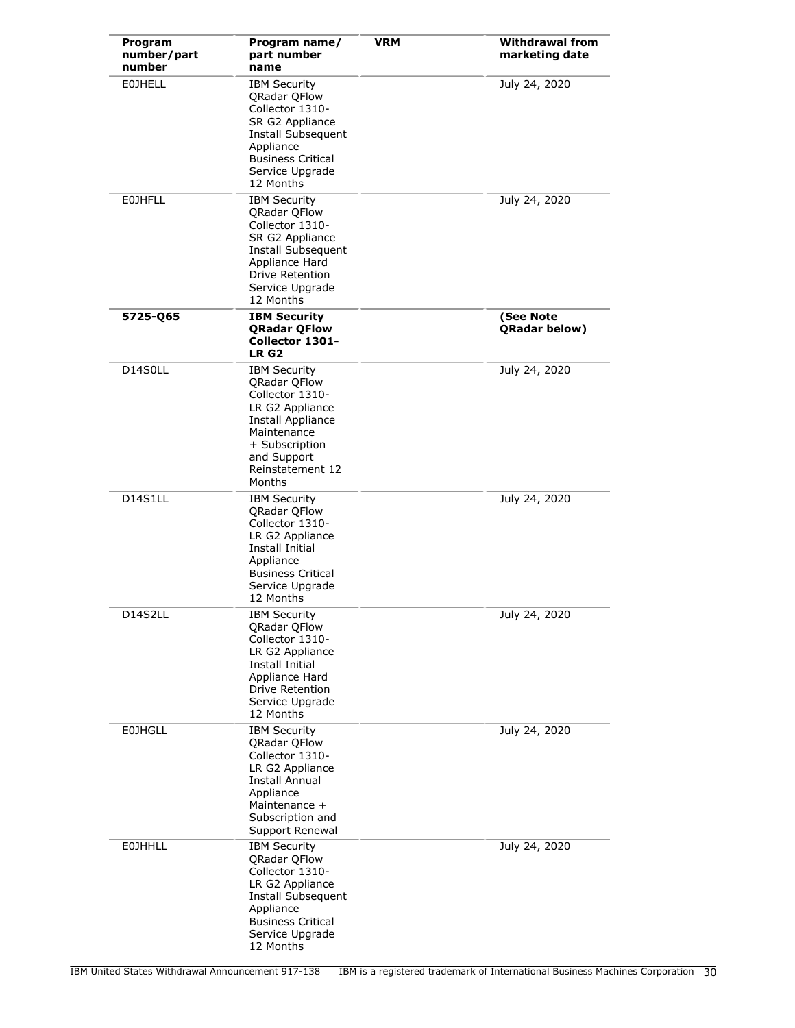| Program number/part number | Program name/ part number name | VRM | Withdrawal from marketing date |
|---|---|---|---|
| E0JHELL | IBM Security QRadar QFlow Collector 1310-SR G2 Appliance Install Subsequent Appliance Business Critical Service Upgrade 12 Months | | July 24, 2020 |
| E0JHFLL | IBM Security QRadar QFlow Collector 1310-SR G2 Appliance Install Subsequent Appliance Hard Drive Retention Service Upgrade 12 Months | | July 24, 2020 |
| **5725-Q65** | **IBM Security QRadar QFlow Collector 1301-LR G2** | | **(See Note QRadar below)** |
| D14S0LL | IBM Security QRadar QFlow Collector 1310-LR G2 Appliance Install Appliance Maintenance + Subscription and Support Reinstatement 12 Months | | July 24, 2020 |
| D14S1LL | IBM Security QRadar QFlow Collector 1310-LR G2 Appliance Install Initial Appliance Business Critical Service Upgrade 12 Months | | July 24, 2020 |
| D14S2LL | IBM Security QRadar QFlow Collector 1310-LR G2 Appliance Install Initial Appliance Hard Drive Retention Service Upgrade 12 Months | | July 24, 2020 |
| E0JHGLL | IBM Security QRadar QFlow Collector 1310-LR G2 Appliance Install Annual Appliance Maintenance + Subscription and Support Renewal | | July 24, 2020 |
| E0JHHLL | IBM Security QRadar QFlow Collector 1310-LR G2 Appliance Install Subsequent Appliance Business Critical Service Upgrade 12 Months | | July 24, 2020 |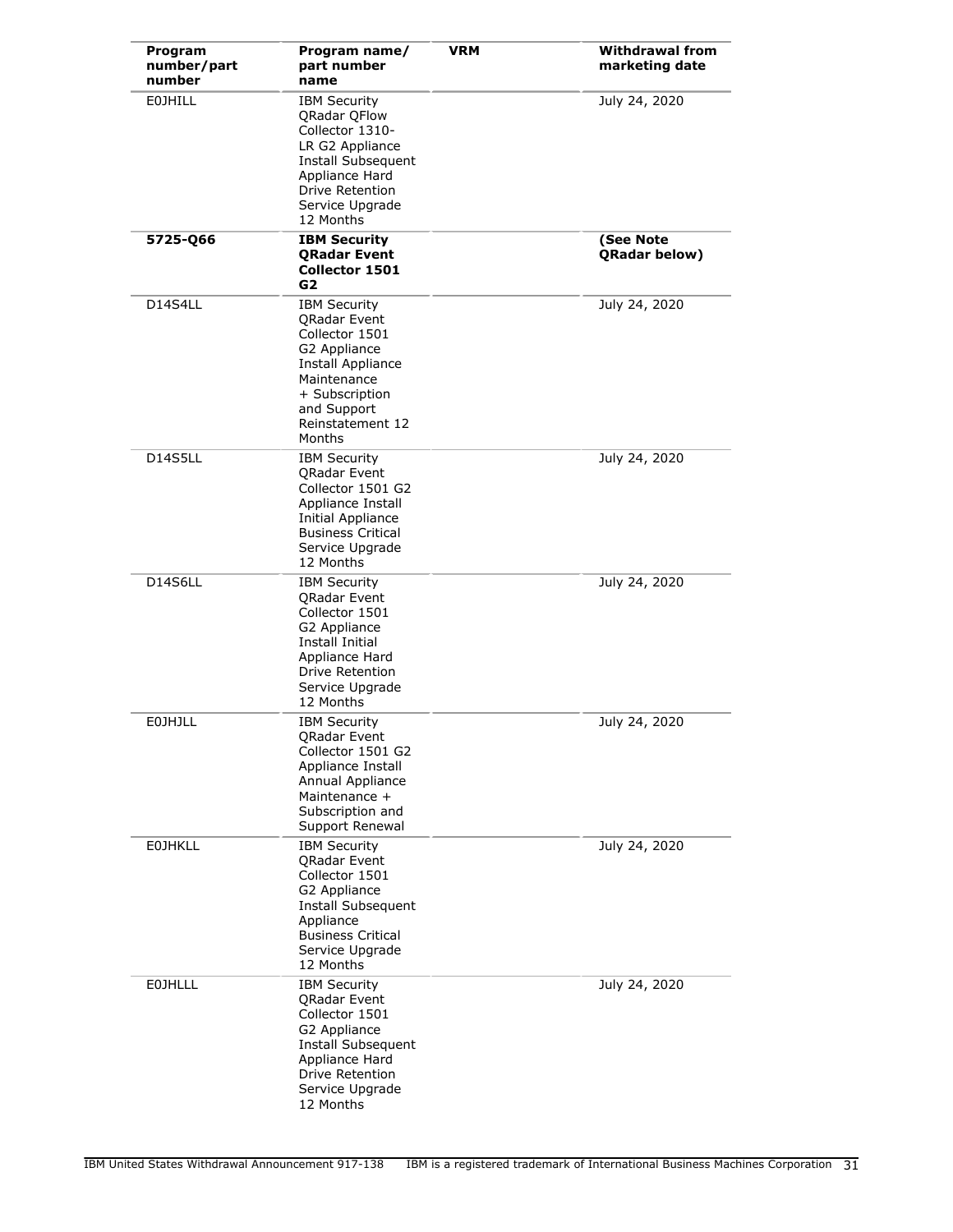| Program number/part number | Program name/ part number name | VRM | Withdrawal from marketing date |
|---|---|---|---|
| E0JHILL | IBM Security QRadar QFlow Collector 1310-LR G2 Appliance Install Subsequent Appliance Hard Drive Retention Service Upgrade 12 Months | | July 24, 2020 |
| **5725-Q66** | **IBM Security QRadar Event Collector 1501 G2** | | **(See Note QRadar below)** |
| D14S4LL | IBM Security QRadar Event Collector 1501 G2 Appliance Install Appliance Maintenance + Subscription and Support Reinstatement 12 Months | | July 24, 2020 |
| D14S5LL | IBM Security QRadar Event Collector 1501 G2 Appliance Install Initial Appliance Business Critical Service Upgrade 12 Months | | July 24, 2020 |
| D14S6LL | IBM Security QRadar Event Collector 1501 G2 Appliance Install Initial Appliance Hard Drive Retention Service Upgrade 12 Months | | July 24, 2020 |
| E0JHJLL | IBM Security QRadar Event Collector 1501 G2 Appliance Install Annual Appliance Maintenance + Subscription and Support Renewal | | July 24, 2020 |
| E0JHKLL | IBM Security QRadar Event Collector 1501 G2 Appliance Install Subsequent Appliance Business Critical Service Upgrade 12 Months | | July 24, 2020 |
| E0JHLLL | IBM Security QRadar Event Collector 1501 G2 Appliance Install Subsequent Appliance Hard Drive Retention Service Upgrade 12 Months | | July 24, 2020 |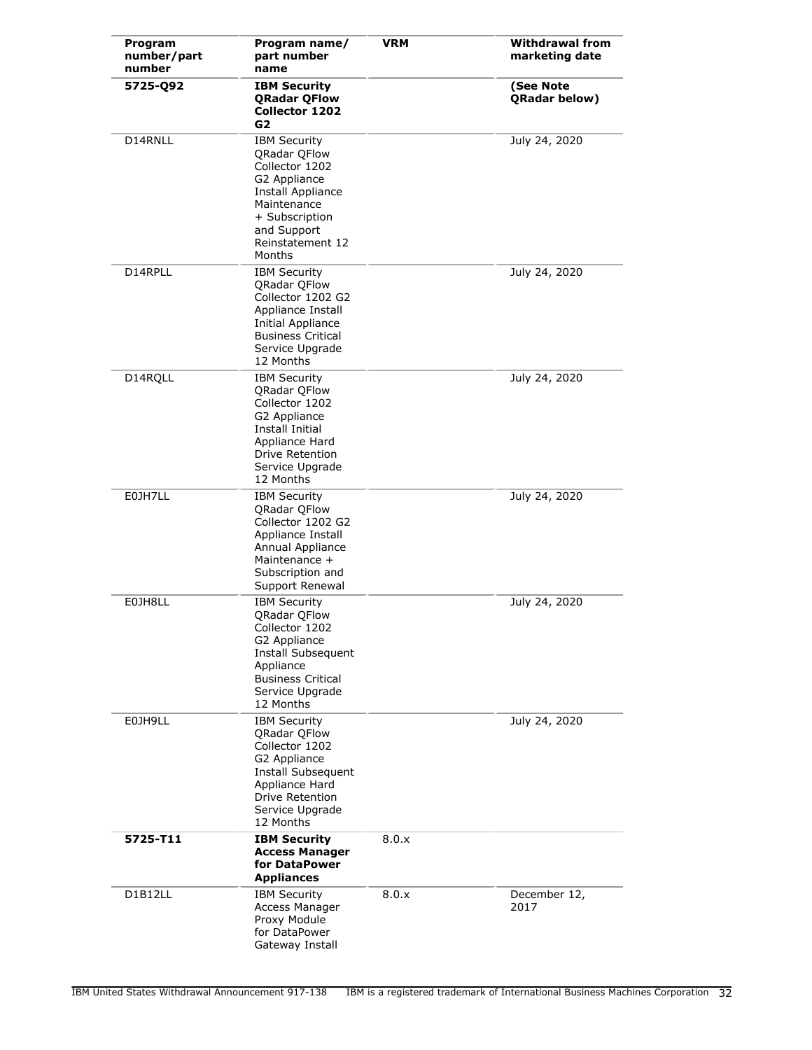| Program number/part number | Program name/ part number name | VRM | Withdrawal from marketing date |
|---|---|---|---|
| **5725-Q92** | **IBM Security QRadar QFlow Collector 1202 G2** | | **(See Note QRadar below)** |
| D14RNLL | IBM Security QRadar QFlow Collector 1202 G2 Appliance Install Appliance Maintenance + Subscription and Support Reinstatement 12 Months | | July 24, 2020 |
| D14RPLL | IBM Security QRadar QFlow Collector 1202 G2 Appliance Install Initial Appliance Business Critical Service Upgrade 12 Months | | July 24, 2020 |
| D14RQLL | IBM Security QRadar QFlow Collector 1202 G2 Appliance Install Initial Appliance Hard Drive Retention Service Upgrade 12 Months | | July 24, 2020 |
| E0JH7LL | IBM Security QRadar QFlow Collector 1202 G2 Appliance Install Annual Appliance Maintenance + Subscription and Support Renewal | | July 24, 2020 |
| E0JH8LL | IBM Security QRadar QFlow Collector 1202 G2 Appliance Install Subsequent Appliance Business Critical Service Upgrade 12 Months | | July 24, 2020 |
| E0JH9LL | IBM Security QRadar QFlow Collector 1202 G2 Appliance Install Subsequent Appliance Hard Drive Retention Service Upgrade 12 Months | | July 24, 2020 |
| **5725-T11** | **IBM Security Access Manager for DataPower Appliances** | 8.0.x | |
| D1B12LL | IBM Security Access Manager Proxy Module for DataPower Gateway Install | 8.0.x | December 12, 2017 |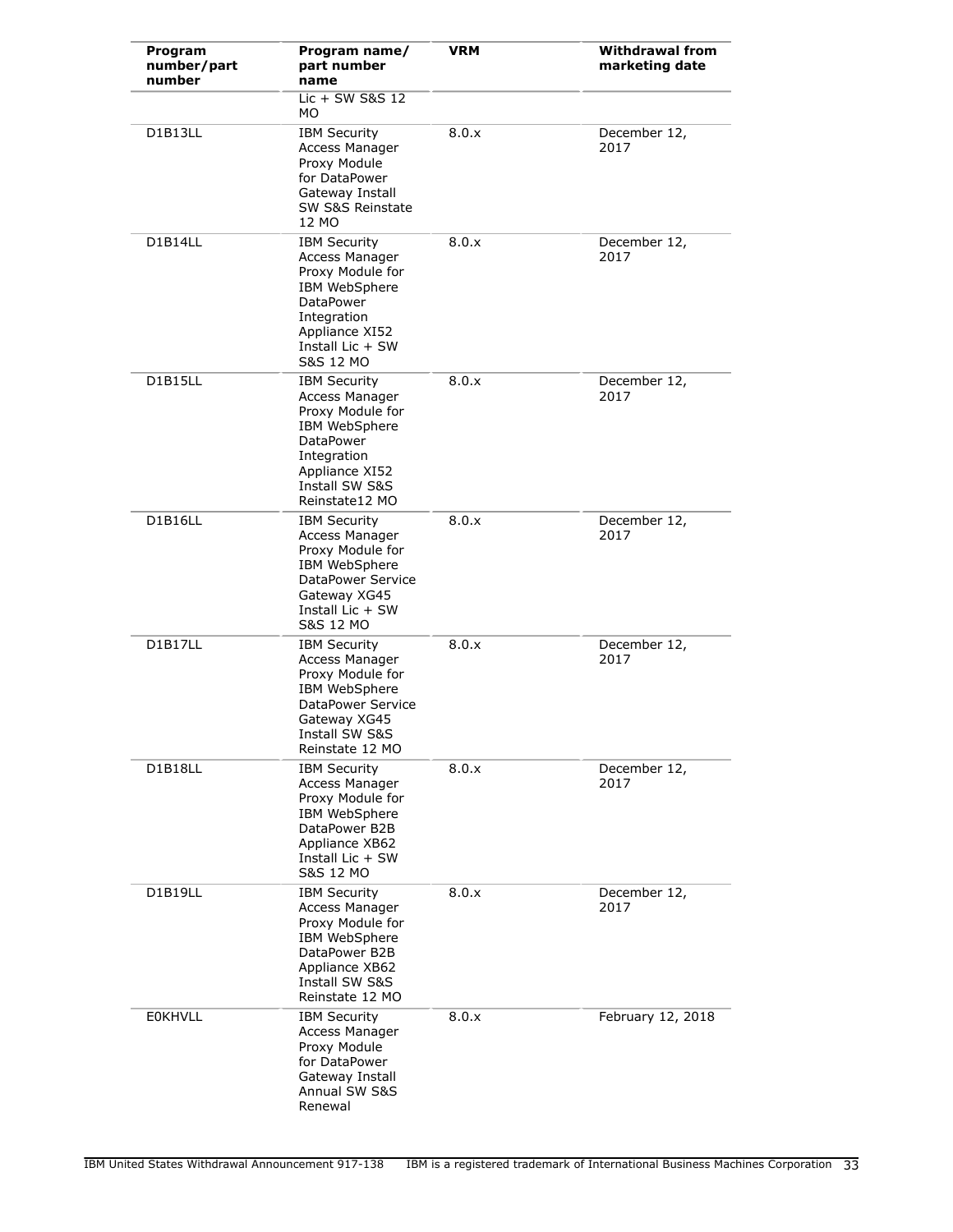| Program number/part number | Program name/ part number name | VRM | Withdrawal from marketing date |
|---|---|---|---|
| | Lic + SW S&S 12 MO | | |
| D1B13LL | IBM Security Access Manager Proxy Module for DataPower Gateway Install SW S&S Reinstate 12 MO | 8.0.x | December 12, 2017 |
| D1B14LL | IBM Security Access Manager Proxy Module for IBM WebSphere DataPower Integration Appliance XI52 Install Lic + SW S&S 12 MO | 8.0.x | December 12, 2017 |
| D1B15LL | IBM Security Access Manager Proxy Module for IBM WebSphere DataPower Integration Appliance XI52 Install SW S&S Reinstate12 MO | 8.0.x | December 12, 2017 |
| D1B16LL | IBM Security Access Manager Proxy Module for IBM WebSphere DataPower Service Gateway XG45 Install Lic + SW S&S 12 MO | 8.0.x | December 12, 2017 |
| D1B17LL | IBM Security Access Manager Proxy Module for IBM WebSphere DataPower Service Gateway XG45 Install SW S&S Reinstate 12 MO | 8.0.x | December 12, 2017 |
| D1B18LL | IBM Security Access Manager Proxy Module for IBM WebSphere DataPower B2B Appliance XB62 Install Lic + SW S&S 12 MO | 8.0.x | December 12, 2017 |
| D1B19LL | IBM Security Access Manager Proxy Module for IBM WebSphere DataPower B2B Appliance XB62 Install SW S&S Reinstate 12 MO | 8.0.x | December 12, 2017 |
| E0KHVLL | IBM Security Access Manager Proxy Module for DataPower Gateway Install Annual SW S&S Renewal | 8.0.x | February 12, 2018 |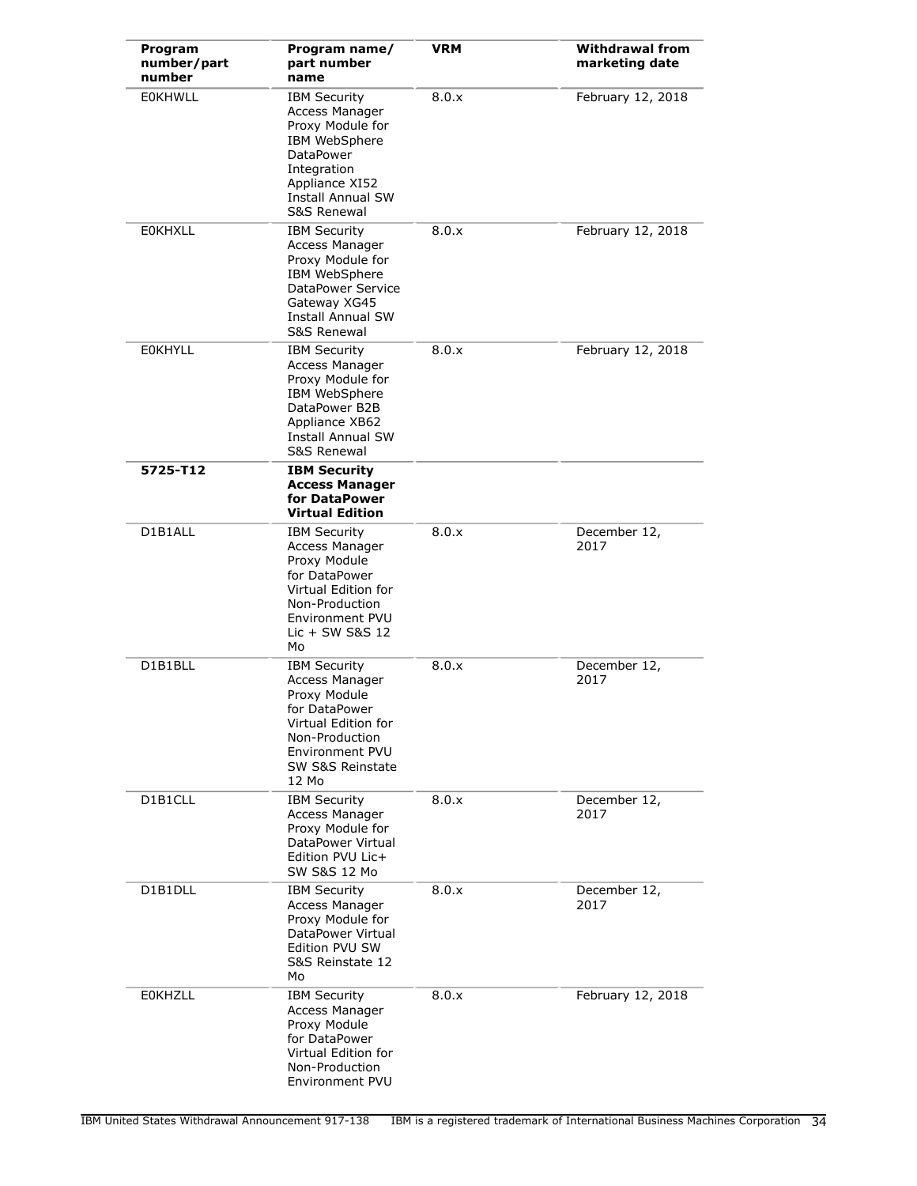| Program number/part number | Program name/ part number name | VRM | Withdrawal from marketing date |
|---|---|---|---|
| E0KHWLL | IBM Security Access Manager Proxy Module for IBM WebSphere DataPower Integration Appliance XI52 Install Annual SW S&S Renewal | 8.0.x | February 12, 2018 |
| E0KHXLL | IBM Security Access Manager Proxy Module for IBM WebSphere DataPower Service Gateway XG45 Install Annual SW S&S Renewal | 8.0.x | February 12, 2018 |
| E0KHYLL | IBM Security Access Manager Proxy Module for IBM WebSphere DataPower B2B Appliance XB62 Install Annual SW S&S Renewal | 8.0.x | February 12, 2018 |
| **5725-T12** | **IBM Security Access Manager for DataPower Virtual Edition** | | |
| D1B1ALL | IBM Security Access Manager Proxy Module for DataPower Virtual Edition for Non-Production Environment PVU Lic + SW S&S 12 Mo | 8.0.x | December 12, 2017 |
| D1B1BLL | IBM Security Access Manager Proxy Module for DataPower Virtual Edition for Non-Production Environment PVU SW S&S Reinstate 12 Mo | 8.0.x | December 12, 2017 |
| D1B1CLL | IBM Security Access Manager Proxy Module for DataPower Virtual Edition PVU Lic+ SW S&S 12 Mo | 8.0.x | December 12, 2017 |
| D1B1DLL | IBM Security Access Manager Proxy Module for DataPower Virtual Edition PVU SW S&S Reinstate 12 Mo | 8.0.x | December 12, 2017 |
| E0KHZLL | IBM Security Access Manager Proxy Module for DataPower Virtual Edition for Non-Production Environment PVU | 8.0.x | February 12, 2018 |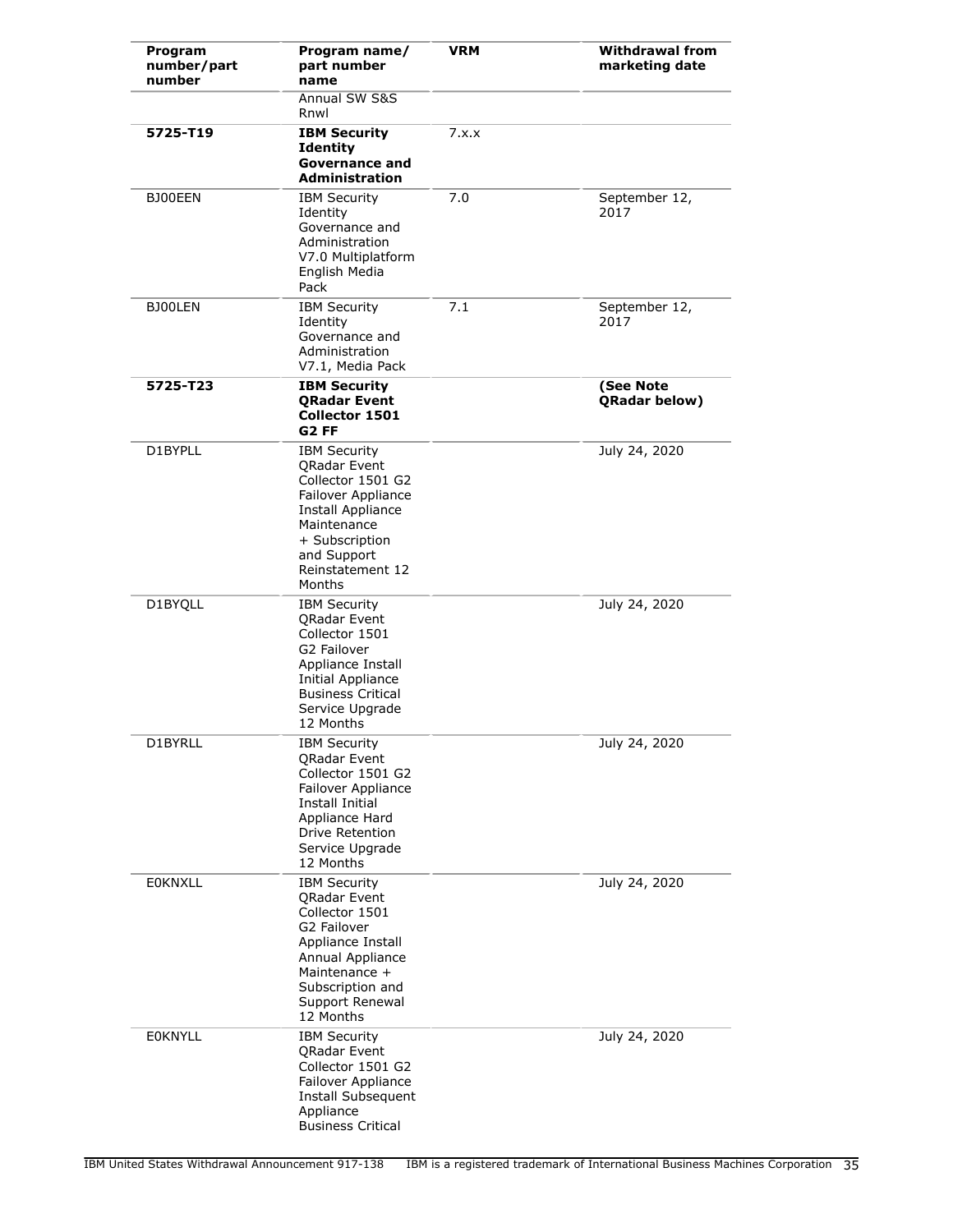| Program number/part number | Program name/ part number name | VRM | Withdrawal from marketing date |
|---|---|---|---|
| | Annual SW S&S Rnwl | | |
| **5725-T19** | **IBM Security Identity Governance and Administration** | 7.x.x | |
| BJ00EEN | IBM Security Identity Governance and Administration V7.0 Multiplatform English Media Pack | 7.0 | September 12, 2017 |
| BJ00LEN | IBM Security Identity Governance and Administration V7.1, Media Pack | 7.1 | September 12, 2017 |
| **5725-T23** | **IBM Security QRadar Event Collector 1501 G2 FF** | | **(See Note QRadar below)** |
| D1BYPLL | IBM Security QRadar Event Collector 1501 G2 Failover Appliance Install Appliance Maintenance + Subscription and Support Reinstatement 12 Months | | July 24, 2020 |
| D1BYQLL | IBM Security QRadar Event Collector 1501 G2 Failover Appliance Install Initial Appliance Business Critical Service Upgrade 12 Months | | July 24, 2020 |
| D1BYRLL | IBM Security QRadar Event Collector 1501 G2 Failover Appliance Install Initial Appliance Hard Drive Retention Service Upgrade 12 Months | | July 24, 2020 |
| E0KNXLL | IBM Security QRadar Event Collector 1501 G2 Failover Appliance Install Annual Appliance Maintenance + Subscription and Support Renewal 12 Months | | July 24, 2020 |
| E0KNYLL | IBM Security QRadar Event Collector 1501 G2 Failover Appliance Install Subsequent Appliance Business Critical | | July 24, 2020 |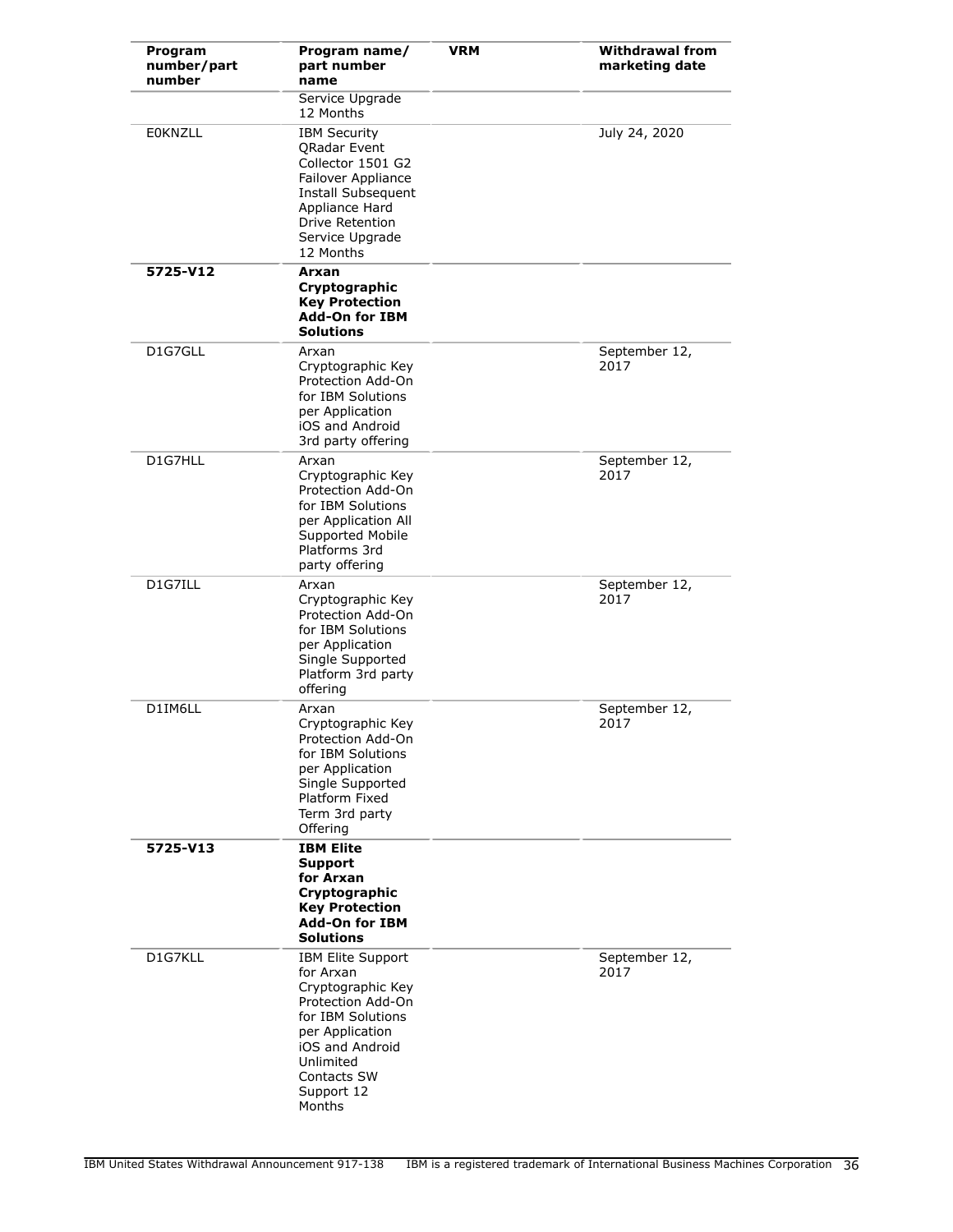| Program number/part number | Program name/ part number name | VRM | Withdrawal from marketing date |
|---|---|---|---|
| | Service Upgrade 12 Months | | |
| E0KNZLL | IBM Security QRadar Event Collector 1501 G2 Failover Appliance Install Subsequent Appliance Hard Drive Retention Service Upgrade 12 Months | | July 24, 2020 |
| **5725-V12** | **Arxan Cryptographic Key Protection Add-On for IBM Solutions** | | |
| D1G7GLL | Arxan Cryptographic Key Protection Add-On for IBM Solutions per Application iOS and Android 3rd party offering | | September 12, 2017 |
| D1G7HLL | Arxan Cryptographic Key Protection Add-On for IBM Solutions per Application All Supported Mobile Platforms 3rd party offering | | September 12, 2017 |
| D1G7ILL | Arxan Cryptographic Key Protection Add-On for IBM Solutions per Application Single Supported Platform 3rd party offering | | September 12, 2017 |
| D1IM6LL | Arxan Cryptographic Key Protection Add-On for IBM Solutions per Application Single Supported Platform Fixed Term 3rd party Offering | | September 12, 2017 |
| **5725-V13** | **IBM Elite Support for Arxan Cryptographic Key Protection Add-On for IBM Solutions** | | |
| D1G7KLL | IBM Elite Support for Arxan Cryptographic Key Protection Add-On for IBM Solutions per Application iOS and Android Unlimited Contacts SW Support 12 Months | | September 12, 2017 |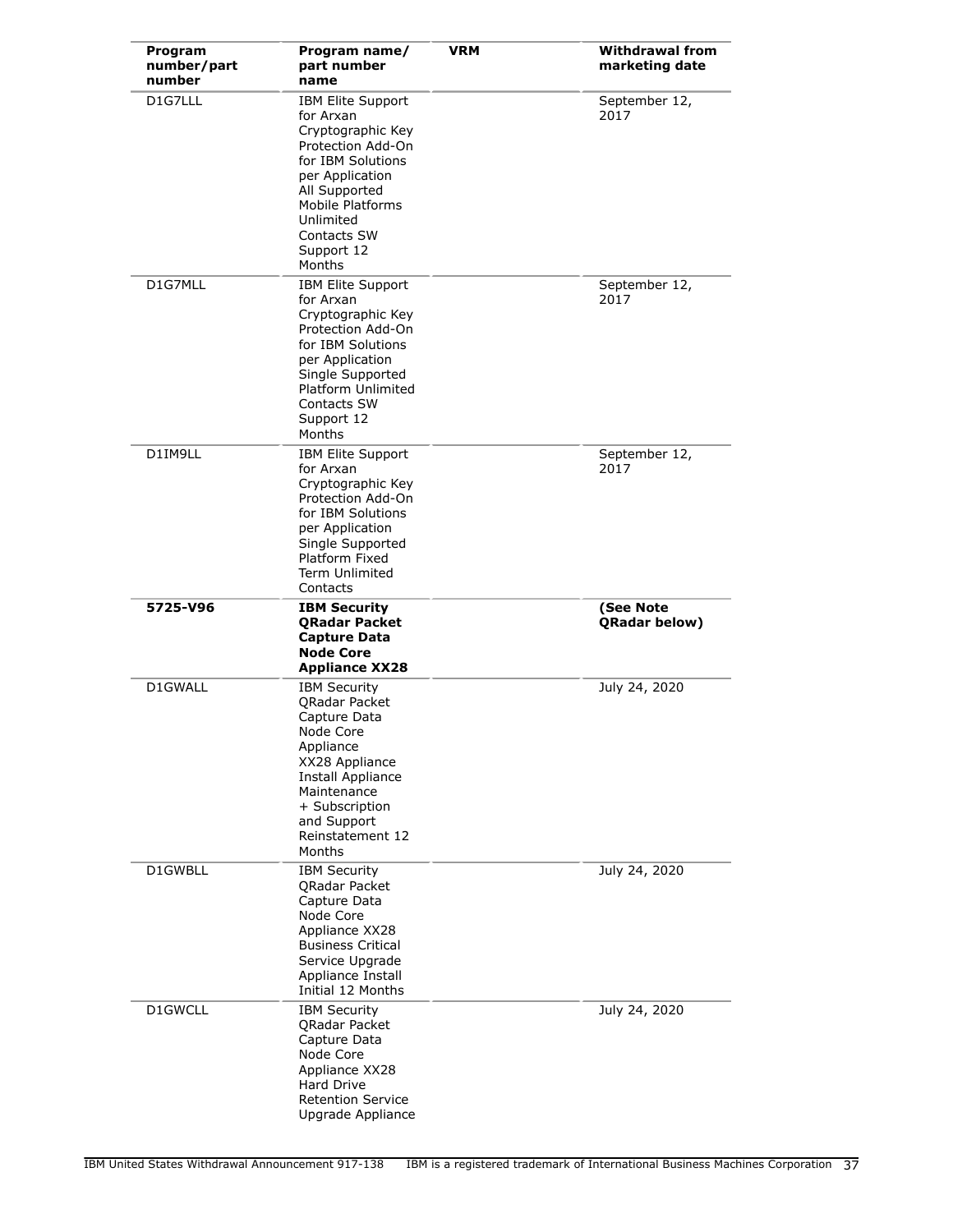| Program number/part number | Program name/ part number name | VRM | Withdrawal from marketing date |
|---|---|---|---|
| D1G7LLL | IBM Elite Support for Arxan Cryptographic Key Protection Add-On for IBM Solutions per Application All Supported Mobile Platforms Unlimited Contacts SW Support 12 Months | | September 12, 2017 |
| D1G7MLL | IBM Elite Support for Arxan Cryptographic Key Protection Add-On for IBM Solutions per Application Single Supported Platform Unlimited Contacts SW Support 12 Months | | September 12, 2017 |
| D1IM9LL | IBM Elite Support for Arxan Cryptographic Key Protection Add-On for IBM Solutions per Application Single Supported Platform Fixed Term Unlimited Contacts | | September 12, 2017 |
| **5725-V96** | **IBM Security QRadar Packet Capture Data Node Core Appliance XX28** | | **(See Note QRadar below)** |
| D1GWALL | IBM Security QRadar Packet Capture Data Node Core Appliance XX28 Appliance Install Appliance Maintenance + Subscription and Support Reinstatement 12 Months | | July 24, 2020 |
| D1GWBLL | IBM Security QRadar Packet Capture Data Node Core Appliance XX28 Business Critical Service Upgrade Appliance Install Initial 12 Months | | July 24, 2020 |
| D1GWCLL | IBM Security QRadar Packet Capture Data Node Core Appliance XX28 Hard Drive Retention Service Upgrade Appliance | | July 24, 2020 |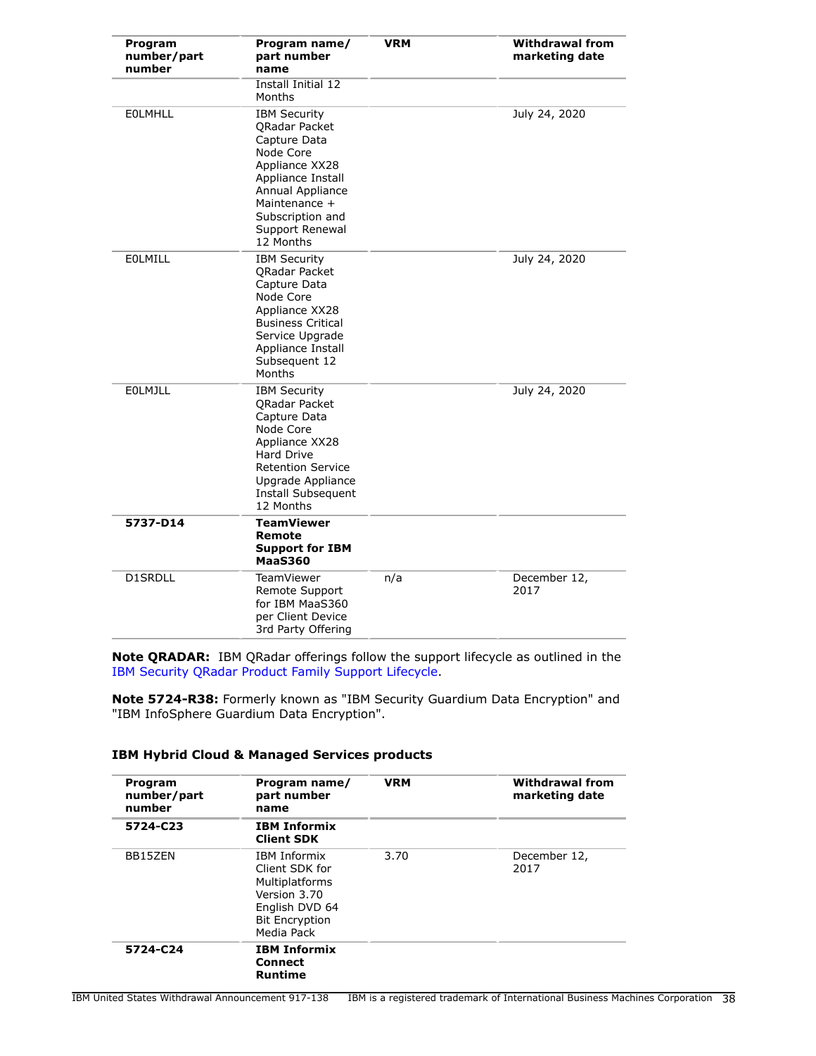| Program number/part number | Program name/ part number name | VRM | Withdrawal from marketing date |
|---|---|---|---|
| | Install Initial 12 Months | | |
| E0LMHLL | IBM Security QRadar Packet Capture Data Node Core Appliance XX28 Appliance Install Annual Appliance Maintenance + Subscription and Support Renewal 12 Months | | July 24, 2020 |
| E0LMILL | IBM Security QRadar Packet Capture Data Node Core Appliance XX28 Business Critical Service Upgrade Appliance Install Subsequent 12 Months | | July 24, 2020 |
| E0LMJLL | IBM Security QRadar Packet Capture Data Node Core Appliance XX28 Hard Drive Retention Service Upgrade Appliance Install Subsequent 12 Months | | July 24, 2020 |
| **5737-D14** | **TeamViewer Remote Support for IBM MaaS360** | | |
| D1SRDLL | TeamViewer Remote Support for IBM MaaS360 per Client Device 3rd Party Offering | n/a | December 12, 2017 |

**Note QRADAR:** IBM QRadar offerings follow the support lifecycle as outlined in the IBM Security QRadar Product Family Support Lifecycle.

**Note 5724-R38:** Formerly known as "IBM Security Guardium Data Encryption" and "IBM InfoSphere Guardium Data Encryption".

### IBM Hybrid Cloud & Managed Services products

| Program number/part number | Program name/ part number name | VRM | Withdrawal from marketing date |
|---|---|---|---|
| **5724-C23** | **IBM Informix Client SDK** | | |
| BB15ZEN | IBM Informix Client SDK for Multiplatforms Version 3.70 English DVD 64 Bit Encryption Media Pack | 3.70 | December 12, 2017 |
| **5724-C24** | **IBM Informix Connect Runtime** | | |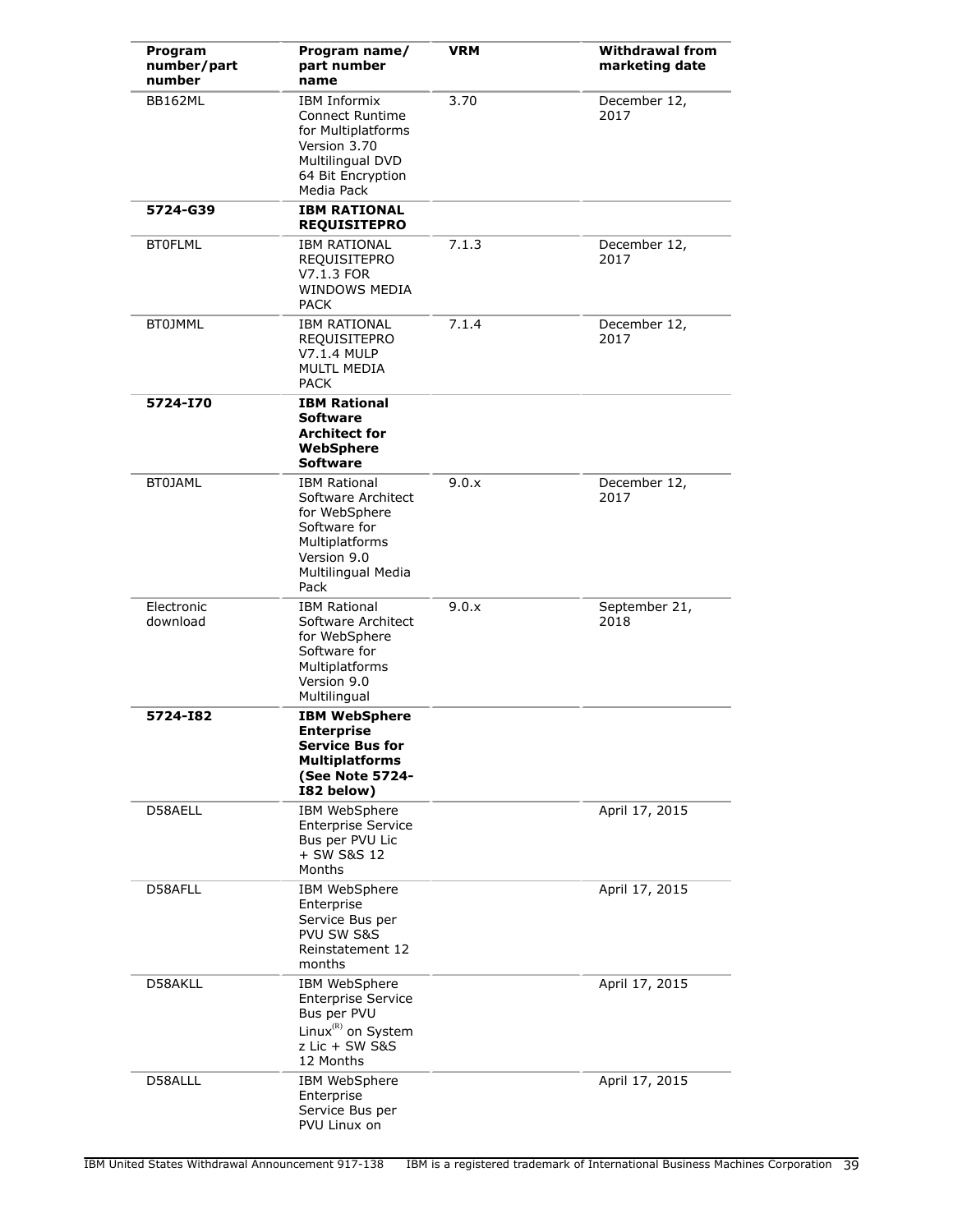| Program number/part number | Program name/ part number name | VRM | Withdrawal from marketing date |
|---|---|---|---|
| BB162ML | IBM Informix Connect Runtime for Multiplatforms Version 3.70 Multilingual DVD 64 Bit Encryption Media Pack | 3.70 | December 12, 2017 |
| **5724-G39** | **IBM RATIONAL REQUISITEPRO** | | |
| BT0FLML | IBM RATIONAL REQUISITEPRO V7.1.3 FOR WINDOWS MEDIA PACK | 7.1.3 | December 12, 2017 |
| BT0JMML | IBM RATIONAL REQUISITEPRO V7.1.4 MULP MULTL MEDIA PACK | 7.1.4 | December 12, 2017 |
| **5724-I70** | **IBM Rational Software Architect for WebSphere Software** | | |
| BT0JAML | IBM Rational Software Architect for WebSphere Software for Multiplatforms Version 9.0 Multilingual Media Pack | 9.0.x | December 12, 2017 |
| Electronic download | IBM Rational Software Architect for WebSphere Software for Multiplatforms Version 9.0 Multilingual | 9.0.x | September 21, 2018 |
| **5724-I82** | **IBM WebSphere Enterprise Service Bus for Multiplatforms (See Note 5724-I82 below)** | | |
| D58AELL | IBM WebSphere Enterprise Service Bus per PVU Lic + SW S&S 12 Months | | April 17, 2015 |
| D58AFLL | IBM WebSphere Enterprise Service Bus per PVU SW S&S Reinstatement 12 months | | April 17, 2015 |
| D58AKLL | IBM WebSphere Enterprise Service Bus per PVU Linux(R) on System z Lic + SW S&S 12 Months | | April 17, 2015 |
| D58ALLL | IBM WebSphere Enterprise Service Bus per PVU Linux on | | April 17, 2015 |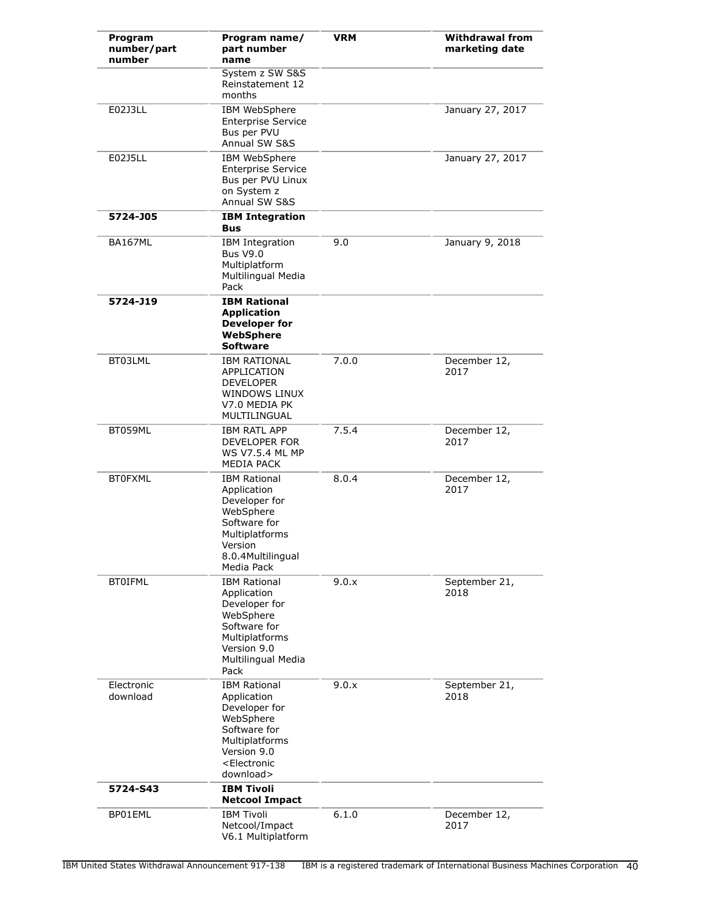| Program number/part number | Program name/ part number name | VRM | Withdrawal from marketing date |
|---|---|---|---|
| | System z SW S&S Reinstatement 12 months | | |
| E02J3LL | IBM WebSphere Enterprise Service Bus per PVU Annual SW S&S | | January 27, 2017 |
| E02J5LL | IBM WebSphere Enterprise Service Bus per PVU Linux on System z Annual SW S&S | | January 27, 2017 |
| **5724-J05** | **IBM Integration Bus** | | |
| BA167ML | IBM Integration Bus V9.0 Multiplatform Multilingual Media Pack | 9.0 | January 9, 2018 |
| **5724-J19** | **IBM Rational Application Developer for WebSphere Software** | | |
| BT03LML | IBM RATIONAL APPLICATION DEVELOPER WINDOWS LINUX V7.0 MEDIA PK MULTILINGUAL | 7.0.0 | December 12, 2017 |
| BT059ML | IBM RATL APP DEVELOPER FOR WS V7.5.4 ML MP MEDIA PACK | 7.5.4 | December 12, 2017 |
| BT0FXML | IBM Rational Application Developer for WebSphere Software for Multiplatforms Version 8.0.4Multilingual Media Pack | 8.0.4 | December 12, 2017 |
| BT0IFML | IBM Rational Application Developer for WebSphere Software for Multiplatforms Version 9.0 Multilingual Media Pack | 9.0.x | September 21, 2018 |
| Electronic download | IBM Rational Application Developer for WebSphere Software for Multiplatforms Version 9.0 <Electronic download> | 9.0.x | September 21, 2018 |
| **5724-S43** | **IBM Tivoli Netcool Impact** | | |
| BP01EML | IBM Tivoli Netcool/Impact V6.1 Multiplatform | 6.1.0 | December 12, 2017 |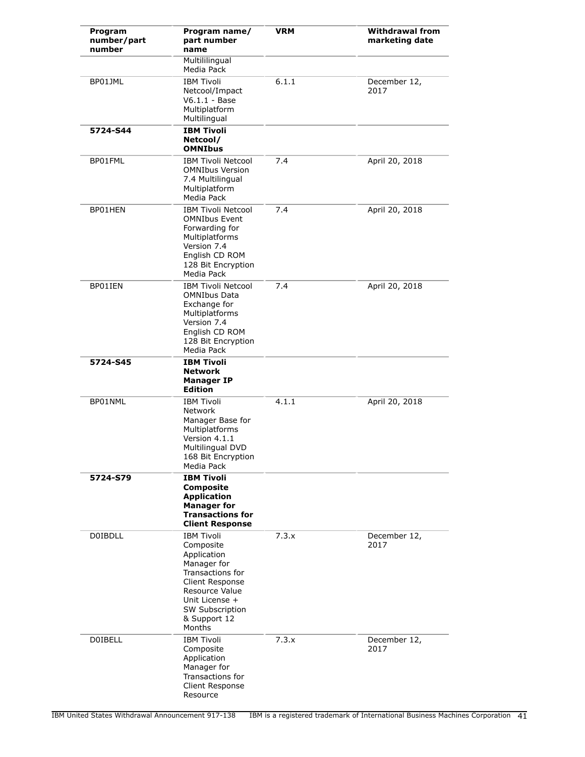| Program number/part number | Program name/ part number name | VRM | Withdrawal from marketing date |
|---|---|---|---|
| | Multililingual Media Pack | | |
| BP01JML | IBM Tivoli Netcool/Impact V6.1.1 - Base Multiplatform Multilingual | 6.1.1 | December 12, 2017 |
| **5724-S44** | **IBM Tivoli Netcool/ OMNIbus** | | |
| BP01FML | IBM Tivoli Netcool OMNIbus Version 7.4 Multilingual Multiplatform Media Pack | 7.4 | April 20, 2018 |
| BP01HEN | IBM Tivoli Netcool OMNIbus Event Forwarding for Multiplatforms Version 7.4 English CD ROM 128 Bit Encryption Media Pack | 7.4 | April 20, 2018 |
| BP01IEN | IBM Tivoli Netcool OMNIbus Data Exchange for Multiplatforms Version 7.4 English CD ROM 128 Bit Encryption Media Pack | 7.4 | April 20, 2018 |
| **5724-S45** | **IBM Tivoli Network Manager IP Edition** | | |
| BP01NML | IBM Tivoli Network Manager Base for Multiplatforms Version 4.1.1 Multilingual DVD 168 Bit Encryption Media Pack | 4.1.1 | April 20, 2018 |
| **5724-S79** | **IBM Tivoli Composite Application Manager for Transactions for Client Response** | | |
| D0IBDLL | IBM Tivoli Composite Application Manager for Transactions for Client Response Resource Value Unit License + SW Subscription & Support 12 Months | 7.3.x | December 12, 2017 |
| D0IBELL | IBM Tivoli Composite Application Manager for Transactions for Client Response Resource | 7.3.x | December 12, 2017 |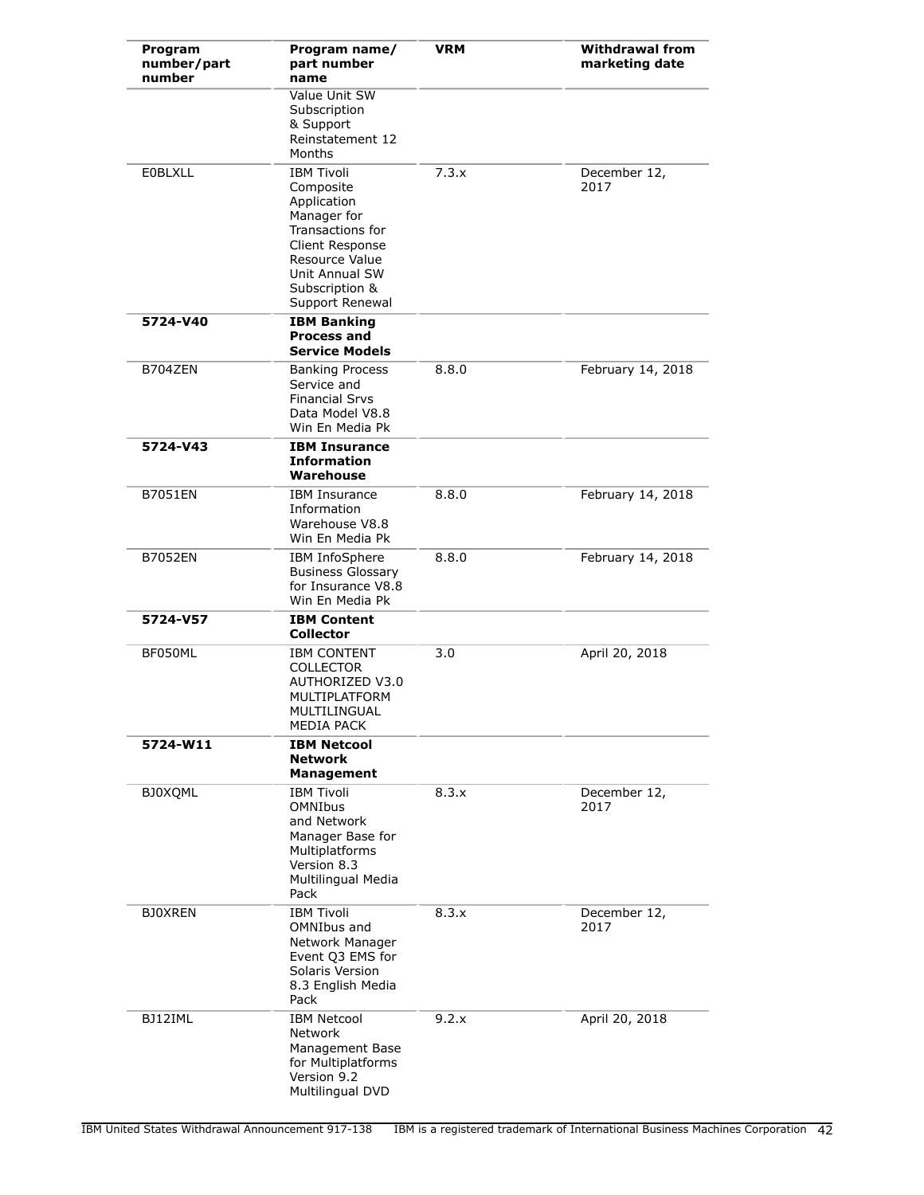| Program number/part number | Program name/ part number name | VRM | Withdrawal from marketing date |
|---|---|---|---|
| | Value Unit SW Subscription & Support Reinstatement 12 Months | | |
| E0BLXLL | IBM Tivoli Composite Application Manager for Transactions for Client Response Resource Value Unit Annual SW Subscription & Support Renewal | 7.3.x | December 12, 2017 |
| **5724-V40** | **IBM Banking Process and Service Models** | | |
| B704ZEN | Banking Process Service and Financial Srvs Data Model V8.8 Win En Media Pk | 8.8.0 | February 14, 2018 |
| **5724-V43** | **IBM Insurance Information Warehouse** | | |
| B7051EN | IBM Insurance Information Warehouse V8.8 Win En Media Pk | 8.8.0 | February 14, 2018 |
| B7052EN | IBM InfoSphere Business Glossary for Insurance V8.8 Win En Media Pk | 8.8.0 | February 14, 2018 |
| **5724-V57** | **IBM Content Collector** | | |
| BF050ML | IBM CONTENT COLLECTOR AUTHORIZED V3.0 MULTIPLATFORM MULTILINGUAL MEDIA PACK | 3.0 | April 20, 2018 |
| **5724-W11** | **IBM Netcool Network Management** | | |
| BJ0XQML | IBM Tivoli OMNIbus and Network Manager Base for Multiplatforms Version 8.3 Multilingual Media Pack | 8.3.x | December 12, 2017 |
| BJ0XREN | IBM Tivoli OMNIbus and Network Manager Event Q3 EMS for Solaris Version 8.3 English Media Pack | 8.3.x | December 12, 2017 |
| BJ12IML | IBM Netcool Network Management Base for Multiplatforms Version 9.2 Multilingual DVD | 9.2.x | April 20, 2018 |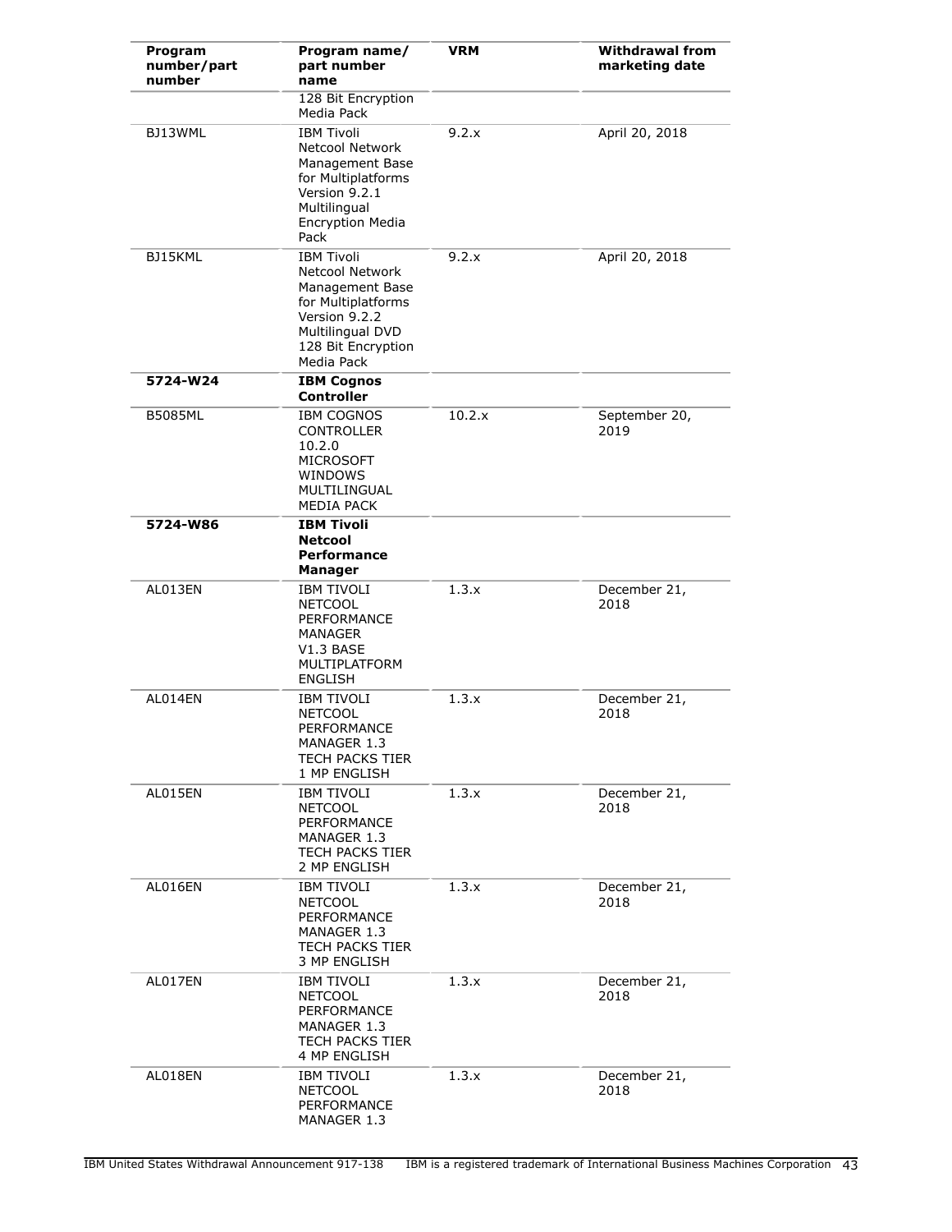| Program number/part number | Program name/ part number name | VRM | Withdrawal from marketing date |
|---|---|---|---|
| | 128 Bit Encryption Media Pack | | |
| BJ13WML | IBM Tivoli Netcool Network Management Base for Multiplatforms Version 9.2.1 Multilingual Encryption Media Pack | 9.2.x | April 20, 2018 |
| BJ15KML | IBM Tivoli Netcool Network Management Base for Multiplatforms Version 9.2.2 Multilingual DVD 128 Bit Encryption Media Pack | 9.2.x | April 20, 2018 |
| **5724-W24** | **IBM Cognos Controller** | | |
| B5085ML | IBM COGNOS CONTROLLER 10.2.0 MICROSOFT WINDOWS MULTILINGUAL MEDIA PACK | 10.2.x | September 20, 2019 |
| **5724-W86** | **IBM Tivoli Netcool Performance Manager** | | |
| AL013EN | IBM TIVOLI NETCOOL PERFORMANCE MANAGER V1.3 BASE MULTIPLATFORM ENGLISH | 1.3.x | December 21, 2018 |
| AL014EN | IBM TIVOLI NETCOOL PERFORMANCE MANAGER 1.3 TECH PACKS TIER 1 MP ENGLISH | 1.3.x | December 21, 2018 |
| AL015EN | IBM TIVOLI NETCOOL PERFORMANCE MANAGER 1.3 TECH PACKS TIER 2 MP ENGLISH | 1.3.x | December 21, 2018 |
| AL016EN | IBM TIVOLI NETCOOL PERFORMANCE MANAGER 1.3 TECH PACKS TIER 3 MP ENGLISH | 1.3.x | December 21, 2018 |
| AL017EN | IBM TIVOLI NETCOOL PERFORMANCE MANAGER 1.3 TECH PACKS TIER 4 MP ENGLISH | 1.3.x | December 21, 2018 |
| AL018EN | IBM TIVOLI NETCOOL PERFORMANCE MANAGER 1.3 | 1.3.x | December 21, 2018 |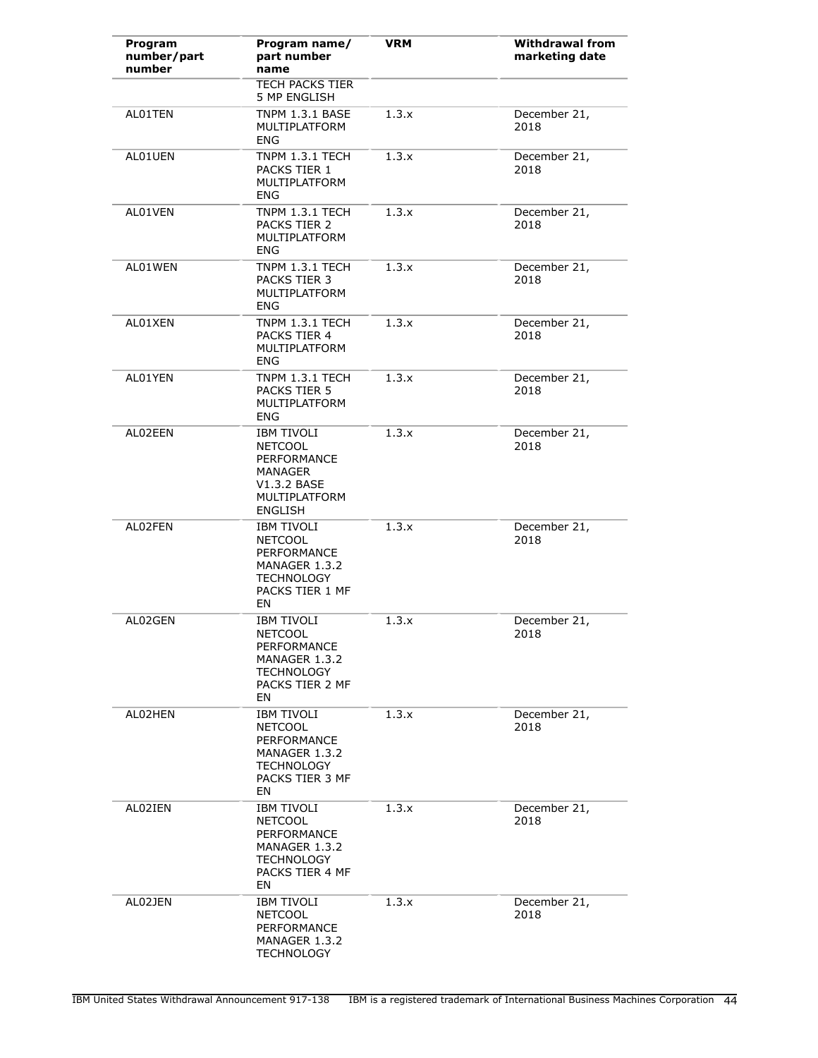| Program number/part number | Program name/ part number name | VRM | Withdrawal from marketing date |
|---|---|---|---|
| | TECH PACKS TIER 5 MP ENGLISH | | |
| AL01TEN | TNPM 1.3.1 BASE MULTIPLATFORM ENG | 1.3.x | December 21, 2018 |
| AL01UEN | TNPM 1.3.1 TECH PACKS TIER 1 MULTIPLATFORM ENG | 1.3.x | December 21, 2018 |
| AL01VEN | TNPM 1.3.1 TECH PACKS TIER 2 MULTIPLATFORM ENG | 1.3.x | December 21, 2018 |
| AL01WEN | TNPM 1.3.1 TECH PACKS TIER 3 MULTIPLATFORM ENG | 1.3.x | December 21, 2018 |
| AL01XEN | TNPM 1.3.1 TECH PACKS TIER 4 MULTIPLATFORM ENG | 1.3.x | December 21, 2018 |
| AL01YEN | TNPM 1.3.1 TECH PACKS TIER 5 MULTIPLATFORM ENG | 1.3.x | December 21, 2018 |
| AL02EEN | IBM TIVOLI NETCOOL PERFORMANCE MANAGER V1.3.2 BASE MULTIPLATFORM ENGLISH | 1.3.x | December 21, 2018 |
| AL02FEN | IBM TIVOLI NETCOOL PERFORMANCE MANAGER 1.3.2 TECHNOLOGY PACKS TIER 1 MF EN | 1.3.x | December 21, 2018 |
| AL02GEN | IBM TIVOLI NETCOOL PERFORMANCE MANAGER 1.3.2 TECHNOLOGY PACKS TIER 2 MF EN | 1.3.x | December 21, 2018 |
| AL02HEN | IBM TIVOLI NETCOOL PERFORMANCE MANAGER 1.3.2 TECHNOLOGY PACKS TIER 3 MF EN | 1.3.x | December 21, 2018 |
| AL02IEN | IBM TIVOLI NETCOOL PERFORMANCE MANAGER 1.3.2 TECHNOLOGY PACKS TIER 4 MF EN | 1.3.x | December 21, 2018 |
| AL02JEN | IBM TIVOLI NETCOOL PERFORMANCE MANAGER 1.3.2 TECHNOLOGY | 1.3.x | December 21, 2018 |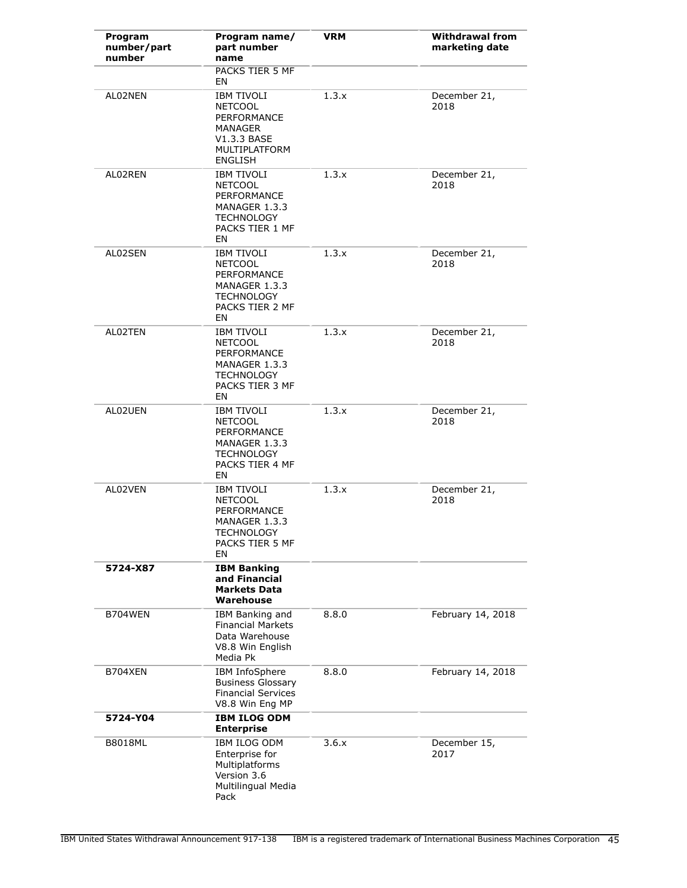| Program number/part number | Program name/ part number name | VRM | Withdrawal from marketing date |
|---|---|---|---|
| | PACKS TIER 5 MF EN | | |
| AL02NEN | IBM TIVOLI NETCOOL PERFORMANCE MANAGER V1.3.3 BASE MULTIPLATFORM ENGLISH | 1.3.x | December 21, 2018 |
| AL02REN | IBM TIVOLI NETCOOL PERFORMANCE MANAGER 1.3.3 TECHNOLOGY PACKS TIER 1 MF EN | 1.3.x | December 21, 2018 |
| AL02SEN | IBM TIVOLI NETCOOL PERFORMANCE MANAGER 1.3.3 TECHNOLOGY PACKS TIER 2 MF EN | 1.3.x | December 21, 2018 |
| AL02TEN | IBM TIVOLI NETCOOL PERFORMANCE MANAGER 1.3.3 TECHNOLOGY PACKS TIER 3 MF EN | 1.3.x | December 21, 2018 |
| AL02UEN | IBM TIVOLI NETCOOL PERFORMANCE MANAGER 1.3.3 TECHNOLOGY PACKS TIER 4 MF EN | 1.3.x | December 21, 2018 |
| AL02VEN | IBM TIVOLI NETCOOL PERFORMANCE MANAGER 1.3.3 TECHNOLOGY PACKS TIER 5 MF EN | 1.3.x | December 21, 2018 |
| **5724-X87** | **IBM Banking and Financial Markets Data Warehouse** | | |
| B704WEN | IBM Banking and Financial Markets Data Warehouse V8.8 Win English Media Pk | 8.8.0 | February 14, 2018 |
| B704XEN | IBM InfoSphere Business Glossary Financial Services V8.8 Win Eng MP | 8.8.0 | February 14, 2018 |
| **5724-Y04** | **IBM ILOG ODM Enterprise** | | |
| B8018ML | IBM ILOG ODM Enterprise for Multiplatforms Version 3.6 Multilingual Media Pack | 3.6.x | December 15, 2017 |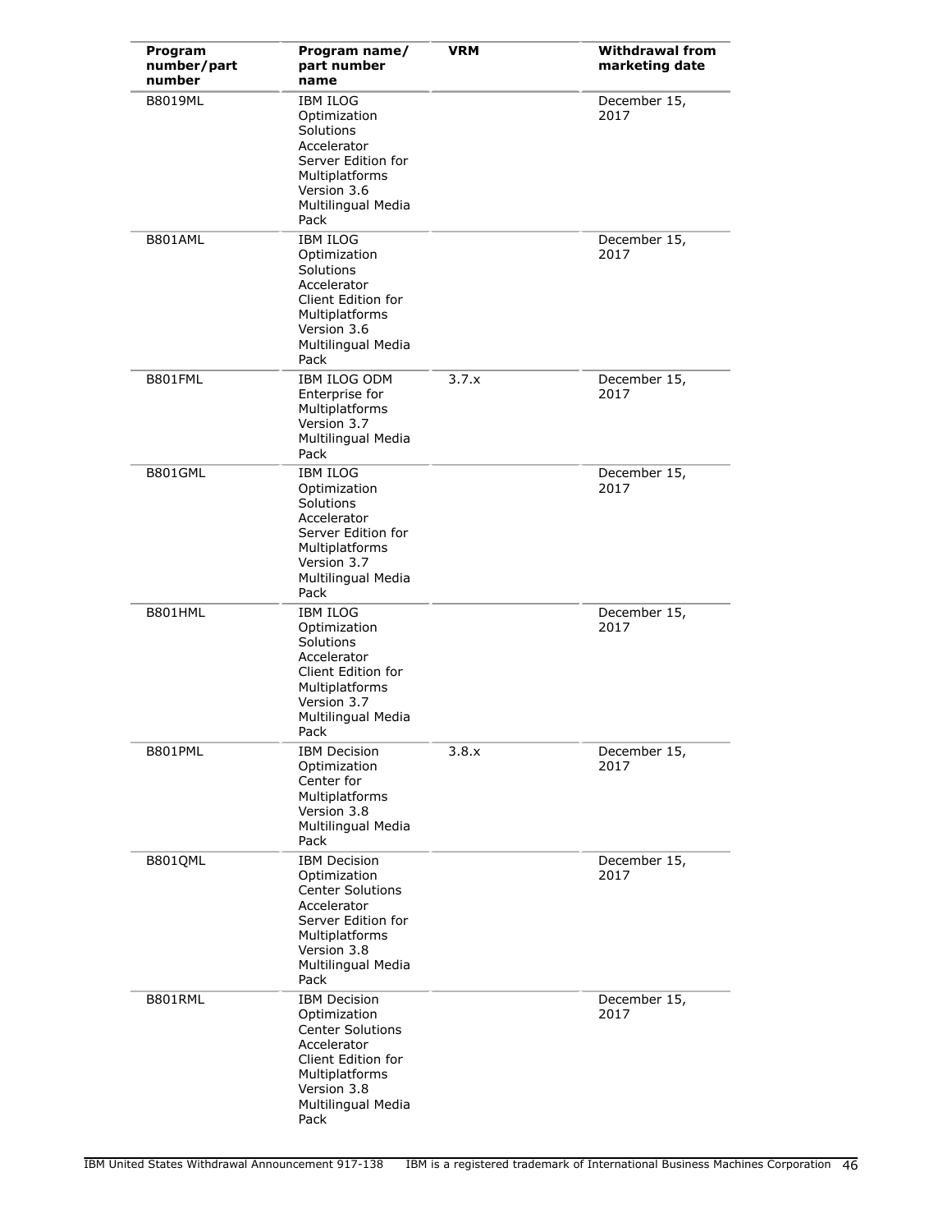| Program number/part number | Program name/ part number name | VRM | Withdrawal from marketing date |
|---|---|---|---|
| B8019ML | IBM ILOG Optimization Solutions Accelerator Server Edition for Multiplatforms Version 3.6 Multilingual Media Pack | | December 15, 2017 |
| B801AML | IBM ILOG Optimization Solutions Accelerator Client Edition for Multiplatforms Version 3.6 Multilingual Media Pack | | December 15, 2017 |
| B801FML | IBM ILOG ODM Enterprise for Multiplatforms Version 3.7 Multilingual Media Pack | 3.7.x | December 15, 2017 |
| B801GML | IBM ILOG Optimization Solutions Accelerator Server Edition for Multiplatforms Version 3.7 Multilingual Media Pack | | December 15, 2017 |
| B801HML | IBM ILOG Optimization Solutions Accelerator Client Edition for Multiplatforms Version 3.7 Multilingual Media Pack | | December 15, 2017 |
| B801PML | IBM Decision Optimization Center for Multiplatforms Version 3.8 Multilingual Media Pack | 3.8.x | December 15, 2017 |
| B801QML | IBM Decision Optimization Center Solutions Accelerator Server Edition for Multiplatforms Version 3.8 Multilingual Media Pack | | December 15, 2017 |
| B801RML | IBM Decision Optimization Center Solutions Accelerator Client Edition for Multiplatforms Version 3.8 Multilingual Media Pack | | December 15, 2017 |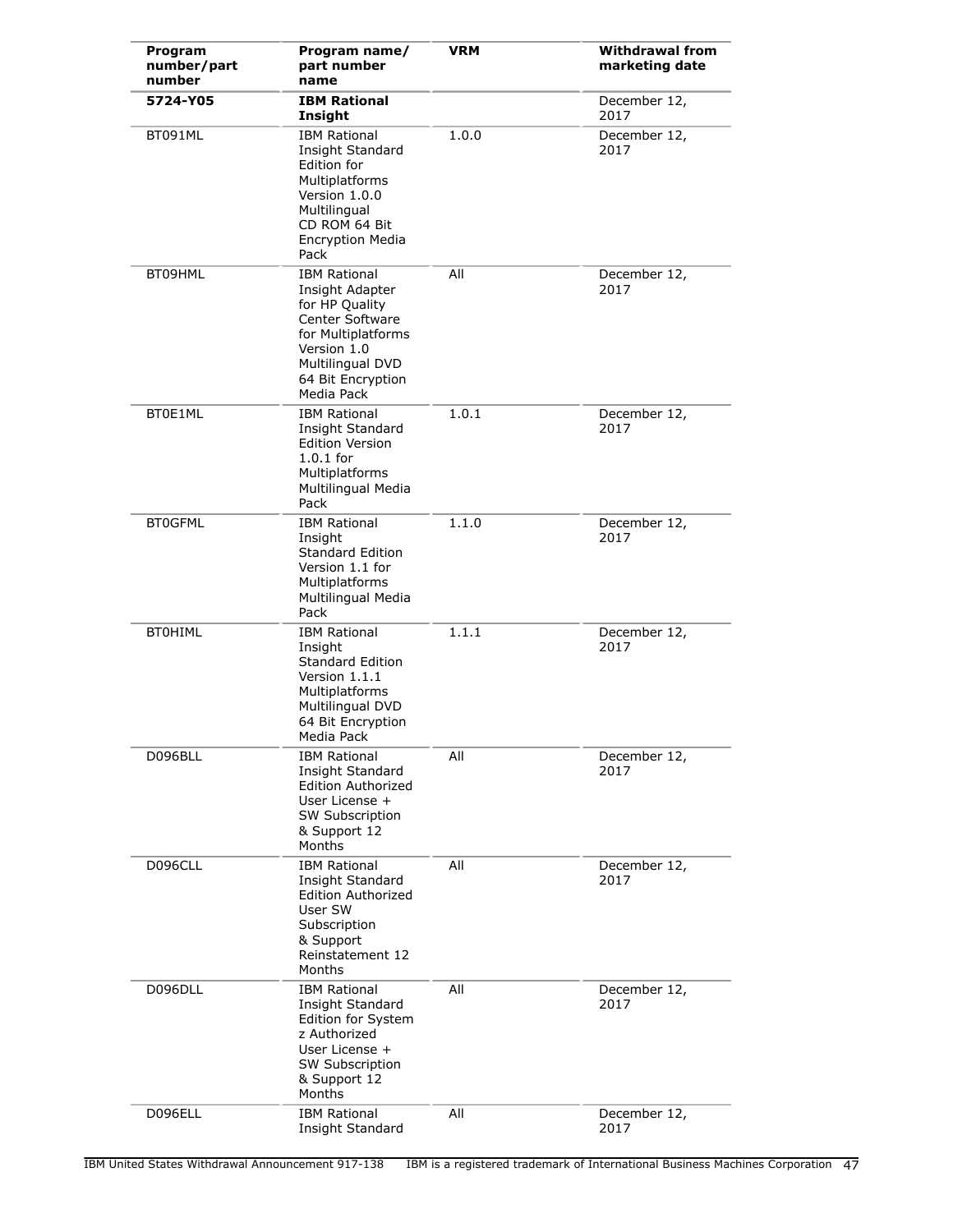| Program number/part number | Program name/ part number name | VRM | Withdrawal from marketing date |
|---|---|---|---|
| **5724-Y05** | **IBM Rational Insight** | | December 12, 2017 |
| BT091ML | IBM Rational Insight Standard Edition for Multiplatforms Version 1.0.0 Multilingual CD ROM 64 Bit Encryption Media Pack | 1.0.0 | December 12, 2017 |
| BT09HML | IBM Rational Insight Adapter for HP Quality Center Software for Multiplatforms Version 1.0 Multilingual DVD 64 Bit Encryption Media Pack | All | December 12, 2017 |
| BT0E1ML | IBM Rational Insight Standard Edition Version 1.0.1 for Multiplatforms Multilingual Media Pack | 1.0.1 | December 12, 2017 |
| BT0GFML | IBM Rational Insight Standard Edition Version 1.1 for Multiplatforms Multilingual Media Pack | 1.1.0 | December 12, 2017 |
| BT0HIML | IBM Rational Insight Standard Edition Version 1.1.1 Multiplatforms Multilingual DVD 64 Bit Encryption Media Pack | 1.1.1 | December 12, 2017 |
| D096BLL | IBM Rational Insight Standard Edition Authorized User License + SW Subscription & Support 12 Months | All | December 12, 2017 |
| D096CLL | IBM Rational Insight Standard Edition Authorized User SW Subscription & Support Reinstatement 12 Months | All | December 12, 2017 |
| D096DLL | IBM Rational Insight Standard Edition for System z Authorized User License + SW Subscription & Support 12 Months | All | December 12, 2017 |
| D096ELL | IBM Rational Insight Standard | All | December 12, 2017 |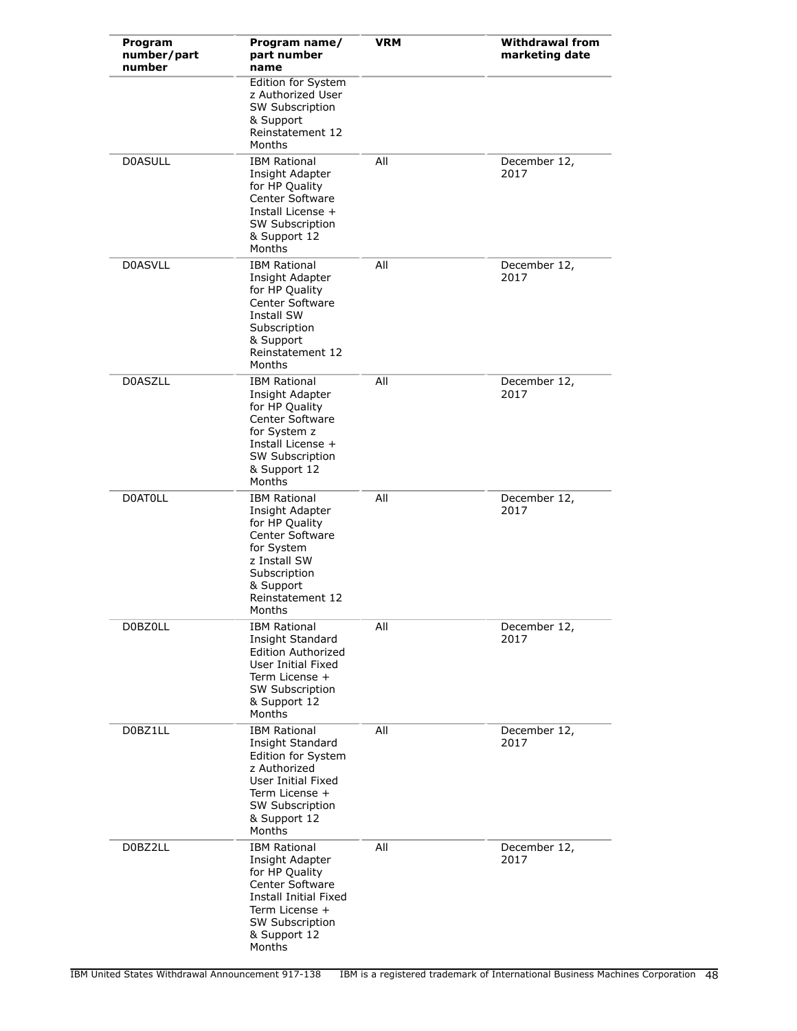| Program number/part number | Program name/ part number name | VRM | Withdrawal from marketing date |
|---|---|---|---|
| | Edition for System z Authorized User SW Subscription & Support Reinstatement 12 Months | | |
| D0ASULL | IBM Rational Insight Adapter for HP Quality Center Software Install License + SW Subscription & Support 12 Months | All | December 12, 2017 |
| D0ASVLL | IBM Rational Insight Adapter for HP Quality Center Software Install SW Subscription & Support Reinstatement 12 Months | All | December 12, 2017 |
| D0ASZLL | IBM Rational Insight Adapter for HP Quality Center Software for System z Install License + SW Subscription & Support 12 Months | All | December 12, 2017 |
| D0AT0LL | IBM Rational Insight Adapter for HP Quality Center Software for System z Install SW Subscription & Support Reinstatement 12 Months | All | December 12, 2017 |
| D0BZ0LL | IBM Rational Insight Standard Edition Authorized User Initial Fixed Term License + SW Subscription & Support 12 Months | All | December 12, 2017 |
| D0BZ1LL | IBM Rational Insight Standard Edition for System z Authorized User Initial Fixed Term License + SW Subscription & Support 12 Months | All | December 12, 2017 |
| D0BZ2LL | IBM Rational Insight Adapter for HP Quality Center Software Install Initial Fixed Term License + SW Subscription & Support 12 Months | All | December 12, 2017 |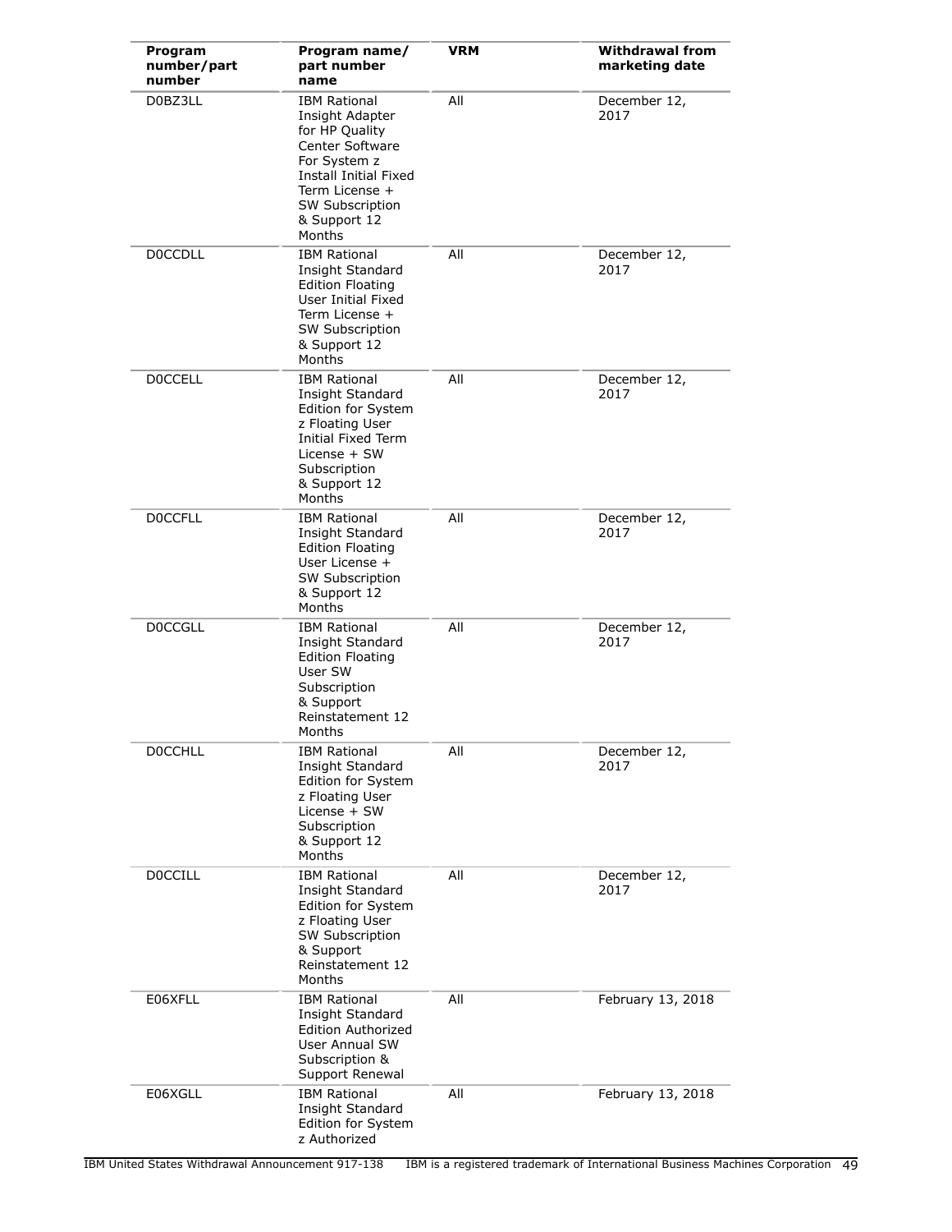| Program number/part number | Program name/ part number name | VRM | Withdrawal from marketing date |
|---|---|---|---|
| D0BZ3LL | IBM Rational Insight Adapter for HP Quality Center Software For System z Install Initial Fixed Term License + SW Subscription & Support 12 Months | All | December 12, 2017 |
| D0CCDLL | IBM Rational Insight Standard Edition Floating User Initial Fixed Term License + SW Subscription & Support 12 Months | All | December 12, 2017 |
| D0CCELL | IBM Rational Insight Standard Edition for System z Floating User Initial Fixed Term License + SW Subscription & Support 12 Months | All | December 12, 2017 |
| D0CCFLL | IBM Rational Insight Standard Edition Floating User License + SW Subscription & Support 12 Months | All | December 12, 2017 |
| D0CCGLL | IBM Rational Insight Standard Edition Floating User SW Subscription & Support Reinstatement 12 Months | All | December 12, 2017 |
| D0CCHLL | IBM Rational Insight Standard Edition for System z Floating User License + SW Subscription & Support 12 Months | All | December 12, 2017 |
| D0CCILL | IBM Rational Insight Standard Edition for System z Floating User SW Subscription & Support Reinstatement 12 Months | All | December 12, 2017 |
| E06XFLL | IBM Rational Insight Standard Edition Authorized User Annual SW Subscription & Support Renewal | All | February 13, 2018 |
| E06XGLL | IBM Rational Insight Standard Edition for System z Authorized | All | February 13, 2018 |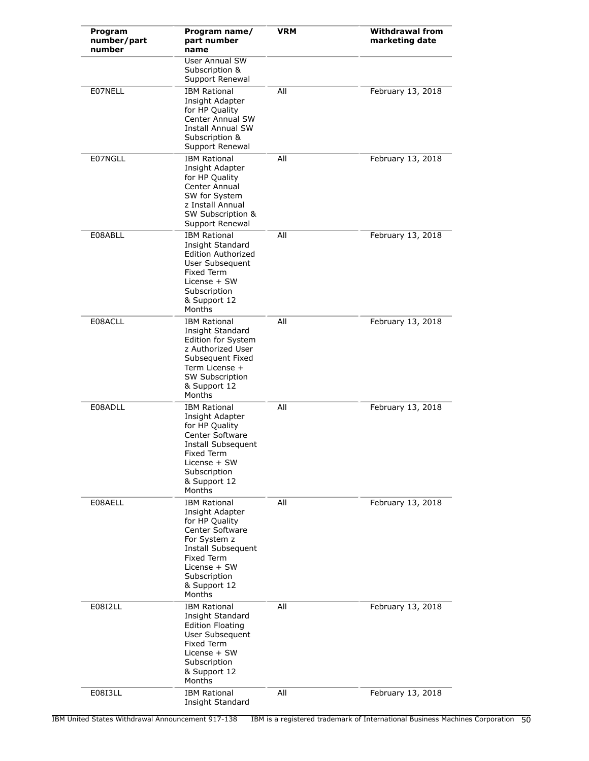| Program number/part number | Program name/ part number name | VRM | Withdrawal from marketing date |
|---|---|---|---|
| | User Annual SW Subscription & Support Renewal | | |
| E07NELL | IBM Rational Insight Adapter for HP Quality Center Annual SW Install Annual SW Subscription & Support Renewal | All | February 13, 2018 |
| E07NGLL | IBM Rational Insight Adapter for HP Quality Center Annual SW for System z Install Annual SW Subscription & Support Renewal | All | February 13, 2018 |
| E08ABLL | IBM Rational Insight Standard Edition Authorized User Subsequent Fixed Term License + SW Subscription & Support 12 Months | All | February 13, 2018 |
| E08ACLL | IBM Rational Insight Standard Edition for System z Authorized User Subsequent Fixed Term License + SW Subscription & Support 12 Months | All | February 13, 2018 |
| E08ADLL | IBM Rational Insight Adapter for HP Quality Center Software Install Subsequent Fixed Term License + SW Subscription & Support 12 Months | All | February 13, 2018 |
| E08AELL | IBM Rational Insight Adapter for HP Quality Center Software For System z Install Subsequent Fixed Term License + SW Subscription & Support 12 Months | All | February 13, 2018 |
| E08I2LL | IBM Rational Insight Standard Edition Floating User Subsequent Fixed Term License + SW Subscription & Support 12 Months | All | February 13, 2018 |
| E08I3LL | IBM Rational Insight Standard | All | February 13, 2018 |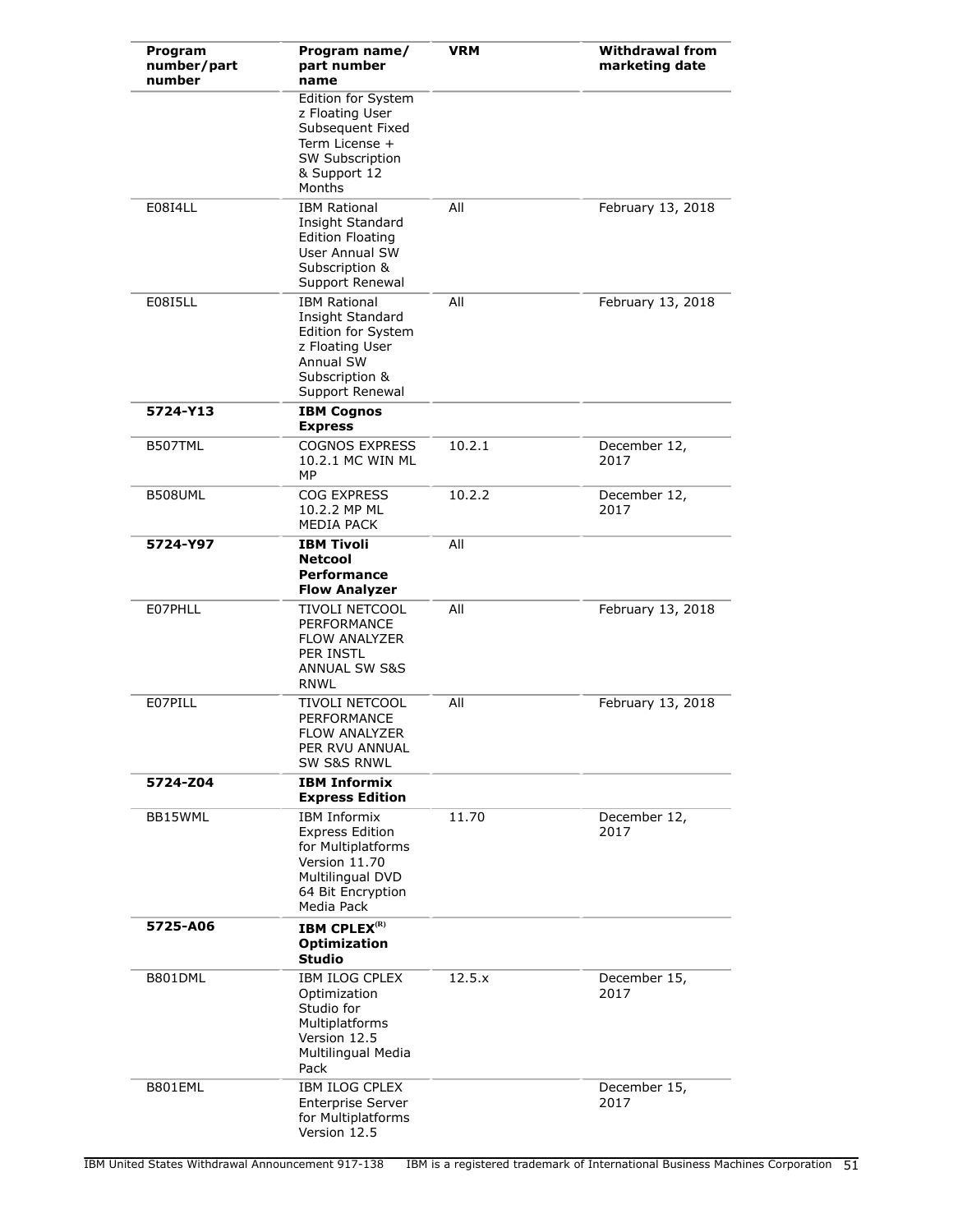| Program number/part number | Program name/ part number name | VRM | Withdrawal from marketing date |
|---|---|---|---|
| | Edition for System z Floating User Subsequent Fixed Term License + SW Subscription & Support 12 Months | | |
| E08I4LL | IBM Rational Insight Standard Edition Floating User Annual SW Subscription & Support Renewal | All | February 13, 2018 |
| E08I5LL | IBM Rational Insight Standard Edition for System z Floating User Annual SW Subscription & Support Renewal | All | February 13, 2018 |
| **5724-Y13** | **IBM Cognos Express** | | |
| B507TML | COGNOS EXPRESS 10.2.1 MC WIN ML MP | 10.2.1 | December 12, 2017 |
| B508UML | COG EXPRESS 10.2.2 MP ML MEDIA PACK | 10.2.2 | December 12, 2017 |
| **5724-Y97** | **IBM Tivoli Netcool Performance Flow Analyzer** | All | |
| E07PHLL | TIVOLI NETCOOL PERFORMANCE FLOW ANALYZER PER INSTL ANNUAL SW S&S RNWL | All | February 13, 2018 |
| E07PILL | TIVOLI NETCOOL PERFORMANCE FLOW ANALYZER PER RVU ANNUAL SW S&S RNWL | All | February 13, 2018 |
| **5724-Z04** | **IBM Informix Express Edition** | | |
| BB15WML | IBM Informix Express Edition for Multiplatforms Version 11.70 Multilingual DVD 64 Bit Encryption Media Pack | 11.70 | December 12, 2017 |
| **5725-A06** | **IBM CPLEX(R) Optimization Studio** | | |
| B801DML | IBM ILOG CPLEX Optimization Studio for Multiplatforms Version 12.5 Multilingual Media Pack | 12.5.x | December 15, 2017 |
| B801EML | IBM ILOG CPLEX Enterprise Server for Multiplatforms Version 12.5 | | December 15, 2017 |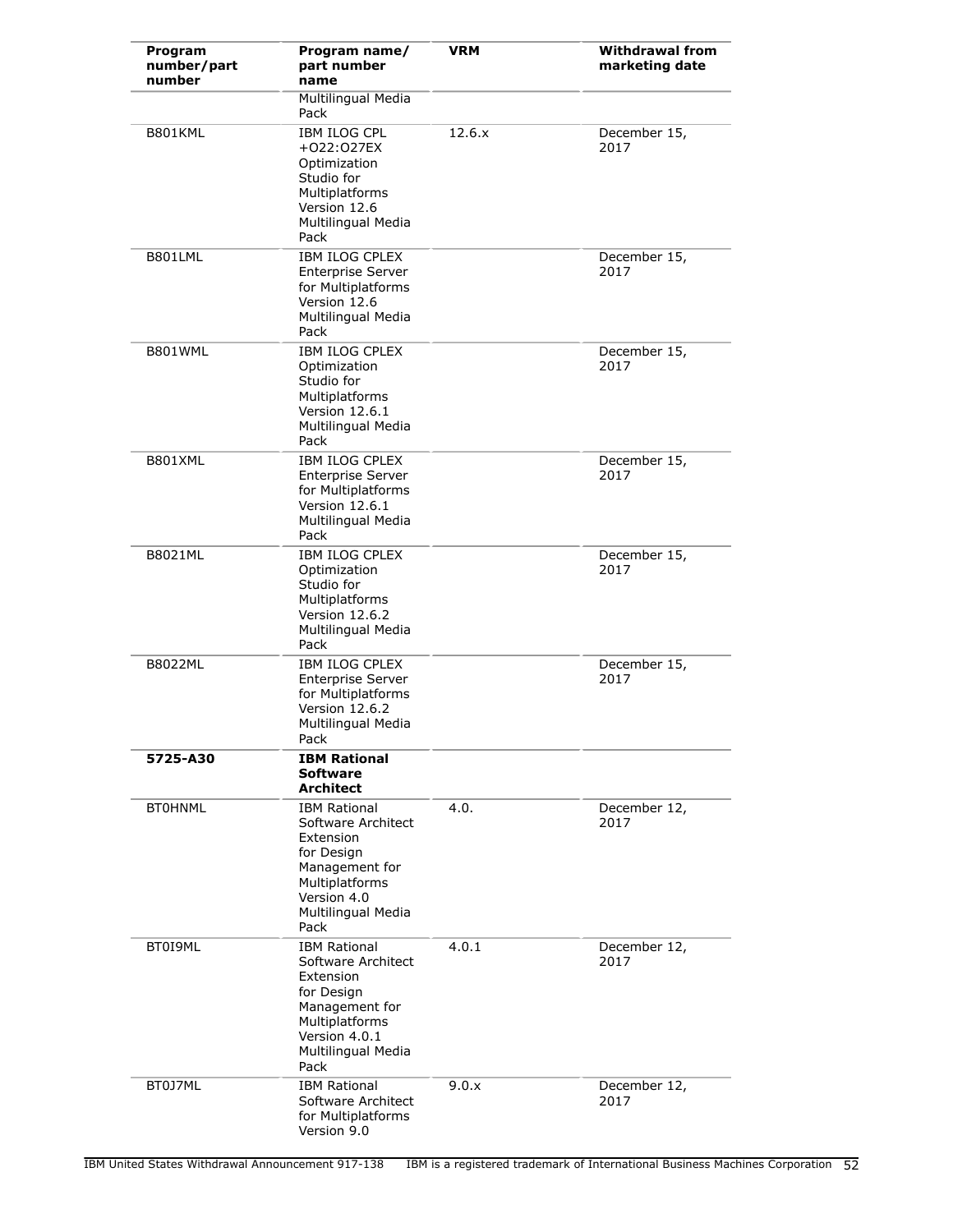| Program number/part number | Program name/ part number name | VRM | Withdrawal from marketing date |
|---|---|---|---|
| | Multilingual Media Pack | | |
| B801KML | IBM ILOG CPL +O22:O27EX Optimization Studio for Multiplatforms Version 12.6 Multilingual Media Pack | 12.6.x | December 15, 2017 |
| B801LML | IBM ILOG CPLEX Enterprise Server for Multiplatforms Version 12.6 Multilingual Media Pack | | December 15, 2017 |
| B801WML | IBM ILOG CPLEX Optimization Studio for Multiplatforms Version 12.6.1 Multilingual Media Pack | | December 15, 2017 |
| B801XML | IBM ILOG CPLEX Enterprise Server for Multiplatforms Version 12.6.1 Multilingual Media Pack | | December 15, 2017 |
| B8021ML | IBM ILOG CPLEX Optimization Studio for Multiplatforms Version 12.6.2 Multilingual Media Pack | | December 15, 2017 |
| B8022ML | IBM ILOG CPLEX Enterprise Server for Multiplatforms Version 12.6.2 Multilingual Media Pack | | December 15, 2017 |
| **5725-A30** | **IBM Rational Software Architect** | | |
| BT0HNML | IBM Rational Software Architect Extension for Design Management for Multiplatforms Version 4.0 Multilingual Media Pack | 4.0. | December 12, 2017 |
| BT0I9ML | IBM Rational Software Architect Extension for Design Management for Multiplatforms Version 4.0.1 Multilingual Media Pack | 4.0.1 | December 12, 2017 |
| BT0J7ML | IBM Rational Software Architect for Multiplatforms Version 9.0 | 9.0.x | December 12, 2017 |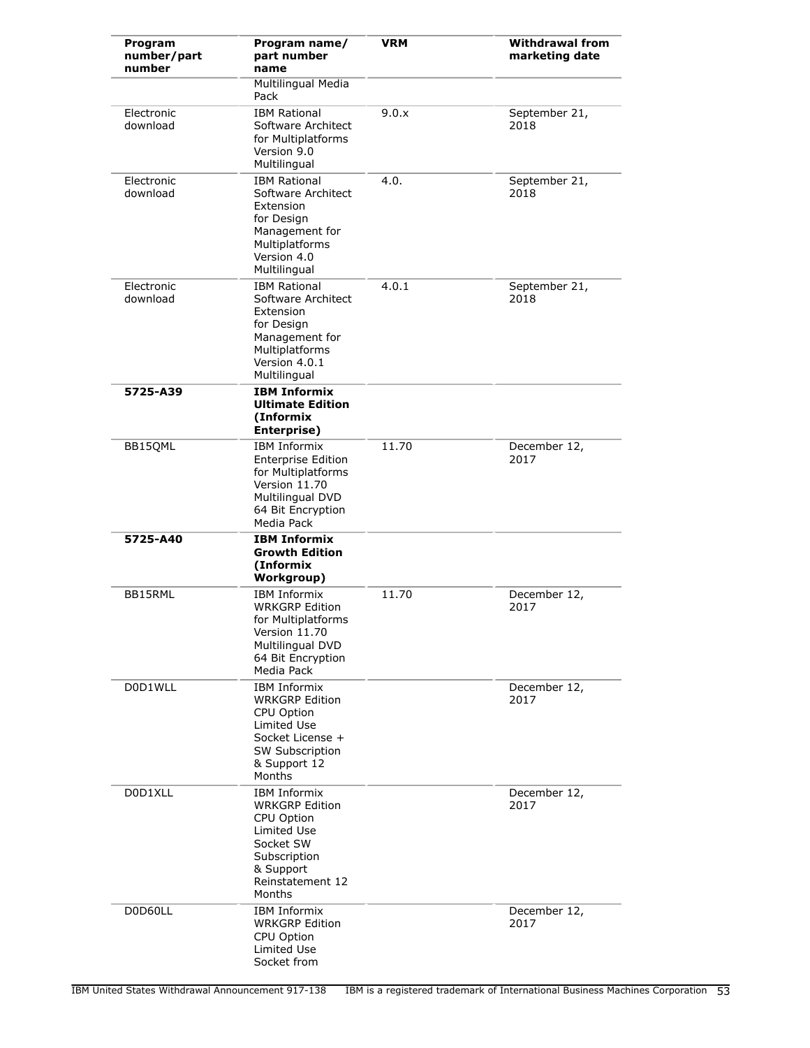| Program number/part number | Program name/ part number name | VRM | Withdrawal from marketing date |
|---|---|---|---|
| | Multilingual Media Pack | | |
| Electronic download | IBM Rational Software Architect for Multiplatforms Version 9.0 Multilingual | 9.0.x | September 21, 2018 |
| Electronic download | IBM Rational Software Architect Extension for Design Management for Multiplatforms Version 4.0 Multilingual | 4.0. | September 21, 2018 |
| Electronic download | IBM Rational Software Architect Extension for Design Management for Multiplatforms Version 4.0.1 Multilingual | 4.0.1 | September 21, 2018 |
| **5725-A39** | **IBM Informix Ultimate Edition (Informix Enterprise)** | | |
| BB15QML | IBM Informix Enterprise Edition for Multiplatforms Version 11.70 Multilingual DVD 64 Bit Encryption Media Pack | 11.70 | December 12, 2017 |
| **5725-A40** | **IBM Informix Growth Edition (Informix Workgroup)** | | |
| BB15RML | IBM Informix WRKGRP Edition for Multiplatforms Version 11.70 Multilingual DVD 64 Bit Encryption Media Pack | 11.70 | December 12, 2017 |
| D0D1WLL | IBM Informix WRKGRP Edition CPU Option Limited Use Socket License + SW Subscription & Support 12 Months | | December 12, 2017 |
| D0D1XLL | IBM Informix WRKGRP Edition CPU Option Limited Use Socket SW Subscription & Support Reinstatement 12 Months | | December 12, 2017 |
| D0D60LL | IBM Informix WRKGRP Edition CPU Option Limited Use Socket from | | December 12, 2017 |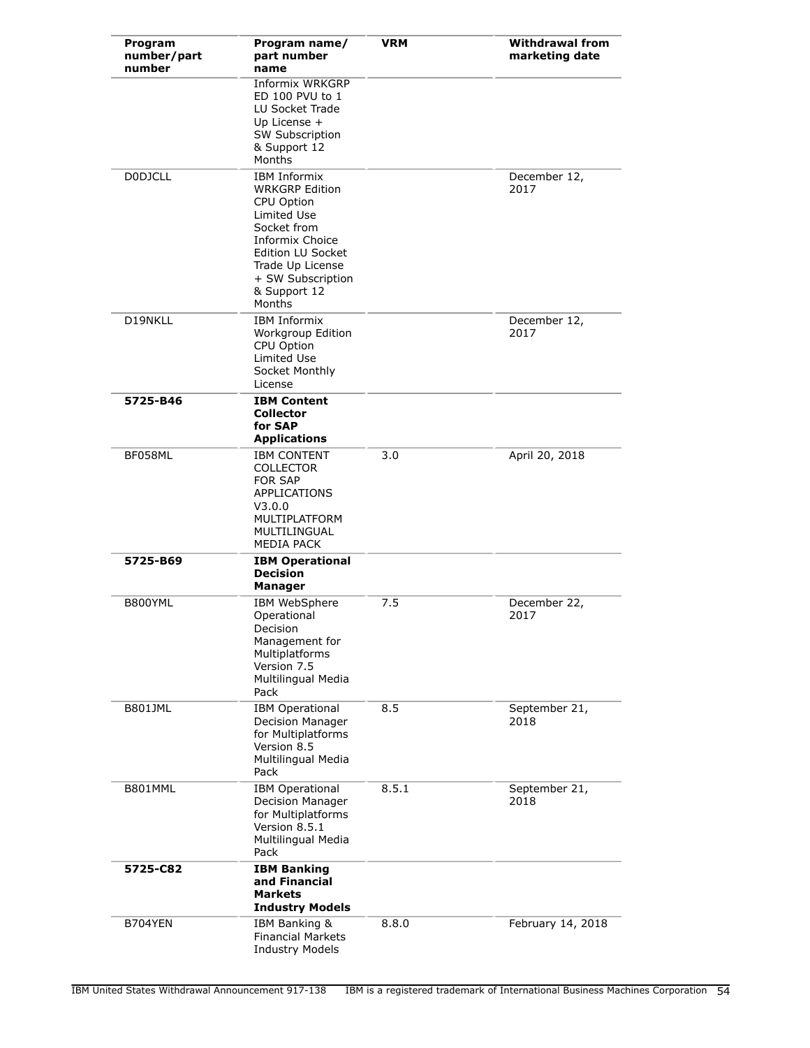| Program number/part number | Program name/ part number name | VRM | Withdrawal from marketing date |
|---|---|---|---|
| | Informix WRKGRP ED 100 PVU to 1 LU Socket Trade Up License + SW Subscription & Support 12 Months | | |
| D0DJCLL | IBM Informix WRKGRP Edition CPU Option Limited Use Socket from Informix Choice Edition LU Socket Trade Up License + SW Subscription & Support 12 Months | | December 12, 2017 |
| D19NKLL | IBM Informix Workgroup Edition CPU Option Limited Use Socket Monthly License | | December 12, 2017 |
| **5725-B46** | **IBM Content Collector for SAP Applications** | | |
| BF058ML | IBM CONTENT COLLECTOR FOR SAP APPLICATIONS V3.0.0 MULTIPLATFORM MULTILINGUAL MEDIA PACK | 3.0 | April 20, 2018 |
| **5725-B69** | **IBM Operational Decision Manager** | | |
| B800YML | IBM WebSphere Operational Decision Management for Multiplatforms Version 7.5 Multilingual Media Pack | 7.5 | December 22, 2017 |
| B801JML | IBM Operational Decision Manager for Multiplatforms Version 8.5 Multilingual Media Pack | 8.5 | September 21, 2018 |
| B801MML | IBM Operational Decision Manager for Multiplatforms Version 8.5.1 Multilingual Media Pack | 8.5.1 | September 21, 2018 |
| **5725-C82** | **IBM Banking and Financial Markets Industry Models** | | |
| B704YEN | IBM Banking & Financial Markets Industry Models | 8.8.0 | February 14, 2018 |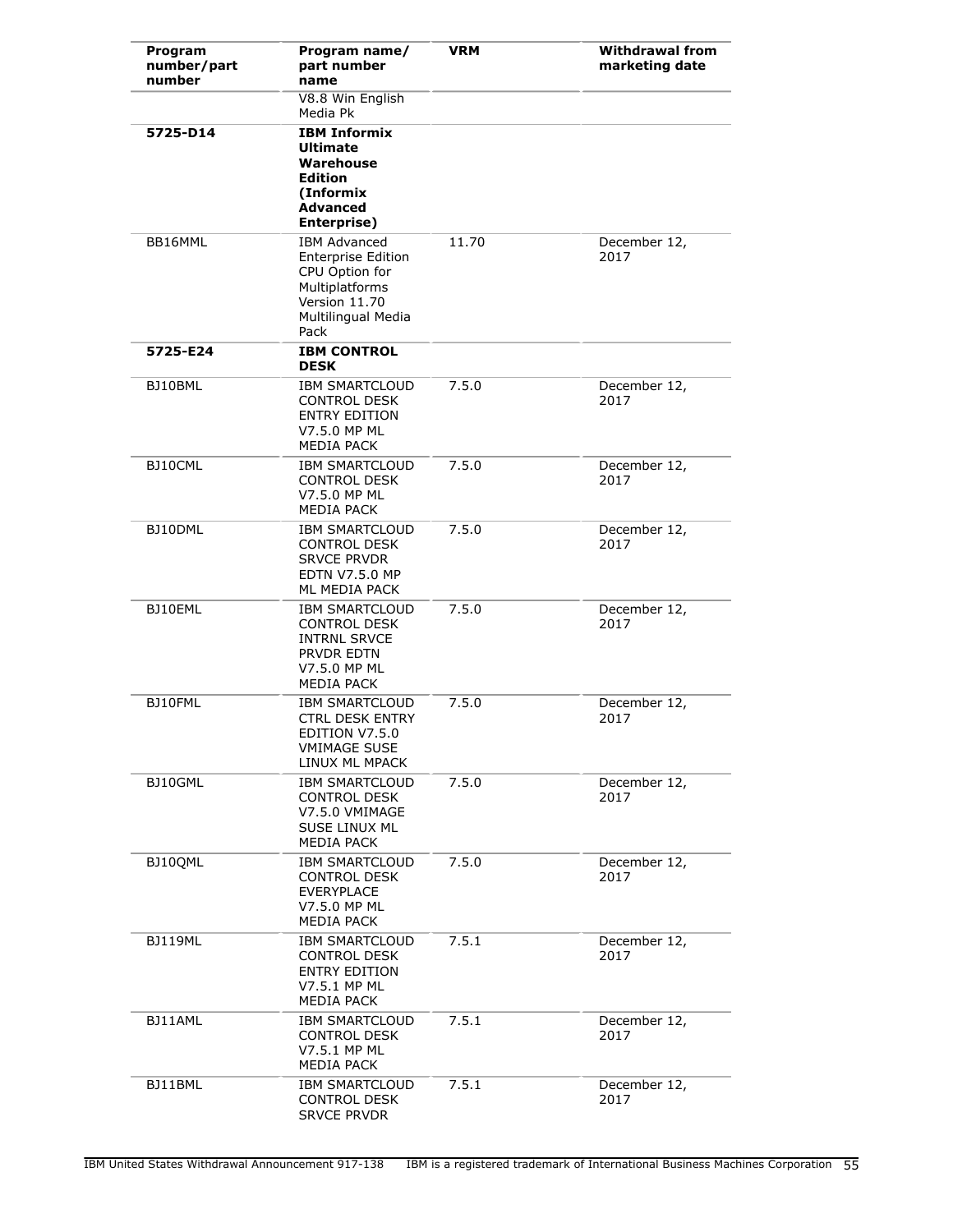| Program number/part number | Program name/ part number name | VRM | Withdrawal from marketing date |
|---|---|---|---|
| | V8.8 Win English Media Pk | | |
| **5725-D14** | **IBM Informix Ultimate Warehouse Edition (Informix Advanced Enterprise)** | | |
| BB16MML | IBM Advanced Enterprise Edition CPU Option for Multiplatforms Version 11.70 Multilingual Media Pack | 11.70 | December 12, 2017 |
| **5725-E24** | **IBM CONTROL DESK** | | |
| BJ10BML | IBM SMARTCLOUD CONTROL DESK ENTRY EDITION V7.5.0 MP ML MEDIA PACK | 7.5.0 | December 12, 2017 |
| BJ10CML | IBM SMARTCLOUD CONTROL DESK V7.5.0 MP ML MEDIA PACK | 7.5.0 | December 12, 2017 |
| BJ10DML | IBM SMARTCLOUD CONTROL DESK SRVCE PRVDR EDTN V7.5.0 MP ML MEDIA PACK | 7.5.0 | December 12, 2017 |
| BJ10EML | IBM SMARTCLOUD CONTROL DESK INTRNL SRVCE PRVDR EDTN V7.5.0 MP ML MEDIA PACK | 7.5.0 | December 12, 2017 |
| BJ10FML | IBM SMARTCLOUD CTRL DESK ENTRY EDITION V7.5.0 VMIMAGE SUSE LINUX ML MPACK | 7.5.0 | December 12, 2017 |
| BJ10GML | IBM SMARTCLOUD CONTROL DESK V7.5.0 VMIMAGE SUSE LINUX ML MEDIA PACK | 7.5.0 | December 12, 2017 |
| BJ10QML | IBM SMARTCLOUD CONTROL DESK EVERYPLACE V7.5.0 MP ML MEDIA PACK | 7.5.0 | December 12, 2017 |
| BJ119ML | IBM SMARTCLOUD CONTROL DESK ENTRY EDITION V7.5.1 MP ML MEDIA PACK | 7.5.1 | December 12, 2017 |
| BJ11AML | IBM SMARTCLOUD CONTROL DESK V7.5.1 MP ML MEDIA PACK | 7.5.1 | December 12, 2017 |
| BJ11BML | IBM SMARTCLOUD CONTROL DESK SRVCE PRVDR | 7.5.1 | December 12, 2017 |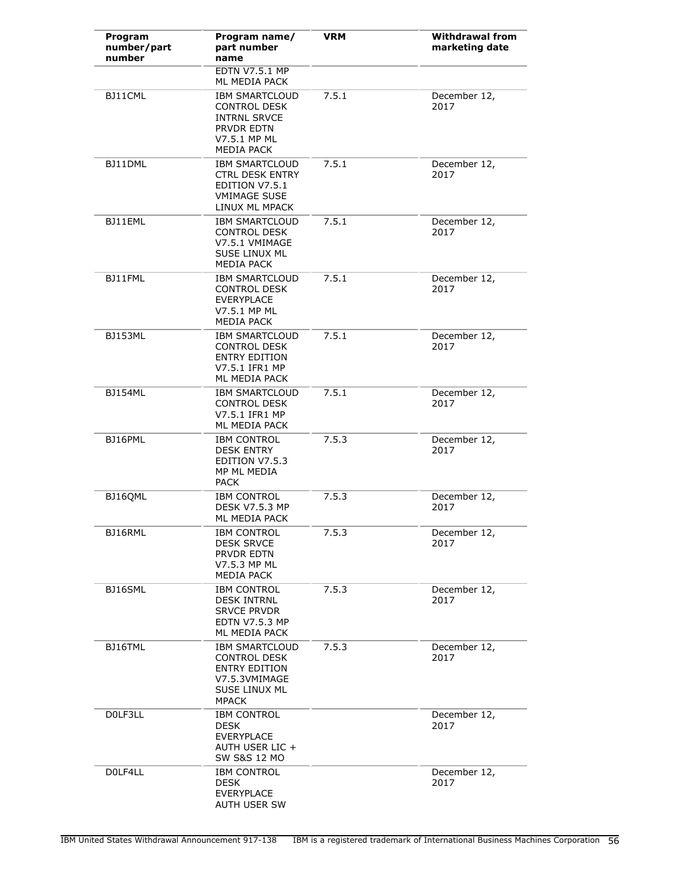| Program number/part number | Program name/ part number name | VRM | Withdrawal from marketing date |
|---|---|---|---|
| | EDTN V7.5.1 MP ML MEDIA PACK | | |
| BJ11CML | IBM SMARTCLOUD CONTROL DESK INTRNL SRVCE PRVDR EDTN V7.5.1 MP ML MEDIA PACK | 7.5.1 | December 12, 2017 |
| BJ11DML | IBM SMARTCLOUD CTRL DESK ENTRY EDITION V7.5.1 VMIMAGE SUSE LINUX ML MPACK | 7.5.1 | December 12, 2017 |
| BJ11EML | IBM SMARTCLOUD CONTROL DESK V7.5.1 VMIMAGE SUSE LINUX ML MEDIA PACK | 7.5.1 | December 12, 2017 |
| BJ11FML | IBM SMARTCLOUD CONTROL DESK EVERYPLACE V7.5.1 MP ML MEDIA PACK | 7.5.1 | December 12, 2017 |
| BJ153ML | IBM SMARTCLOUD CONTROL DESK ENTRY EDITION V7.5.1 IFR1 MP ML MEDIA PACK | 7.5.1 | December 12, 2017 |
| BJ154ML | IBM SMARTCLOUD CONTROL DESK V7.5.1 IFR1 MP ML MEDIA PACK | 7.5.1 | December 12, 2017 |
| BJ16PML | IBM CONTROL DESK ENTRY EDITION V7.5.3 MP ML MEDIA PACK | 7.5.3 | December 12, 2017 |
| BJ16QML | IBM CONTROL DESK V7.5.3 MP ML MEDIA PACK | 7.5.3 | December 12, 2017 |
| BJ16RML | IBM CONTROL DESK SRVCE PRVDR EDTN V7.5.3 MP ML MEDIA PACK | 7.5.3 | December 12, 2017 |
| BJ16SML | IBM CONTROL DESK INTRNL SRVCE PRVDR EDTN V7.5.3 MP ML MEDIA PACK | 7.5.3 | December 12, 2017 |
| BJ16TML | IBM SMARTCLOUD CONTROL DESK ENTRY EDITION V7.5.3VMIMAGE SUSE LINUX ML MPACK | 7.5.3 | December 12, 2017 |
| D0LF3LL | IBM CONTROL DESK EVERYPLACE AUTH USER LIC + SW S&S 12 MO | | December 12, 2017 |
| D0LF4LL | IBM CONTROL DESK EVERYPLACE AUTH USER SW | | December 12, 2017 |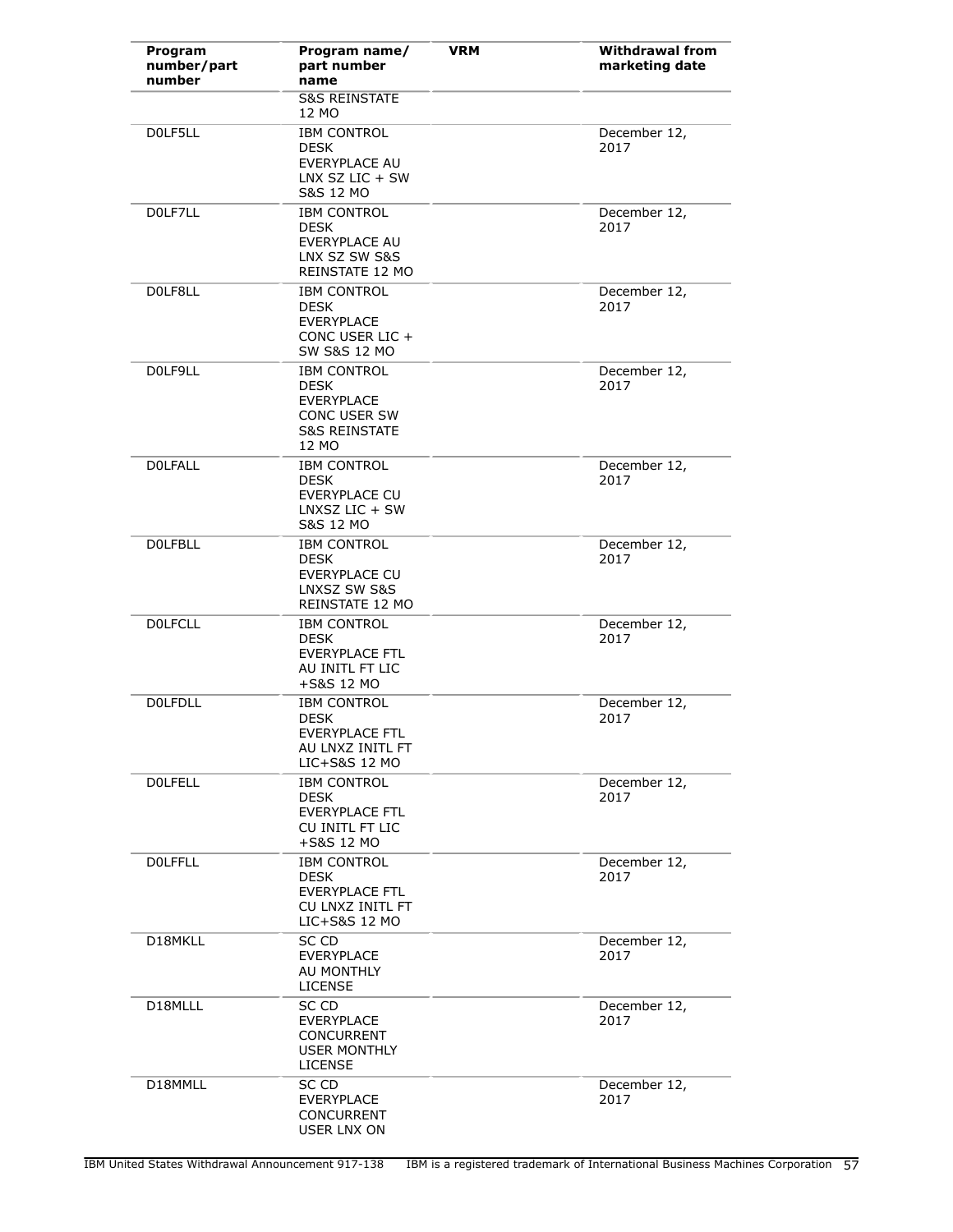| Program number/part number | Program name/ part number name | VRM | Withdrawal from marketing date |
|---|---|---|---|
| | S&S REINSTATE 12 MO | | |
| D0LF5LL | IBM CONTROL DESK EVERYPLACE AU LNX SZ LIC + SW S&S 12 MO | | December 12, 2017 |
| D0LF7LL | IBM CONTROL DESK EVERYPLACE AU LNX SZ SW S&S REINSTATE 12 MO | | December 12, 2017 |
| D0LF8LL | IBM CONTROL DESK EVERYPLACE CONC USER LIC + SW S&S 12 MO | | December 12, 2017 |
| D0LF9LL | IBM CONTROL DESK EVERYPLACE CONC USER SW S&S REINSTATE 12 MO | | December 12, 2017 |
| D0LFALL | IBM CONTROL DESK EVERYPLACE CU LNXSZ LIC + SW S&S 12 MO | | December 12, 2017 |
| D0LFBLL | IBM CONTROL DESK EVERYPLACE CU LNXSZ SW S&S REINSTATE 12 MO | | December 12, 2017 |
| D0LFCLL | IBM CONTROL DESK EVERYPLACE FTL AU INITL FT LIC +S&S 12 MO | | December 12, 2017 |
| D0LFDLL | IBM CONTROL DESK EVERYPLACE FTL AU LNXZ INITL FT LIC+S&S 12 MO | | December 12, 2017 |
| D0LFELL | IBM CONTROL DESK EVERYPLACE FTL CU INITL FT LIC +S&S 12 MO | | December 12, 2017 |
| D0LFFLL | IBM CONTROL DESK EVERYPLACE FTL CU LNXZ INITL FT LIC+S&S 12 MO | | December 12, 2017 |
| D18MKLL | SC CD EVERYPLACE AU MONTHLY LICENSE | | December 12, 2017 |
| D18MLLL | SC CD EVERYPLACE CONCURRENT USER MONTHLY LICENSE | | December 12, 2017 |
| D18MMLL | SC CD EVERYPLACE CONCURRENT USER LNX ON | | December 12, 2017 |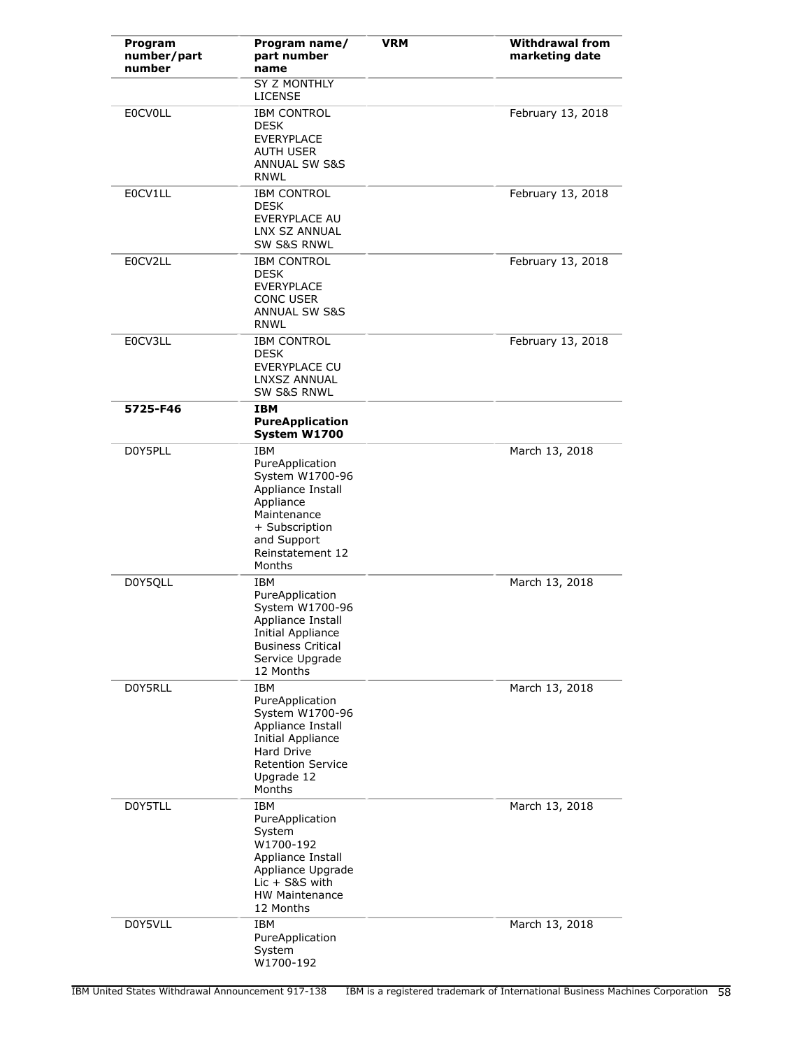| Program number/part number | Program name/ part number name | VRM | Withdrawal from marketing date |
|---|---|---|---|
| | SY Z MONTHLY LICENSE | | |
| E0CV0LL | IBM CONTROL DESK EVERYPLACE AUTH USER ANNUAL SW S&S RNWL | | February 13, 2018 |
| E0CV1LL | IBM CONTROL DESK EVERYPLACE AU LNX SZ ANNUAL SW S&S RNWL | | February 13, 2018 |
| E0CV2LL | IBM CONTROL DESK EVERYPLACE CONC USER ANNUAL SW S&S RNWL | | February 13, 2018 |
| E0CV3LL | IBM CONTROL DESK EVERYPLACE CU LNXSZ ANNUAL SW S&S RNWL | | February 13, 2018 |
| **5725-F46** | **IBM PureApplication System W1700** | | |
| D0Y5PLL | IBM PureApplication System W1700-96 Appliance Install Appliance Maintenance + Subscription and Support Reinstatement 12 Months | | March 13, 2018 |
| D0Y5QLL | IBM PureApplication System W1700-96 Appliance Install Initial Appliance Business Critical Service Upgrade 12 Months | | March 13, 2018 |
| D0Y5RLL | IBM PureApplication System W1700-96 Appliance Install Initial Appliance Hard Drive Retention Service Upgrade 12 Months | | March 13, 2018 |
| D0Y5TLL | IBM PureApplication System W1700-192 Appliance Install Appliance Upgrade Lic + S&S with HW Maintenance 12 Months | | March 13, 2018 |
| D0Y5VLL | IBM PureApplication System W1700-192 | | March 13, 2018 |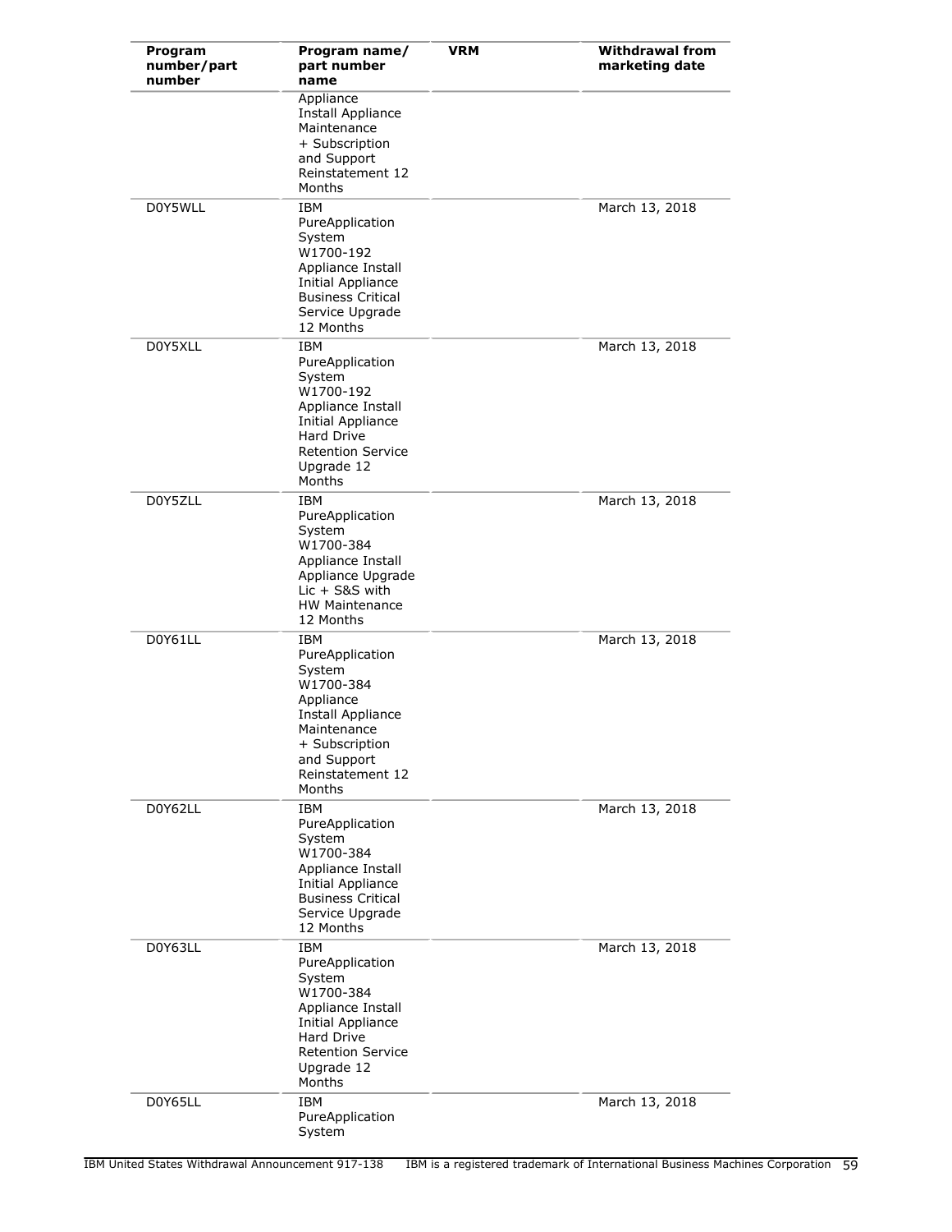| Program number/part number | Program name/ part number name | VRM | Withdrawal from marketing date |
|---|---|---|---|
| | Appliance Install Appliance Maintenance + Subscription and Support Reinstatement 12 Months | | |
| D0Y5WLL | IBM PureApplication System W1700-192 Appliance Install Initial Appliance Business Critical Service Upgrade 12 Months | | March 13, 2018 |
| D0Y5XLL | IBM PureApplication System W1700-192 Appliance Install Initial Appliance Hard Drive Retention Service Upgrade 12 Months | | March 13, 2018 |
| D0Y5ZLL | IBM PureApplication System W1700-384 Appliance Install Appliance Upgrade Lic + S&S with HW Maintenance 12 Months | | March 13, 2018 |
| D0Y61LL | IBM PureApplication System W1700-384 Appliance Install Appliance Maintenance + Subscription and Support Reinstatement 12 Months | | March 13, 2018 |
| D0Y62LL | IBM PureApplication System W1700-384 Appliance Install Initial Appliance Business Critical Service Upgrade 12 Months | | March 13, 2018 |
| D0Y63LL | IBM PureApplication System W1700-384 Appliance Install Initial Appliance Hard Drive Retention Service Upgrade 12 Months | | March 13, 2018 |
| D0Y65LL | IBM PureApplication System | | March 13, 2018 |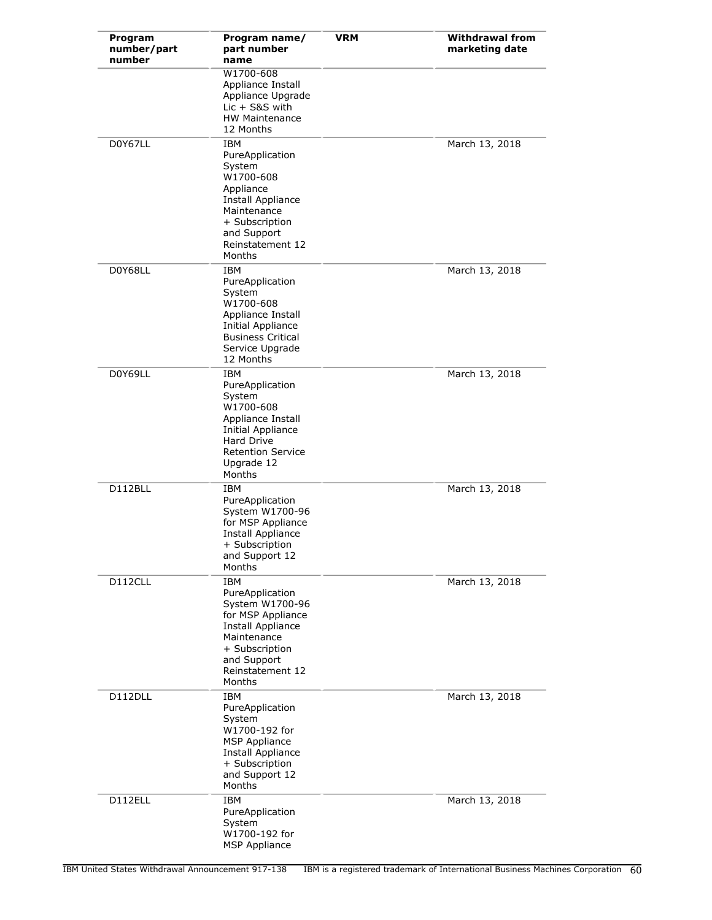| Program number/part number | Program name/ part number name | VRM | Withdrawal from marketing date |
|---|---|---|---|
| | W1700-608 Appliance Install Appliance Upgrade Lic + S&S with HW Maintenance 12 Months | | |
| D0Y67LL | IBM PureApplication System W1700-608 Appliance Install Appliance Maintenance + Subscription and Support Reinstatement 12 Months | | March 13, 2018 |
| D0Y68LL | IBM PureApplication System W1700-608 Appliance Install Initial Appliance Business Critical Service Upgrade 12 Months | | March 13, 2018 |
| D0Y69LL | IBM PureApplication System W1700-608 Appliance Install Initial Appliance Hard Drive Retention Service Upgrade 12 Months | | March 13, 2018 |
| D112BLL | IBM PureApplication System W1700-96 for MSP Appliance Install Appliance + Subscription and Support 12 Months | | March 13, 2018 |
| D112CLL | IBM PureApplication System W1700-96 for MSP Appliance Install Appliance Maintenance + Subscription and Support Reinstatement 12 Months | | March 13, 2018 |
| D112DLL | IBM PureApplication System W1700-192 for MSP Appliance Install Appliance + Subscription and Support 12 Months | | March 13, 2018 |
| D112ELL | IBM PureApplication System W1700-192 for MSP Appliance | | March 13, 2018 |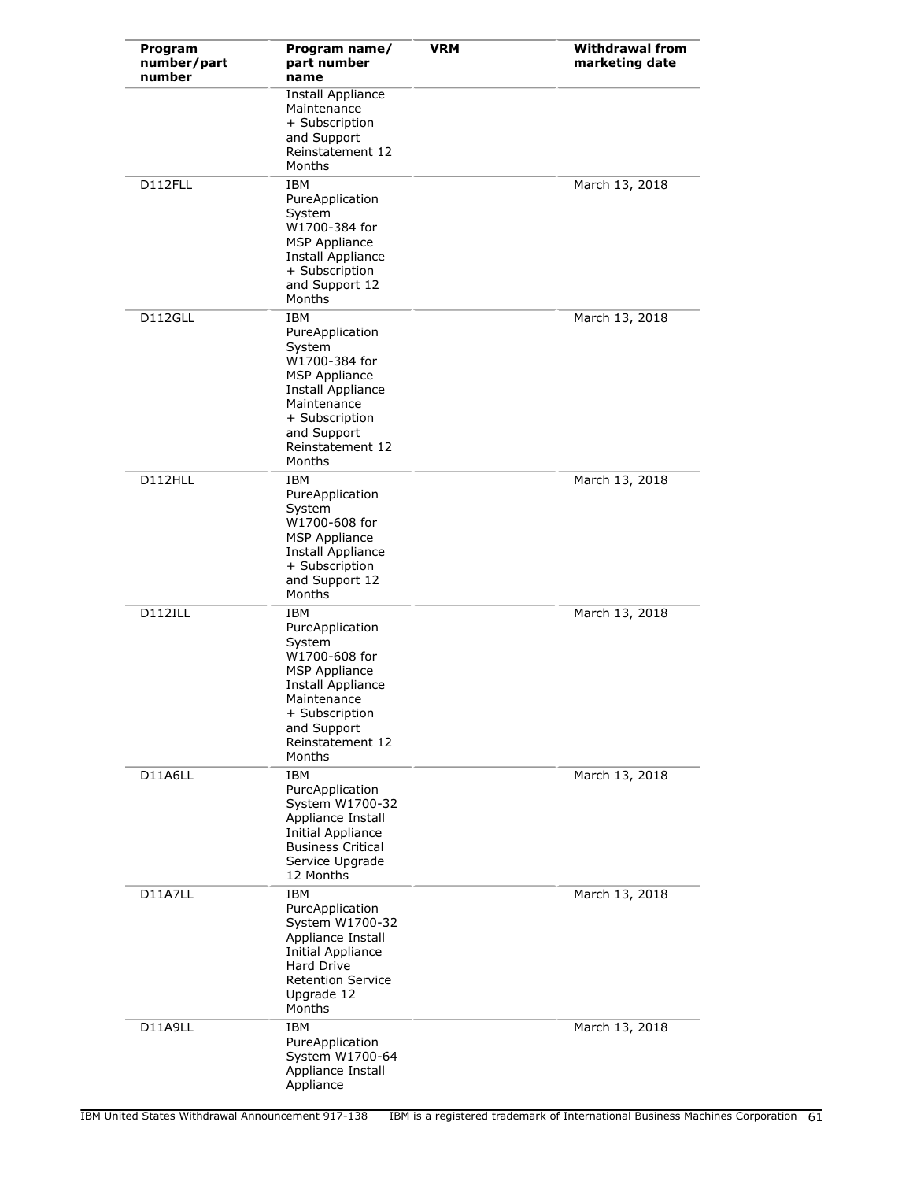| Program number/part number | Program name/ part number name | VRM | Withdrawal from marketing date |
|---|---|---|---|
| | Install Appliance Maintenance + Subscription and Support Reinstatement 12 Months | | |
| D112FLL | IBM PureApplication System W1700-384 for MSP Appliance Install Appliance + Subscription and Support 12 Months | | March 13, 2018 |
| D112GLL | IBM PureApplication System W1700-384 for MSP Appliance Install Appliance Maintenance + Subscription and Support Reinstatement 12 Months | | March 13, 2018 |
| D112HLL | IBM PureApplication System W1700-608 for MSP Appliance Install Appliance + Subscription and Support 12 Months | | March 13, 2018 |
| D112ILL | IBM PureApplication System W1700-608 for MSP Appliance Install Appliance Maintenance + Subscription and Support Reinstatement 12 Months | | March 13, 2018 |
| D11A6LL | IBM PureApplication System W1700-32 Appliance Install Initial Appliance Business Critical Service Upgrade 12 Months | | March 13, 2018 |
| D11A7LL | IBM PureApplication System W1700-32 Appliance Install Initial Appliance Hard Drive Retention Service Upgrade 12 Months | | March 13, 2018 |
| D11A9LL | IBM PureApplication System W1700-64 Appliance Install Appliance | | March 13, 2018 |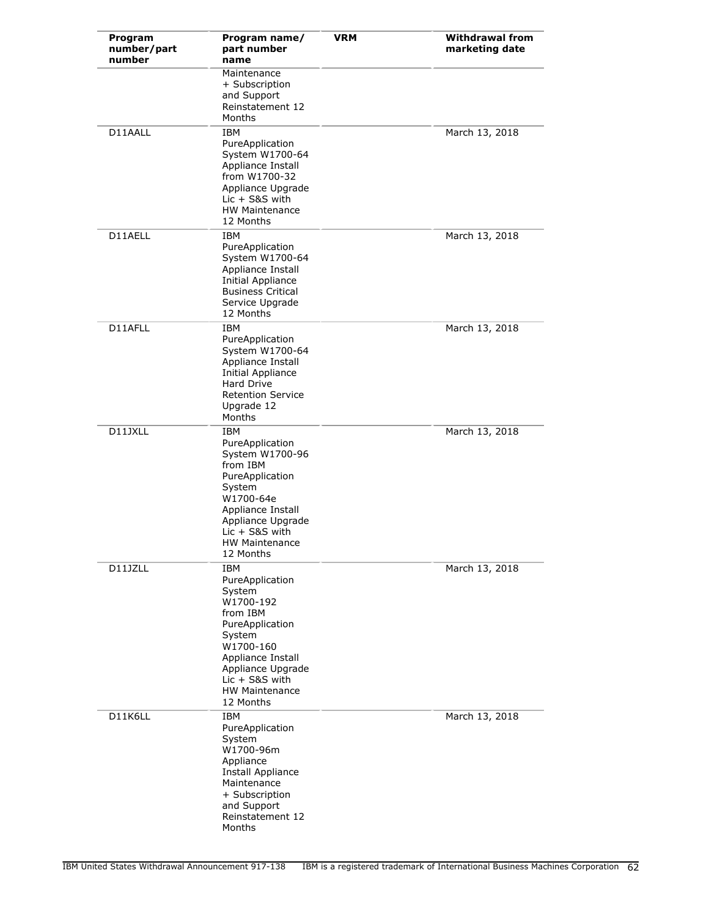| Program number/part number | Program name/ part number name | VRM | Withdrawal from marketing date |
|---|---|---|---|
| | Maintenance + Subscription and Support Reinstatement 12 Months | | |
| D11AALL | IBM PureApplication System W1700-64 Appliance Install from W1700-32 Appliance Upgrade Lic + S&S with HW Maintenance 12 Months | | March 13, 2018 |
| D11AELL | IBM PureApplication System W1700-64 Appliance Install Initial Appliance Business Critical Service Upgrade 12 Months | | March 13, 2018 |
| D11AFLL | IBM PureApplication System W1700-64 Appliance Install Initial Appliance Hard Drive Retention Service Upgrade 12 Months | | March 13, 2018 |
| D11JXLL | IBM PureApplication System W1700-96 from IBM PureApplication System W1700-64e Appliance Install Appliance Upgrade Lic + S&S with HW Maintenance 12 Months | | March 13, 2018 |
| D11JZLL | IBM PureApplication System W1700-192 from IBM PureApplication System W1700-160 Appliance Install Appliance Upgrade Lic + S&S with HW Maintenance 12 Months | | March 13, 2018 |
| D11K6LL | IBM PureApplication System W1700-96m Appliance Install Appliance Maintenance + Subscription and Support Reinstatement 12 Months | | March 13, 2018 |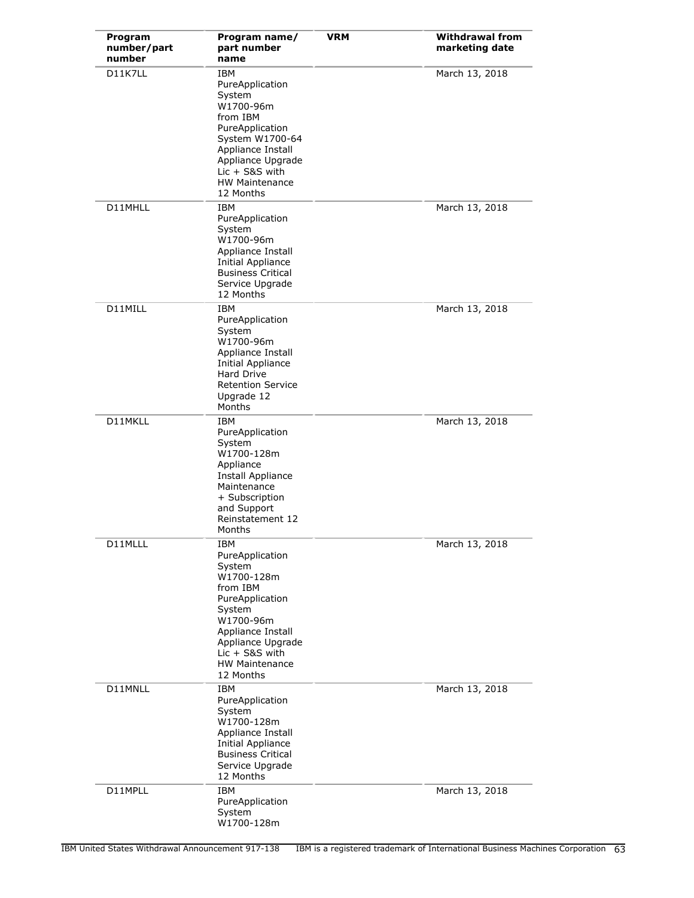| Program number/part number | Program name/ part number name | VRM | Withdrawal from marketing date |
|---|---|---|---|
| D11K7LL | IBM PureApplication System W1700-96m from IBM PureApplication System W1700-64 Appliance Install Appliance Upgrade Lic + S&S with HW Maintenance 12 Months | | March 13, 2018 |
| D11MHLL | IBM PureApplication System W1700-96m Appliance Install Initial Appliance Business Critical Service Upgrade 12 Months | | March 13, 2018 |
| D11MILL | IBM PureApplication System W1700-96m Appliance Install Initial Appliance Hard Drive Retention Service Upgrade 12 Months | | March 13, 2018 |
| D11MKLL | IBM PureApplication System W1700-128m Appliance Install Appliance Maintenance + Subscription and Support Reinstatement 12 Months | | March 13, 2018 |
| D11MLLL | IBM PureApplication System W1700-128m from IBM PureApplication System W1700-96m Appliance Install Appliance Upgrade Lic + S&S with HW Maintenance 12 Months | | March 13, 2018 |
| D11MNLL | IBM PureApplication System W1700-128m Appliance Install Initial Appliance Business Critical Service Upgrade 12 Months | | March 13, 2018 |
| D11MPLL | IBM PureApplication System W1700-128m | | March 13, 2018 |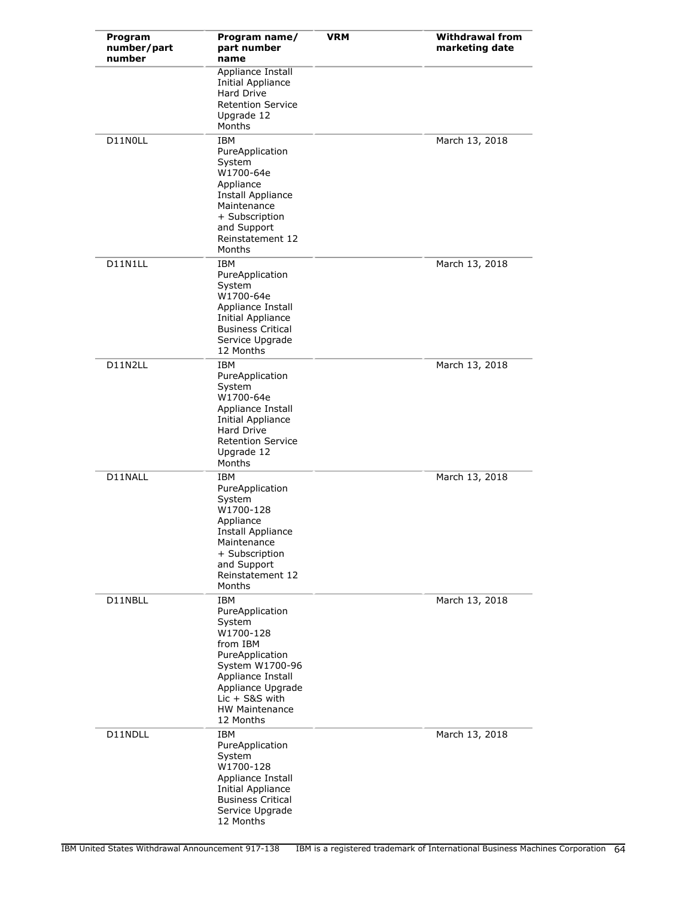| Program number/part number | Program name/ part number name | VRM | Withdrawal from marketing date |
|---|---|---|---|
| | Appliance Install Initial Appliance Hard Drive Retention Service Upgrade 12 Months | | |
| D11N0LL | IBM PureApplication System W1700-64e Appliance Install Appliance Maintenance + Subscription and Support Reinstatement 12 Months | | March 13, 2018 |
| D11N1LL | IBM PureApplication System W1700-64e Appliance Install Initial Appliance Business Critical Service Upgrade 12 Months | | March 13, 2018 |
| D11N2LL | IBM PureApplication System W1700-64e Appliance Install Initial Appliance Hard Drive Retention Service Upgrade 12 Months | | March 13, 2018 |
| D11NALL | IBM PureApplication System W1700-128 Appliance Install Appliance Maintenance + Subscription and Support Reinstatement 12 Months | | March 13, 2018 |
| D11NBLL | IBM PureApplication System W1700-128 from IBM PureApplication System W1700-96 Appliance Install Appliance Upgrade Lic + S&S with HW Maintenance 12 Months | | March 13, 2018 |
| D11NDLL | IBM PureApplication System W1700-128 Appliance Install Initial Appliance Business Critical Service Upgrade 12 Months | | March 13, 2018 |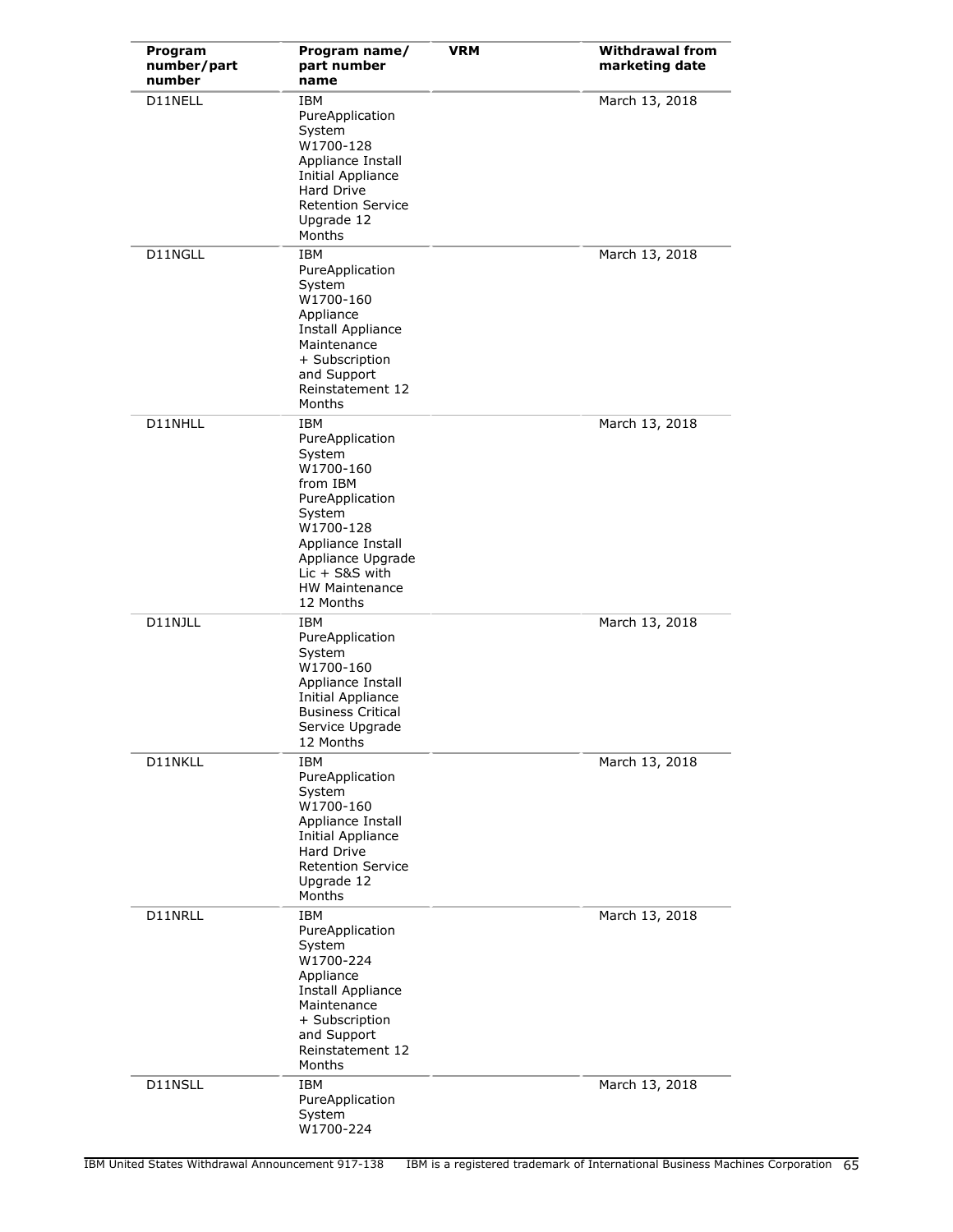| Program number/part number | Program name/ part number name | VRM | Withdrawal from marketing date |
|---|---|---|---|
| D11NELL | IBM PureApplication System W1700-128 Appliance Install Initial Appliance Hard Drive Retention Service Upgrade 12 Months | | March 13, 2018 |
| D11NGLL | IBM PureApplication System W1700-160 Appliance Install Appliance Maintenance + Subscription and Support Reinstatement 12 Months | | March 13, 2018 |
| D11NHLL | IBM PureApplication System W1700-160 from IBM PureApplication System W1700-128 Appliance Install Appliance Upgrade Lic + S&S with HW Maintenance 12 Months | | March 13, 2018 |
| D11NJLL | IBM PureApplication System W1700-160 Appliance Install Initial Appliance Business Critical Service Upgrade 12 Months | | March 13, 2018 |
| D11NKLL | IBM PureApplication System W1700-160 Appliance Install Initial Appliance Hard Drive Retention Service Upgrade 12 Months | | March 13, 2018 |
| D11NRLL | IBM PureApplication System W1700-224 Appliance Install Appliance Maintenance + Subscription and Support Reinstatement 12 Months | | March 13, 2018 |
| D11NSLL | IBM PureApplication System W1700-224 | | March 13, 2018 |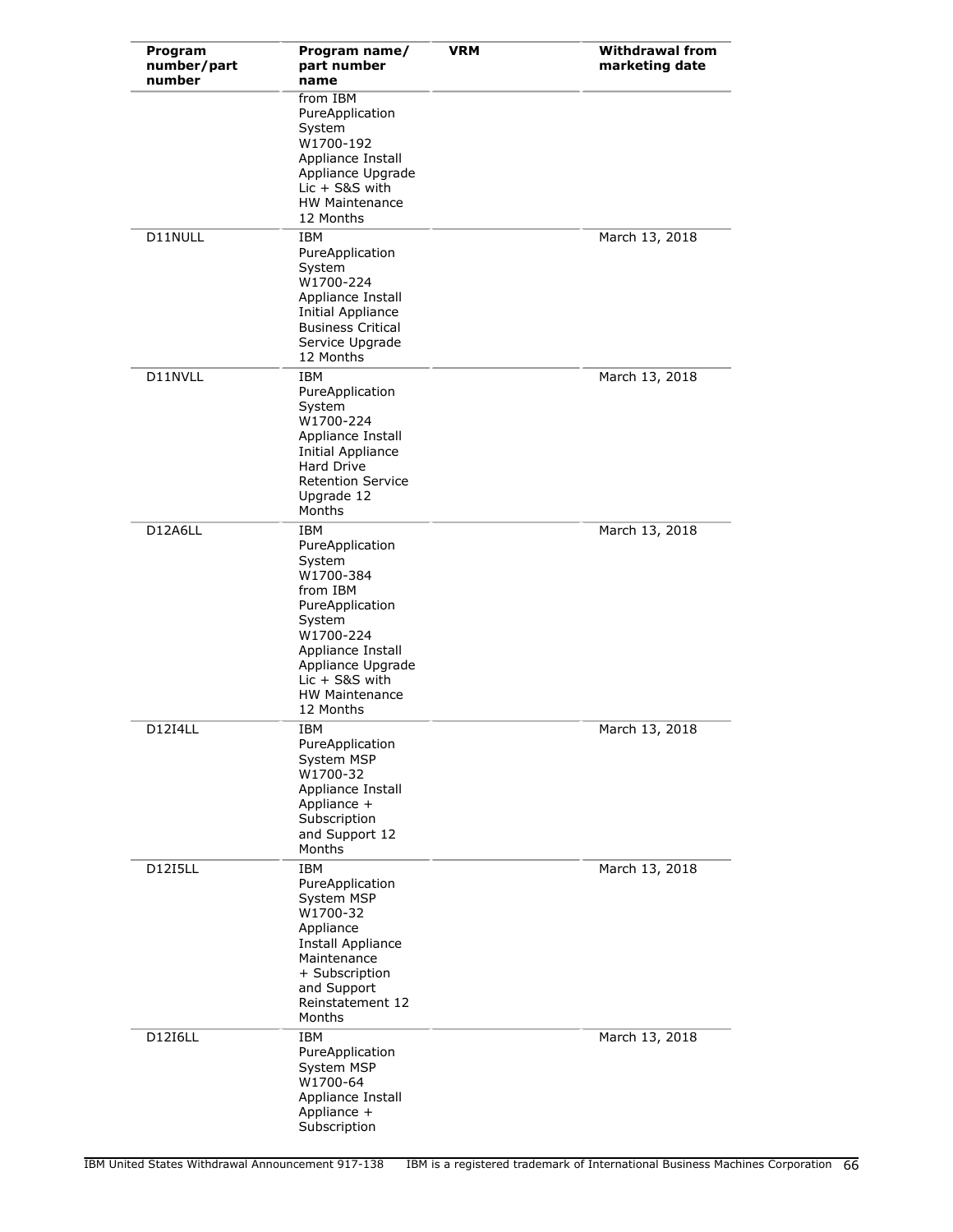| Program number/part number | Program name/ part number name | VRM | Withdrawal from marketing date |
|---|---|---|---|
| | from IBM PureApplication System W1700-192 Appliance Install Appliance Upgrade Lic + S&S with HW Maintenance 12 Months | | |
| D11NULL | IBM PureApplication System W1700-224 Appliance Install Initial Appliance Business Critical Service Upgrade 12 Months | | March 13, 2018 |
| D11NVLL | IBM PureApplication System W1700-224 Appliance Install Initial Appliance Hard Drive Retention Service Upgrade 12 Months | | March 13, 2018 |
| D12A6LL | IBM PureApplication System W1700-384 from IBM PureApplication System W1700-224 Appliance Install Appliance Upgrade Lic + S&S with HW Maintenance 12 Months | | March 13, 2018 |
| D12I4LL | IBM PureApplication System MSP W1700-32 Appliance Install Appliance + Subscription and Support 12 Months | | March 13, 2018 |
| D12I5LL | IBM PureApplication System MSP W1700-32 Appliance Install Appliance Maintenance + Subscription and Support Reinstatement 12 Months | | March 13, 2018 |
| D12I6LL | IBM PureApplication System MSP W1700-64 Appliance Install Appliance + Subscription | | March 13, 2018 |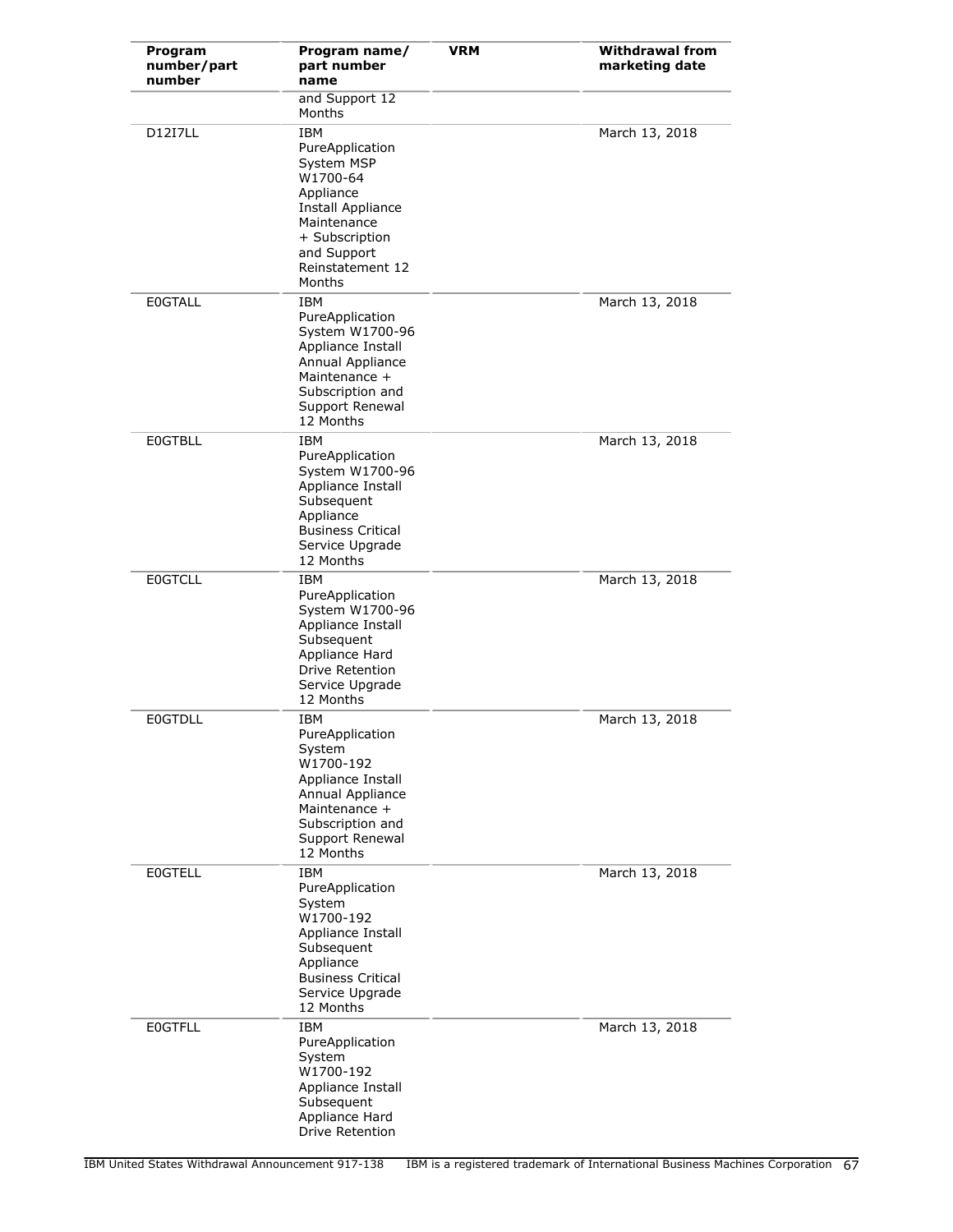| Program number/part number | Program name/ part number name | VRM | Withdrawal from marketing date |
|---|---|---|---|
| | and Support 12 Months | | |
| D12I7LL | IBM PureApplication System MSP W1700-64 Appliance Install Appliance Maintenance + Subscription and Support Reinstatement 12 Months | | March 13, 2018 |
| E0GTALL | IBM PureApplication System W1700-96 Appliance Install Annual Appliance Maintenance + Subscription and Support Renewal 12 Months | | March 13, 2018 |
| E0GTBLL | IBM PureApplication System W1700-96 Appliance Install Subsequent Appliance Business Critical Service Upgrade 12 Months | | March 13, 2018 |
| E0GTCLL | IBM PureApplication System W1700-96 Appliance Install Subsequent Appliance Hard Drive Retention Service Upgrade 12 Months | | March 13, 2018 |
| E0GTDLL | IBM PureApplication System W1700-192 Appliance Install Annual Appliance Maintenance + Subscription and Support Renewal 12 Months | | March 13, 2018 |
| E0GTELL | IBM PureApplication System W1700-192 Appliance Install Subsequent Appliance Business Critical Service Upgrade 12 Months | | March 13, 2018 |
| E0GTFLL | IBM PureApplication System W1700-192 Appliance Install Subsequent Appliance Hard Drive Retention | | March 13, 2018 |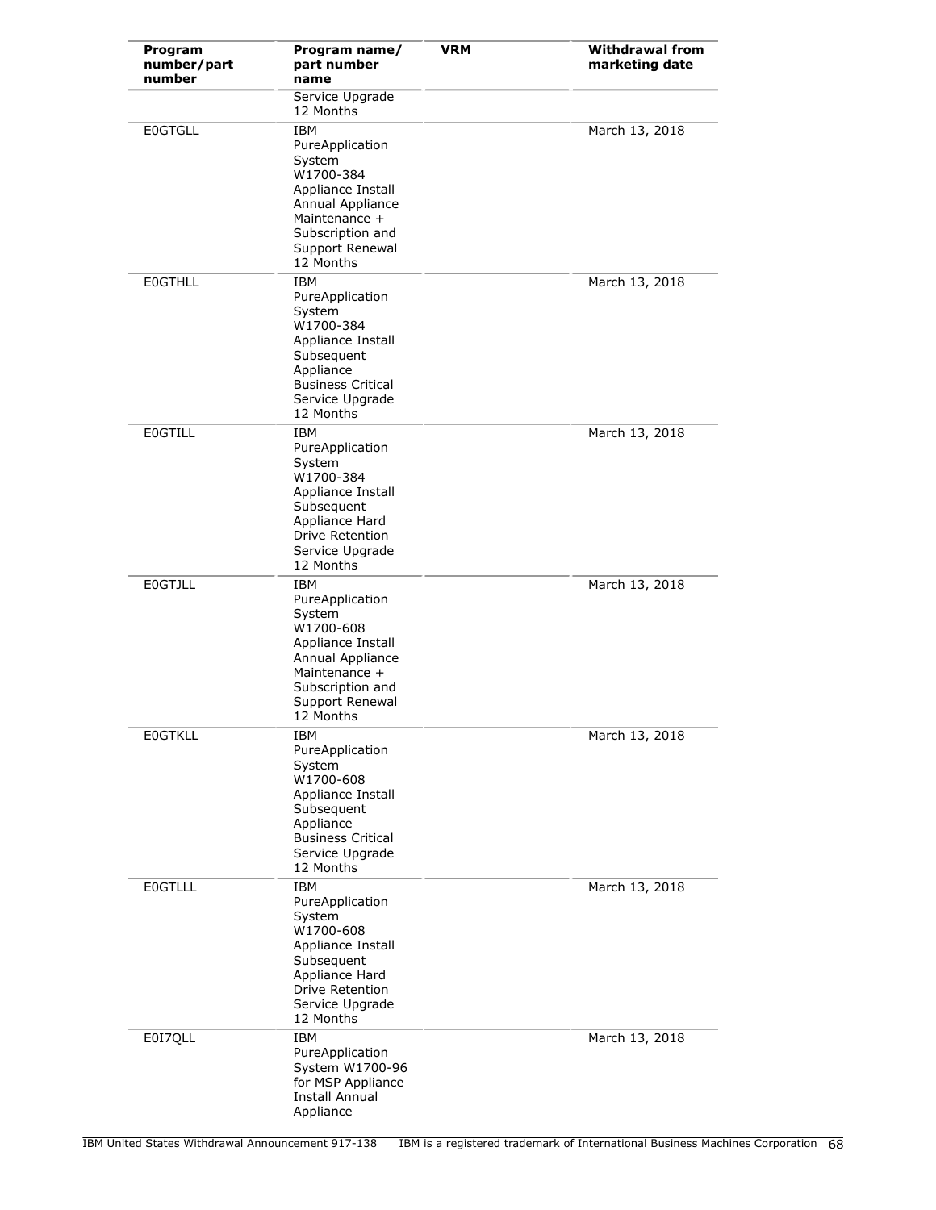| Program number/part number | Program name/ part number name | VRM | Withdrawal from marketing date |
|---|---|---|---|
| | Service Upgrade 12 Months | | |
| E0GTGLL | IBM PureApplication System W1700-384 Appliance Install Annual Appliance Maintenance + Subscription and Support Renewal 12 Months | | March 13, 2018 |
| E0GTHLL | IBM PureApplication System W1700-384 Appliance Install Subsequent Appliance Business Critical Service Upgrade 12 Months | | March 13, 2018 |
| E0GTILL | IBM PureApplication System W1700-384 Appliance Install Subsequent Appliance Hard Drive Retention Service Upgrade 12 Months | | March 13, 2018 |
| E0GTJLL | IBM PureApplication System W1700-608 Appliance Install Annual Appliance Maintenance + Subscription and Support Renewal 12 Months | | March 13, 2018 |
| E0GTKLL | IBM PureApplication System W1700-608 Appliance Install Subsequent Appliance Business Critical Service Upgrade 12 Months | | March 13, 2018 |
| E0GTLLL | IBM PureApplication System W1700-608 Appliance Install Subsequent Appliance Hard Drive Retention Service Upgrade 12 Months | | March 13, 2018 |
| E0I7QLL | IBM PureApplication System W1700-96 for MSP Appliance Install Annual Appliance | | March 13, 2018 |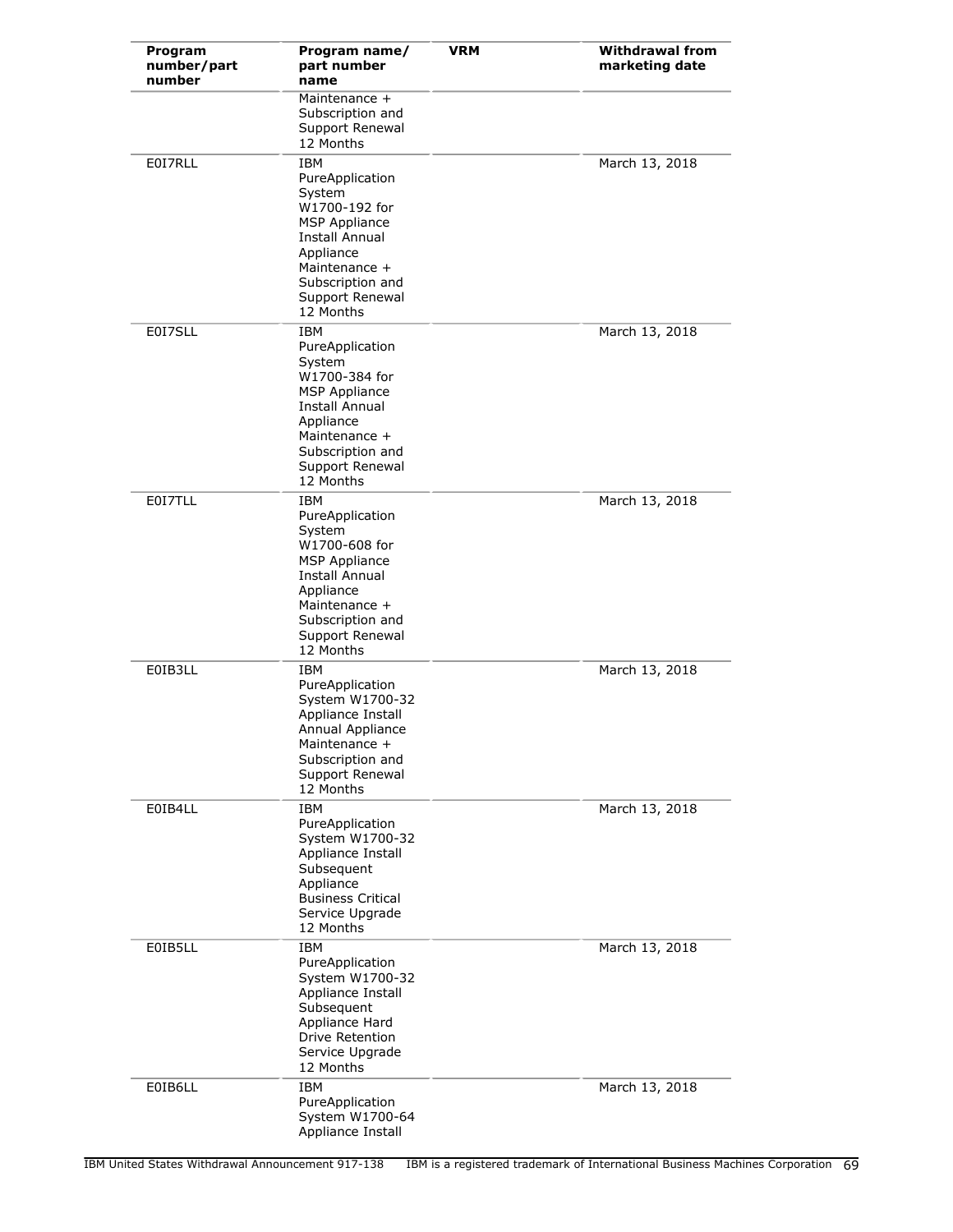| Program number/part number | Program name/ part number name | VRM | Withdrawal from marketing date |
|---|---|---|---|
| | Maintenance + Subscription and Support Renewal 12 Months | | |
| E0I7RLL | IBM PureApplication System W1700-192 for MSP Appliance Install Annual Appliance Maintenance + Subscription and Support Renewal 12 Months | | March 13, 2018 |
| E0I7SLL | IBM PureApplication System W1700-384 for MSP Appliance Install Annual Appliance Maintenance + Subscription and Support Renewal 12 Months | | March 13, 2018 |
| E0I7TLL | IBM PureApplication System W1700-608 for MSP Appliance Install Annual Appliance Maintenance + Subscription and Support Renewal 12 Months | | March 13, 2018 |
| E0IB3LL | IBM PureApplication System W1700-32 Appliance Install Annual Appliance Maintenance + Subscription and Support Renewal 12 Months | | March 13, 2018 |
| E0IB4LL | IBM PureApplication System W1700-32 Appliance Install Subsequent Appliance Business Critical Service Upgrade 12 Months | | March 13, 2018 |
| E0IB5LL | IBM PureApplication System W1700-32 Appliance Install Subsequent Appliance Hard Drive Retention Service Upgrade 12 Months | | March 13, 2018 |
| E0IB6LL | IBM PureApplication System W1700-64 Appliance Install | | March 13, 2018 |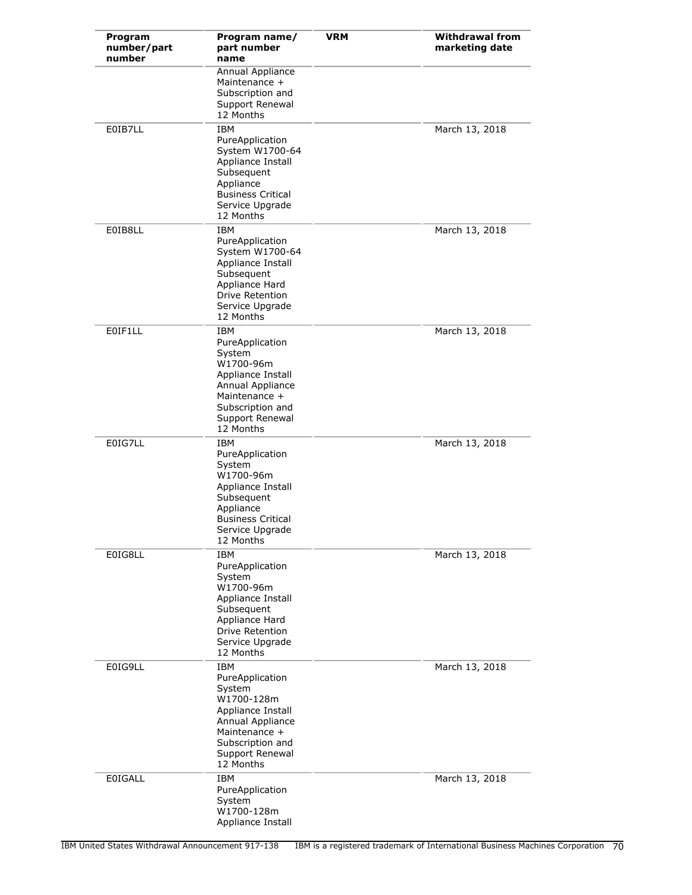| Program number/part number | Program name/ part number name | VRM | Withdrawal from marketing date |
|---|---|---|---|
| | Annual Appliance Maintenance + Subscription and Support Renewal 12 Months | | |
| E0IB7LL | IBM PureApplication System W1700-64 Appliance Install Subsequent Appliance Business Critical Service Upgrade 12 Months | | March 13, 2018 |
| E0IB8LL | IBM PureApplication System W1700-64 Appliance Install Subsequent Appliance Hard Drive Retention Service Upgrade 12 Months | | March 13, 2018 |
| E0IF1LL | IBM PureApplication System W1700-96m Appliance Install Annual Appliance Maintenance + Subscription and Support Renewal 12 Months | | March 13, 2018 |
| E0IG7LL | IBM PureApplication System W1700-96m Appliance Install Subsequent Appliance Business Critical Service Upgrade 12 Months | | March 13, 2018 |
| E0IG8LL | IBM PureApplication System W1700-96m Appliance Install Subsequent Appliance Hard Drive Retention Service Upgrade 12 Months | | March 13, 2018 |
| E0IG9LL | IBM PureApplication System W1700-128m Appliance Install Annual Appliance Maintenance + Subscription and Support Renewal 12 Months | | March 13, 2018 |
| E0IGALL | IBM PureApplication System W1700-128m Appliance Install | | March 13, 2018 |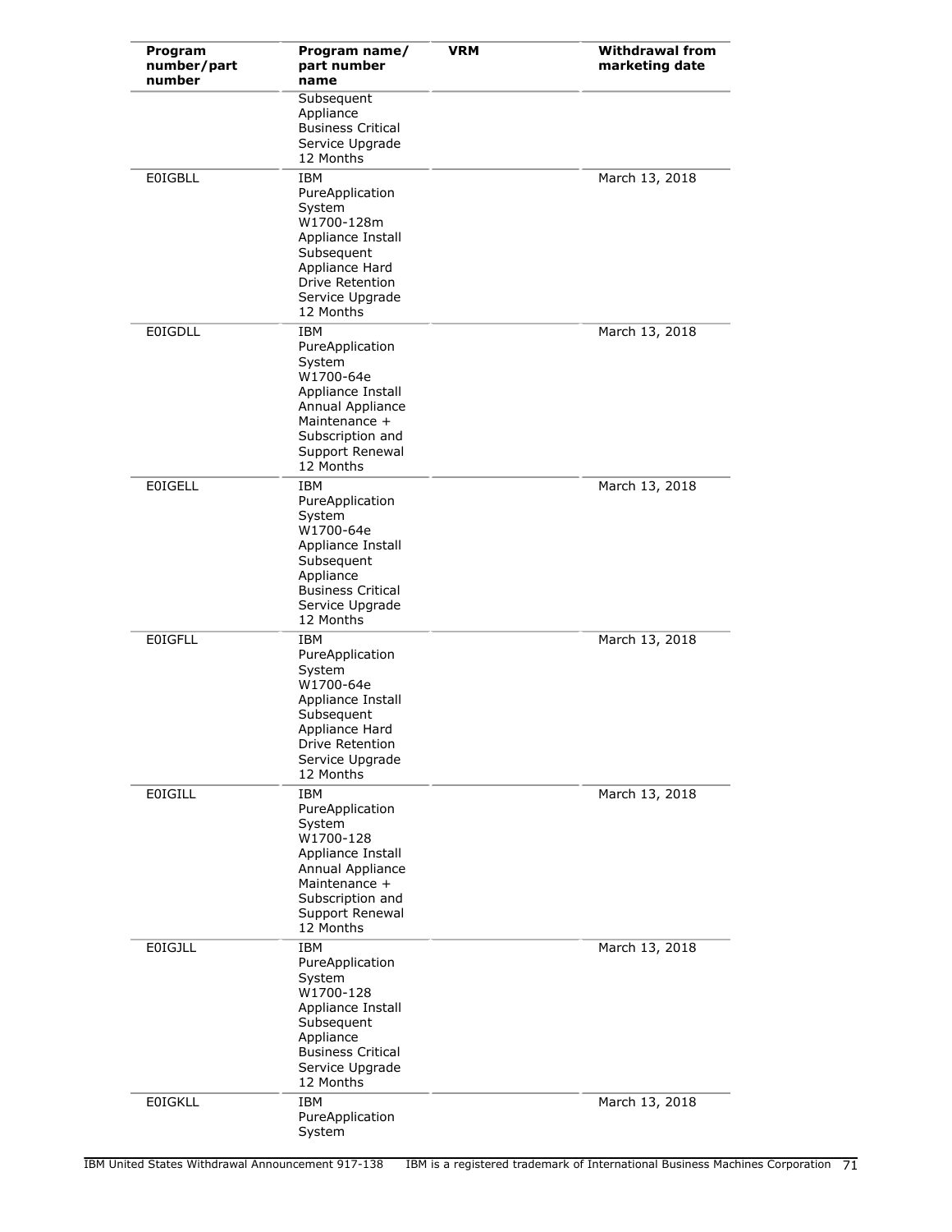| Program number/part number | Program name/ part number name | VRM | Withdrawal from marketing date |
|---|---|---|---|
| | Subsequent Appliance Business Critical Service Upgrade 12 Months | | |
| E0IGBLL | IBM PureApplication System W1700-128m Appliance Install Subsequent Appliance Hard Drive Retention Service Upgrade 12 Months | | March 13, 2018 |
| E0IGDLL | IBM PureApplication System W1700-64e Appliance Install Annual Appliance Maintenance + Subscription and Support Renewal 12 Months | | March 13, 2018 |
| E0IGELL | IBM PureApplication System W1700-64e Appliance Install Subsequent Appliance Business Critical Service Upgrade 12 Months | | March 13, 2018 |
| E0IGFLL | IBM PureApplication System W1700-64e Appliance Install Subsequent Appliance Hard Drive Retention Service Upgrade 12 Months | | March 13, 2018 |
| E0IGILL | IBM PureApplication System W1700-128 Appliance Install Annual Appliance Maintenance + Subscription and Support Renewal 12 Months | | March 13, 2018 |
| E0IGJLL | IBM PureApplication System W1700-128 Appliance Install Subsequent Appliance Business Critical Service Upgrade 12 Months | | March 13, 2018 |
| E0IGKLL | IBM PureApplication System | | March 13, 2018 |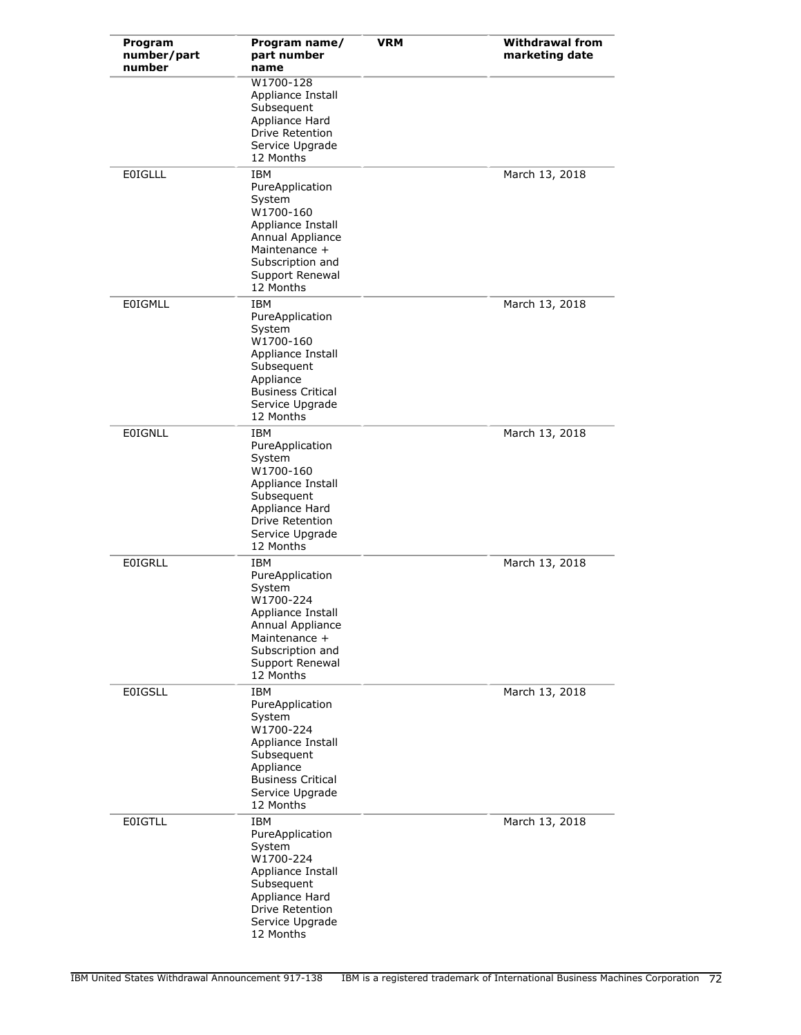| Program number/part number | Program name/ part number name | VRM | Withdrawal from marketing date |
|---|---|---|---|
| | W1700-128 Appliance Install Subsequent Appliance Hard Drive Retention Service Upgrade 12 Months | | |
| E0IGLLL | IBM PureApplication System W1700-160 Appliance Install Annual Appliance Maintenance + Subscription and Support Renewal 12 Months | | March 13, 2018 |
| E0IGMLL | IBM PureApplication System W1700-160 Appliance Install Subsequent Appliance Business Critical Service Upgrade 12 Months | | March 13, 2018 |
| E0IGNLL | IBM PureApplication System W1700-160 Appliance Install Subsequent Appliance Hard Drive Retention Service Upgrade 12 Months | | March 13, 2018 |
| E0IGRLL | IBM PureApplication System W1700-224 Appliance Install Annual Appliance Maintenance + Subscription and Support Renewal 12 Months | | March 13, 2018 |
| E0IGSLL | IBM PureApplication System W1700-224 Appliance Install Subsequent Appliance Business Critical Service Upgrade 12 Months | | March 13, 2018 |
| E0IGTLL | IBM PureApplication System W1700-224 Appliance Install Subsequent Appliance Hard Drive Retention Service Upgrade 12 Months | | March 13, 2018 |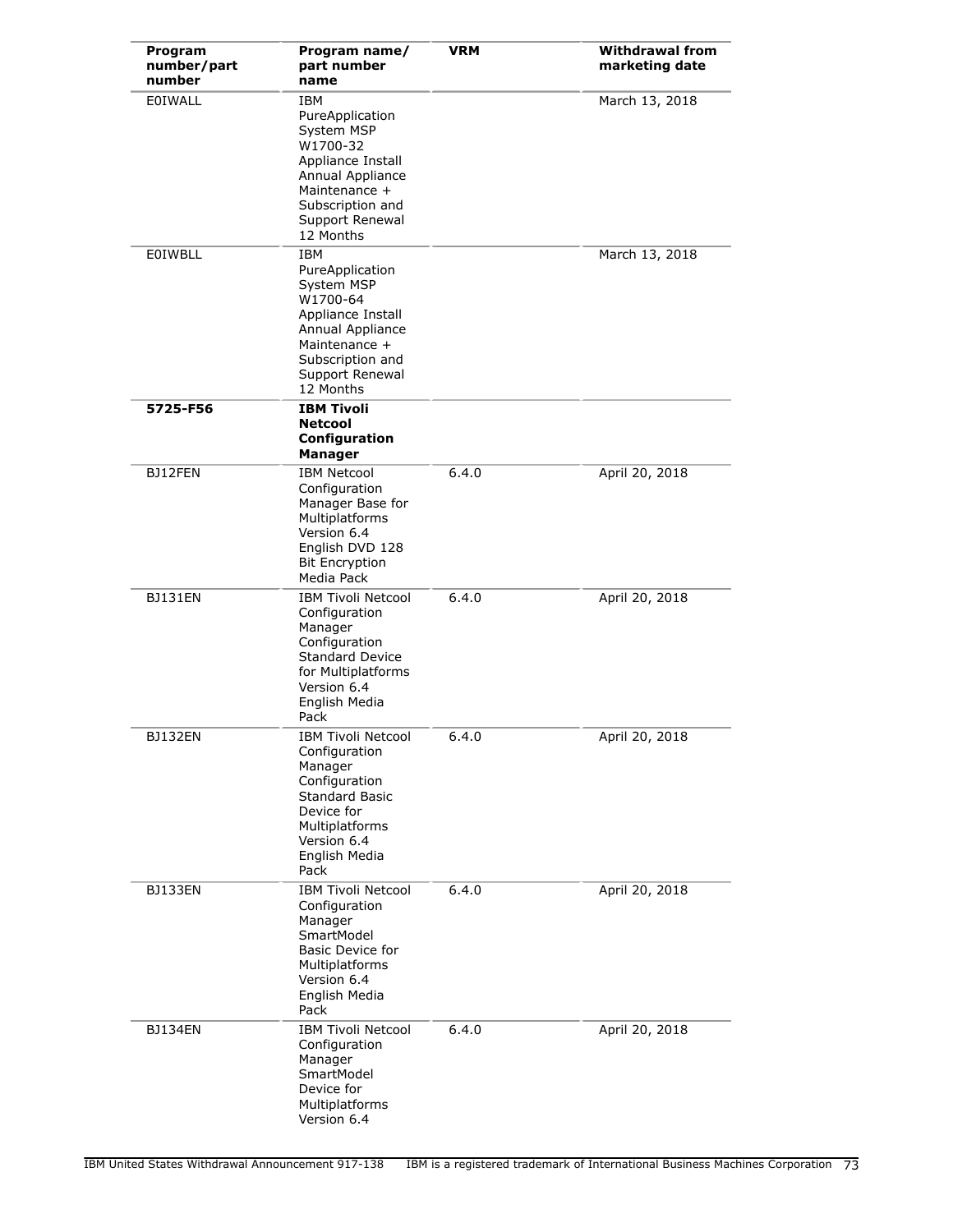| Program number/part number | Program name/ part number name | VRM | Withdrawal from marketing date |
|---|---|---|---|
| E0IWALL | IBM PureApplication System MSP W1700-32 Appliance Install Annual Appliance Maintenance + Subscription and Support Renewal 12 Months | | March 13, 2018 |
| E0IWBLL | IBM PureApplication System MSP W1700-64 Appliance Install Annual Appliance Maintenance + Subscription and Support Renewal 12 Months | | March 13, 2018 |
| **5725-F56** | **IBM Tivoli Netcool Configuration Manager** | | |
| BJ12FEN | IBM Netcool Configuration Manager Base for Multiplatforms Version 6.4 English DVD 128 Bit Encryption Media Pack | 6.4.0 | April 20, 2018 |
| BJ131EN | IBM Tivoli Netcool Configuration Manager Configuration Standard Device for Multiplatforms Version 6.4 English Media Pack | 6.4.0 | April 20, 2018 |
| BJ132EN | IBM Tivoli Netcool Configuration Manager Configuration Standard Basic Device for Multiplatforms Version 6.4 English Media Pack | 6.4.0 | April 20, 2018 |
| BJ133EN | IBM Tivoli Netcool Configuration Manager SmartModel Basic Device for Multiplatforms Version 6.4 English Media Pack | 6.4.0 | April 20, 2018 |
| BJ134EN | IBM Tivoli Netcool Configuration Manager SmartModel Device for Multiplatforms Version 6.4 | 6.4.0 | April 20, 2018 |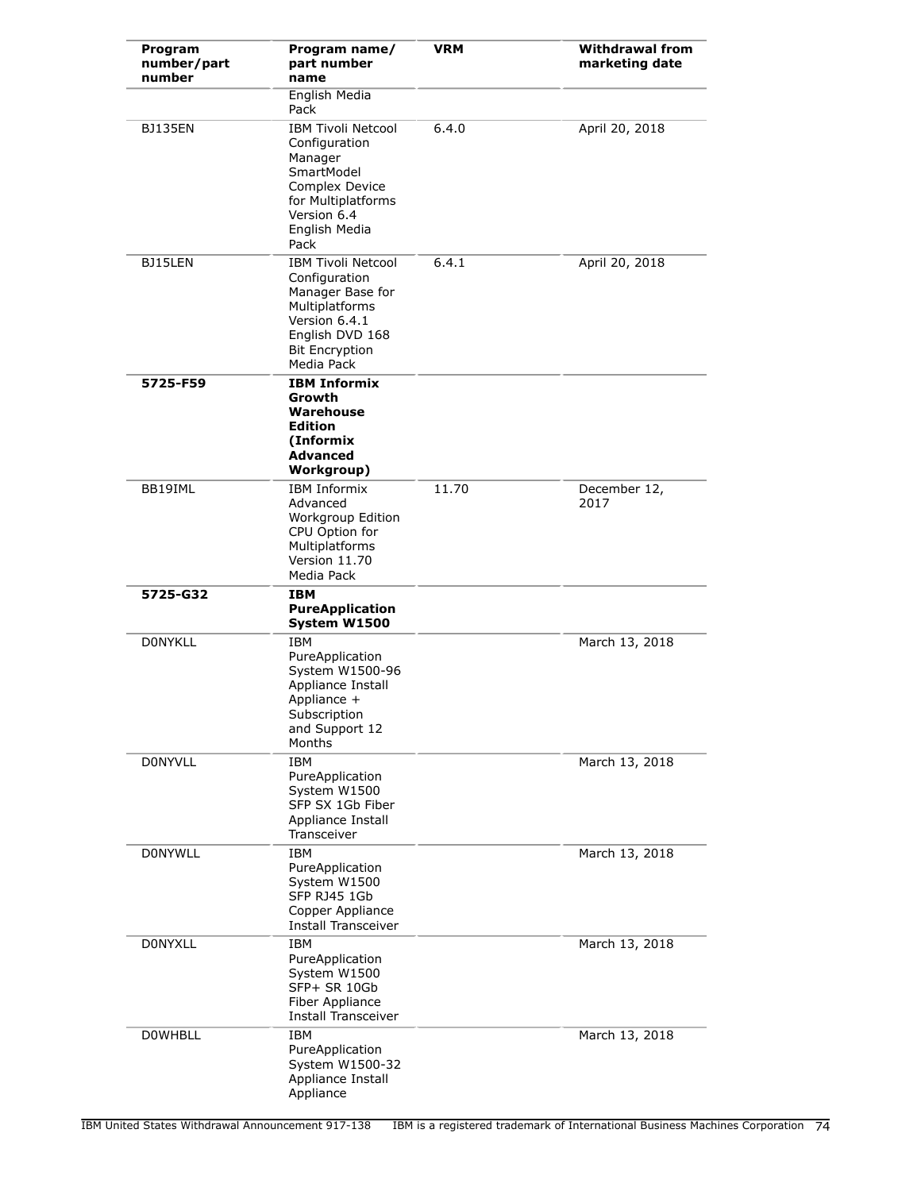| Program number/part number | Program name/ part number name | VRM | Withdrawal from marketing date |
|---|---|---|---|
| | English Media Pack | | |
| BJ135EN | IBM Tivoli Netcool Configuration Manager SmartModel Complex Device for Multiplatforms Version 6.4 English Media Pack | 6.4.0 | April 20, 2018 |
| BJ15LEN | IBM Tivoli Netcool Configuration Manager Base for Multiplatforms Version 6.4.1 English DVD 168 Bit Encryption Media Pack | 6.4.1 | April 20, 2018 |
| **5725-F59** | **IBM Informix Growth Warehouse Edition (Informix Advanced Workgroup)** | | |
| BB19IML | IBM Informix Advanced Workgroup Edition CPU Option for Multiplatforms Version 11.70 Media Pack | 11.70 | December 12, 2017 |
| **5725-G32** | **IBM PureApplication System W1500** | | |
| D0NYKLL | IBM PureApplication System W1500-96 Appliance Install Appliance + Subscription and Support 12 Months | | March 13, 2018 |
| D0NYVLL | IBM PureApplication System W1500 SFP SX 1Gb Fiber Appliance Install Transceiver | | March 13, 2018 |
| D0NYWLL | IBM PureApplication System W1500 SFP RJ45 1Gb Copper Appliance Install Transceiver | | March 13, 2018 |
| D0NYXLL | IBM PureApplication System W1500 SFP+ SR 10Gb Fiber Appliance Install Transceiver | | March 13, 2018 |
| D0WHBLL | IBM PureApplication System W1500-32 Appliance Install Appliance | | March 13, 2018 |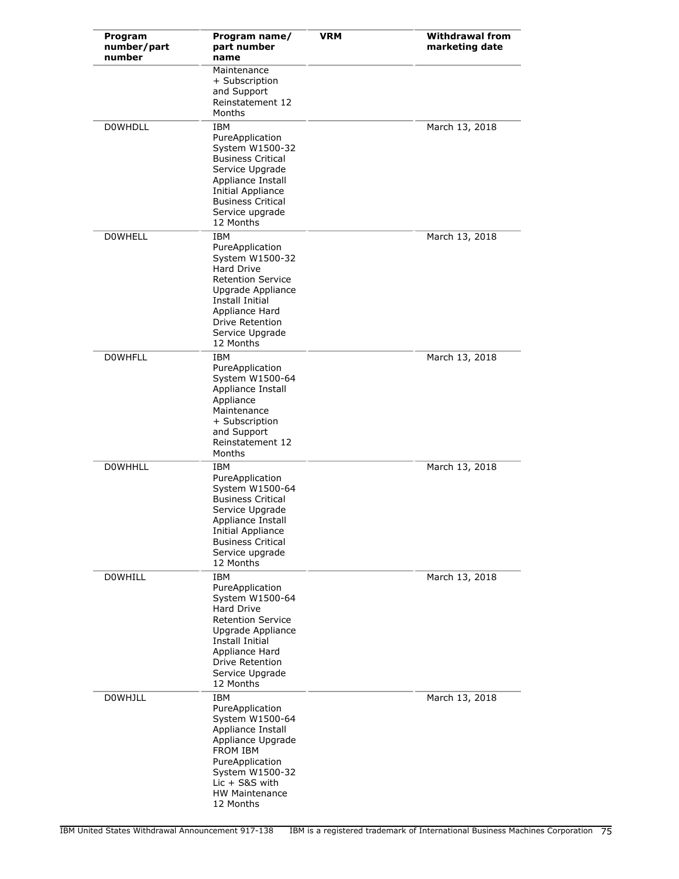| Program number/part number | Program name/ part number name | VRM | Withdrawal from marketing date |
|---|---|---|---|
| | Maintenance + Subscription and Support Reinstatement 12 Months | | |
| D0WHDLL | IBM PureApplication System W1500-32 Business Critical Service Upgrade Appliance Install Initial Appliance Business Critical Service upgrade 12 Months | | March 13, 2018 |
| D0WHELL | IBM PureApplication System W1500-32 Hard Drive Retention Service Upgrade Appliance Install Initial Appliance Hard Drive Retention Service Upgrade 12 Months | | March 13, 2018 |
| D0WHFLL | IBM PureApplication System W1500-64 Appliance Install Appliance Maintenance + Subscription and Support Reinstatement 12 Months | | March 13, 2018 |
| D0WHHLL | IBM PureApplication System W1500-64 Business Critical Service Upgrade Appliance Install Initial Appliance Business Critical Service upgrade 12 Months | | March 13, 2018 |
| D0WHILL | IBM PureApplication System W1500-64 Hard Drive Retention Service Upgrade Appliance Install Initial Appliance Hard Drive Retention Service Upgrade 12 Months | | March 13, 2018 |
| D0WHJLL | IBM PureApplication System W1500-64 Appliance Install Appliance Upgrade FROM IBM PureApplication System W1500-32 Lic + S&S with HW Maintenance 12 Months | | March 13, 2018 |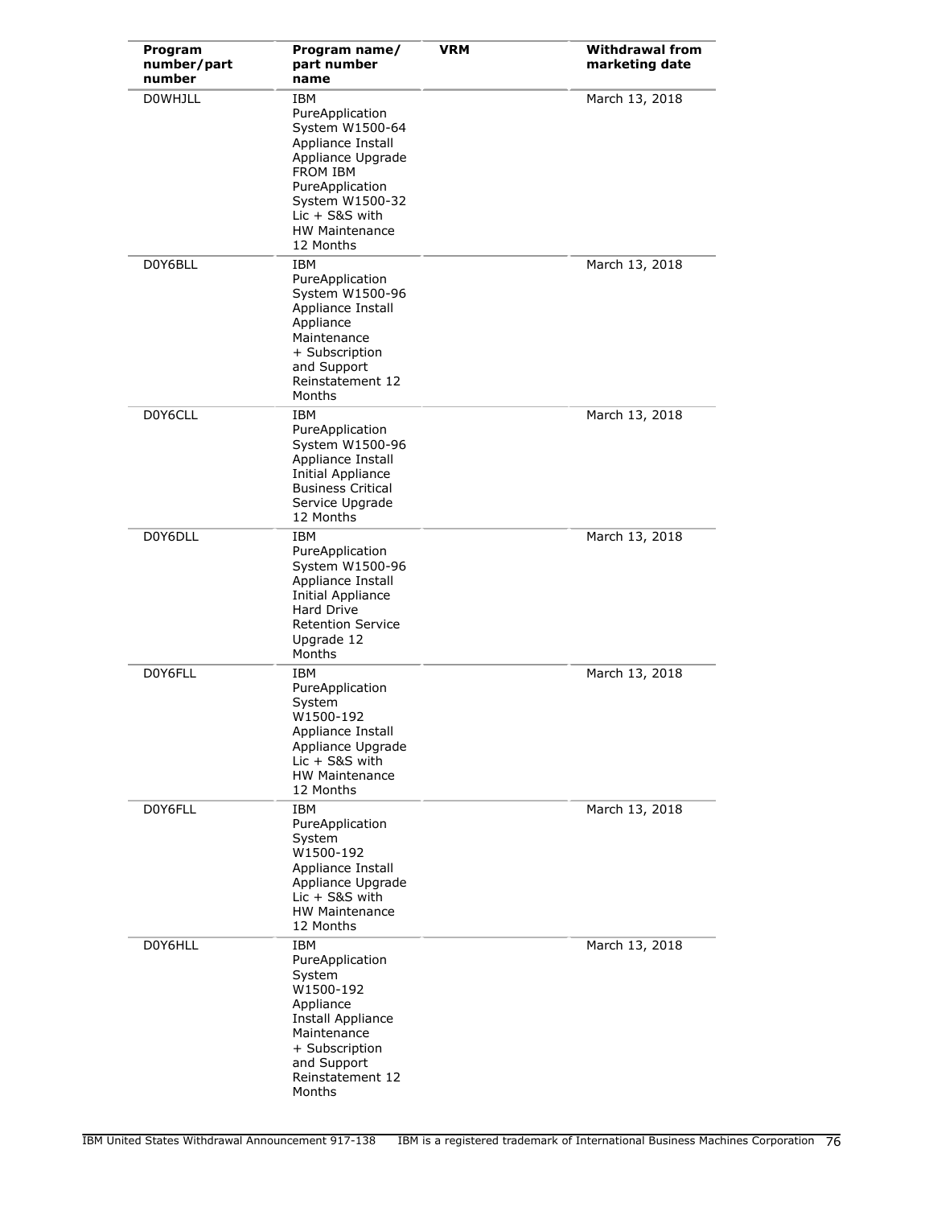| Program number/part number | Program name/ part number name | VRM | Withdrawal from marketing date |
|---|---|---|---|
| D0WHJLL | IBM PureApplication System W1500-64 Appliance Install Appliance Upgrade FROM IBM PureApplication System W1500-32 Lic + S&S with HW Maintenance 12 Months | | March 13, 2018 |
| D0Y6BLL | IBM PureApplication System W1500-96 Appliance Install Appliance Maintenance + Subscription and Support Reinstatement 12 Months | | March 13, 2018 |
| D0Y6CLL | IBM PureApplication System W1500-96 Appliance Install Initial Appliance Business Critical Service Upgrade 12 Months | | March 13, 2018 |
| D0Y6DLL | IBM PureApplication System W1500-96 Appliance Install Initial Appliance Hard Drive Retention Service Upgrade 12 Months | | March 13, 2018 |
| D0Y6FLL | IBM PureApplication System W1500-192 Appliance Install Appliance Upgrade Lic + S&S with HW Maintenance 12 Months | | March 13, 2018 |
| D0Y6FLL | IBM PureApplication System W1500-192 Appliance Install Appliance Upgrade Lic + S&S with HW Maintenance 12 Months | | March 13, 2018 |
| D0Y6HLL | IBM PureApplication System W1500-192 Appliance Install Appliance Maintenance + Subscription and Support Reinstatement 12 Months | | March 13, 2018 |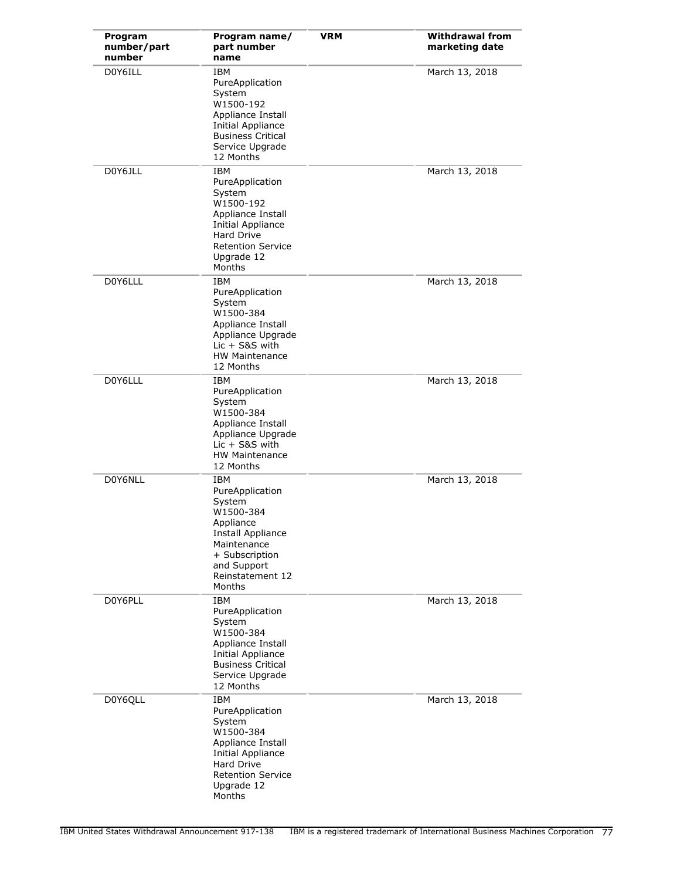| Program number/part number | Program name/ part number name | VRM | Withdrawal from marketing date |
|---|---|---|---|
| D0Y6ILL | IBM PureApplication System W1500-192 Appliance Install Initial Appliance Business Critical Service Upgrade 12 Months | | March 13, 2018 |
| D0Y6JLL | IBM PureApplication System W1500-192 Appliance Install Initial Appliance Hard Drive Retention Service Upgrade 12 Months | | March 13, 2018 |
| D0Y6LLL | IBM PureApplication System W1500-384 Appliance Install Appliance Upgrade Lic + S&S with HW Maintenance 12 Months | | March 13, 2018 |
| D0Y6LLL | IBM PureApplication System W1500-384 Appliance Install Appliance Upgrade Lic + S&S with HW Maintenance 12 Months | | March 13, 2018 |
| D0Y6NLL | IBM PureApplication System W1500-384 Appliance Install Appliance Maintenance + Subscription and Support Reinstatement 12 Months | | March 13, 2018 |
| D0Y6PLL | IBM PureApplication System W1500-384 Appliance Install Initial Appliance Business Critical Service Upgrade 12 Months | | March 13, 2018 |
| D0Y6QLL | IBM PureApplication System W1500-384 Appliance Install Initial Appliance Hard Drive Retention Service Upgrade 12 Months | | March 13, 2018 |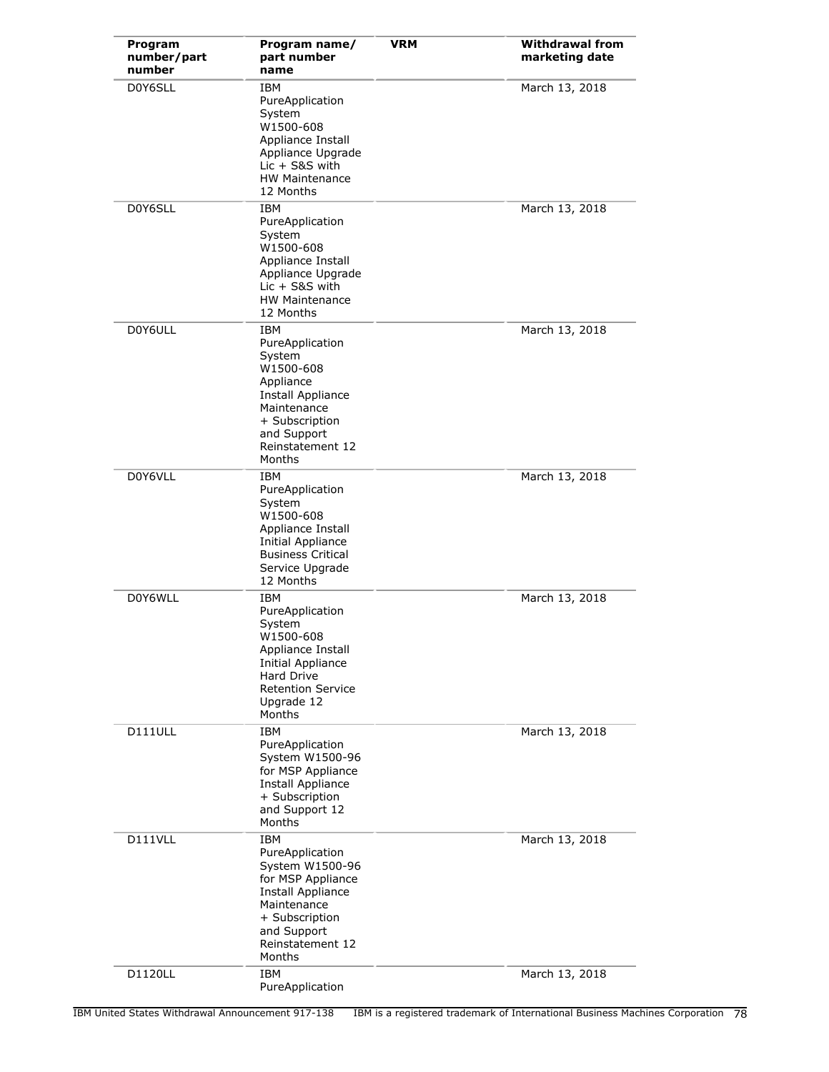| Program number/part number | Program name/ part number name | VRM | Withdrawal from marketing date |
|---|---|---|---|
| D0Y6SLL | IBM PureApplication System W1500-608 Appliance Install Appliance Upgrade Lic + S&S with HW Maintenance 12 Months | | March 13, 2018 |
| D0Y6SLL | IBM PureApplication System W1500-608 Appliance Install Appliance Upgrade Lic + S&S with HW Maintenance 12 Months | | March 13, 2018 |
| D0Y6ULL | IBM PureApplication System W1500-608 Appliance Install Appliance Maintenance + Subscription and Support Reinstatement 12 Months | | March 13, 2018 |
| D0Y6VLL | IBM PureApplication System W1500-608 Appliance Install Initial Appliance Business Critical Service Upgrade 12 Months | | March 13, 2018 |
| D0Y6WLL | IBM PureApplication System W1500-608 Appliance Install Initial Appliance Hard Drive Retention Service Upgrade 12 Months | | March 13, 2018 |
| D111ULL | IBM PureApplication System W1500-96 for MSP Appliance Install Appliance + Subscription and Support 12 Months | | March 13, 2018 |
| D111VLL | IBM PureApplication System W1500-96 for MSP Appliance Install Appliance Maintenance + Subscription and Support Reinstatement 12 Months | | March 13, 2018 |
| D1120LL | IBM PureApplication | | March 13, 2018 |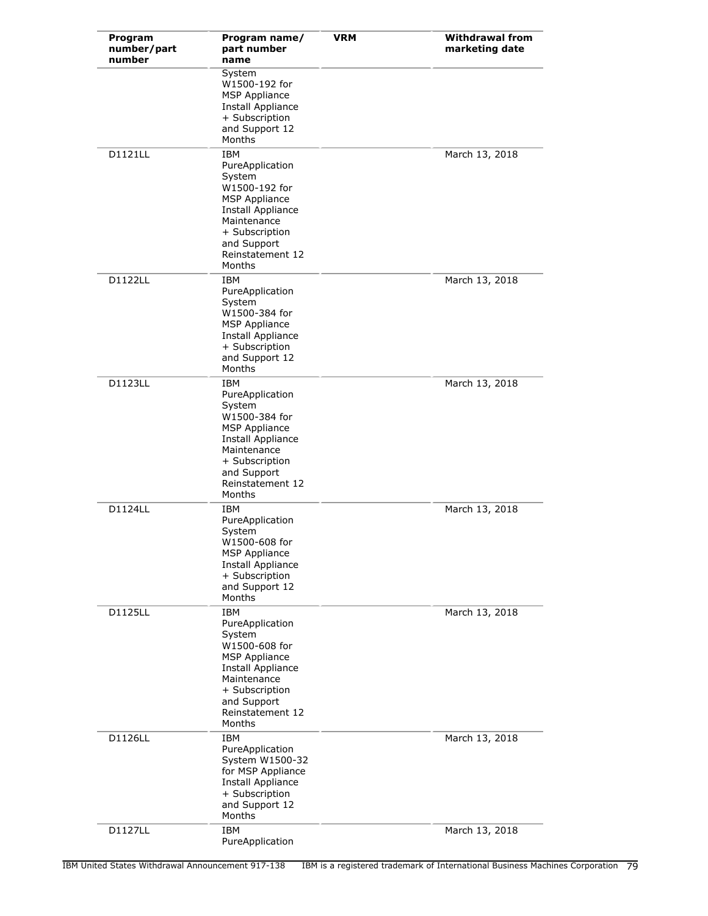| Program number/part number | Program name/ part number name | VRM | Withdrawal from marketing date |
|---|---|---|---|
| | System W1500-192 for MSP Appliance Install Appliance + Subscription and Support 12 Months | | |
| D1121LL | IBM PureApplication System W1500-192 for MSP Appliance Install Appliance Maintenance + Subscription and Support Reinstatement 12 Months | | March 13, 2018 |
| D1122LL | IBM PureApplication System W1500-384 for MSP Appliance Install Appliance + Subscription and Support 12 Months | | March 13, 2018 |
| D1123LL | IBM PureApplication System W1500-384 for MSP Appliance Install Appliance Maintenance + Subscription and Support Reinstatement 12 Months | | March 13, 2018 |
| D1124LL | IBM PureApplication System W1500-608 for MSP Appliance Install Appliance + Subscription and Support 12 Months | | March 13, 2018 |
| D1125LL | IBM PureApplication System W1500-608 for MSP Appliance Install Appliance Maintenance + Subscription and Support Reinstatement 12 Months | | March 13, 2018 |
| D1126LL | IBM PureApplication System W1500-32 for MSP Appliance Install Appliance + Subscription and Support 12 Months | | March 13, 2018 |
| D1127LL | IBM PureApplication | | March 13, 2018 |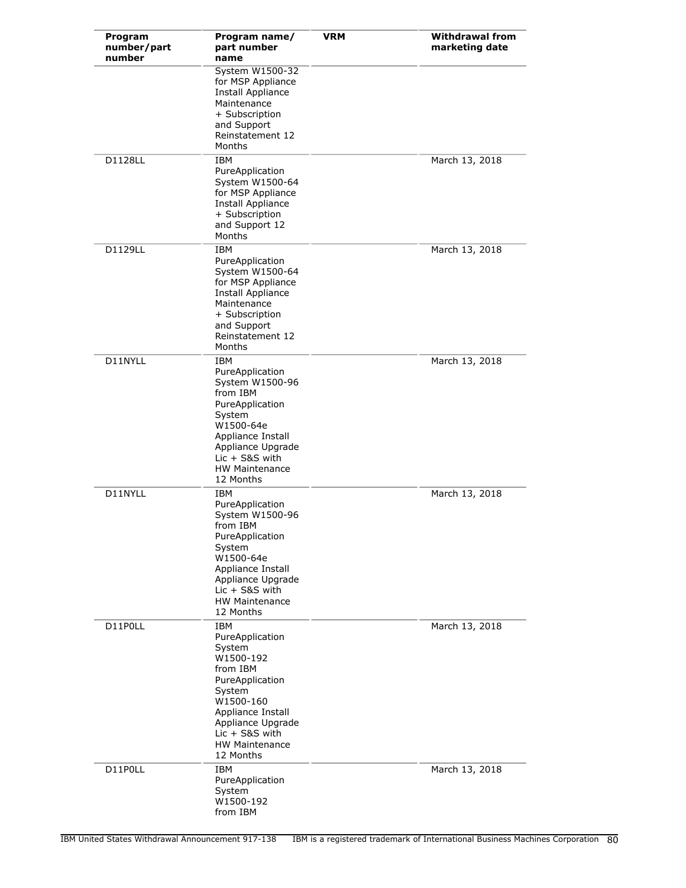| Program number/part number | Program name/ part number name | VRM | Withdrawal from marketing date |
|---|---|---|---|
| | System W1500-32 for MSP Appliance Install Appliance Maintenance + Subscription and Support Reinstatement 12 Months | | |
| D1128LL | IBM PureApplication System W1500-64 for MSP Appliance Install Appliance + Subscription and Support 12 Months | | March 13, 2018 |
| D1129LL | IBM PureApplication System W1500-64 for MSP Appliance Install Appliance Maintenance + Subscription and Support Reinstatement 12 Months | | March 13, 2018 |
| D11NYLL | IBM PureApplication System W1500-96 from IBM PureApplication System W1500-64e Appliance Install Appliance Upgrade Lic + S&S with HW Maintenance 12 Months | | March 13, 2018 |
| D11NYLL | IBM PureApplication System W1500-96 from IBM PureApplication System W1500-64e Appliance Install Appliance Upgrade Lic + S&S with HW Maintenance 12 Months | | March 13, 2018 |
| D11P0LL | IBM PureApplication System W1500-192 from IBM PureApplication System W1500-160 Appliance Install Appliance Upgrade Lic + S&S with HW Maintenance 12 Months | | March 13, 2018 |
| D11P0LL | IBM PureApplication System W1500-192 from IBM | | March 13, 2018 |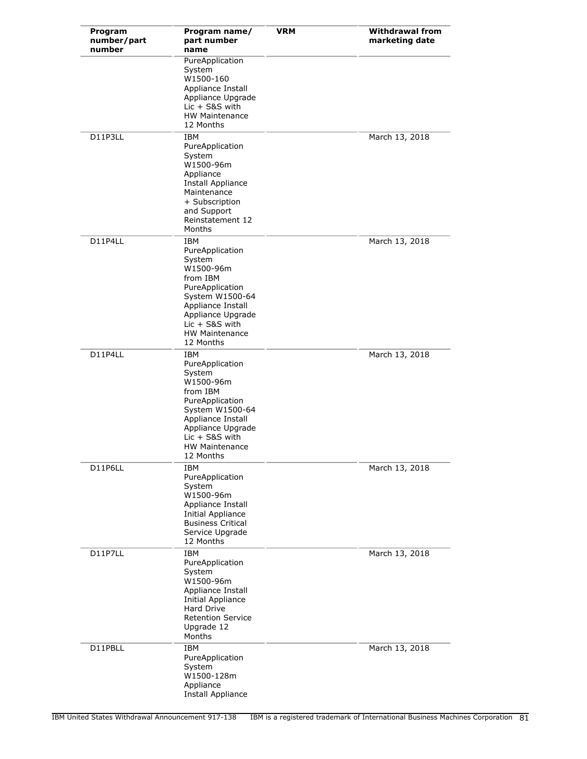| Program number/part number | Program name/ part number name | VRM | Withdrawal from marketing date |
|---|---|---|---|
| | PureApplication System W1500-160 Appliance Install Appliance Upgrade Lic + S&S with HW Maintenance 12 Months | | |
| D11P3LL | IBM PureApplication System W1500-96m Appliance Install Appliance Maintenance + Subscription and Support Reinstatement 12 Months | | March 13, 2018 |
| D11P4LL | IBM PureApplication System W1500-96m from IBM PureApplication System W1500-64 Appliance Install Appliance Upgrade Lic + S&S with HW Maintenance 12 Months | | March 13, 2018 |
| D11P4LL | IBM PureApplication System W1500-96m from IBM PureApplication System W1500-64 Appliance Install Appliance Upgrade Lic + S&S with HW Maintenance 12 Months | | March 13, 2018 |
| D11P6LL | IBM PureApplication System W1500-96m Appliance Install Initial Appliance Business Critical Service Upgrade 12 Months | | March 13, 2018 |
| D11P7LL | IBM PureApplication System W1500-96m Appliance Install Initial Appliance Hard Drive Retention Service Upgrade 12 Months | | March 13, 2018 |
| D11PBLL | IBM PureApplication System W1500-128m Appliance Install Appliance | | March 13, 2018 |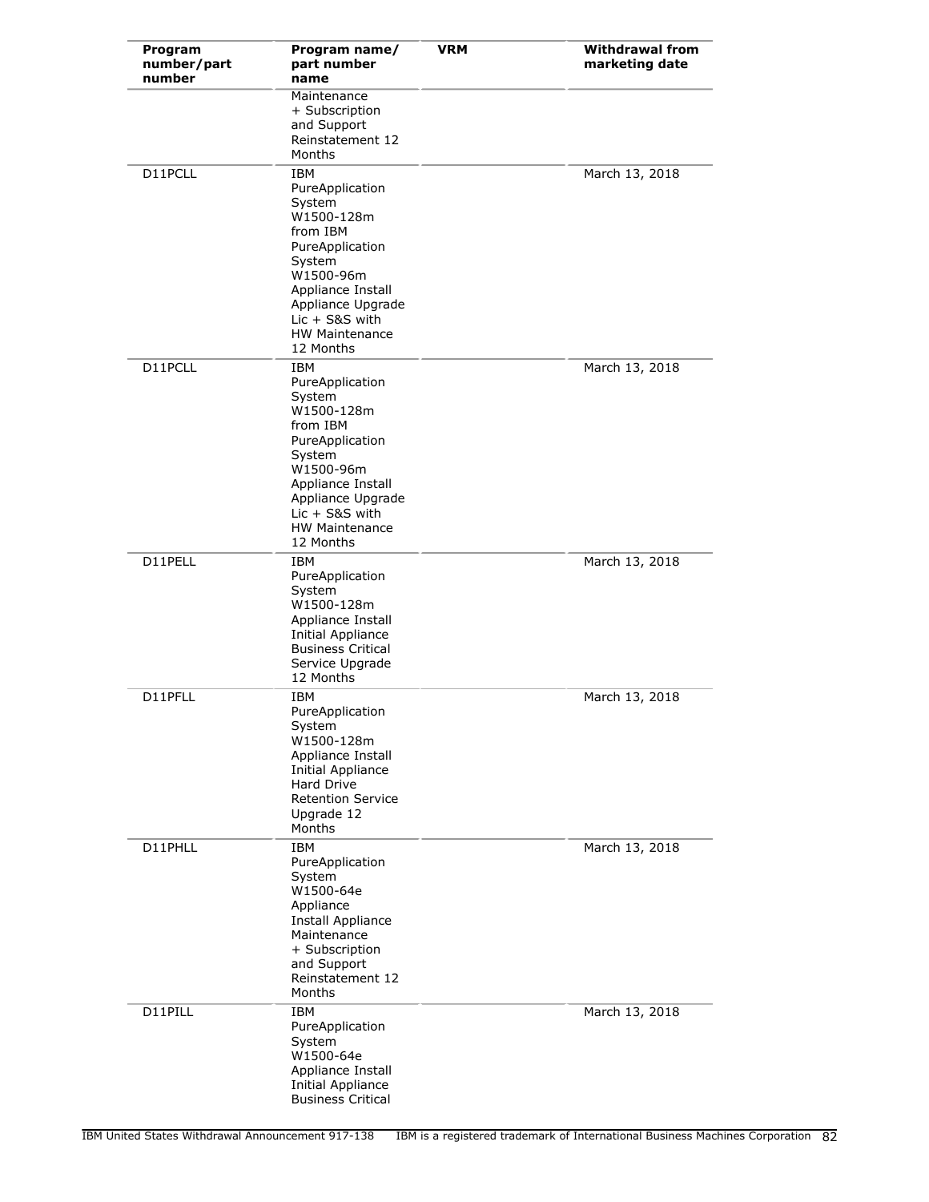| Program number/part number | Program name/ part number name | VRM | Withdrawal from marketing date |
|---|---|---|---|
| | Maintenance + Subscription and Support Reinstatement 12 Months | | |
| D11PCLL | IBM PureApplication System W1500-128m from IBM PureApplication System W1500-96m Appliance Install Appliance Upgrade Lic + S&S with HW Maintenance 12 Months | | March 13, 2018 |
| D11PCLL | IBM PureApplication System W1500-128m from IBM PureApplication System W1500-96m Appliance Install Appliance Upgrade Lic + S&S with HW Maintenance 12 Months | | March 13, 2018 |
| D11PELL | IBM PureApplication System W1500-128m Appliance Install Initial Appliance Business Critical Service Upgrade 12 Months | | March 13, 2018 |
| D11PFLL | IBM PureApplication System W1500-128m Appliance Install Initial Appliance Hard Drive Retention Service Upgrade 12 Months | | March 13, 2018 |
| D11PHLL | IBM PureApplication System W1500-64e Appliance Install Appliance Maintenance + Subscription and Support Reinstatement 12 Months | | March 13, 2018 |
| D11PILL | IBM PureApplication System W1500-64e Appliance Install Initial Appliance Business Critical | | March 13, 2018 |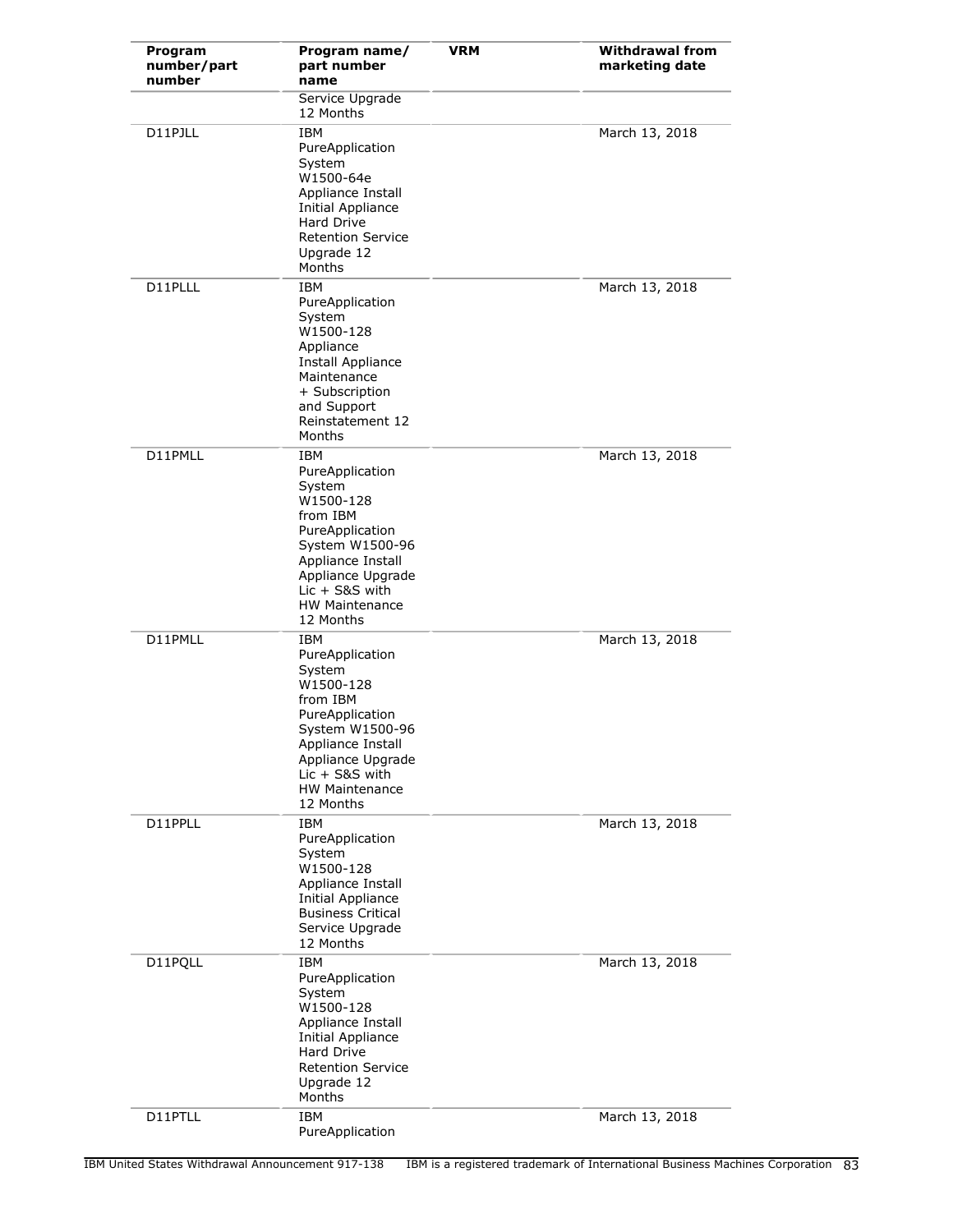| Program number/part number | Program name/ part number name | VRM | Withdrawal from marketing date |
|---|---|---|---|
| | Service Upgrade 12 Months | | |
| D11PJLL | IBM PureApplication System W1500-64e Appliance Install Initial Appliance Hard Drive Retention Service Upgrade 12 Months | | March 13, 2018 |
| D11PLLL | IBM PureApplication System W1500-128 Appliance Install Appliance Maintenance + Subscription and Support Reinstatement 12 Months | | March 13, 2018 |
| D11PMLL | IBM PureApplication System W1500-128 from IBM PureApplication System W1500-96 Appliance Install Appliance Upgrade Lic + S&S with HW Maintenance 12 Months | | March 13, 2018 |
| D11PMLL | IBM PureApplication System W1500-128 from IBM PureApplication System W1500-96 Appliance Install Appliance Upgrade Lic + S&S with HW Maintenance 12 Months | | March 13, 2018 |
| D11PPLL | IBM PureApplication System W1500-128 Appliance Install Initial Appliance Business Critical Service Upgrade 12 Months | | March 13, 2018 |
| D11PQLL | IBM PureApplication System W1500-128 Appliance Install Initial Appliance Hard Drive Retention Service Upgrade 12 Months | | March 13, 2018 |
| D11PTLL | IBM PureApplication | | March 13, 2018 |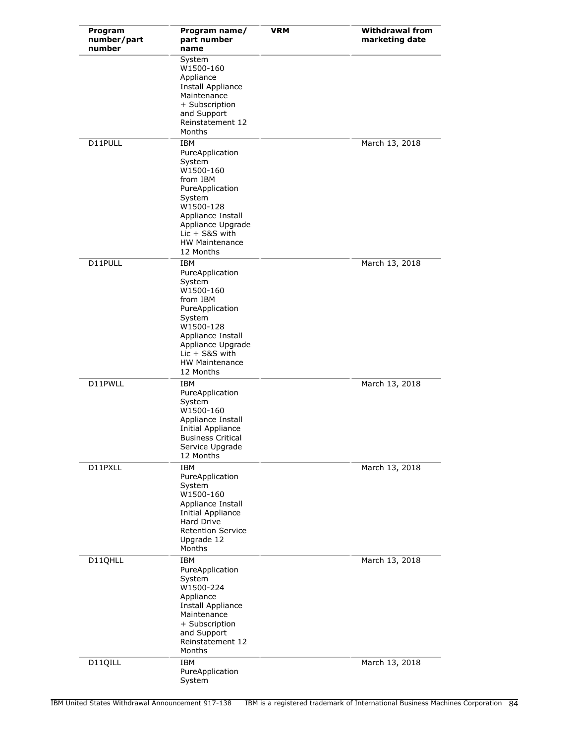| Program number/part number | Program name/ part number name | VRM | Withdrawal from marketing date |
|---|---|---|---|
| | System W1500-160 Appliance Install Appliance Maintenance + Subscription and Support Reinstatement 12 Months | | |
| D11PULL | IBM PureApplication System W1500-160 from IBM PureApplication System W1500-128 Appliance Install Appliance Upgrade Lic + S&S with HW Maintenance 12 Months | | March 13, 2018 |
| D11PULL | IBM PureApplication System W1500-160 from IBM PureApplication System W1500-128 Appliance Install Appliance Upgrade Lic + S&S with HW Maintenance 12 Months | | March 13, 2018 |
| D11PWLL | IBM PureApplication System W1500-160 Appliance Install Initial Appliance Business Critical Service Upgrade 12 Months | | March 13, 2018 |
| D11PXLL | IBM PureApplication System W1500-160 Appliance Install Initial Appliance Hard Drive Retention Service Upgrade 12 Months | | March 13, 2018 |
| D11QHLL | IBM PureApplication System W1500-224 Appliance Install Appliance Maintenance + Subscription and Support Reinstatement 12 Months | | March 13, 2018 |
| D11QILL | IBM PureApplication System | | March 13, 2018 |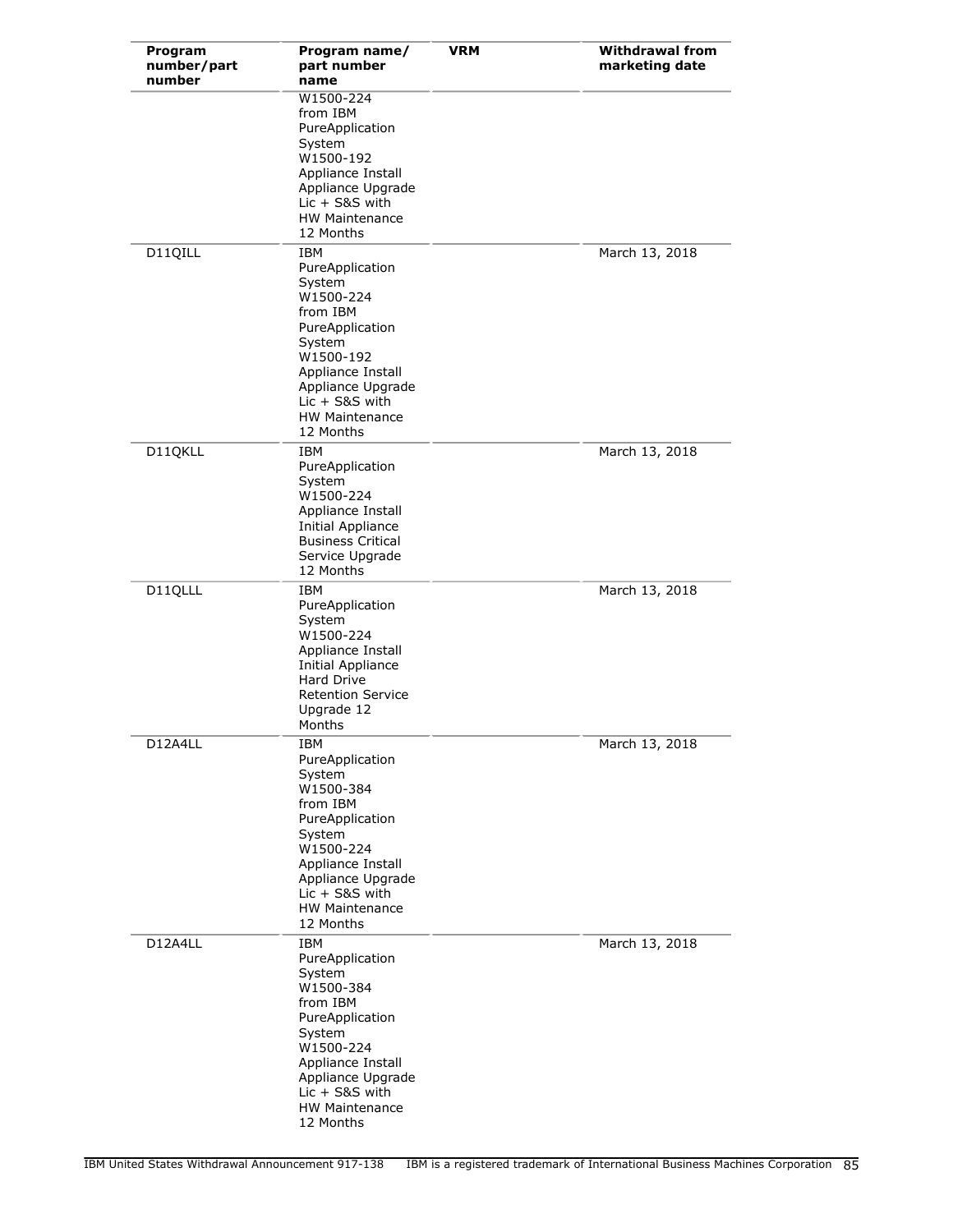| Program number/part number | Program name/ part number name | VRM | Withdrawal from marketing date |
|---|---|---|---|
| | W1500-224 from IBM PureApplication System W1500-192 Appliance Install Appliance Upgrade Lic + S&S with HW Maintenance 12 Months | | |
| D11QILL | IBM PureApplication System W1500-224 from IBM PureApplication System W1500-192 Appliance Install Appliance Upgrade Lic + S&S with HW Maintenance 12 Months | | March 13, 2018 |
| D11QKLL | IBM PureApplication System W1500-224 Appliance Install Initial Appliance Business Critical Service Upgrade 12 Months | | March 13, 2018 |
| D11QLLL | IBM PureApplication System W1500-224 Appliance Install Initial Appliance Hard Drive Retention Service Upgrade 12 Months | | March 13, 2018 |
| D12A4LL | IBM PureApplication System W1500-384 from IBM PureApplication System W1500-224 Appliance Install Appliance Upgrade Lic + S&S with HW Maintenance 12 Months | | March 13, 2018 |
| D12A4LL | IBM PureApplication System W1500-384 from IBM PureApplication System W1500-224 Appliance Install Appliance Upgrade Lic + S&S with HW Maintenance 12 Months | | March 13, 2018 |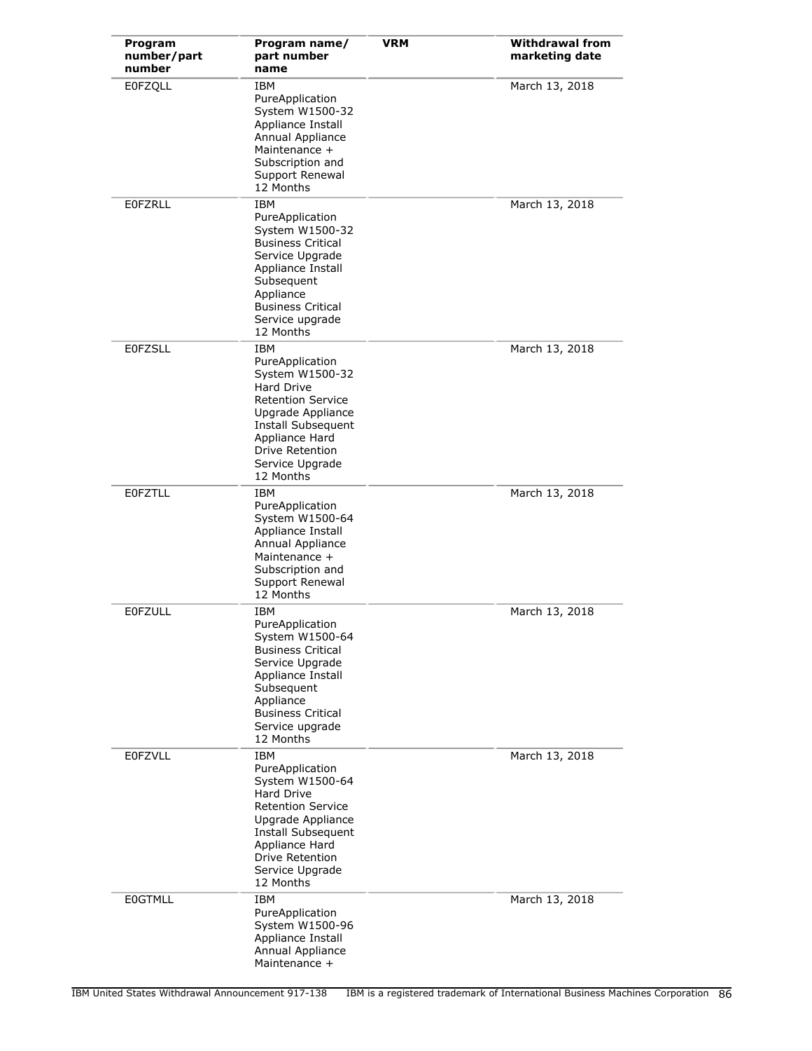| Program number/part number | Program name/ part number name | VRM | Withdrawal from marketing date |
|---|---|---|---|
| E0FZQLL | IBM PureApplication System W1500-32 Appliance Install Annual Appliance Maintenance + Subscription and Support Renewal 12 Months | | March 13, 2018 |
| E0FZRLL | IBM PureApplication System W1500-32 Business Critical Service Upgrade Appliance Install Subsequent Appliance Business Critical Service upgrade 12 Months | | March 13, 2018 |
| E0FZSLL | IBM PureApplication System W1500-32 Hard Drive Retention Service Upgrade Appliance Install Subsequent Appliance Hard Drive Retention Service Upgrade 12 Months | | March 13, 2018 |
| E0FZTLL | IBM PureApplication System W1500-64 Appliance Install Annual Appliance Maintenance + Subscription and Support Renewal 12 Months | | March 13, 2018 |
| E0FZULL | IBM PureApplication System W1500-64 Business Critical Service Upgrade Appliance Install Subsequent Appliance Business Critical Service upgrade 12 Months | | March 13, 2018 |
| E0FZVLL | IBM PureApplication System W1500-64 Hard Drive Retention Service Upgrade Appliance Install Subsequent Appliance Hard Drive Retention Service Upgrade 12 Months | | March 13, 2018 |
| E0GTMLL | IBM PureApplication System W1500-96 Appliance Install Annual Appliance Maintenance + | | March 13, 2018 |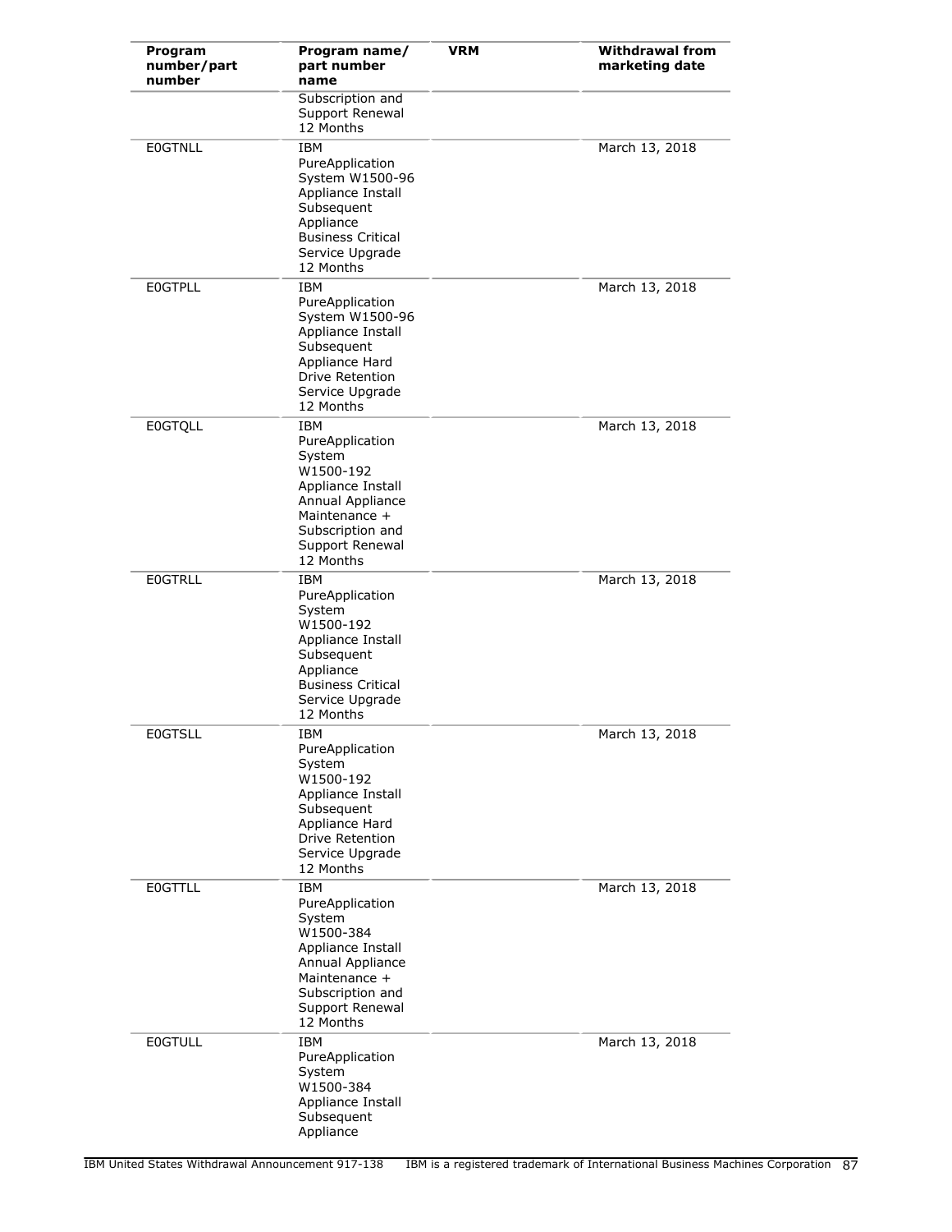| Program number/part number | Program name/ part number name | VRM | Withdrawal from marketing date |
|---|---|---|---|
| | Subscription and Support Renewal 12 Months | | |
| E0GTNLL | IBM PureApplication System W1500-96 Appliance Install Subsequent Appliance Business Critical Service Upgrade 12 Months | | March 13, 2018 |
| E0GTPLL | IBM PureApplication System W1500-96 Appliance Install Subsequent Appliance Hard Drive Retention Service Upgrade 12 Months | | March 13, 2018 |
| E0GTQLL | IBM PureApplication System W1500-192 Appliance Install Annual Appliance Maintenance + Subscription and Support Renewal 12 Months | | March 13, 2018 |
| E0GTRLL | IBM PureApplication System W1500-192 Appliance Install Subsequent Appliance Business Critical Service Upgrade 12 Months | | March 13, 2018 |
| E0GTSLL | IBM PureApplication System W1500-192 Appliance Install Subsequent Appliance Hard Drive Retention Service Upgrade 12 Months | | March 13, 2018 |
| E0GTTLL | IBM PureApplication System W1500-384 Appliance Install Annual Appliance Maintenance + Subscription and Support Renewal 12 Months | | March 13, 2018 |
| E0GTULL | IBM PureApplication System W1500-384 Appliance Install Subsequent Appliance | | March 13, 2018 |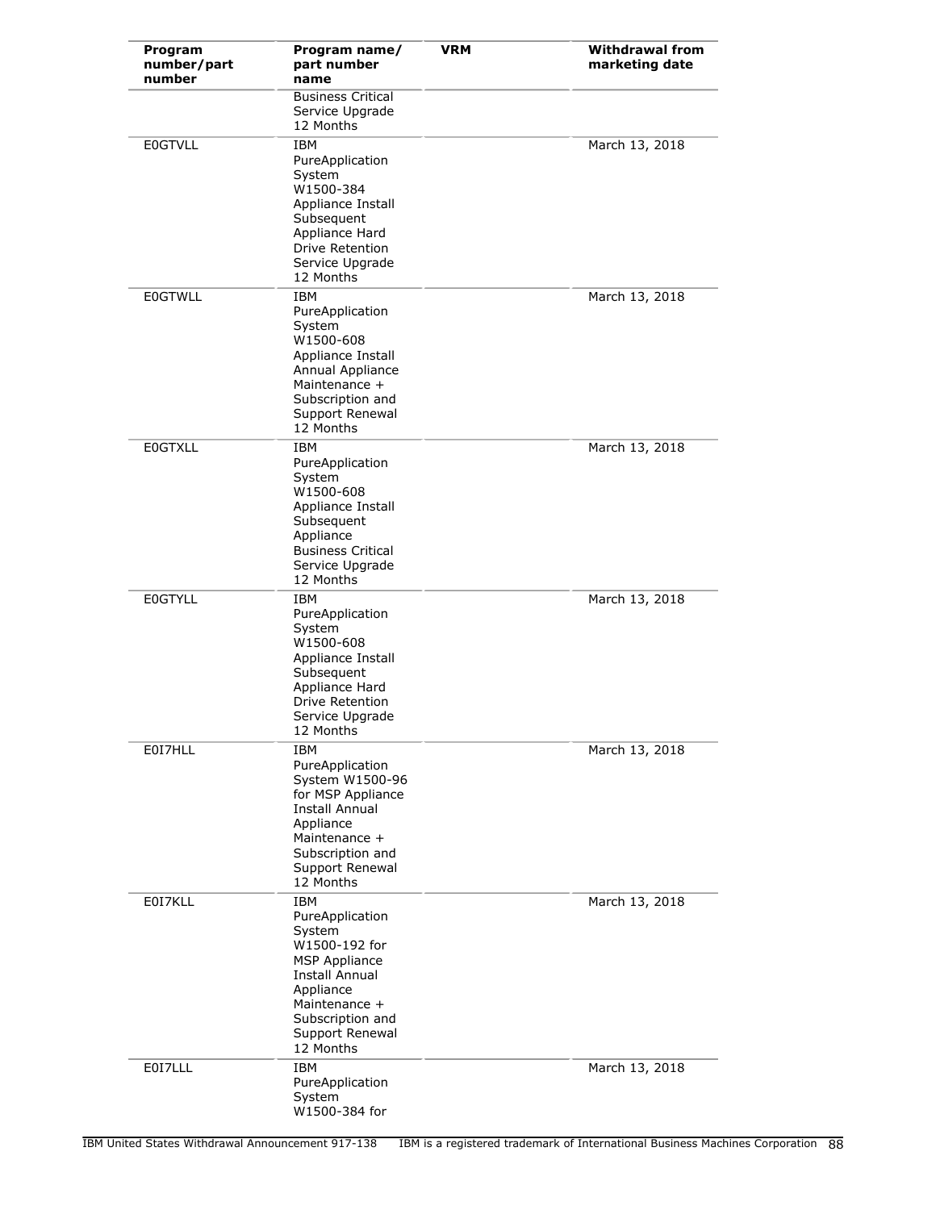| Program number/part number | Program name/ part number name | VRM | Withdrawal from marketing date |
|---|---|---|---|
| | Business Critical Service Upgrade 12 Months | | |
| E0GTVLL | IBM PureApplication System W1500-384 Appliance Install Subsequent Appliance Hard Drive Retention Service Upgrade 12 Months | | March 13, 2018 |
| E0GTWLL | IBM PureApplication System W1500-608 Appliance Install Annual Appliance Maintenance + Subscription and Support Renewal 12 Months | | March 13, 2018 |
| E0GTXLL | IBM PureApplication System W1500-608 Appliance Install Subsequent Appliance Business Critical Service Upgrade 12 Months | | March 13, 2018 |
| E0GTYLL | IBM PureApplication System W1500-608 Appliance Install Subsequent Appliance Hard Drive Retention Service Upgrade 12 Months | | March 13, 2018 |
| E0I7HLL | IBM PureApplication System W1500-96 for MSP Appliance Install Annual Appliance Maintenance + Subscription and Support Renewal 12 Months | | March 13, 2018 |
| E0I7KLL | IBM PureApplication System W1500-192 for MSP Appliance Install Annual Appliance Maintenance + Subscription and Support Renewal 12 Months | | March 13, 2018 |
| E0I7LLL | IBM PureApplication System W1500-384 for | | March 13, 2018 |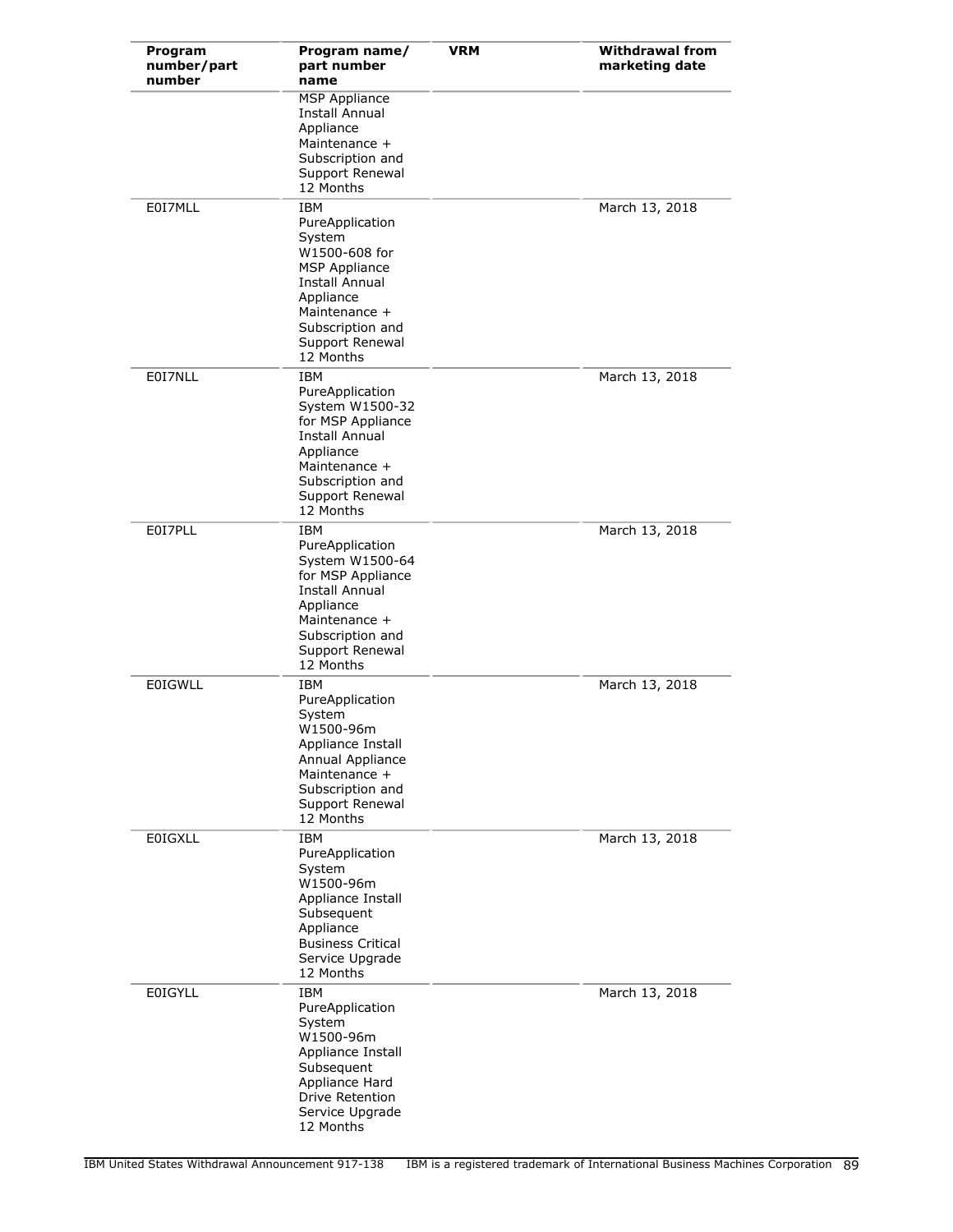| Program number/part number | Program name/ part number name | VRM | Withdrawal from marketing date |
|---|---|---|---|
| | MSP Appliance Install Annual Appliance Maintenance + Subscription and Support Renewal 12 Months | | |
| E0I7MLL | IBM PureApplication System W1500-608 for MSP Appliance Install Annual Appliance Maintenance + Subscription and Support Renewal 12 Months | | March 13, 2018 |
| E0I7NLL | IBM PureApplication System W1500-32 for MSP Appliance Install Annual Appliance Maintenance + Subscription and Support Renewal 12 Months | | March 13, 2018 |
| E0I7PLL | IBM PureApplication System W1500-64 for MSP Appliance Install Annual Appliance Maintenance + Subscription and Support Renewal 12 Months | | March 13, 2018 |
| E0IGWLL | IBM PureApplication System W1500-96m Appliance Install Annual Appliance Maintenance + Subscription and Support Renewal 12 Months | | March 13, 2018 |
| E0IGXLL | IBM PureApplication System W1500-96m Appliance Install Subsequent Appliance Business Critical Service Upgrade 12 Months | | March 13, 2018 |
| E0IGYLL | IBM PureApplication System W1500-96m Appliance Install Subsequent Appliance Hard Drive Retention Service Upgrade 12 Months | | March 13, 2018 |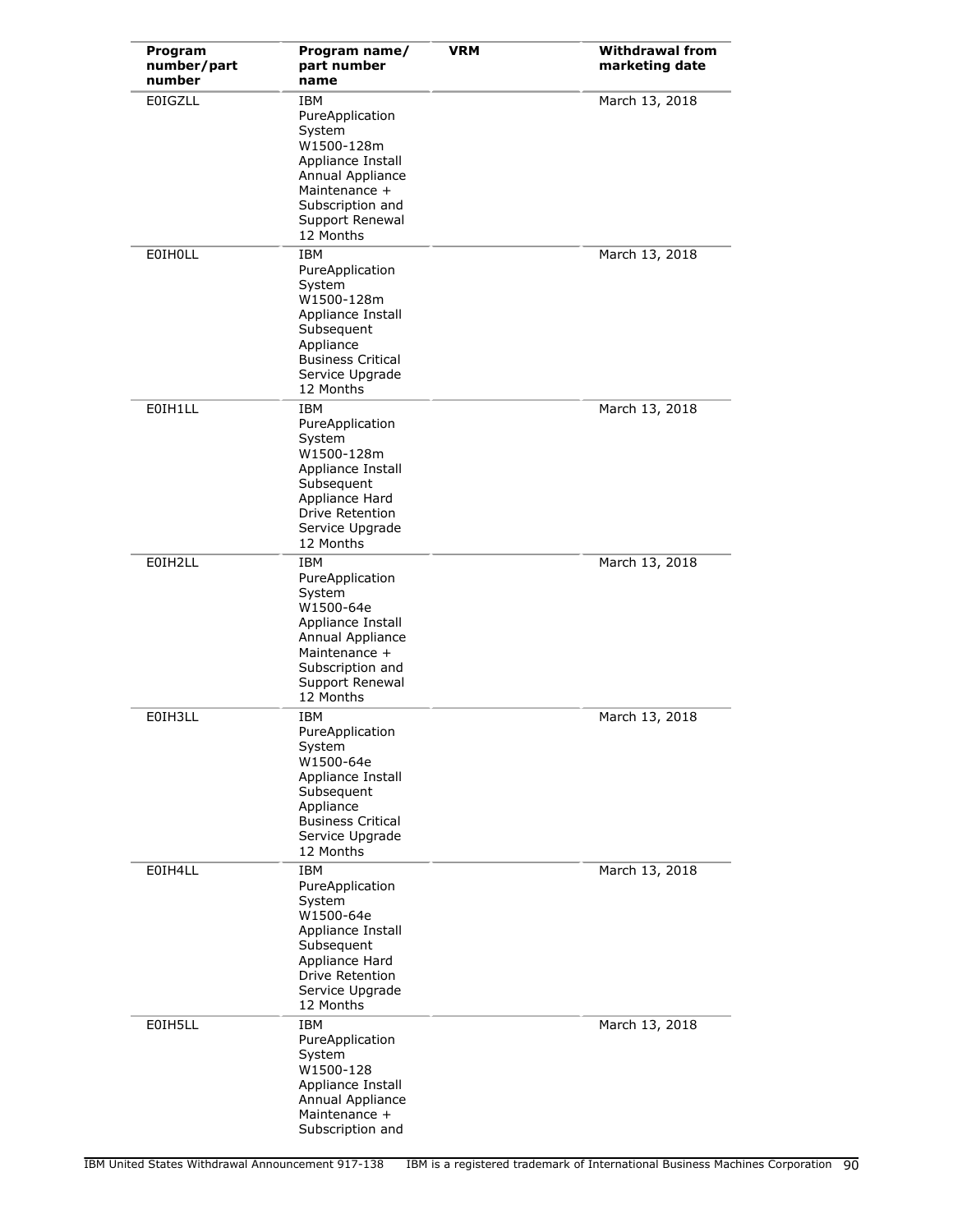| Program number/part number | Program name/ part number name | VRM | Withdrawal from marketing date |
|---|---|---|---|
| E0IGZLL | IBM PureApplication System W1500-128m Appliance Install Annual Appliance Maintenance + Subscription and Support Renewal 12 Months | | March 13, 2018 |
| E0IH0LL | IBM PureApplication System W1500-128m Appliance Install Subsequent Appliance Business Critical Service Upgrade 12 Months | | March 13, 2018 |
| E0IH1LL | IBM PureApplication System W1500-128m Appliance Install Subsequent Appliance Hard Drive Retention Service Upgrade 12 Months | | March 13, 2018 |
| E0IH2LL | IBM PureApplication System W1500-64e Appliance Install Annual Appliance Maintenance + Subscription and Support Renewal 12 Months | | March 13, 2018 |
| E0IH3LL | IBM PureApplication System W1500-64e Appliance Install Subsequent Appliance Business Critical Service Upgrade 12 Months | | March 13, 2018 |
| E0IH4LL | IBM PureApplication System W1500-64e Appliance Install Subsequent Appliance Hard Drive Retention Service Upgrade 12 Months | | March 13, 2018 |
| E0IH5LL | IBM PureApplication System W1500-128 Appliance Install Annual Appliance Maintenance + Subscription and | | March 13, 2018 |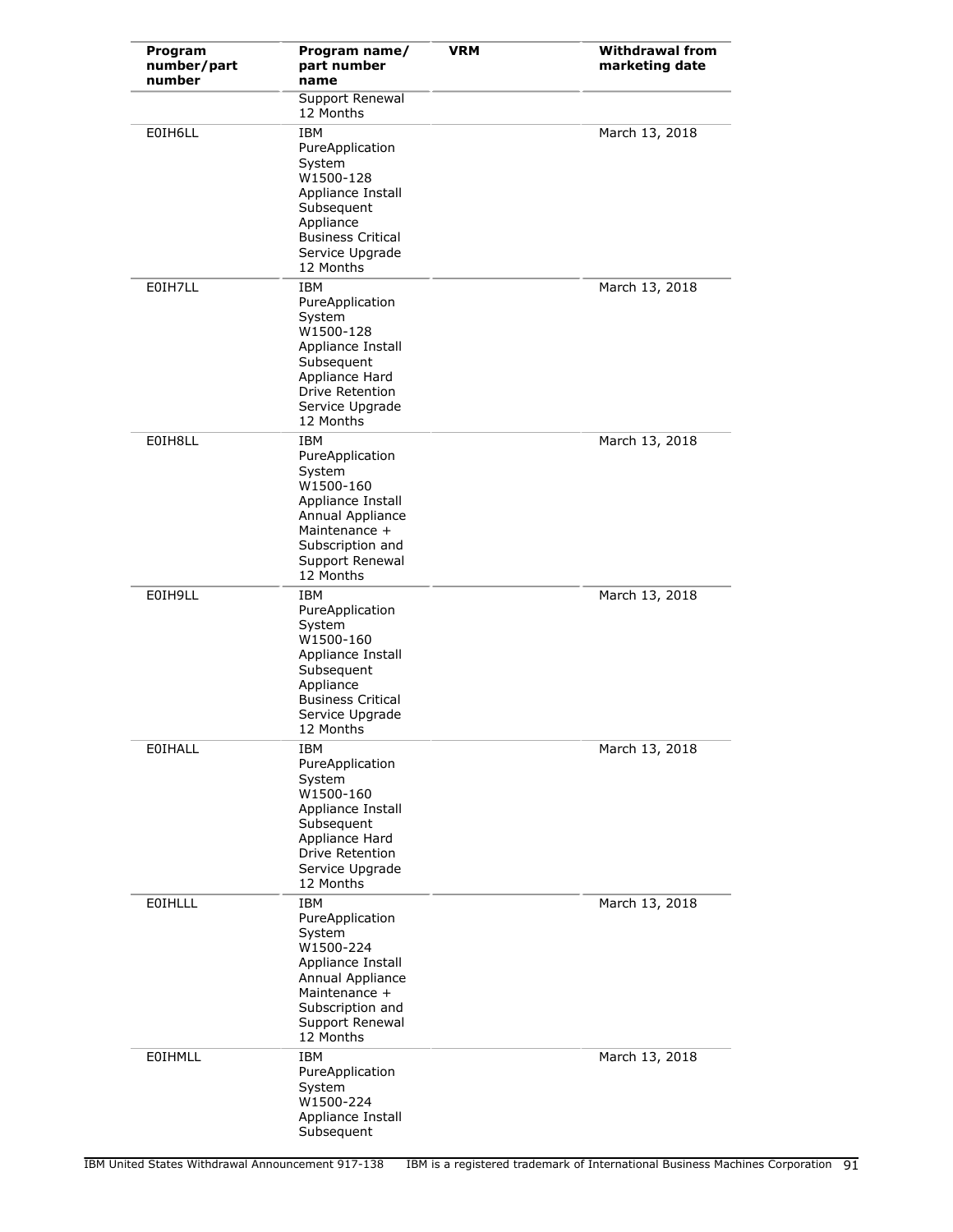| Program number/part number | Program name/ part number name | VRM | Withdrawal from marketing date |
|---|---|---|---|
| | Support Renewal 12 Months | | |
| E0IH6LL | IBM PureApplication System W1500-128 Appliance Install Subsequent Appliance Business Critical Service Upgrade 12 Months | | March 13, 2018 |
| E0IH7LL | IBM PureApplication System W1500-128 Appliance Install Subsequent Appliance Hard Drive Retention Service Upgrade 12 Months | | March 13, 2018 |
| E0IH8LL | IBM PureApplication System W1500-160 Appliance Install Annual Appliance Maintenance + Subscription and Support Renewal 12 Months | | March 13, 2018 |
| E0IH9LL | IBM PureApplication System W1500-160 Appliance Install Subsequent Appliance Business Critical Service Upgrade 12 Months | | March 13, 2018 |
| E0IHALL | IBM PureApplication System W1500-160 Appliance Install Subsequent Appliance Hard Drive Retention Service Upgrade 12 Months | | March 13, 2018 |
| E0IHLLL | IBM PureApplication System W1500-224 Appliance Install Annual Appliance Maintenance + Subscription and Support Renewal 12 Months | | March 13, 2018 |
| E0IHMLL | IBM PureApplication System W1500-224 Appliance Install Subsequent | | March 13, 2018 |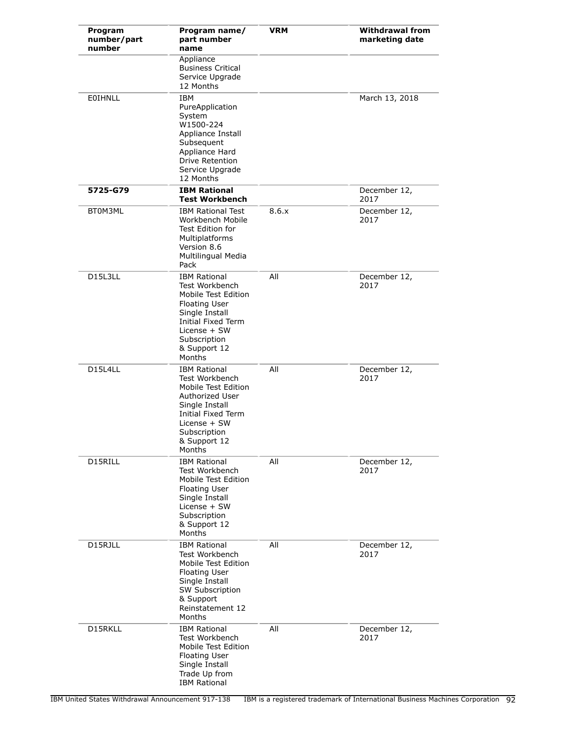| Program number/part number | Program name/ part number name | VRM | Withdrawal from marketing date |
|---|---|---|---|
| | Appliance Business Critical Service Upgrade 12 Months | | |
| E0IHNLL | IBM PureApplication System W1500-224 Appliance Install Subsequent Appliance Hard Drive Retention Service Upgrade 12 Months | | March 13, 2018 |
| **5725-G79** | **IBM Rational Test Workbench** | | December 12, 2017 |
| BT0M3ML | IBM Rational Test Workbench Mobile Test Edition for Multiplatforms Version 8.6 Multilingual Media Pack | 8.6.x | December 12, 2017 |
| D15L3LL | IBM Rational Test Workbench Mobile Test Edition Floating User Single Install Initial Fixed Term License + SW Subscription & Support 12 Months | All | December 12, 2017 |
| D15L4LL | IBM Rational Test Workbench Mobile Test Edition Authorized User Single Install Initial Fixed Term License + SW Subscription & Support 12 Months | All | December 12, 2017 |
| D15RILL | IBM Rational Test Workbench Mobile Test Edition Floating User Single Install License + SW Subscription & Support 12 Months | All | December 12, 2017 |
| D15RJLL | IBM Rational Test Workbench Mobile Test Edition Floating User Single Install SW Subscription & Support Reinstatement 12 Months | All | December 12, 2017 |
| D15RKLL | IBM Rational Test Workbench Mobile Test Edition Floating User Single Install Trade Up from IBM Rational | All | December 12, 2017 |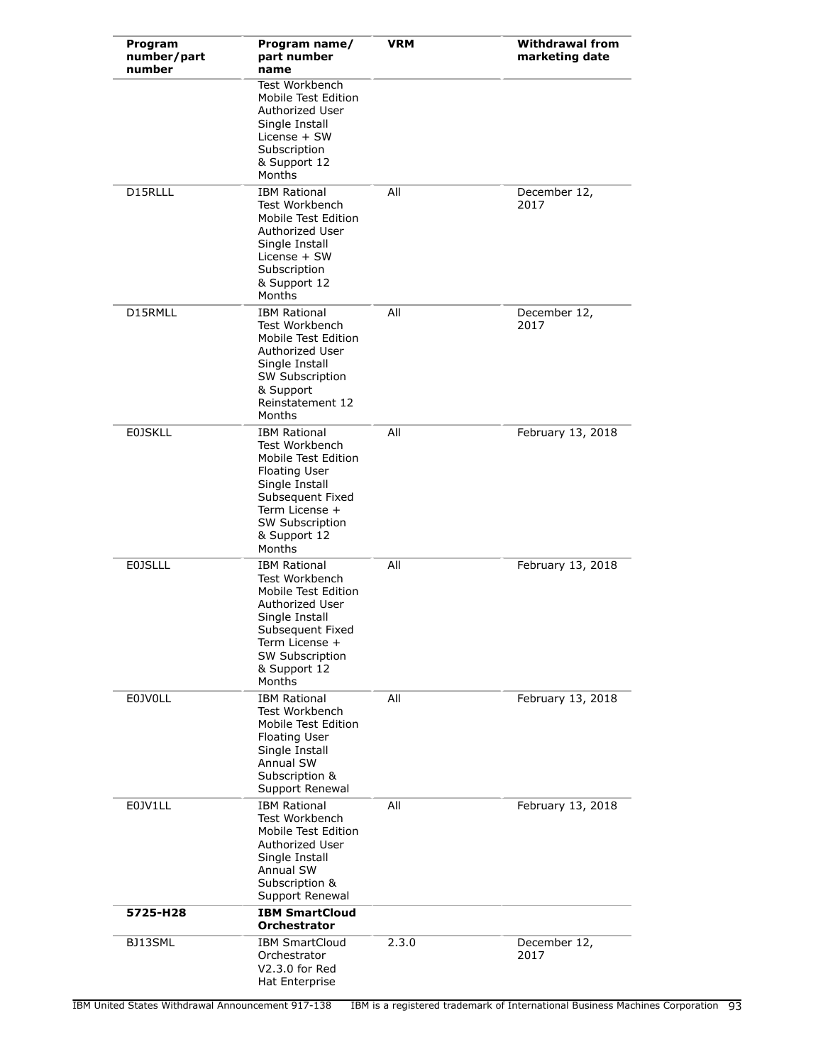| Program number/part number | Program name/ part number name | VRM | Withdrawal from marketing date |
|---|---|---|---|
| | Test Workbench Mobile Test Edition Authorized User Single Install License + SW Subscription & Support 12 Months | | |
| D15RLLL | IBM Rational Test Workbench Mobile Test Edition Authorized User Single Install License + SW Subscription & Support 12 Months | All | December 12, 2017 |
| D15RMLL | IBM Rational Test Workbench Mobile Test Edition Authorized User Single Install SW Subscription & Support Reinstatement 12 Months | All | December 12, 2017 |
| E0JSKLL | IBM Rational Test Workbench Mobile Test Edition Floating User Single Install Subsequent Fixed Term License + SW Subscription & Support 12 Months | All | February 13, 2018 |
| E0JSLLL | IBM Rational Test Workbench Mobile Test Edition Authorized User Single Install Subsequent Fixed Term License + SW Subscription & Support 12 Months | All | February 13, 2018 |
| E0JV0LL | IBM Rational Test Workbench Mobile Test Edition Floating User Single Install Annual SW Subscription & Support Renewal | All | February 13, 2018 |
| E0JV1LL | IBM Rational Test Workbench Mobile Test Edition Authorized User Single Install Annual SW Subscription & Support Renewal | All | February 13, 2018 |
| **5725-H28** | **IBM SmartCloud Orchestrator** | | |
| BJ13SML | IBM SmartCloud Orchestrator V2.3.0 for Red Hat Enterprise | 2.3.0 | December 12, 2017 |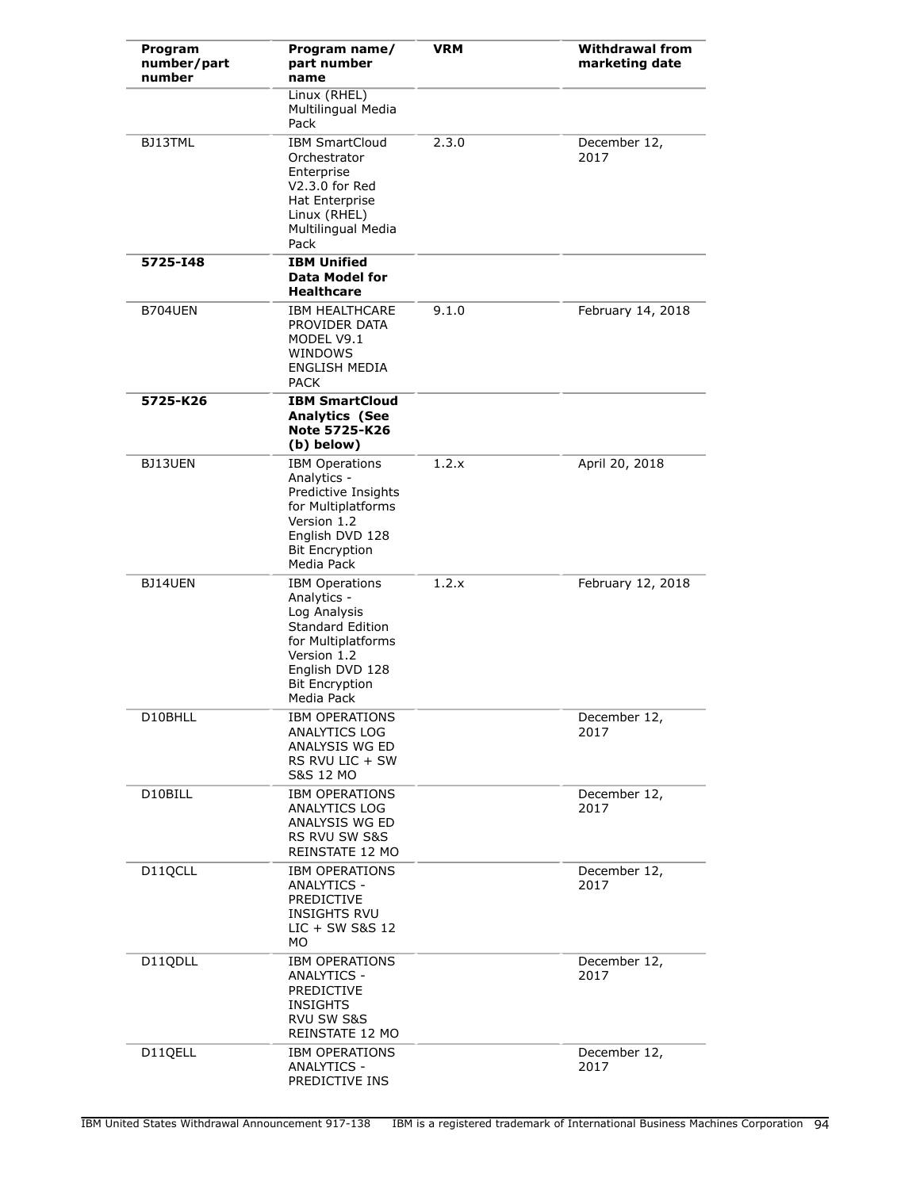| Program number/part number | Program name/ part number name | VRM | Withdrawal from marketing date |
|---|---|---|---|
| | Linux (RHEL) Multilingual Media Pack | | |
| BJ13TML | IBM SmartCloud Orchestrator Enterprise V2.3.0 for Red Hat Enterprise Linux (RHEL) Multilingual Media Pack | 2.3.0 | December 12, 2017 |
| **5725-I48** | **IBM Unified Data Model for Healthcare** | | |
| B704UEN | IBM HEALTHCARE PROVIDER DATA MODEL V9.1 WINDOWS ENGLISH MEDIA PACK | 9.1.0 | February 14, 2018 |
| **5725-K26** | **IBM SmartCloud Analytics (See Note 5725-K26 (b) below)** | | |
| BJ13UEN | IBM Operations Analytics - Predictive Insights for Multiplatforms Version 1.2 English DVD 128 Bit Encryption Media Pack | 1.2.x | April 20, 2018 |
| BJ14UEN | IBM Operations Analytics - Log Analysis Standard Edition for Multiplatforms Version 1.2 English DVD 128 Bit Encryption Media Pack | 1.2.x | February 12, 2018 |
| D10BHLL | IBM OPERATIONS ANALYTICS LOG ANALYSIS WG ED RS RVU LIC + SW S&S 12 MO | | December 12, 2017 |
| D10BILL | IBM OPERATIONS ANALYTICS LOG ANALYSIS WG ED RS RVU SW S&S REINSTATE 12 MO | | December 12, 2017 |
| D11QCLL | IBM OPERATIONS ANALYTICS - PREDICTIVE INSIGHTS RVU LIC + SW S&S 12 MO | | December 12, 2017 |
| D11QDLL | IBM OPERATIONS ANALYTICS - PREDICTIVE INSIGHTS RVU SW S&S REINSTATE 12 MO | | December 12, 2017 |
| D11QELL | IBM OPERATIONS ANALYTICS - PREDICTIVE INS | | December 12, 2017 |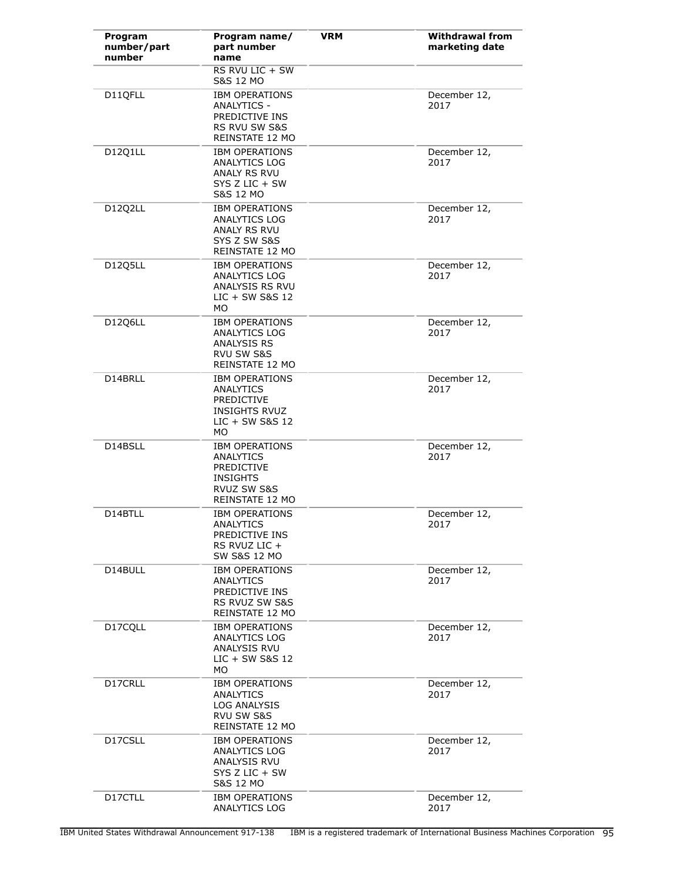| Program number/part number | Program name/ part number name | VRM | Withdrawal from marketing date |
|---|---|---|---|
| | RS RVU LIC + SW S&S 12 MO | | |
| D11QFLL | IBM OPERATIONS ANALYTICS - PREDICTIVE INS RS RVU SW S&S REINSTATE 12 MO | | December 12, 2017 |
| D12Q1LL | IBM OPERATIONS ANALYTICS LOG ANALY RS RVU SYS Z LIC + SW S&S 12 MO | | December 12, 2017 |
| D12Q2LL | IBM OPERATIONS ANALYTICS LOG ANALY RS RVU SYS Z SW S&S REINSTATE 12 MO | | December 12, 2017 |
| D12Q5LL | IBM OPERATIONS ANALYTICS LOG ANALYSIS RS RVU LIC + SW S&S 12 MO | | December 12, 2017 |
| D12Q6LL | IBM OPERATIONS ANALYTICS LOG ANALYSIS RS RVU SW S&S REINSTATE 12 MO | | December 12, 2017 |
| D14BRLL | IBM OPERATIONS ANALYTICS PREDICTIVE INSIGHTS RVUZ LIC + SW S&S 12 MO | | December 12, 2017 |
| D14BSLL | IBM OPERATIONS ANALYTICS PREDICTIVE INSIGHTS RVUZ SW S&S REINSTATE 12 MO | | December 12, 2017 |
| D14BTLL | IBM OPERATIONS ANALYTICS PREDICTIVE INS RS RVUZ LIC + SW S&S 12 MO | | December 12, 2017 |
| D14BULL | IBM OPERATIONS ANALYTICS PREDICTIVE INS RS RVUZ SW S&S REINSTATE 12 MO | | December 12, 2017 |
| D17CQLL | IBM OPERATIONS ANALYTICS LOG ANALYSIS RVU LIC + SW S&S 12 MO | | December 12, 2017 |
| D17CRLL | IBM OPERATIONS ANALYTICS LOG ANALYSIS RVU SW S&S REINSTATE 12 MO | | December 12, 2017 |
| D17CSLL | IBM OPERATIONS ANALYTICS LOG ANALYSIS RVU SYS Z LIC + SW S&S 12 MO | | December 12, 2017 |
| D17CTLL | IBM OPERATIONS ANALYTICS LOG | | December 12, 2017 |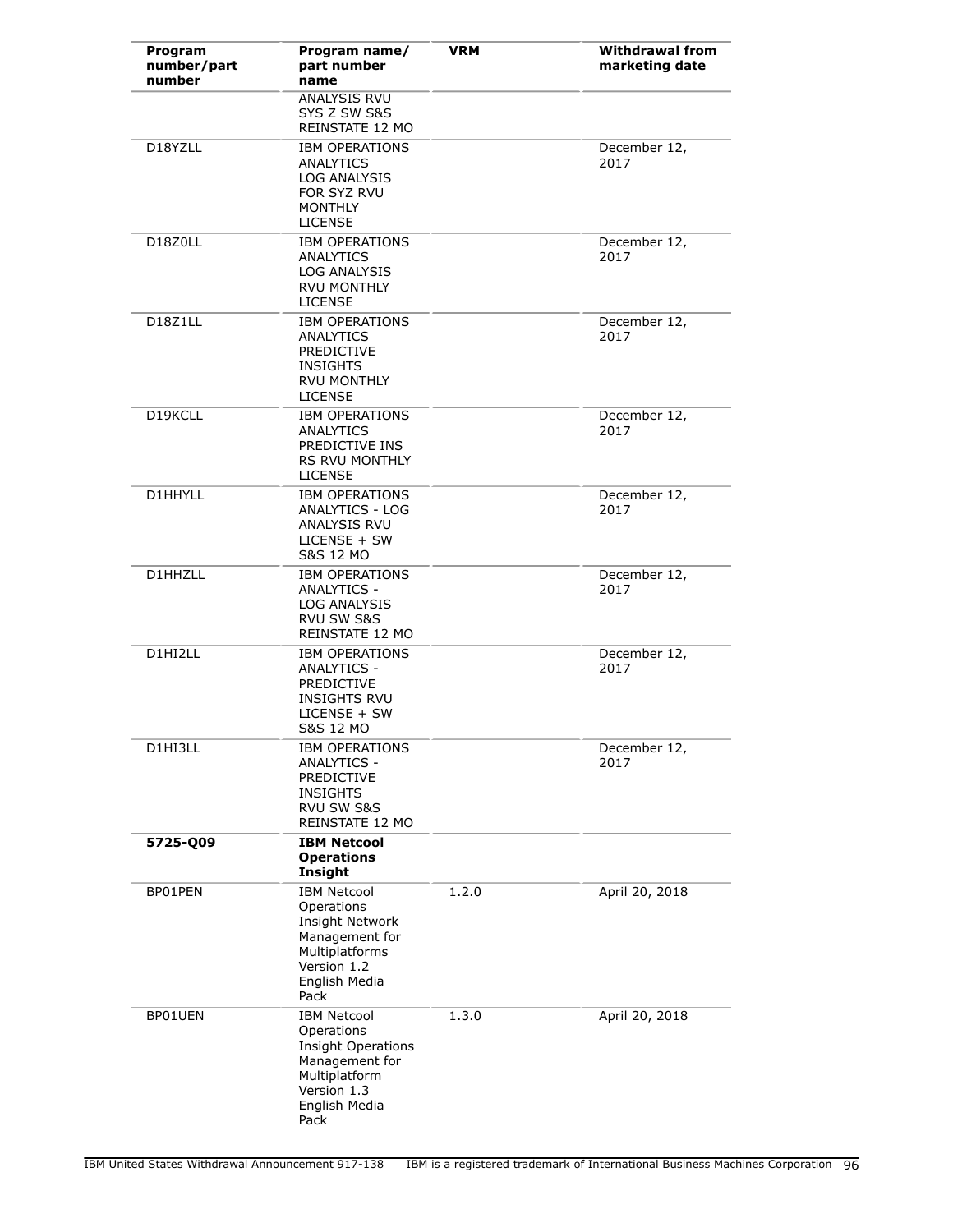| Program number/part number | Program name/ part number name | VRM | Withdrawal from marketing date |
|---|---|---|---|
| | ANALYSIS RVU SYS Z SW S&S REINSTATE 12 MO | | |
| D18YZLL | IBM OPERATIONS ANALYTICS LOG ANALYSIS FOR SYZ RVU MONTHLY LICENSE | | December 12, 2017 |
| D18Z0LL | IBM OPERATIONS ANALYTICS LOG ANALYSIS RVU MONTHLY LICENSE | | December 12, 2017 |
| D18Z1LL | IBM OPERATIONS ANALYTICS PREDICTIVE INSIGHTS RVU MONTHLY LICENSE | | December 12, 2017 |
| D19KCLL | IBM OPERATIONS ANALYTICS PREDICTIVE INS RS RVU MONTHLY LICENSE | | December 12, 2017 |
| D1HHYLL | IBM OPERATIONS ANALYTICS - LOG ANALYSIS RVU LICENSE + SW S&S 12 MO | | December 12, 2017 |
| D1HHZLL | IBM OPERATIONS ANALYTICS - LOG ANALYSIS RVU SW S&S REINSTATE 12 MO | | December 12, 2017 |
| D1HI2LL | IBM OPERATIONS ANALYTICS - PREDICTIVE INSIGHTS RVU LICENSE + SW S&S 12 MO | | December 12, 2017 |
| D1HI3LL | IBM OPERATIONS ANALYTICS - PREDICTIVE INSIGHTS RVU SW S&S REINSTATE 12 MO | | December 12, 2017 |
| **5725-Q09** | **IBM Netcool Operations Insight** | | |
| BP01PEN | IBM Netcool Operations Insight Network Management for Multiplatforms Version 1.2 English Media Pack | 1.2.0 | April 20, 2018 |
| BP01UEN | IBM Netcool Operations Insight Operations Management for Multiplatform Version 1.3 English Media Pack | 1.3.0 | April 20, 2018 |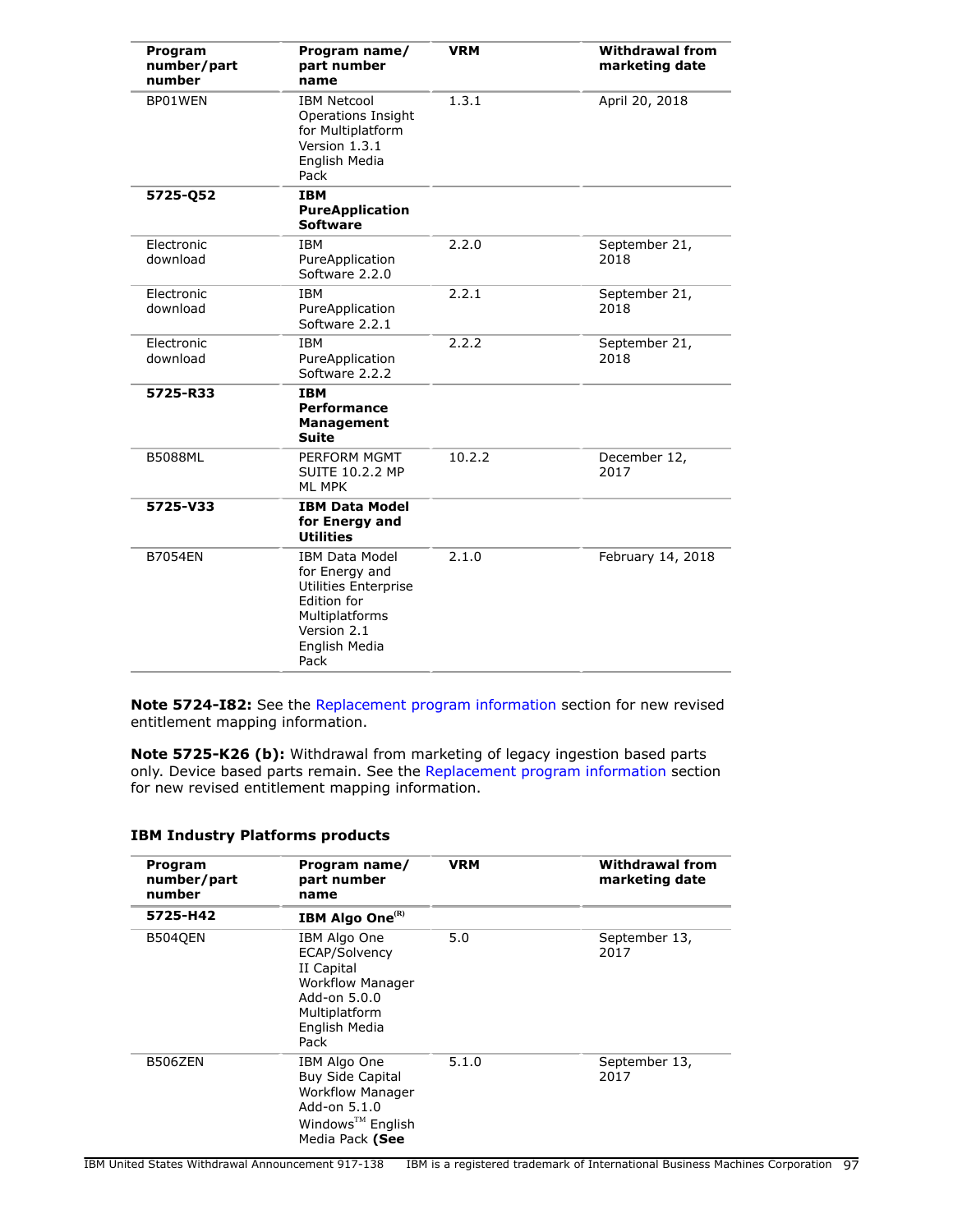| Program number/part number | Program name/ part number name | VRM | Withdrawal from marketing date |
|---|---|---|---|
| BP01WEN | IBM Netcool Operations Insight for Multiplatform Version 1.3.1 English Media Pack | 1.3.1 | April 20, 2018 |
| **5725-Q52** | **IBM PureApplication Software** | | |
| Electronic download | IBM PureApplication Software 2.2.0 | 2.2.0 | September 21, 2018 |
| Electronic download | IBM PureApplication Software 2.2.1 | 2.2.1 | September 21, 2018 |
| Electronic download | IBM PureApplication Software 2.2.2 | 2.2.2 | September 21, 2018 |
| **5725-R33** | **IBM Performance Management Suite** | | |
| B5088ML | PERFORM MGMT SUITE 10.2.2 MP ML MPK | 10.2.2 | December 12, 2017 |
| **5725-V33** | **IBM Data Model for Energy and Utilities** | | |
| B7054EN | IBM Data Model for Energy and Utilities Enterprise Edition for Multiplatforms Version 2.1 English Media Pack | 2.1.0 | February 14, 2018 |

**Note 5724-I82:** See the Replacement program information section for new revised entitlement mapping information.

**Note 5725-K26 (b):** Withdrawal from marketing of legacy ingestion based parts only. Device based parts remain. See the Replacement program information section for new revised entitlement mapping information.

### IBM Industry Platforms products

| Program number/part number | Program name/ part number name | VRM | Withdrawal from marketing date |
|---|---|---|---|
| **5725-H42** | **IBM Algo One(R)** | | |
| B504QEN | IBM Algo One ECAP/Solvency II Capital Workflow Manager Add-on 5.0.0 Multiplatform English Media Pack | 5.0 | September 13, 2017 |
| B506ZEN | IBM Algo One Buy Side Capital Workflow Manager Add-on 5.1.0 Windows(TM) English Media Pack **(See** | 5.1.0 | September 13, 2017 |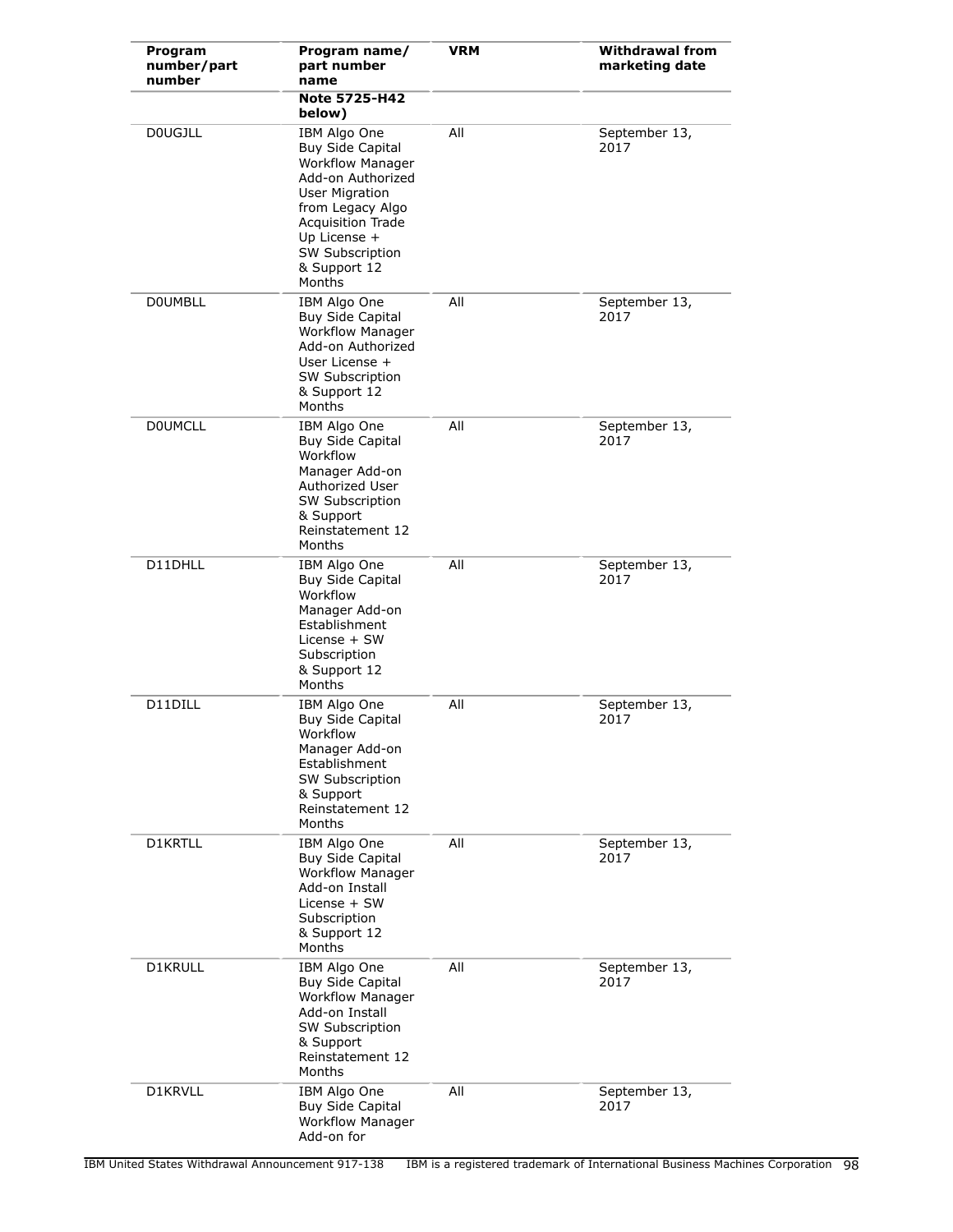| Program number/part number | Program name/ part number name | VRM | Withdrawal from marketing date |
|---|---|---|---|
| | **Note 5725-H42 below)** | | |
| D0UGJLL | IBM Algo One Buy Side Capital Workflow Manager Add-on Authorized User Migration from Legacy Algo Acquisition Trade Up License + SW Subscription & Support 12 Months | All | September 13, 2017 |
| D0UMBLL | IBM Algo One Buy Side Capital Workflow Manager Add-on Authorized User License + SW Subscription & Support 12 Months | All | September 13, 2017 |
| D0UMCLL | IBM Algo One Buy Side Capital Workflow Manager Add-on Authorized User SW Subscription & Support Reinstatement 12 Months | All | September 13, 2017 |
| D11DHLL | IBM Algo One Buy Side Capital Workflow Manager Add-on Establishment License + SW Subscription & Support 12 Months | All | September 13, 2017 |
| D11DILL | IBM Algo One Buy Side Capital Workflow Manager Add-on Establishment SW Subscription & Support Reinstatement 12 Months | All | September 13, 2017 |
| D1KRTLL | IBM Algo One Buy Side Capital Workflow Manager Add-on Install License + SW Subscription & Support 12 Months | All | September 13, 2017 |
| D1KRULL | IBM Algo One Buy Side Capital Workflow Manager Add-on Install SW Subscription & Support Reinstatement 12 Months | All | September 13, 2017 |
| D1KRVLL | IBM Algo One Buy Side Capital Workflow Manager Add-on for | All | September 13, 2017 |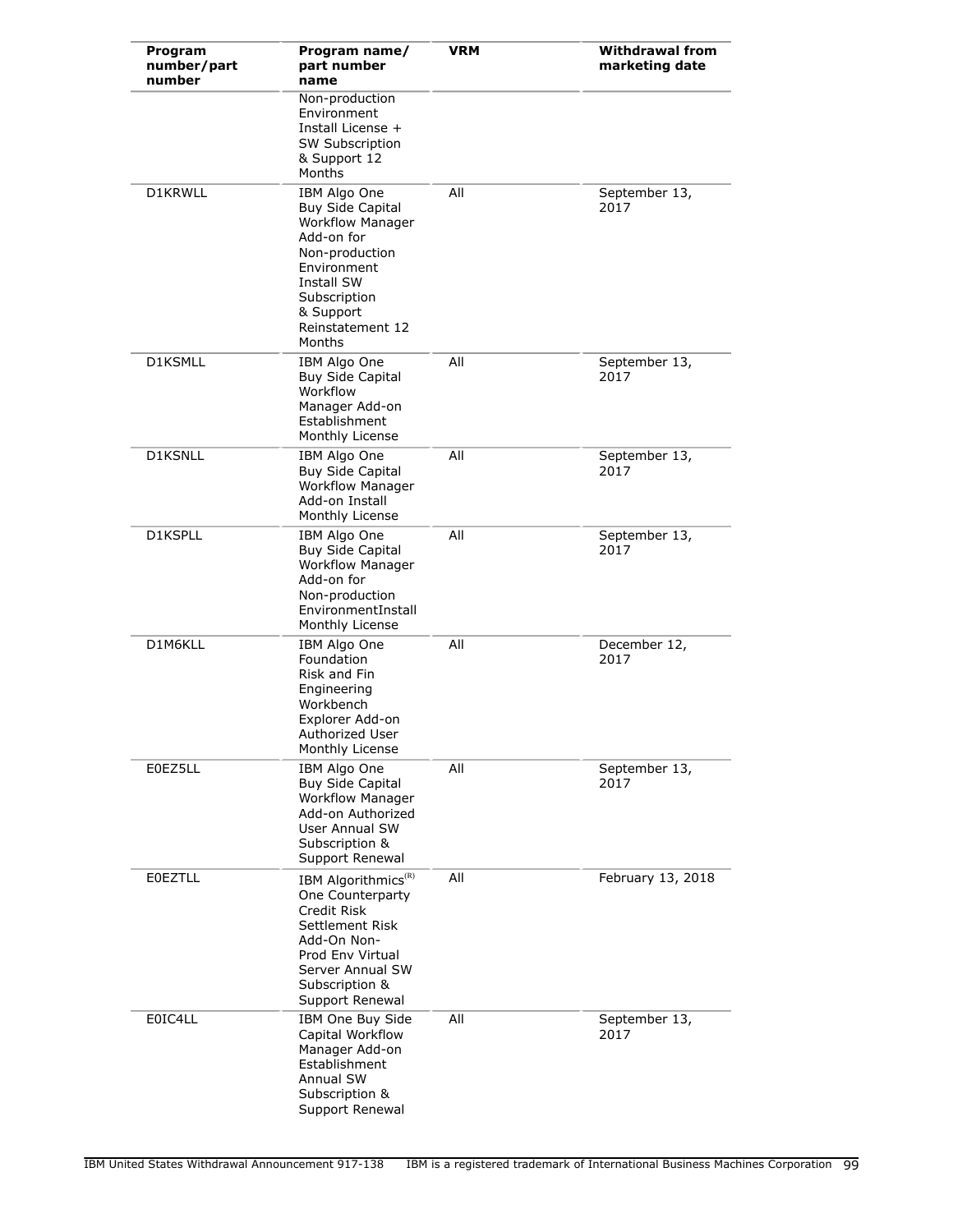| Program number/part number | Program name/ part number name | VRM | Withdrawal from marketing date |
|---|---|---|---|
| | Non-production Environment Install License + SW Subscription & Support 12 Months | | |
| D1KRWLL | IBM Algo One Buy Side Capital Workflow Manager Add-on for Non-production Environment Install SW Subscription & Support Reinstatement 12 Months | All | September 13, 2017 |
| D1KSMLL | IBM Algo One Buy Side Capital Workflow Manager Add-on Establishment Monthly License | All | September 13, 2017 |
| D1KSNLL | IBM Algo One Buy Side Capital Workflow Manager Add-on Install Monthly License | All | September 13, 2017 |
| D1KSPLL | IBM Algo One Buy Side Capital Workflow Manager Add-on for Non-production EnvironmentInstall Monthly License | All | September 13, 2017 |
| D1M6KLL | IBM Algo One Foundation Risk and Fin Engineering Workbench Explorer Add-on Authorized User Monthly License | All | December 12, 2017 |
| E0EZ5LL | IBM Algo One Buy Side Capital Workflow Manager Add-on Authorized User Annual SW Subscription & Support Renewal | All | September 13, 2017 |
| E0EZTLL | IBM Algorithmics(R) One Counterparty Credit Risk Settlement Risk Add-On Non-Prod Env Virtual Server Annual SW Subscription & Support Renewal | All | February 13, 2018 |
| E0IC4LL | IBM One Buy Side Capital Workflow Manager Add-on Establishment Annual SW Subscription & Support Renewal | All | September 13, 2017 |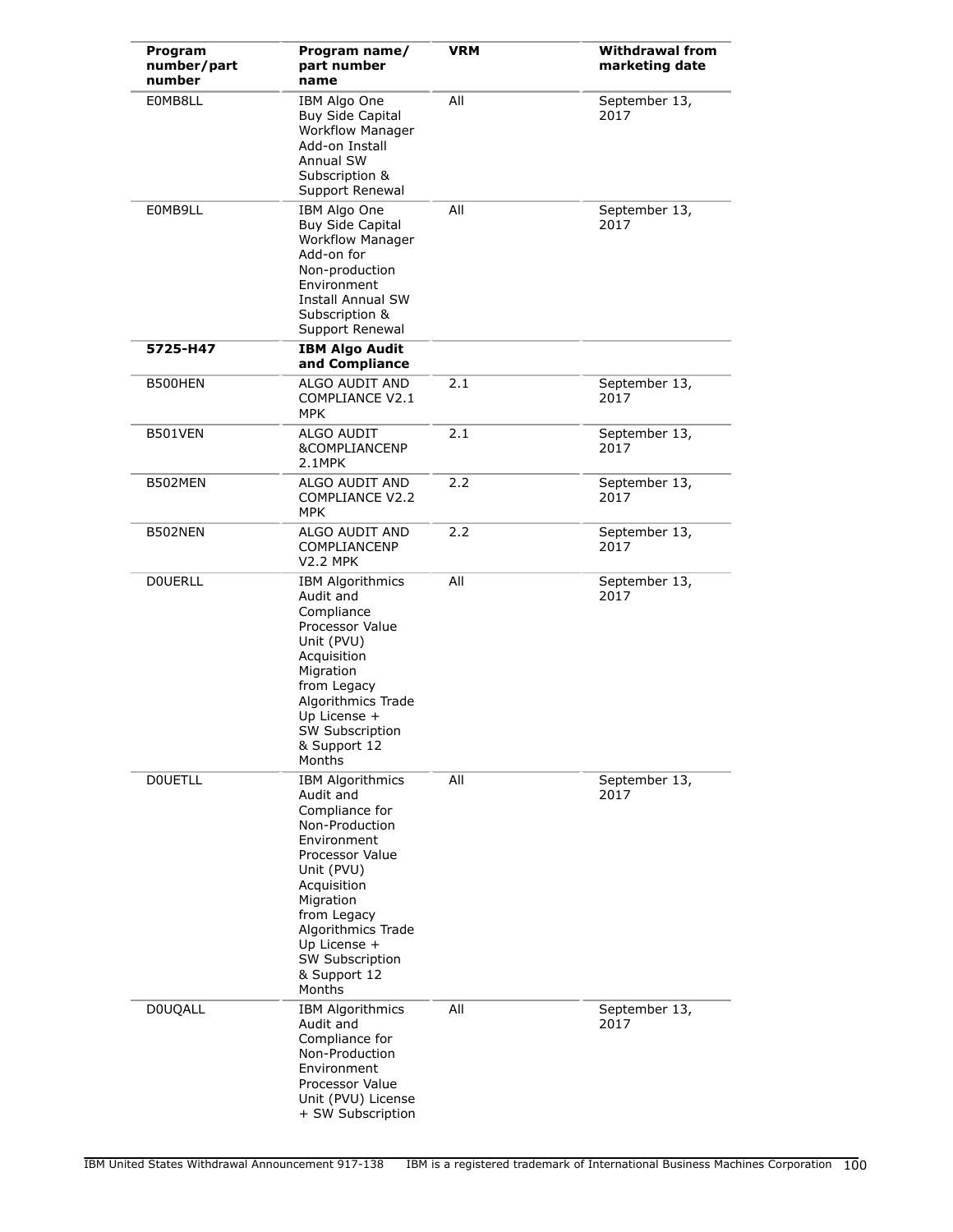| Program number/part number | Program name/ part number name | VRM | Withdrawal from marketing date |
|---|---|---|---|
| E0MB8LL | IBM Algo One Buy Side Capital Workflow Manager Add-on Install Annual SW Subscription & Support Renewal | All | September 13, 2017 |
| E0MB9LL | IBM Algo One Buy Side Capital Workflow Manager Add-on for Non-production Environment Install Annual SW Subscription & Support Renewal | All | September 13, 2017 |
| **5725-H47** | **IBM Algo Audit and Compliance** | | |
| B500HEN | ALGO AUDIT AND COMPLIANCE V2.1 MPK | 2.1 | September 13, 2017 |
| B501VEN | ALGO AUDIT &COMPLIANCENP 2.1MPK | 2.1 | September 13, 2017 |
| B502MEN | ALGO AUDIT AND COMPLIANCE V2.2 MPK | 2.2 | September 13, 2017 |
| B502NEN | ALGO AUDIT AND COMPLIANCENP V2.2 MPK | 2.2 | September 13, 2017 |
| D0UERLL | IBM Algorithmics Audit and Compliance Processor Value Unit (PVU) Acquisition Migration from Legacy Algorithmics Trade Up License + SW Subscription & Support 12 Months | All | September 13, 2017 |
| D0UETLL | IBM Algorithmics Audit and Compliance for Non-Production Environment Processor Value Unit (PVU) Acquisition Migration from Legacy Algorithmics Trade Up License + SW Subscription & Support 12 Months | All | September 13, 2017 |
| D0UQALL | IBM Algorithmics Audit and Compliance for Non-Production Environment Processor Value Unit (PVU) License + SW Subscription | All | September 13, 2017 |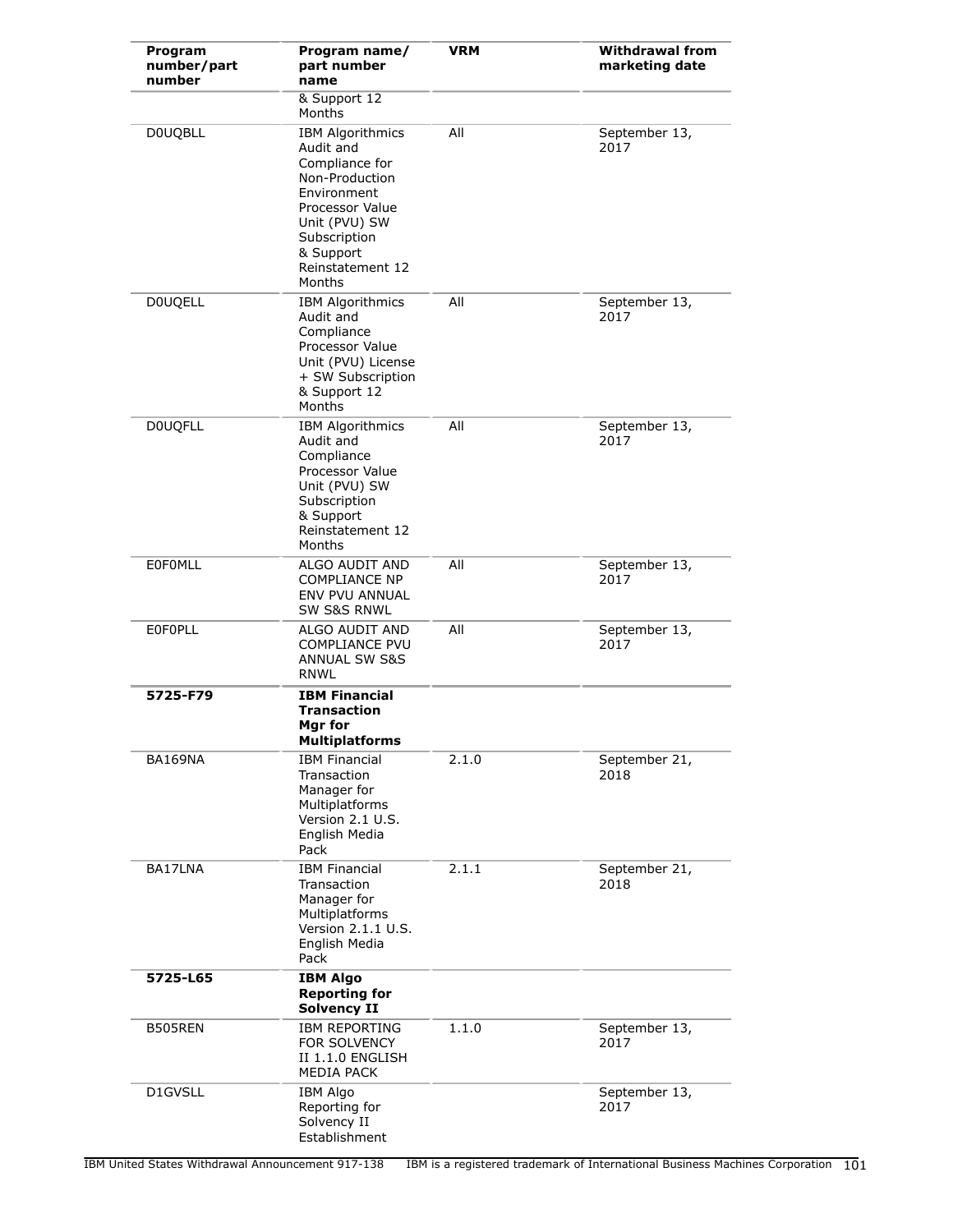| Program number/part number | Program name/ part number name | VRM | Withdrawal from marketing date |
|---|---|---|---|
| | & Support 12 Months | | |
| D0UQBLL | IBM Algorithmics Audit and Compliance for Non-Production Environment Processor Value Unit (PVU) SW Subscription & Support Reinstatement 12 Months | All | September 13, 2017 |
| D0UQELL | IBM Algorithmics Audit and Compliance Processor Value Unit (PVU) License + SW Subscription & Support 12 Months | All | September 13, 2017 |
| D0UQFLL | IBM Algorithmics Audit and Compliance Processor Value Unit (PVU) SW Subscription & Support Reinstatement 12 Months | All | September 13, 2017 |
| E0F0MLL | ALGO AUDIT AND COMPLIANCE NP ENV PVU ANNUAL SW S&S RNWL | All | September 13, 2017 |
| E0F0PLL | ALGO AUDIT AND COMPLIANCE PVU ANNUAL SW S&S RNWL | All | September 13, 2017 |
| **5725-F79** | **IBM Financial Transaction Mgr for Multiplatforms** | | |
| BA169NA | IBM Financial Transaction Manager for Multiplatforms Version 2.1 U.S. English Media Pack | 2.1.0 | September 21, 2018 |
| BA17LNA | IBM Financial Transaction Manager for Multiplatforms Version 2.1.1 U.S. English Media Pack | 2.1.1 | September 21, 2018 |
| **5725-L65** | **IBM Algo Reporting for Solvency II** | | |
| B505REN | IBM REPORTING FOR SOLVENCY II 1.1.0 ENGLISH MEDIA PACK | 1.1.0 | September 13, 2017 |
| D1GVSLL | IBM Algo Reporting for Solvency II Establishment | | September 13, 2017 |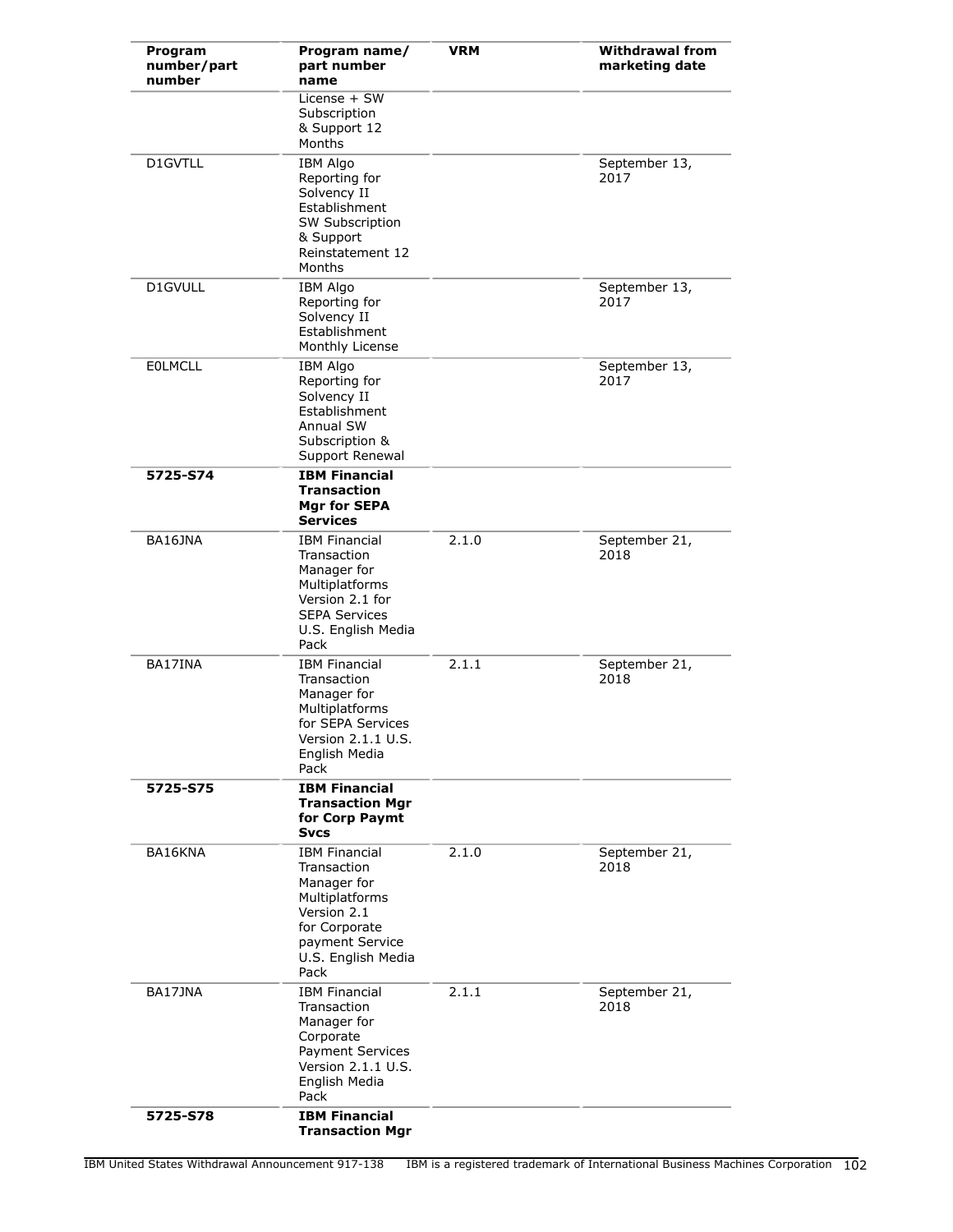| Program number/part number | Program name/ part number name | VRM | Withdrawal from marketing date |
|---|---|---|---|
| | License + SW Subscription & Support 12 Months | | |
| D1GVTLL | IBM Algo Reporting for Solvency II Establishment SW Subscription & Support Reinstatement 12 Months | | September 13, 2017 |
| D1GVULL | IBM Algo Reporting for Solvency II Establishment Monthly License | | September 13, 2017 |
| E0LMCLL | IBM Algo Reporting for Solvency II Establishment Annual SW Subscription & Support Renewal | | September 13, 2017 |
| **5725-S74** | **IBM Financial Transaction Mgr for SEPA Services** | | |
| BA16JNA | IBM Financial Transaction Manager for Multiplatforms Version 2.1 for SEPA Services U.S. English Media Pack | 2.1.0 | September 21, 2018 |
| BA17INA | IBM Financial Transaction Manager for Multiplatforms for SEPA Services Version 2.1.1 U.S. English Media Pack | 2.1.1 | September 21, 2018 |
| **5725-S75** | **IBM Financial Transaction Mgr for Corp Paymt Svcs** | | |
| BA16KNA | IBM Financial Transaction Manager for Multiplatforms Version 2.1 for Corporate payment Service U.S. English Media Pack | 2.1.0 | September 21, 2018 |
| BA17JNA | IBM Financial Transaction Manager for Corporate Payment Services Version 2.1.1 U.S. English Media Pack | 2.1.1 | September 21, 2018 |
| **5725-S78** | **IBM Financial Transaction Mgr** | | |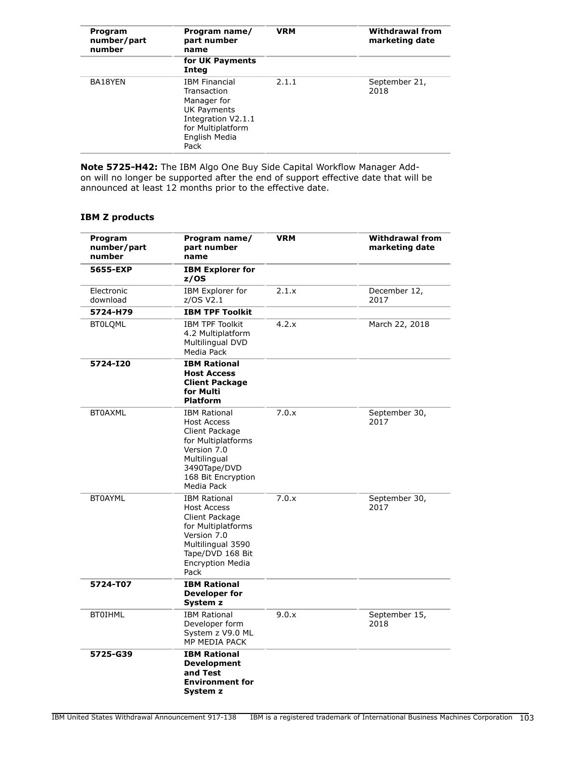| Program number/part number | Program name/ part number name | VRM | Withdrawal from marketing date |
|---|---|---|---|
| | **for UK Payments Integ** | | |
| BA18YEN | IBM Financial Transaction Manager for UK Payments Integration V2.1.1 for Multiplatform English Media Pack | 2.1.1 | September 21, 2018 |

**Note 5725-H42:** The IBM Algo One Buy Side Capital Workflow Manager Add-on will no longer be supported after the end of support effective date that will be announced at least 12 months prior to the effective date.

### IBM Z products

| Program number/part number | Program name/ part number name | VRM | Withdrawal from marketing date |
|---|---|---|---|
| **5655-EXP** | **IBM Explorer for z/OS** | | |
| Electronic download | IBM Explorer for z/OS V2.1 | 2.1.x | December 12, 2017 |
| **5724-H79** | **IBM TPF Toolkit** | | |
| BT0LQML | IBM TPF Toolkit 4.2 Multiplatform Multilingual DVD Media Pack | 4.2.x | March 22, 2018 |
| **5724-I20** | **IBM Rational Host Access Client Package for Multi Platform** | | |
| BT0AXML | IBM Rational Host Access Client Package for Multiplatforms Version 7.0 Multilingual 3490Tape/DVD 168 Bit Encryption Media Pack | 7.0.x | September 30, 2017 |
| BT0AYML | IBM Rational Host Access Client Package for Multiplatforms Version 7.0 Multilingual 3590 Tape/DVD 168 Bit Encryption Media Pack | 7.0.x | September 30, 2017 |
| **5724-T07** | **IBM Rational Developer for System z** | | |
| BT0IHML | IBM Rational Developer form System z V9.0 ML MP MEDIA PACK | 9.0.x | September 15, 2018 |
| **5725-G39** | **IBM Rational Development and Test Environment for System z** | | |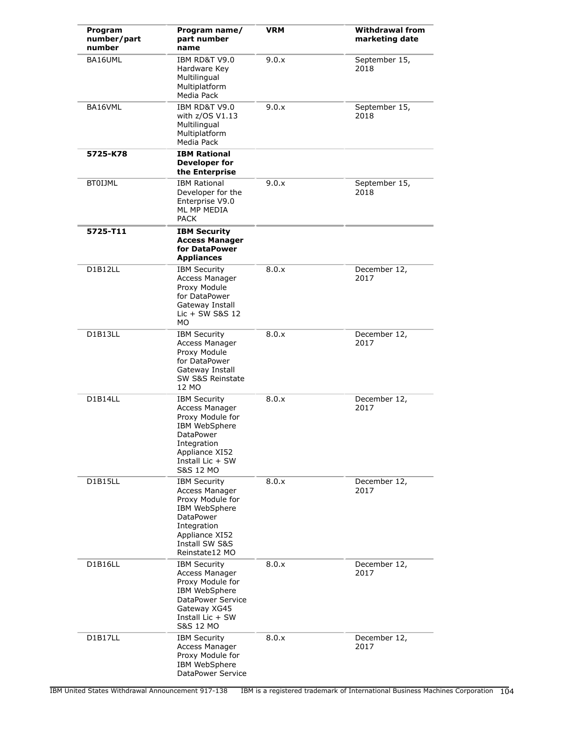| Program number/part number | Program name/ part number name | VRM | Withdrawal from marketing date |
| --- | --- | --- | --- |
| BA16UML | IBM RD&T V9.0 Hardware Key Multilingual Multiplatform Media Pack | 9.0.x | September 15, 2018 |
| BA16VML | IBM RD&T V9.0 with z/OS V1.13 Multilingual Multiplatform Media Pack | 9.0.x | September 15, 2018 |
| **5725-K78** | **IBM Rational Developer for the Enterprise** | | |
| BT0IJML | IBM Rational Developer for the Enterprise V9.0 ML MP MEDIA PACK | 9.0.x | September 15, 2018 |
| **5725-T11** | **IBM Security Access Manager for DataPower Appliances** | | |
| D1B12LL | IBM Security Access Manager Proxy Module for DataPower Gateway Install Lic + SW S&S 12 MO | 8.0.x | December 12, 2017 |
| D1B13LL | IBM Security Access Manager Proxy Module for DataPower Gateway Install SW S&S Reinstate 12 MO | 8.0.x | December 12, 2017 |
| D1B14LL | IBM Security Access Manager Proxy Module for IBM WebSphere DataPower Integration Appliance XI52 Install Lic + SW S&S 12 MO | 8.0.x | December 12, 2017 |
| D1B15LL | IBM Security Access Manager Proxy Module for IBM WebSphere DataPower Integration Appliance XI52 Install SW S&S Reinstate12 MO | 8.0.x | December 12, 2017 |
| D1B16LL | IBM Security Access Manager Proxy Module for IBM WebSphere DataPower Service Gateway XG45 Install Lic + SW S&S 12 MO | 8.0.x | December 12, 2017 |
| D1B17LL | IBM Security Access Manager Proxy Module for IBM WebSphere DataPower Service | 8.0.x | December 12, 2017 |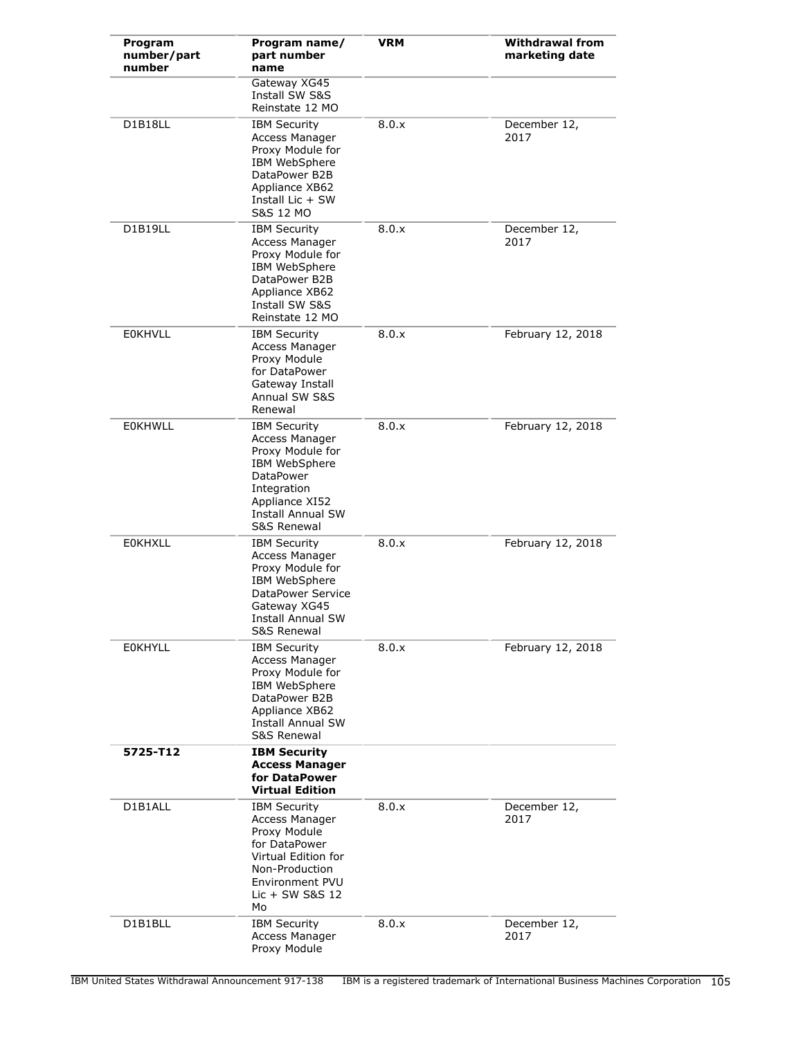| Program number/part number | Program name/ part number name | VRM | Withdrawal from marketing date |
|---|---|---|---|
| | Gateway XG45 Install SW S&S Reinstate 12 MO | | |
| D1B18LL | IBM Security Access Manager Proxy Module for IBM WebSphere DataPower B2B Appliance XB62 Install Lic + SW S&S 12 MO | 8.0.x | December 12, 2017 |
| D1B19LL | IBM Security Access Manager Proxy Module for IBM WebSphere DataPower B2B Appliance XB62 Install SW S&S Reinstate 12 MO | 8.0.x | December 12, 2017 |
| E0KHVLL | IBM Security Access Manager Proxy Module for DataPower Gateway Install Annual SW S&S Renewal | 8.0.x | February 12, 2018 |
| E0KHWLL | IBM Security Access Manager Proxy Module for IBM WebSphere DataPower Integration Appliance XI52 Install Annual SW S&S Renewal | 8.0.x | February 12, 2018 |
| E0KHXLL | IBM Security Access Manager Proxy Module for IBM WebSphere DataPower Service Gateway XG45 Install Annual SW S&S Renewal | 8.0.x | February 12, 2018 |
| E0KHYLL | IBM Security Access Manager Proxy Module for IBM WebSphere DataPower B2B Appliance XB62 Install Annual SW S&S Renewal | 8.0.x | February 12, 2018 |
| **5725-T12** | **IBM Security Access Manager for DataPower Virtual Edition** | | |
| D1B1ALL | IBM Security Access Manager Proxy Module for DataPower Virtual Edition for Non-Production Environment PVU Lic + SW S&S 12 Mo | 8.0.x | December 12, 2017 |
| D1B1BLL | IBM Security Access Manager Proxy Module | 8.0.x | December 12, 2017 |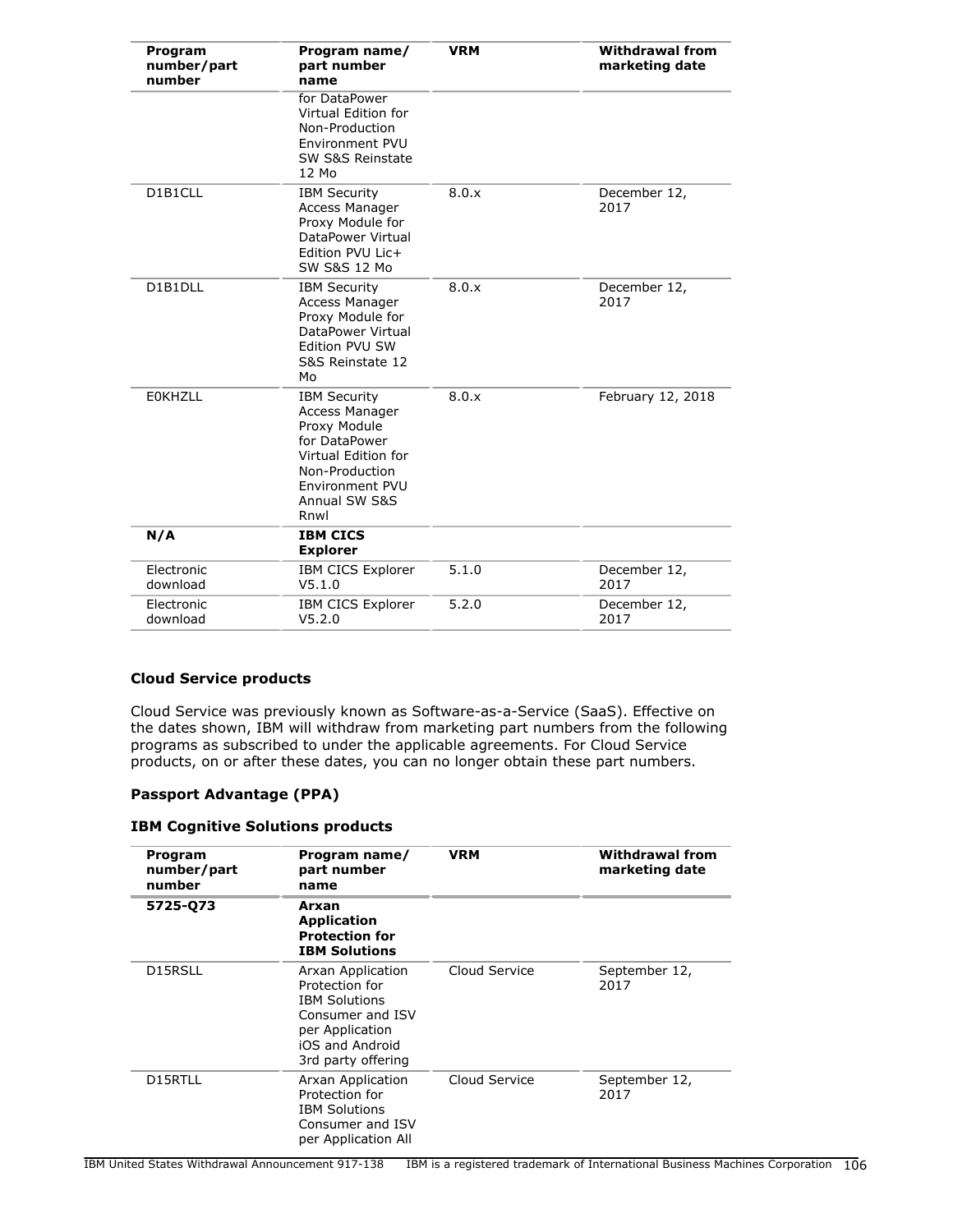| Program number/part number | Program name/ part number name | VRM | Withdrawal from marketing date |
|---|---|---|---|
| | for DataPower Virtual Edition for Non-Production Environment PVU SW S&S Reinstate 12 Mo | | |
| D1B1CLL | IBM Security Access Manager Proxy Module for DataPower Virtual Edition PVU Lic+ SW S&S 12 Mo | 8.0.x | December 12, 2017 |
| D1B1DLL | IBM Security Access Manager Proxy Module for DataPower Virtual Edition PVU SW S&S Reinstate 12 Mo | 8.0.x | December 12, 2017 |
| E0KHZLL | IBM Security Access Manager Proxy Module for DataPower Virtual Edition for Non-Production Environment PVU Annual SW S&S Rnwl | 8.0.x | February 12, 2018 |
| **N/A** | **IBM CICS Explorer** | | |
| Electronic download | IBM CICS Explorer V5.1.0 | 5.1.0 | December 12, 2017 |
| Electronic download | IBM CICS Explorer V5.2.0 | 5.2.0 | December 12, 2017 |

### Cloud Service products

Cloud Service was previously known as Software-as-a-Service (SaaS). Effective on the dates shown, IBM will withdraw from marketing part numbers from the following programs as subscribed to under the applicable agreements. For Cloud Service products, on or after these dates, you can no longer obtain these part numbers.

### Passport Advantage (PPA)

### IBM Cognitive Solutions products

| Program number/part number | Program name/ part number name | VRM | Withdrawal from marketing date |
|---|---|---|---|
| **5725-Q73** | **Arxan Application Protection for IBM Solutions** | | |
| D15RSLL | Arxan Application Protection for IBM Solutions Consumer and ISV per Application iOS and Android 3rd party offering | Cloud Service | September 12, 2017 |
| D15RTLL | Arxan Application Protection for IBM Solutions Consumer and ISV per Application All | Cloud Service | September 12, 2017 |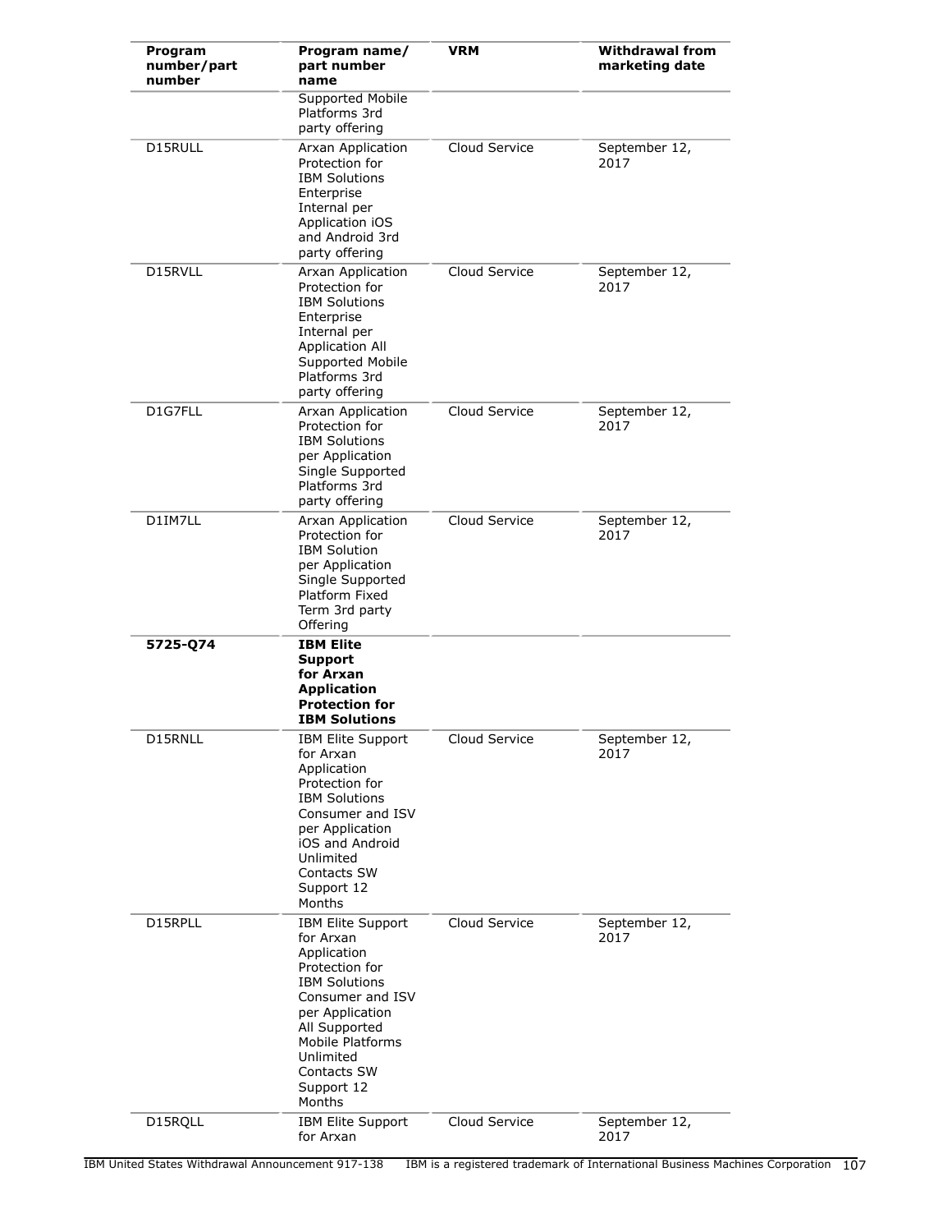| Program number/part number | Program name/ part number name | VRM | Withdrawal from marketing date |
|---|---|---|---|
| | Supported Mobile Platforms 3rd party offering | | |
| D15RULL | Arxan Application Protection for IBM Solutions Enterprise Internal per Application iOS and Android 3rd party offering | Cloud Service | September 12, 2017 |
| D15RVLL | Arxan Application Protection for IBM Solutions Enterprise Internal per Application All Supported Mobile Platforms 3rd party offering | Cloud Service | September 12, 2017 |
| D1G7FLL | Arxan Application Protection for IBM Solutions per Application Single Supported Platforms 3rd party offering | Cloud Service | September 12, 2017 |
| D1IM7LL | Arxan Application Protection for IBM Solution per Application Single Supported Platform Fixed Term 3rd party Offering | Cloud Service | September 12, 2017 |
| **5725-Q74** | **IBM Elite Support for Arxan Application Protection for IBM Solutions** | | |
| D15RNLL | IBM Elite Support for Arxan Application Protection for IBM Solutions Consumer and ISV per Application iOS and Android Unlimited Contacts SW Support 12 Months | Cloud Service | September 12, 2017 |
| D15RPLL | IBM Elite Support for Arxan Application Protection for IBM Solutions Consumer and ISV per Application All Supported Mobile Platforms Unlimited Contacts SW Support 12 Months | Cloud Service | September 12, 2017 |
| D15RQLL | IBM Elite Support for Arxan | Cloud Service | September 12, 2017 |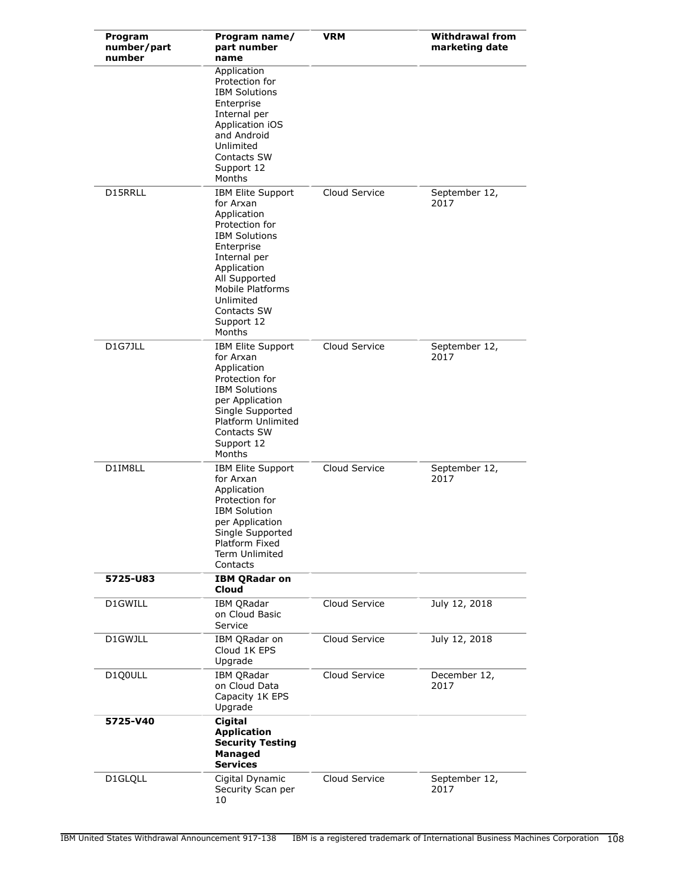| Program number/part number | Program name/ part number name | VRM | Withdrawal from marketing date |
|---|---|---|---|
| | Application Protection for IBM Solutions Enterprise Internal per Application iOS and Android Unlimited Contacts SW Support 12 Months | | |
| D15RRLL | IBM Elite Support for Arxan Application Protection for IBM Solutions Enterprise Internal per Application All Supported Mobile Platforms Unlimited Contacts SW Support 12 Months | Cloud Service | September 12, 2017 |
| D1G7JLL | IBM Elite Support for Arxan Application Protection for IBM Solutions per Application Single Supported Platform Unlimited Contacts SW Support 12 Months | Cloud Service | September 12, 2017 |
| D1IM8LL | IBM Elite Support for Arxan Application Protection for IBM Solution per Application Single Supported Platform Fixed Term Unlimited Contacts | Cloud Service | September 12, 2017 |
| **5725-U83** | **IBM QRadar on Cloud** | | |
| D1GWILL | IBM QRadar on Cloud Basic Service | Cloud Service | July 12, 2018 |
| D1GWJLL | IBM QRadar on Cloud 1K EPS Upgrade | Cloud Service | July 12, 2018 |
| D1Q0ULL | IBM QRadar on Cloud Data Capacity 1K EPS Upgrade | Cloud Service | December 12, 2017 |
| **5725-V40** | **Cigital Application Security Testing Managed Services** | | |
| D1GLQLL | Cigital Dynamic Security Scan per 10 | Cloud Service | September 12, 2017 |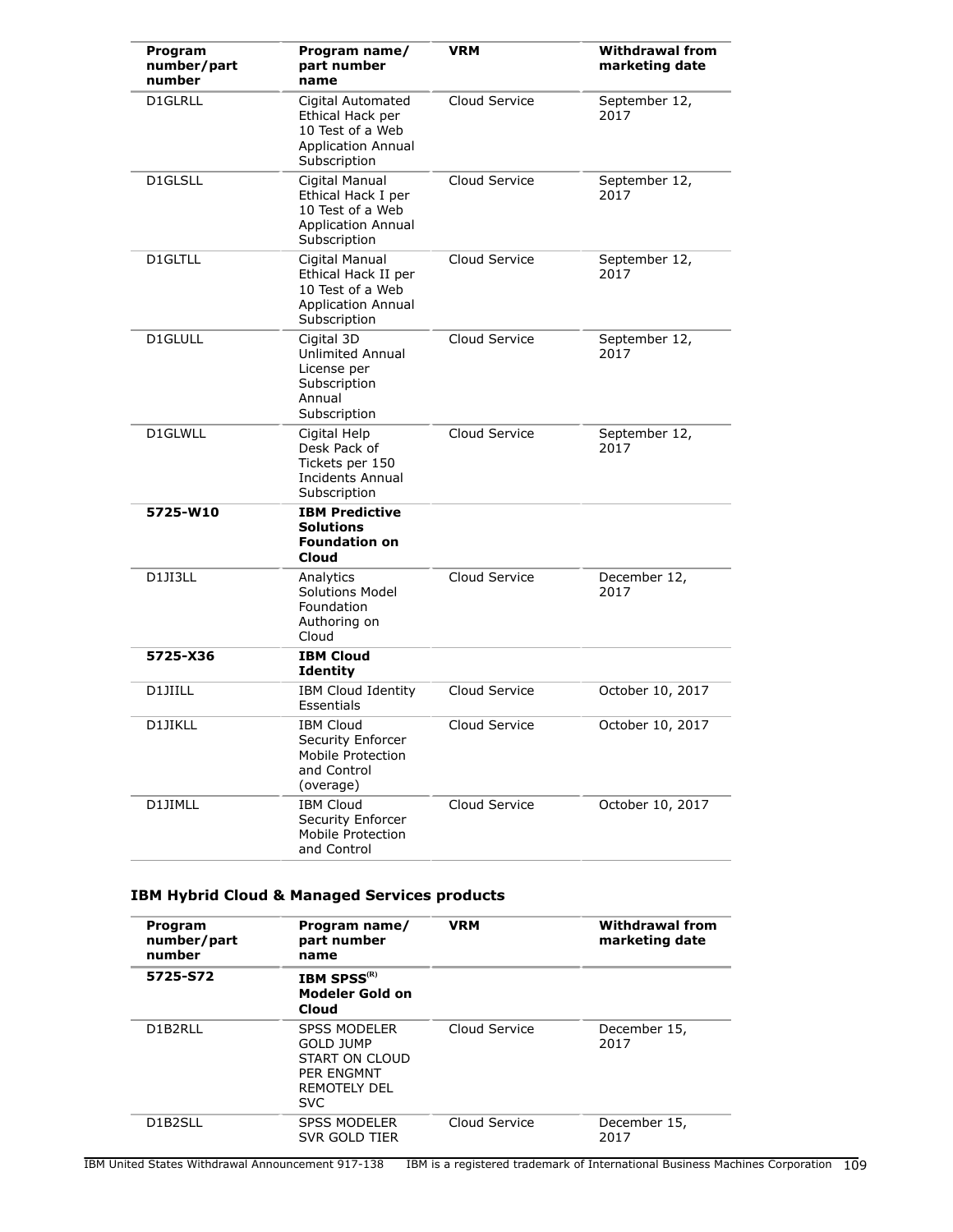| Program number/part number | Program name/ part number name | VRM | Withdrawal from marketing date |
|---|---|---|---|
| D1GLRLL | Cigital Automated Ethical Hack per 10 Test of a Web Application Annual Subscription | Cloud Service | September 12, 2017 |
| D1GLSLL | Cigital Manual Ethical Hack I per 10 Test of a Web Application Annual Subscription | Cloud Service | September 12, 2017 |
| D1GLTLL | Cigital Manual Ethical Hack II per 10 Test of a Web Application Annual Subscription | Cloud Service | September 12, 2017 |
| D1GLULL | Cigital 3D Unlimited Annual License per Subscription Annual Subscription | Cloud Service | September 12, 2017 |
| D1GLWLL | Cigital Help Desk Pack of Tickets per 150 Incidents Annual Subscription | Cloud Service | September 12, 2017 |
| **5725-W10** | **IBM Predictive Solutions Foundation on Cloud** | | |
| D1JI3LL | Analytics Solutions Model Foundation Authoring on Cloud | Cloud Service | December 12, 2017 |
| **5725-X36** | **IBM Cloud Identity** | | |
| D1JIILL | IBM Cloud Identity Essentials | Cloud Service | October 10, 2017 |
| D1JIKLL | IBM Cloud Security Enforcer Mobile Protection and Control (overage) | Cloud Service | October 10, 2017 |
| D1JIMLL | IBM Cloud Security Enforcer Mobile Protection and Control | Cloud Service | October 10, 2017 |

### IBM Hybrid Cloud & Managed Services products

| Program number/part number | Program name/ part number name | VRM | Withdrawal from marketing date |
|---|---|---|---|
| **5725-S72** | **IBM SPSS(R) Modeler Gold on Cloud** | | |
| D1B2RLL | SPSS MODELER GOLD JUMP START ON CLOUD PER ENGMNT REMOTELY DEL SVC | Cloud Service | December 15, 2017 |
| D1B2SLL | SPSS MODELER SVR GOLD TIER | Cloud Service | December 15, 2017 |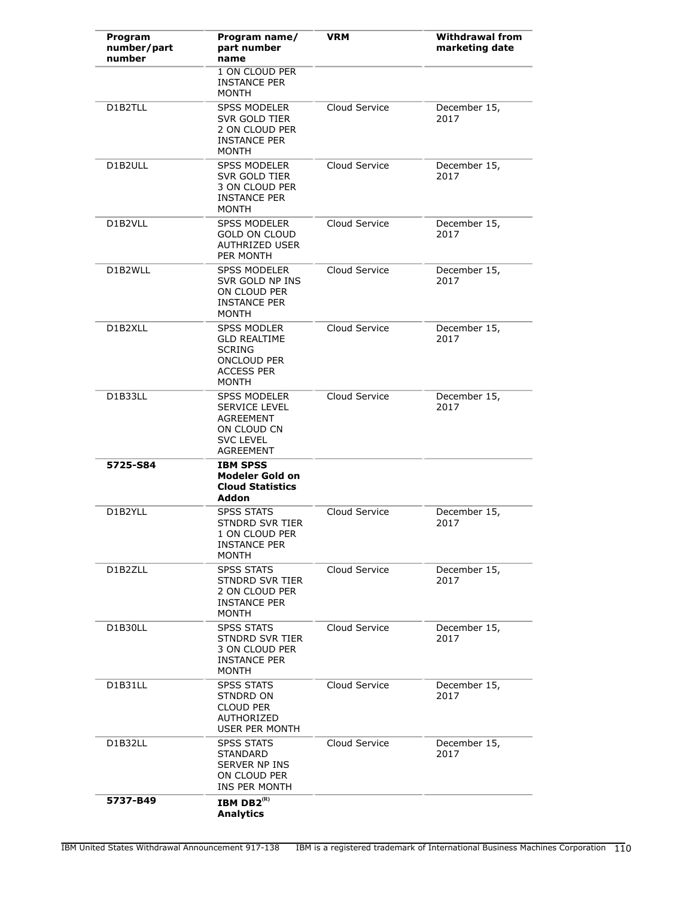| Program number/part number | Program name/ part number name | VRM | Withdrawal from marketing date |
|---|---|---|---|
| | 1 ON CLOUD PER INSTANCE PER MONTH | | |
| D1B2TLL | SPSS MODELER SVR GOLD TIER 2 ON CLOUD PER INSTANCE PER MONTH | Cloud Service | December 15, 2017 |
| D1B2ULL | SPSS MODELER SVR GOLD TIER 3 ON CLOUD PER INSTANCE PER MONTH | Cloud Service | December 15, 2017 |
| D1B2VLL | SPSS MODELER GOLD ON CLOUD AUTHRIZED USER PER MONTH | Cloud Service | December 15, 2017 |
| D1B2WLL | SPSS MODELER SVR GOLD NP INS ON CLOUD PER INSTANCE PER MONTH | Cloud Service | December 15, 2017 |
| D1B2XLL | SPSS MODLER GLD REALTIME SCRING ONCLOUD PER ACCESS PER MONTH | Cloud Service | December 15, 2017 |
| D1B33LL | SPSS MODELER SERVICE LEVEL AGREEMENT ON CLOUD CN SVC LEVEL AGREEMENT | Cloud Service | December 15, 2017 |
| **5725-S84** | **IBM SPSS Modeler Gold on Cloud Statistics Addon** | | |
| D1B2YLL | SPSS STATS STNDRD SVR TIER 1 ON CLOUD PER INSTANCE PER MONTH | Cloud Service | December 15, 2017 |
| D1B2ZLL | SPSS STATS STNDRD SVR TIER 2 ON CLOUD PER INSTANCE PER MONTH | Cloud Service | December 15, 2017 |
| D1B30LL | SPSS STATS STNDRD SVR TIER 3 ON CLOUD PER INSTANCE PER MONTH | Cloud Service | December 15, 2017 |
| D1B31LL | SPSS STATS STNDRD ON CLOUD PER AUTHORIZED USER PER MONTH | Cloud Service | December 15, 2017 |
| D1B32LL | SPSS STATS STANDARD SERVER NP INS ON CLOUD PER INS PER MONTH | Cloud Service | December 15, 2017 |
| **5737-B49** | **IBM DB2(R) Analytics** | | |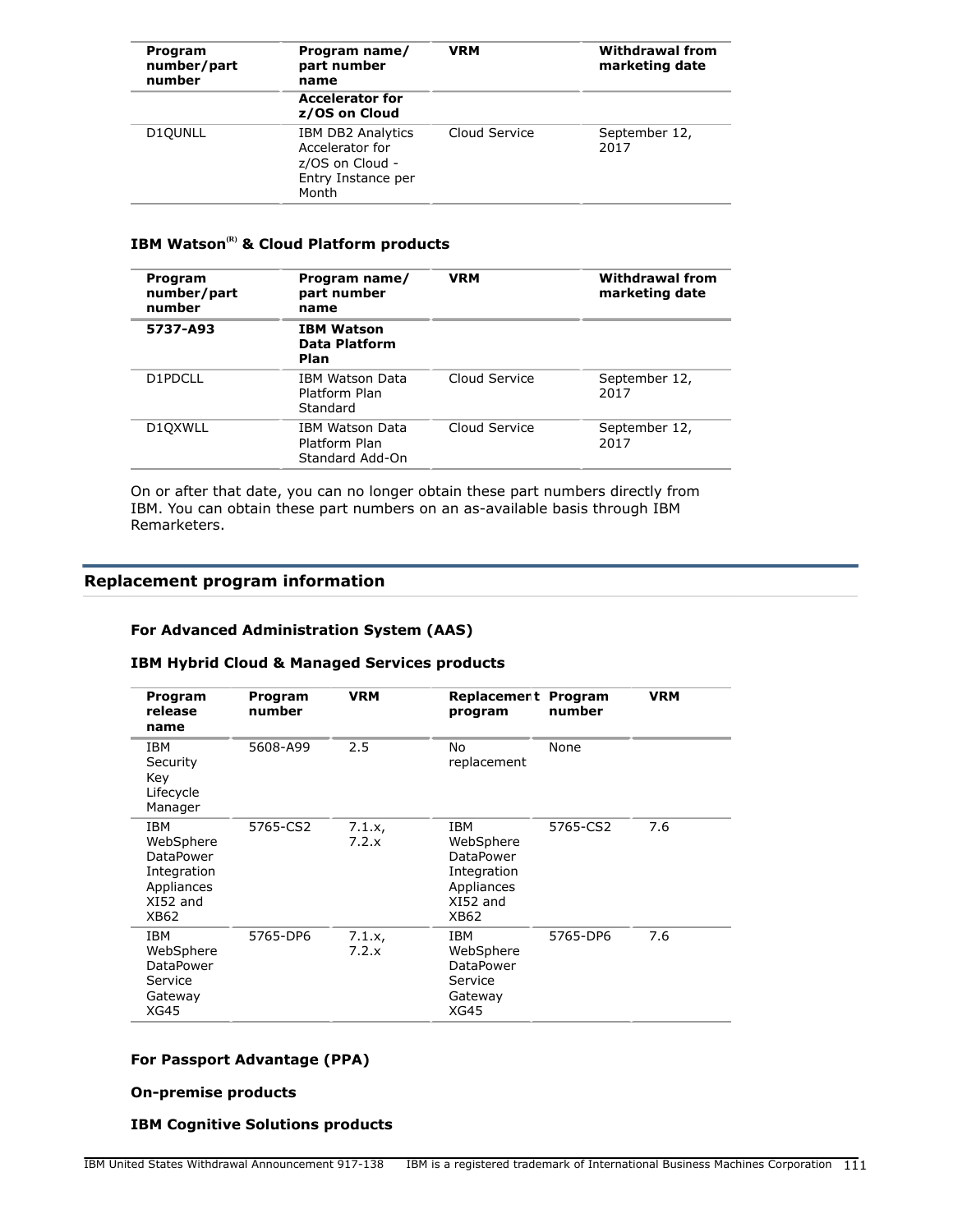| Program number/part number | Program name/ part number name | VRM | Withdrawal from marketing date |
|---|---|---|---|
| | **Accelerator for z/OS on Cloud** | | |
| D1QUNLL | IBM DB2 Analytics Accelerator for z/OS on Cloud - Entry Instance per Month | Cloud Service | September 12, 2017 |

### IBM Watson(R) & Cloud Platform products

| Program number/part number | Program name/ part number name | VRM | Withdrawal from marketing date |
|---|---|---|---|
| **5737-A93** | **IBM Watson Data Platform Plan** | | |
| D1PDCLL | IBM Watson Data Platform Plan Standard | Cloud Service | September 12, 2017 |
| D1QXWLL | IBM Watson Data Platform Plan Standard Add-On | Cloud Service | September 12, 2017 |

On or after that date, you can no longer obtain these part numbers directly from IBM. You can obtain these part numbers on an as-available basis through IBM Remarketers.

## Replacement program information

### For Advanced Administration System (AAS)

### IBM Hybrid Cloud & Managed Services products

| Program release name | Program number | VRM | Replacement program | Program number | VRM |
|---|---|---|---|---|---|
| IBM Security Key Lifecycle Manager | 5608-A99 | 2.5 | No replacement | None | |
| IBM WebSphere DataPower Integration Appliances XI52 and XB62 | 5765-CS2 | 7.1.x, 7.2.x | IBM WebSphere DataPower Integration Appliances XI52 and XB62 | 5765-CS2 | 7.6 |
| IBM WebSphere DataPower Service Gateway XG45 | 5765-DP6 | 7.1.x, 7.2.x | IBM WebSphere DataPower Service Gateway XG45 | 5765-DP6 | 7.6 |

### For Passport Advantage (PPA)

### On-premise products

### IBM Cognitive Solutions products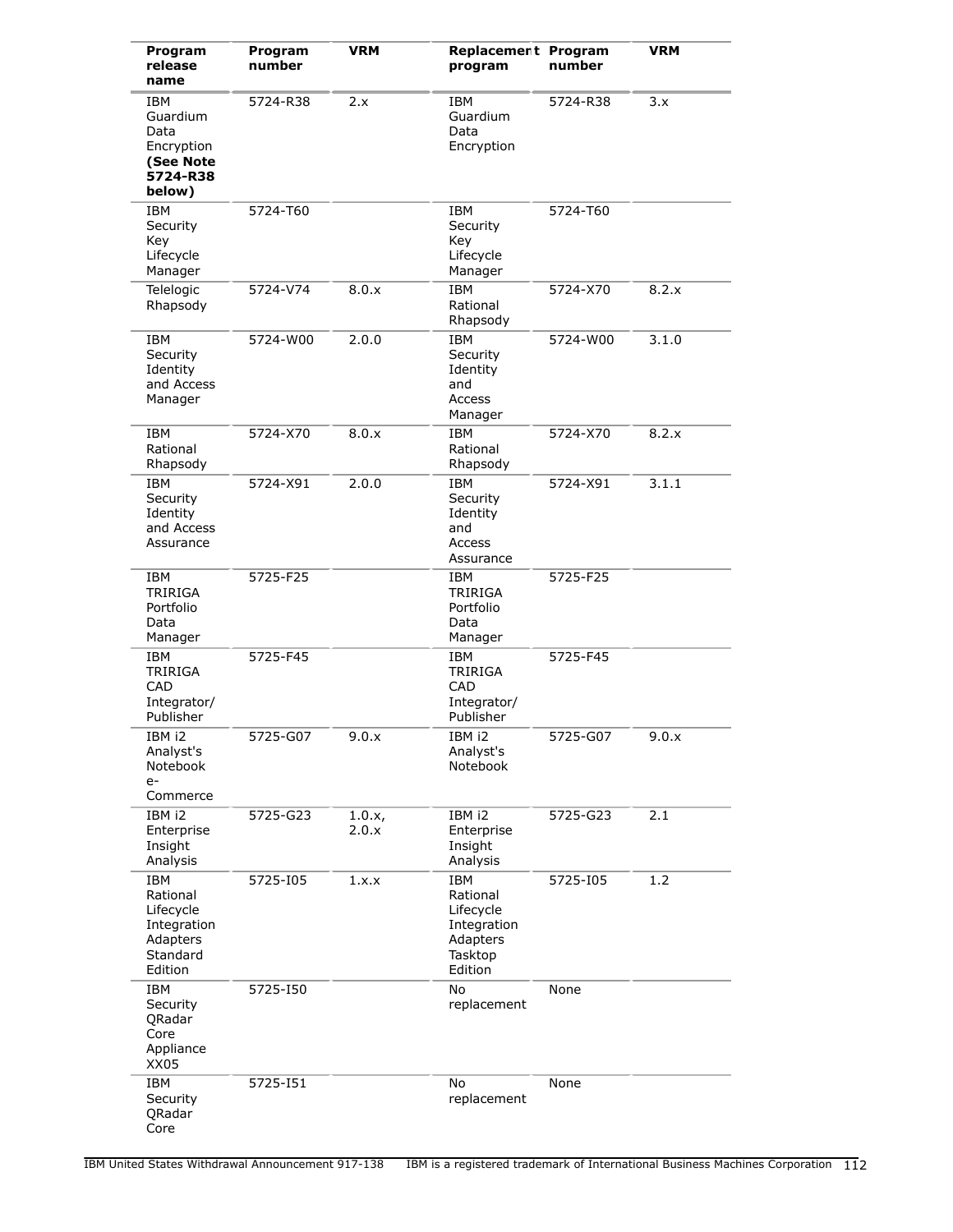| Program release name | Program number | VRM | Replacement program | Program number | VRM |
|---|---|---|---|---|---|
| IBM Guardium Data Encryption **(See Note 5724-R38 below)** | 5724-R38 | 2.x | IBM Guardium Data Encryption | 5724-R38 | 3.x |
| IBM Security Key Lifecycle Manager | 5724-T60 | | IBM Security Key Lifecycle Manager | 5724-T60 | |
| Telelogic Rhapsody | 5724-V74 | 8.0.x | IBM Rational Rhapsody | 5724-X70 | 8.2.x |
| IBM Security Identity and Access Manager | 5724-W00 | 2.0.0 | IBM Security Identity and Access Manager | 5724-W00 | 3.1.0 |
| IBM Rational Rhapsody | 5724-X70 | 8.0.x | IBM Rational Rhapsody | 5724-X70 | 8.2.x |
| IBM Security Identity and Access Assurance | 5724-X91 | 2.0.0 | IBM Security Identity and Access Assurance | 5724-X91 | 3.1.1 |
| IBM TRIRIGA Portfolio Data Manager | 5725-F25 | | IBM TRIRIGA Portfolio Data Manager | 5725-F25 | |
| IBM TRIRIGA CAD Integrator/ Publisher | 5725-F45 | | IBM TRIRIGA CAD Integrator/ Publisher | 5725-F45 | |
| IBM i2 Analyst's Notebook e-Commerce | 5725-G07 | 9.0.x | IBM i2 Analyst's Notebook | 5725-G07 | 9.0.x |
| IBM i2 Enterprise Insight Analysis | 5725-G23 | 1.0.x, 2.0.x | IBM i2 Enterprise Insight Analysis | 5725-G23 | 2.1 |
| IBM Rational Lifecycle Integration Adapters Standard Edition | 5725-I05 | 1.x.x | IBM Rational Lifecycle Integration Adapters Tasktop Edition | 5725-I05 | 1.2 |
| IBM Security QRadar Core Appliance XX05 | 5725-I50 | | No replacement | None | |
| IBM Security QRadar Core | 5725-I51 | | No replacement | None | |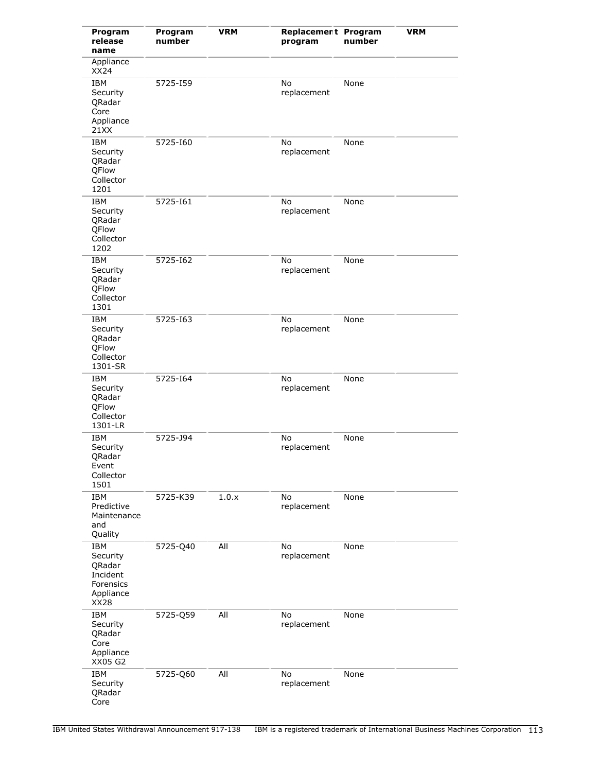| Program release name | Program number | VRM | Replacement program | Program number | VRM |
|---|---|---|---|---|---|
| Appliance XX24 | | | | | |
| IBM Security QRadar Core Appliance 21XX | 5725-I59 | | No replacement | None | |
| IBM Security QRadar QFlow Collector 1201 | 5725-I60 | | No replacement | None | |
| IBM Security QRadar QFlow Collector 1202 | 5725-I61 | | No replacement | None | |
| IBM Security QRadar QFlow Collector 1301 | 5725-I62 | | No replacement | None | |
| IBM Security QRadar QFlow Collector 1301-SR | 5725-I63 | | No replacement | None | |
| IBM Security QRadar QFlow Collector 1301-LR | 5725-I64 | | No replacement | None | |
| IBM Security QRadar Event Collector 1501 | 5725-J94 | | No replacement | None | |
| IBM Predictive Maintenance and Quality | 5725-K39 | 1.0.x | No replacement | None | |
| IBM Security QRadar Incident Forensics Appliance XX28 | 5725-Q40 | All | No replacement | None | |
| IBM Security QRadar Core Appliance XX05 G2 | 5725-Q59 | All | No replacement | None | |
| IBM Security QRadar Core | 5725-Q60 | All | No replacement | None | |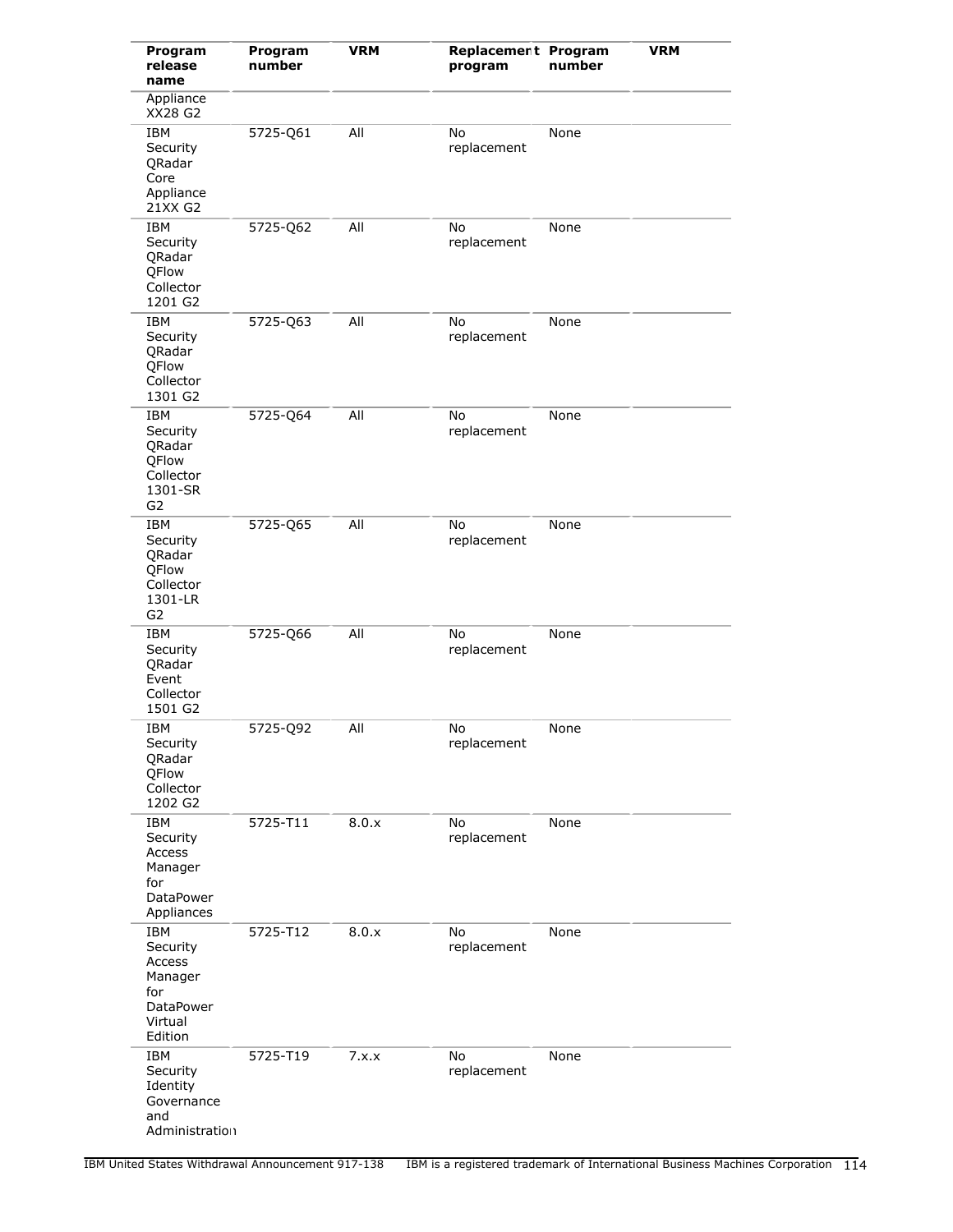| Program release name | Program number | VRM | Replacement program | Program number | VRM |
|---|---|---|---|---|---|
| Appliance XX28 G2 | | | | | |
| IBM Security QRadar Core Appliance 21XX G2 | 5725-Q61 | All | No replacement | None | |
| IBM Security QRadar QFlow Collector 1201 G2 | 5725-Q62 | All | No replacement | None | |
| IBM Security QRadar QFlow Collector 1301 G2 | 5725-Q63 | All | No replacement | None | |
| IBM Security QRadar QFlow Collector 1301-SR G2 | 5725-Q64 | All | No replacement | None | |
| IBM Security QRadar QFlow Collector 1301-LR G2 | 5725-Q65 | All | No replacement | None | |
| IBM Security QRadar Event Collector 1501 G2 | 5725-Q66 | All | No replacement | None | |
| IBM Security QRadar QFlow Collector 1202 G2 | 5725-Q92 | All | No replacement | None | |
| IBM Security Access Manager for DataPower Appliances | 5725-T11 | 8.0.x | No replacement | None | |
| IBM Security Access Manager for DataPower Virtual Edition | 5725-T12 | 8.0.x | No replacement | None | |
| IBM Security Identity Governance and Administration | 5725-T19 | 7.x.x | No replacement | None | |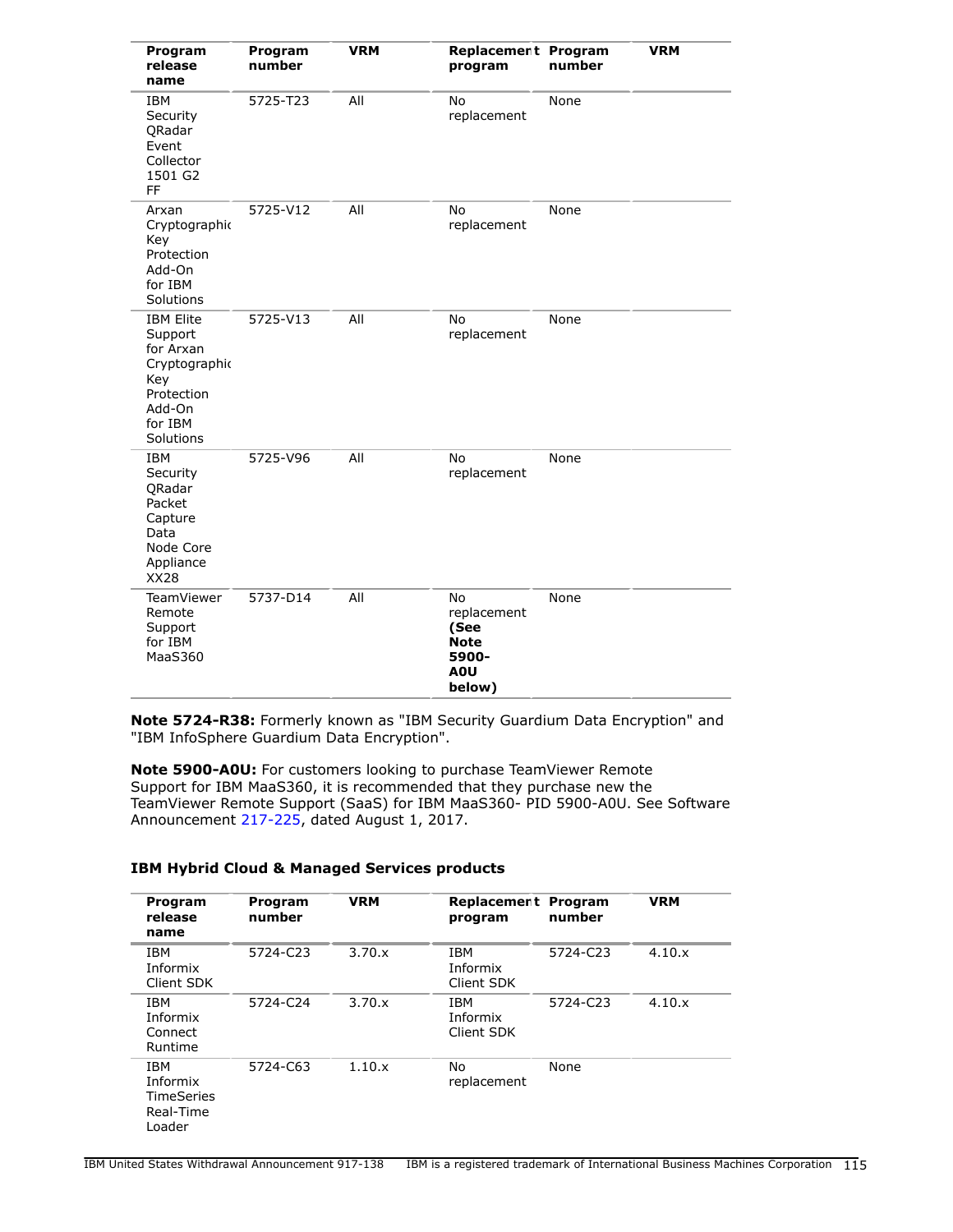| Program release name | Program number | VRM | Replacement program | Program number | VRM |
|---|---|---|---|---|---|
| IBM Security QRadar Event Collector 1501 G2 FF | 5725-T23 | All | No replacement | None | |
| Arxan Cryptographic Key Protection Add-On for IBM Solutions | 5725-V12 | All | No replacement | None | |
| IBM Elite Support for Arxan Cryptographic Key Protection Add-On for IBM Solutions | 5725-V13 | All | No replacement | None | |
| IBM Security QRadar Packet Capture Data Node Core Appliance XX28 | 5725-V96 | All | No replacement | None | |
| TeamViewer Remote Support for IBM MaaS360 | 5737-D14 | All | No replacement **(See Note 5900-A0U below)** | None | |

**Note 5724-R38:** Formerly known as "IBM Security Guardium Data Encryption" and "IBM InfoSphere Guardium Data Encryption".

**Note 5900-A0U:** For customers looking to purchase TeamViewer Remote Support for IBM MaaS360, it is recommended that they purchase new the TeamViewer Remote Support (SaaS) for IBM MaaS360- PID 5900-A0U. See Software Announcement 217-225, dated August 1, 2017.

### IBM Hybrid Cloud & Managed Services products

| Program release name | Program number | VRM | Replacement program | Program number | VRM |
|---|---|---|---|---|---|
| IBM Informix Client SDK | 5724-C23 | 3.70.x | IBM Informix Client SDK | 5724-C23 | 4.10.x |
| IBM Informix Connect Runtime | 5724-C24 | 3.70.x | IBM Informix Client SDK | 5724-C23 | 4.10.x |
| IBM Informix TimeSeries Real-Time Loader | 5724-C63 | 1.10.x | No replacement | None | |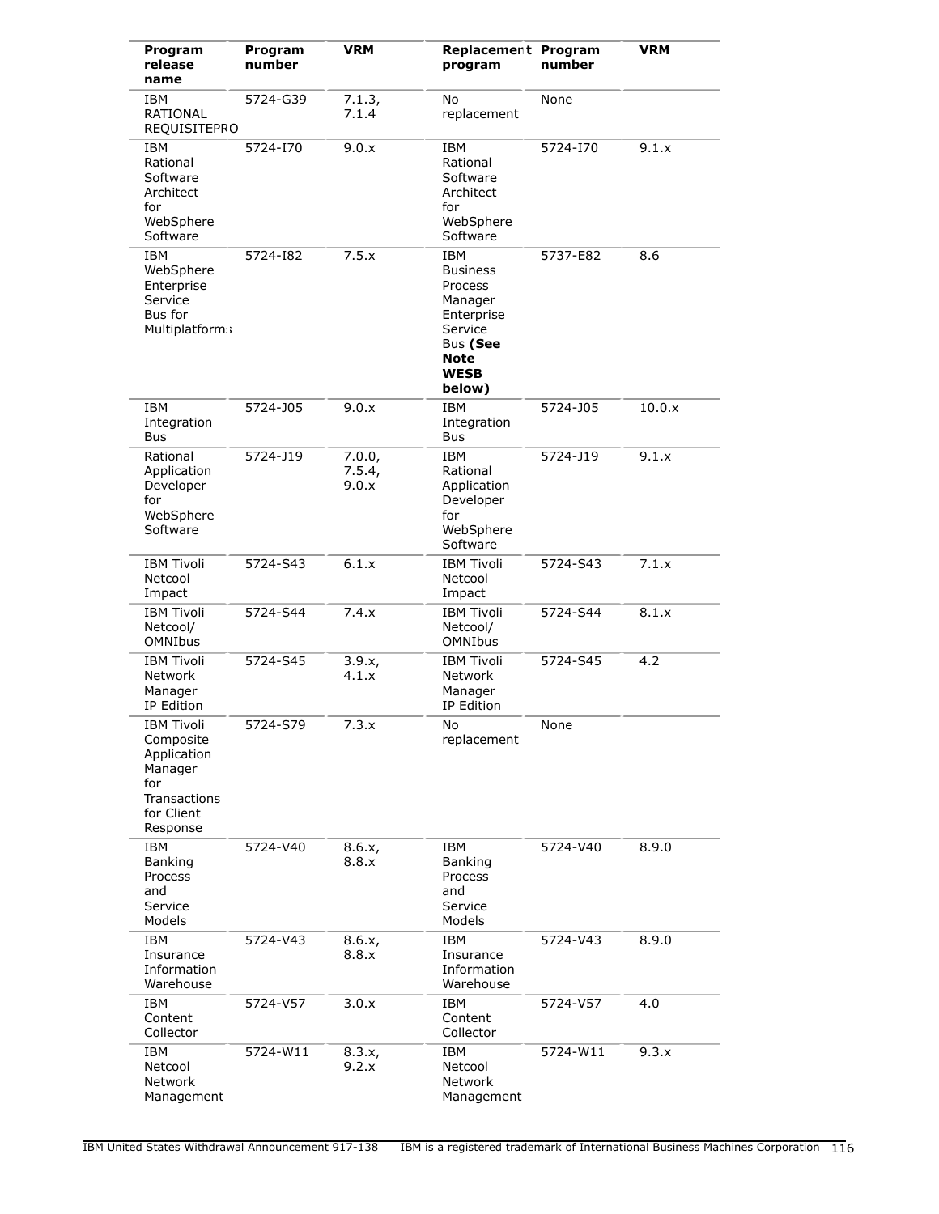| Program release name | Program number | VRM | Replacement program | Program number | VRM |
|---|---|---|---|---|---|
| IBM RATIONAL REQUISITEPRO | 5724-G39 | 7.1.3, 7.1.4 | No replacement | None | |
| IBM Rational Software Architect for WebSphere Software | 5724-I70 | 9.0.x | IBM Rational Software Architect for WebSphere Software | 5724-I70 | 9.1.x |
| IBM WebSphere Enterprise Service Bus for Multiplatforms | 5724-I82 | 7.5.x | IBM Business Process Manager Enterprise Service Bus **(See Note WESB below)** | 5737-E82 | 8.6 |
| IBM Integration Bus | 5724-J05 | 9.0.x | IBM Integration Bus | 5724-J05 | 10.0.x |
| Rational Application Developer for WebSphere Software | 5724-J19 | 7.0.0, 7.5.4, 9.0.x | IBM Rational Application Developer for WebSphere Software | 5724-J19 | 9.1.x |
| IBM Tivoli Netcool Impact | 5724-S43 | 6.1.x | IBM Tivoli Netcool Impact | 5724-S43 | 7.1.x |
| IBM Tivoli Netcool/ OMNIbus | 5724-S44 | 7.4.x | IBM Tivoli Netcool/ OMNIbus | 5724-S44 | 8.1.x |
| IBM Tivoli Network Manager IP Edition | 5724-S45 | 3.9.x, 4.1.x | IBM Tivoli Network Manager IP Edition | 5724-S45 | 4.2 |
| IBM Tivoli Composite Application Manager for Transactions for Client Response | 5724-S79 | 7.3.x | No replacement | None | |
| IBM Banking Process and Service Models | 5724-V40 | 8.6.x, 8.8.x | IBM Banking Process and Service Models | 5724-V40 | 8.9.0 |
| IBM Insurance Information Warehouse | 5724-V43 | 8.6.x, 8.8.x | IBM Insurance Information Warehouse | 5724-V43 | 8.9.0 |
| IBM Content Collector | 5724-V57 | 3.0.x | IBM Content Collector | 5724-V57 | 4.0 |
| IBM Netcool Network Management | 5724-W11 | 8.3.x, 9.2.x | IBM Netcool Network Management | 5724-W11 | 9.3.x |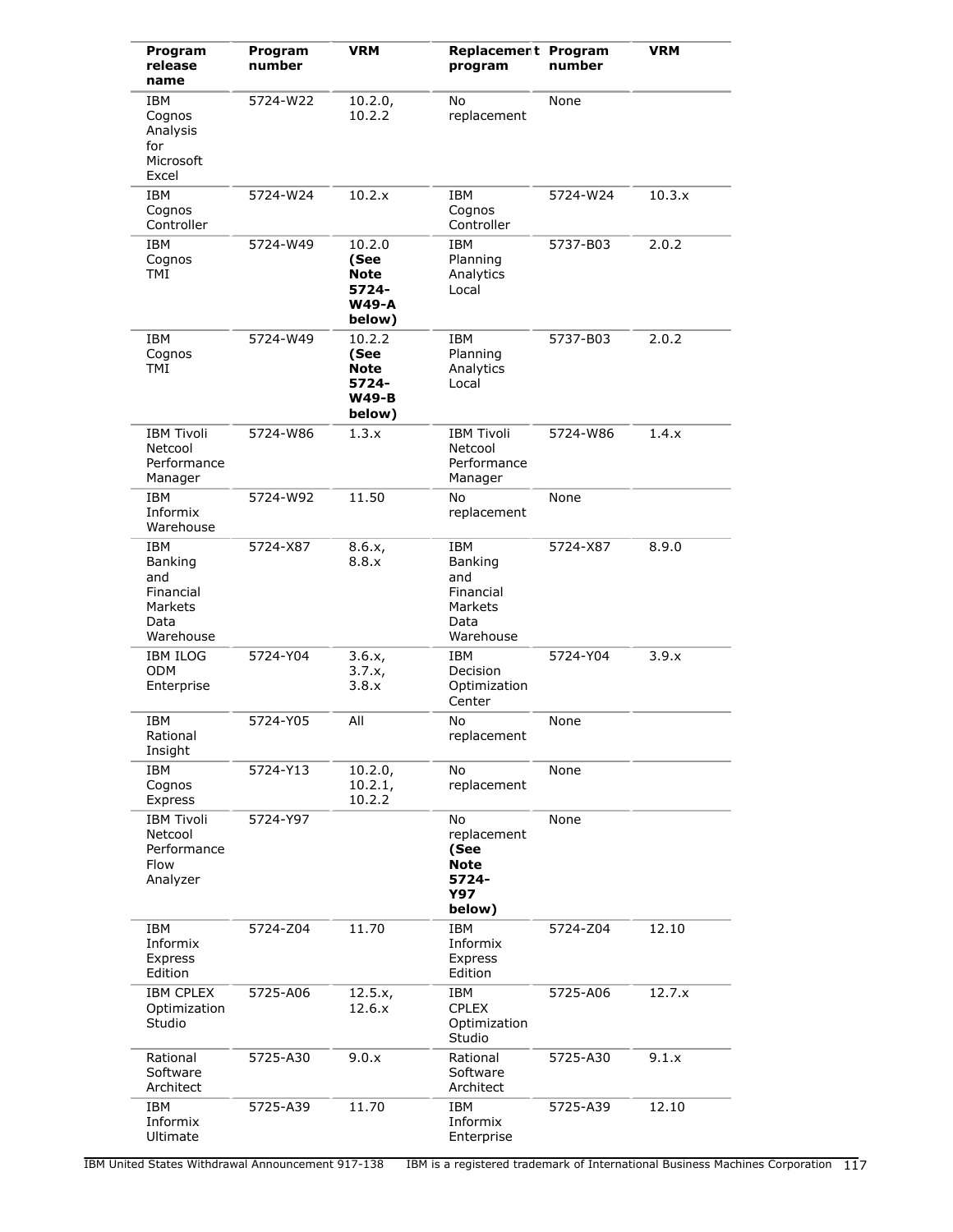| Program release name | Program number | VRM | Replacement program | Program number | VRM |
|---|---|---|---|---|---|
| IBM Cognos Analysis for Microsoft Excel | 5724-W22 | 10.2.0, 10.2.2 | No replacement | None | |
| IBM Cognos Controller | 5724-W24 | 10.2.x | IBM Cognos Controller | 5724-W24 | 10.3.x |
| IBM Cognos TMI | 5724-W49 | 10.2.0 **(See Note 5724-W49-A below)** | IBM Planning Analytics Local | 5737-B03 | 2.0.2 |
| IBM Cognos TMI | 5724-W49 | 10.2.2 **(See Note 5724-W49-B below)** | IBM Planning Analytics Local | 5737-B03 | 2.0.2 |
| IBM Tivoli Netcool Performance Manager | 5724-W86 | 1.3.x | IBM Tivoli Netcool Performance Manager | 5724-W86 | 1.4.x |
| IBM Informix Warehouse | 5724-W92 | 11.50 | No replacement | None | |
| IBM Banking and Financial Markets Data Warehouse | 5724-X87 | 8.6.x, 8.8.x | IBM Banking and Financial Markets Data Warehouse | 5724-X87 | 8.9.0 |
| IBM ILOG ODM Enterprise | 5724-Y04 | 3.6.x, 3.7.x, 3.8.x | IBM Decision Optimization Center | 5724-Y04 | 3.9.x |
| IBM Rational Insight | 5724-Y05 | All | No replacement | None | |
| IBM Cognos Express | 5724-Y13 | 10.2.0, 10.2.1, 10.2.2 | No replacement | None | |
| IBM Tivoli Netcool Performance Flow Analyzer | 5724-Y97 | | No replacement **(See Note 5724-Y97 below)** | None | |
| IBM Informix Express Edition | 5724-Z04 | 11.70 | IBM Informix Express Edition | 5724-Z04 | 12.10 |
| IBM CPLEX Optimization Studio | 5725-A06 | 12.5.x, 12.6.x | IBM CPLEX Optimization Studio | 5725-A06 | 12.7.x |
| Rational Software Architect | 5725-A30 | 9.0.x | Rational Software Architect | 5725-A30 | 9.1.x |
| IBM Informix Ultimate | 5725-A39 | 11.70 | IBM Informix Enterprise | 5725-A39 | 12.10 |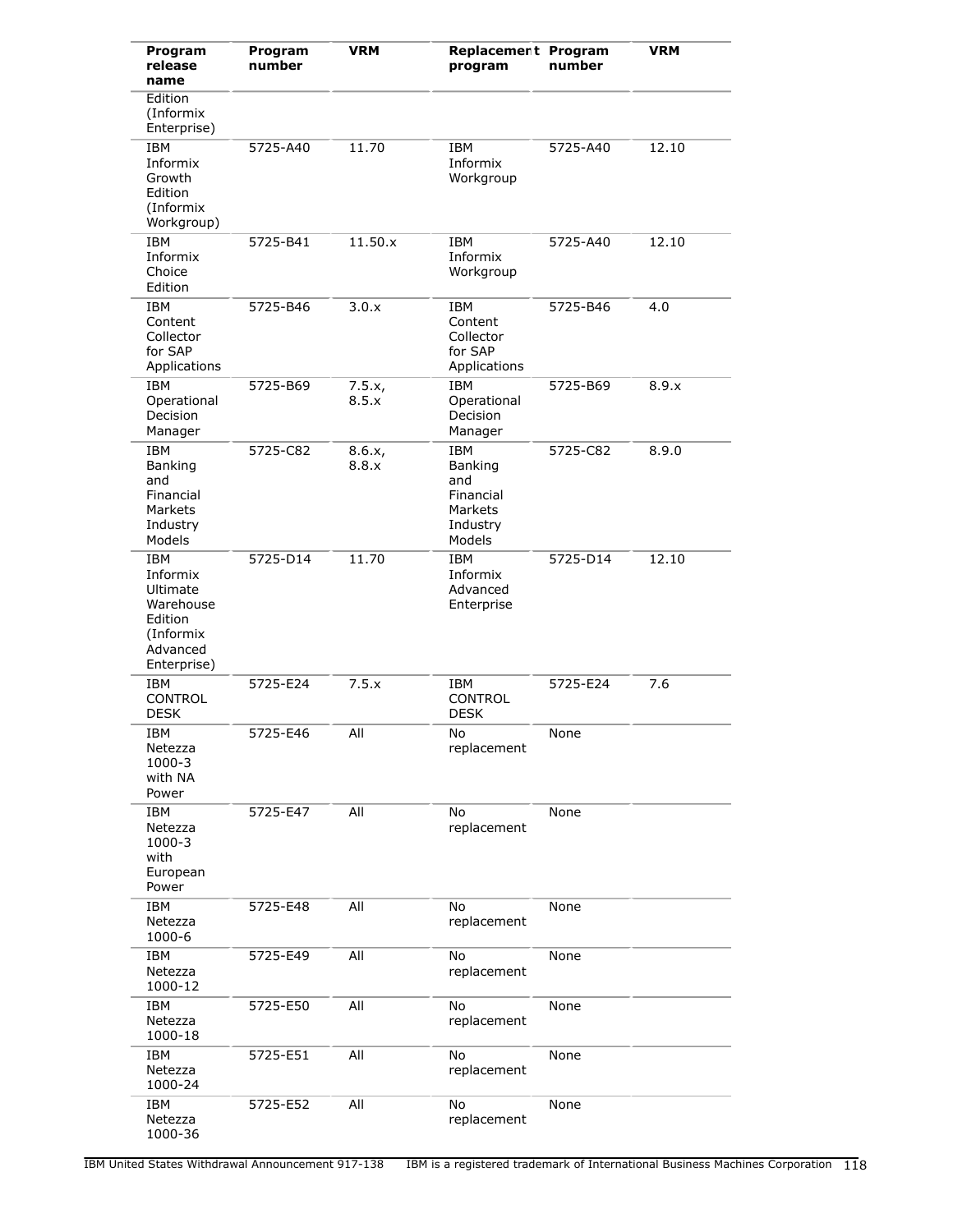| Program release name | Program number | VRM | Replacement program | Program number | VRM |
|---|---|---|---|---|---|
| Edition (Informix Enterprise) | | | | | |
| IBM Informix Growth Edition (Informix Workgroup) | 5725-A40 | 11.70 | IBM Informix Workgroup | 5725-A40 | 12.10 |
| IBM Informix Choice Edition | 5725-B41 | 11.50.x | IBM Informix Workgroup | 5725-A40 | 12.10 |
| IBM Content Collector for SAP Applications | 5725-B46 | 3.0.x | IBM Content Collector for SAP Applications | 5725-B46 | 4.0 |
| IBM Operational Decision Manager | 5725-B69 | 7.5.x, 8.5.x | IBM Operational Decision Manager | 5725-B69 | 8.9.x |
| IBM Banking and Financial Markets Industry Models | 5725-C82 | 8.6.x, 8.8.x | IBM Banking and Financial Markets Industry Models | 5725-C82 | 8.9.0 |
| IBM Informix Ultimate Warehouse Edition (Informix Advanced Enterprise) | 5725-D14 | 11.70 | IBM Informix Advanced Enterprise | 5725-D14 | 12.10 |
| IBM CONTROL DESK | 5725-E24 | 7.5.x | IBM CONTROL DESK | 5725-E24 | 7.6 |
| IBM Netezza 1000-3 with NA Power | 5725-E46 | All | No replacement | None | |
| IBM Netezza 1000-3 with European Power | 5725-E47 | All | No replacement | None | |
| IBM Netezza 1000-6 | 5725-E48 | All | No replacement | None | |
| IBM Netezza 1000-12 | 5725-E49 | All | No replacement | None | |
| IBM Netezza 1000-18 | 5725-E50 | All | No replacement | None | |
| IBM Netezza 1000-24 | 5725-E51 | All | No replacement | None | |
| IBM Netezza 1000-36 | 5725-E52 | All | No replacement | None | |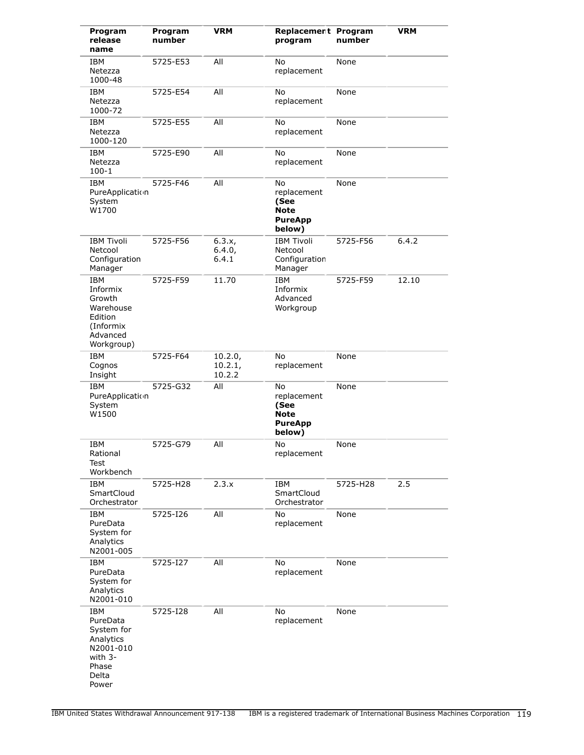| Program release name | Program number | VRM | Replacement program | Program number | VRM |
|---|---|---|---|---|---|
| IBM Netezza 1000-48 | 5725-E53 | All | No replacement | None | |
| IBM Netezza 1000-72 | 5725-E54 | All | No replacement | None | |
| IBM Netezza 1000-120 | 5725-E55 | All | No replacement | None | |
| IBM Netezza 100-1 | 5725-E90 | All | No replacement | None | |
| IBM PureApplication System W1700 | 5725-F46 | All | No replacement **(See Note PureApp below)** | None | |
| IBM Tivoli Netcool Configuration Manager | 5725-F56 | 6.3.x, 6.4.0, 6.4.1 | IBM Tivoli Netcool Configuration Manager | 5725-F56 | 6.4.2 |
| IBM Informix Growth Warehouse Edition (Informix Advanced Workgroup) | 5725-F59 | 11.70 | IBM Informix Advanced Workgroup | 5725-F59 | 12.10 |
| IBM Cognos Insight | 5725-F64 | 10.2.0, 10.2.1, 10.2.2 | No replacement | None | |
| IBM PureApplication System W1500 | 5725-G32 | All | No replacement **(See Note PureApp below)** | None | |
| IBM Rational Test Workbench | 5725-G79 | All | No replacement | None | |
| IBM SmartCloud Orchestrator | 5725-H28 | 2.3.x | IBM SmartCloud Orchestrator | 5725-H28 | 2.5 |
| IBM PureData System for Analytics N2001-005 | 5725-I26 | All | No replacement | None | |
| IBM PureData System for Analytics N2001-010 | 5725-I27 | All | No replacement | None | |
| IBM PureData System for Analytics N2001-010 with 3-Phase Delta Power | 5725-I28 | All | No replacement | None | |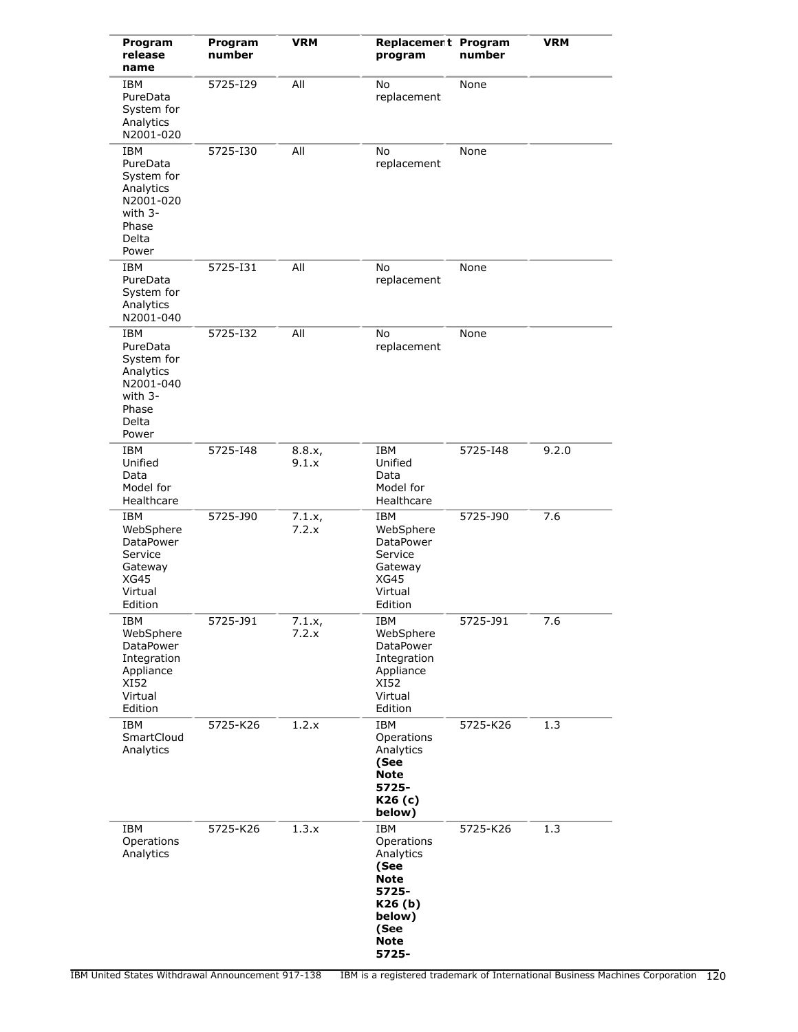| Program release name | Program number | VRM | Replacement program | Program number | VRM |
|---|---|---|---|---|---|
| IBM PureData System for Analytics N2001-020 | 5725-I29 | All | No replacement | None | |
| IBM PureData System for Analytics N2001-020 with 3-Phase Delta Power | 5725-I30 | All | No replacement | None | |
| IBM PureData System for Analytics N2001-040 | 5725-I31 | All | No replacement | None | |
| IBM PureData System for Analytics N2001-040 with 3-Phase Delta Power | 5725-I32 | All | No replacement | None | |
| IBM Unified Data Model for Healthcare | 5725-I48 | 8.8.x, 9.1.x | IBM Unified Data Model for Healthcare | 5725-I48 | 9.2.0 |
| IBM WebSphere DataPower Service Gateway XG45 Virtual Edition | 5725-J90 | 7.1.x, 7.2.x | IBM WebSphere DataPower Service Gateway XG45 Virtual Edition | 5725-J90 | 7.6 |
| IBM WebSphere DataPower Integration Appliance XI52 Virtual Edition | 5725-J91 | 7.1.x, 7.2.x | IBM WebSphere DataPower Integration Appliance XI52 Virtual Edition | 5725-J91 | 7.6 |
| IBM SmartCloud Analytics | 5725-K26 | 1.2.x | IBM Operations Analytics **(See Note 5725-K26 (c) below)** | 5725-K26 | 1.3 |
| IBM Operations Analytics | 5725-K26 | 1.3.x | IBM Operations Analytics **(See Note 5725-K26 (b) below) (See Note 5725-** | 5725-K26 | 1.3 |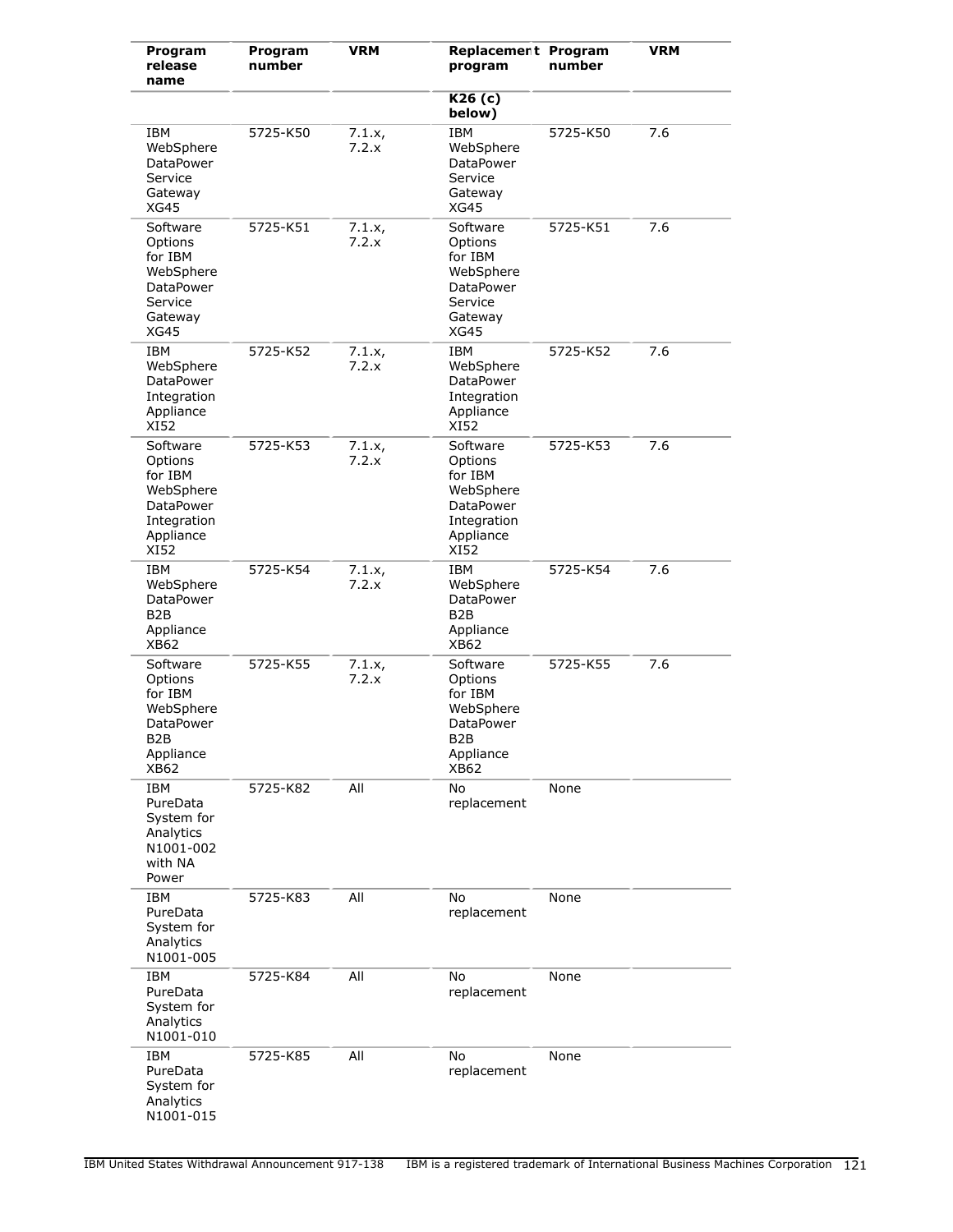| Program release name | Program number | VRM | Replacement program | Program number | VRM |
|---|---|---|---|---|---|
| | | | **K26 (c) below)** | | |
| IBM WebSphere DataPower Service Gateway XG45 | 5725-K50 | 7.1.x, 7.2.x | IBM WebSphere DataPower Service Gateway XG45 | 5725-K50 | 7.6 |
| Software Options for IBM WebSphere DataPower Service Gateway XG45 | 5725-K51 | 7.1.x, 7.2.x | Software Options for IBM WebSphere DataPower Service Gateway XG45 | 5725-K51 | 7.6 |
| IBM WebSphere DataPower Integration Appliance XI52 | 5725-K52 | 7.1.x, 7.2.x | IBM WebSphere DataPower Integration Appliance XI52 | 5725-K52 | 7.6 |
| Software Options for IBM WebSphere DataPower Integration Appliance XI52 | 5725-K53 | 7.1.x, 7.2.x | Software Options for IBM WebSphere DataPower Integration Appliance XI52 | 5725-K53 | 7.6 |
| IBM WebSphere DataPower B2B Appliance XB62 | 5725-K54 | 7.1.x, 7.2.x | IBM WebSphere DataPower B2B Appliance XB62 | 5725-K54 | 7.6 |
| Software Options for IBM WebSphere DataPower B2B Appliance XB62 | 5725-K55 | 7.1.x, 7.2.x | Software Options for IBM WebSphere DataPower B2B Appliance XB62 | 5725-K55 | 7.6 |
| IBM PureData System for Analytics N1001-002 with NA Power | 5725-K82 | All | No replacement | None | |
| IBM PureData System for Analytics N1001-005 | 5725-K83 | All | No replacement | None | |
| IBM PureData System for Analytics N1001-010 | 5725-K84 | All | No replacement | None | |
| IBM PureData System for Analytics N1001-015 | 5725-K85 | All | No replacement | None | |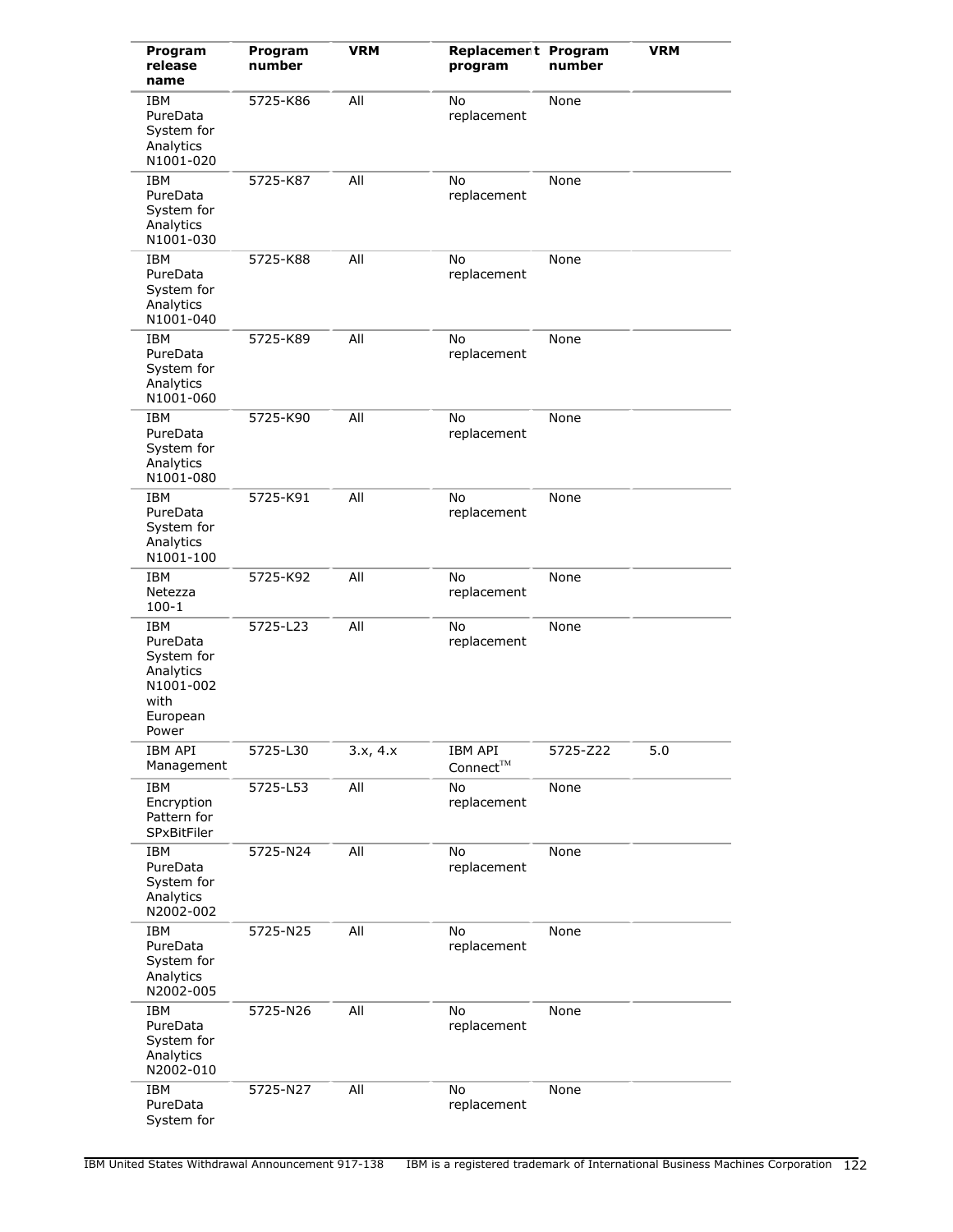| Program release name | Program number | VRM | Replacement program | Program number | VRM |
|---|---|---|---|---|---|
| IBM PureData System for Analytics N1001-020 | 5725-K86 | All | No replacement | None | |
| IBM PureData System for Analytics N1001-030 | 5725-K87 | All | No replacement | None | |
| IBM PureData System for Analytics N1001-040 | 5725-K88 | All | No replacement | None | |
| IBM PureData System for Analytics N1001-060 | 5725-K89 | All | No replacement | None | |
| IBM PureData System for Analytics N1001-080 | 5725-K90 | All | No replacement | None | |
| IBM PureData System for Analytics N1001-100 | 5725-K91 | All | No replacement | None | |
| IBM Netezza 100-1 | 5725-K92 | All | No replacement | None | |
| IBM PureData System for Analytics N1001-002 with European Power | 5725-L23 | All | No replacement | None | |
| IBM API Management | 5725-L30 | 3.x, 4.x | IBM API Connect™ | 5725-Z22 | 5.0 |
| IBM Encryption Pattern for SPxBitFiler | 5725-L53 | All | No replacement | None | |
| IBM PureData System for Analytics N2002-002 | 5725-N24 | All | No replacement | None | |
| IBM PureData System for Analytics N2002-005 | 5725-N25 | All | No replacement | None | |
| IBM PureData System for Analytics N2002-010 | 5725-N26 | All | No replacement | None | |
| IBM PureData System for | 5725-N27 | All | No replacement | None | |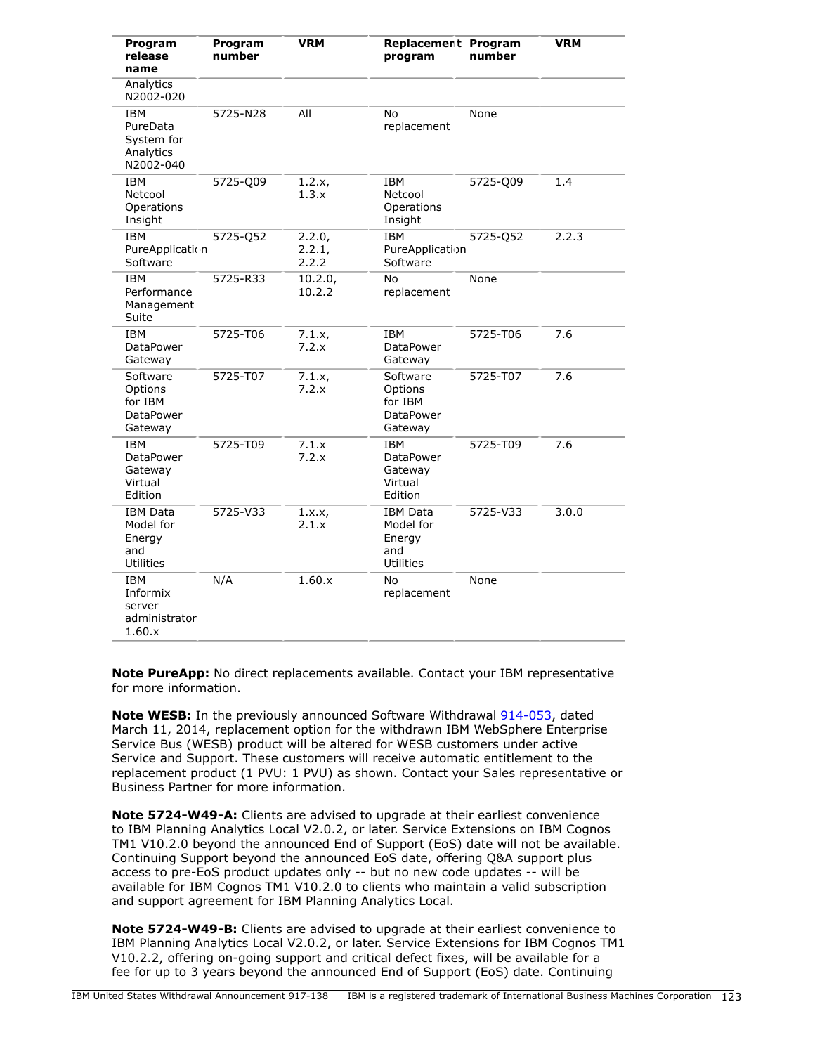| Program release name | Program number | VRM | Replacement program | Program number | VRM |
|---|---|---|---|---|---|
| Analytics N2002-020 | | | | | |
| IBM PureData System for Analytics N2002-040 | 5725-N28 | All | No replacement | None | |
| IBM Netcool Operations Insight | 5725-Q09 | 1.2.x, 1.3.x | IBM Netcool Operations Insight | 5725-Q09 | 1.4 |
| IBM PureApplication Software | 5725-Q52 | 2.2.0, 2.2.1, 2.2.2 | IBM PureApplication Software | 5725-Q52 | 2.2.3 |
| IBM Performance Management Suite | 5725-R33 | 10.2.0, 10.2.2 | No replacement | None | |
| IBM DataPower Gateway | 5725-T06 | 7.1.x, 7.2.x | IBM DataPower Gateway | 5725-T06 | 7.6 |
| Software Options for IBM DataPower Gateway | 5725-T07 | 7.1.x, 7.2.x | Software Options for IBM DataPower Gateway | 5725-T07 | 7.6 |
| IBM DataPower Gateway Virtual Edition | 5725-T09 | 7.1.x 7.2.x | IBM DataPower Gateway Virtual Edition | 5725-T09 | 7.6 |
| IBM Data Model for Energy and Utilities | 5725-V33 | 1.x.x, 2.1.x | IBM Data Model for Energy and Utilities | 5725-V33 | 3.0.0 |
| IBM Informix server administrator 1.60.x | N/A | 1.60.x | No replacement | None | |

**Note PureApp:** No direct replacements available. Contact your IBM representative for more information.

**Note WESB:** In the previously announced Software Withdrawal 914-053, dated March 11, 2014, replacement option for the withdrawn IBM WebSphere Enterprise Service Bus (WESB) product will be altered for WESB customers under active Service and Support. These customers will receive automatic entitlement to the replacement product (1 PVU: 1 PVU) as shown. Contact your Sales representative or Business Partner for more information.

**Note 5724-W49-A:** Clients are advised to upgrade at their earliest convenience to IBM Planning Analytics Local V2.0.2, or later. Service Extensions on IBM Cognos TM1 V10.2.0 beyond the announced End of Support (EoS) date will not be available. Continuing Support beyond the announced EoS date, offering Q&A support plus access to pre-EoS product updates only -- but no new code updates -- will be available for IBM Cognos TM1 V10.2.0 to clients who maintain a valid subscription and support agreement for IBM Planning Analytics Local.

**Note 5724-W49-B:** Clients are advised to upgrade at their earliest convenience to IBM Planning Analytics Local V2.0.2, or later. Service Extensions for IBM Cognos TM1 V10.2.2, offering on-going support and critical defect fixes, will be available for a fee for up to 3 years beyond the announced End of Support (EoS) date. Continuing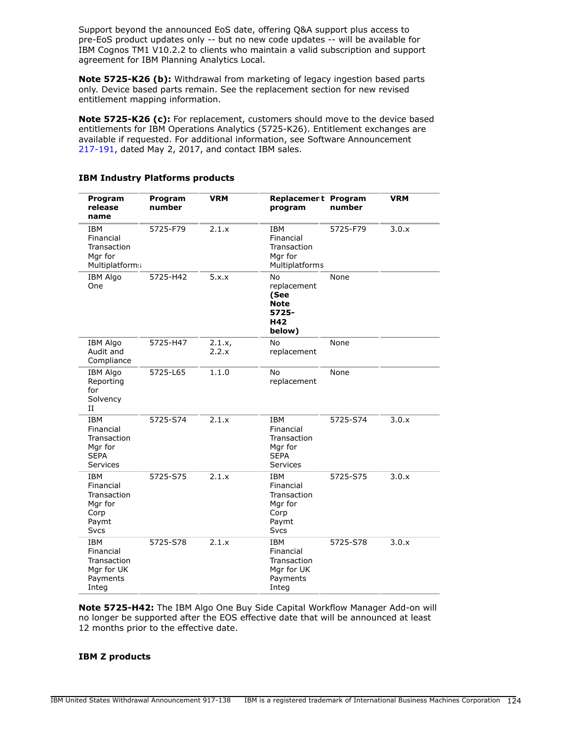Support beyond the announced EoS date, offering Q&A support plus access to pre-EoS product updates only -- but no new code updates -- will be available for IBM Cognos TM1 V10.2.2 to clients who maintain a valid subscription and support agreement for IBM Planning Analytics Local.

**Note 5725-K26 (b):** Withdrawal from marketing of legacy ingestion based parts only. Device based parts remain. See the replacement section for new revised entitlement mapping information.

**Note 5725-K26 (c):** For replacement, customers should move to the device based entitlements for IBM Operations Analytics (5725-K26). Entitlement exchanges are available if requested. For additional information, see Software Announcement 217-191, dated May 2, 2017, and contact IBM sales.

**IBM Industry Platforms products**

| Program release name | Program number | VRM | Replacement program | Program number | VRM |
|---|---|---|---|---|---|
| IBM Financial Transaction Mgr for Multiplatforms | 5725-F79 | 2.1.x | IBM Financial Transaction Mgr for Multiplatforms | 5725-F79 | 3.0.x |
| IBM Algo One | 5725-H42 | 5.x.x | No replacement **(See Note 5725-H42 below)** | None | |
| IBM Algo Audit and Compliance | 5725-H47 | 2.1.x, 2.2.x | No replacement | None | |
| IBM Algo Reporting for Solvency II | 5725-L65 | 1.1.0 | No replacement | None | |
| IBM Financial Transaction Mgr for SEPA Services | 5725-S74 | 2.1.x | IBM Financial Transaction Mgr for SEPA Services | 5725-S74 | 3.0.x |
| IBM Financial Transaction Mgr for Corp Paymt Svcs | 5725-S75 | 2.1.x | IBM Financial Transaction Mgr for Corp Paymt Svcs | 5725-S75 | 3.0.x |
| IBM Financial Transaction Mgr for UK Payments Integ | 5725-S78 | 2.1.x | IBM Financial Transaction Mgr for UK Payments Integ | 5725-S78 | 3.0.x |

**Note 5725-H42:** The IBM Algo One Buy Side Capital Workflow Manager Add-on will no longer be supported after the EOS effective date that will be announced at least 12 months prior to the effective date.

**IBM Z products**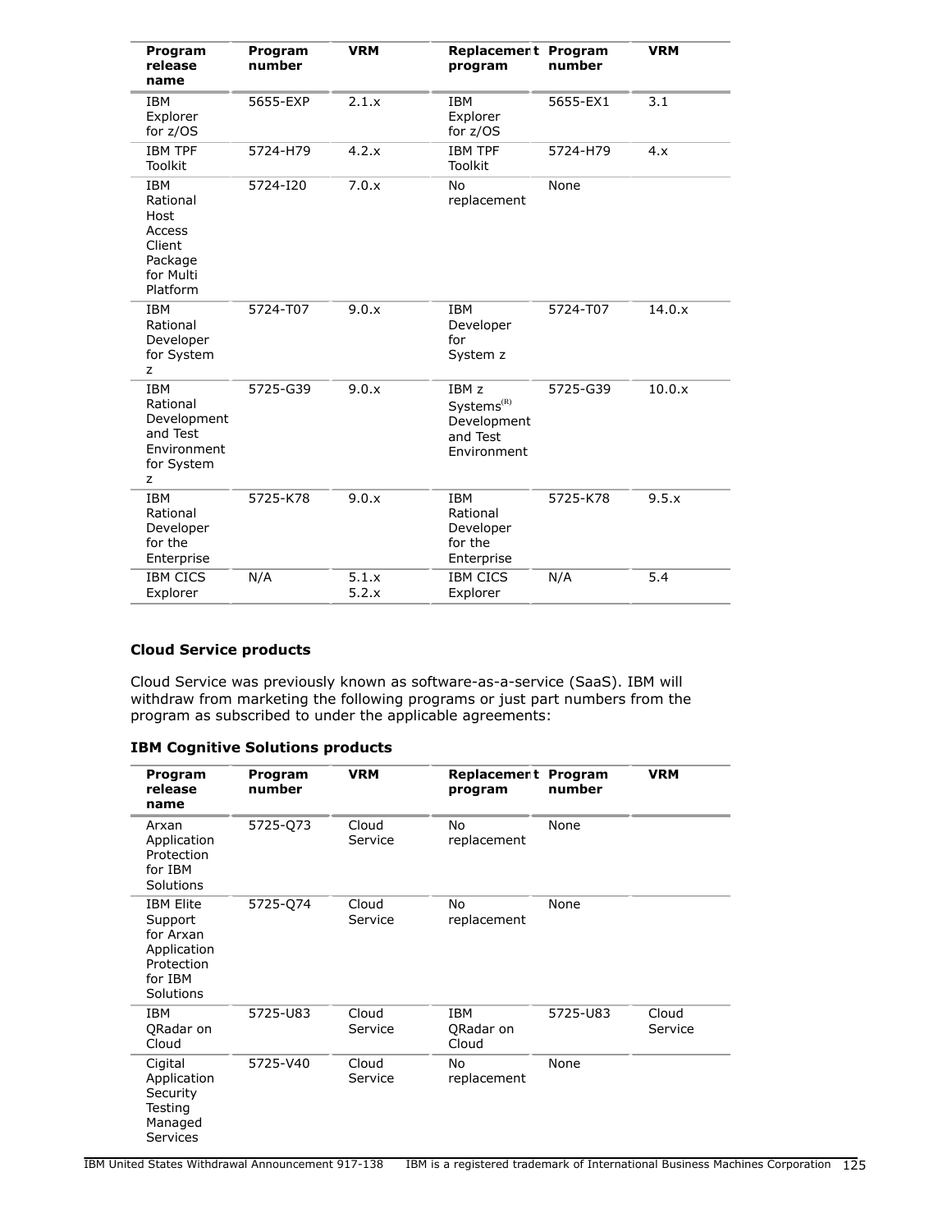| Program release name | Program number | VRM | Replacement program | Program number | VRM |
|---|---|---|---|---|---|
| IBM Explorer for z/OS | 5655-EXP | 2.1.x | IBM Explorer for z/OS | 5655-EX1 | 3.1 |
| IBM TPF Toolkit | 5724-H79 | 4.2.x | IBM TPF Toolkit | 5724-H79 | 4.x |
| IBM Rational Host Access Client Package for Multi Platform | 5724-I20 | 7.0.x | No replacement | None | |
| IBM Rational Developer for System z | 5724-T07 | 9.0.x | IBM Developer for System z | 5724-T07 | 14.0.x |
| IBM Rational Development and Test Environment for System z | 5725-G39 | 9.0.x | IBM z Systems(R) Development and Test Environment | 5725-G39 | 10.0.x |
| IBM Rational Developer for the Enterprise | 5725-K78 | 9.0.x | IBM Rational Developer for the Enterprise | 5725-K78 | 9.5.x |
| IBM CICS Explorer | N/A | 5.1.x 5.2.x | IBM CICS Explorer | N/A | 5.4 |

### Cloud Service products

Cloud Service was previously known as software-as-a-service (SaaS). IBM will withdraw from marketing the following programs or just part numbers from the program as subscribed to under the applicable agreements:

#### IBM Cognitive Solutions products

| Program release name | Program number | VRM | Replacement program | Program number | VRM |
|---|---|---|---|---|---|
| Arxan Application Protection for IBM Solutions | 5725-Q73 | Cloud Service | No replacement | None | |
| IBM Elite Support for Arxan Application Protection for IBM Solutions | 5725-Q74 | Cloud Service | No replacement | None | |
| IBM QRadar on Cloud | 5725-U83 | Cloud Service | IBM QRadar on Cloud | 5725-U83 | Cloud Service |
| Cigital Application Security Testing Managed Services | 5725-V40 | Cloud Service | No replacement | None | |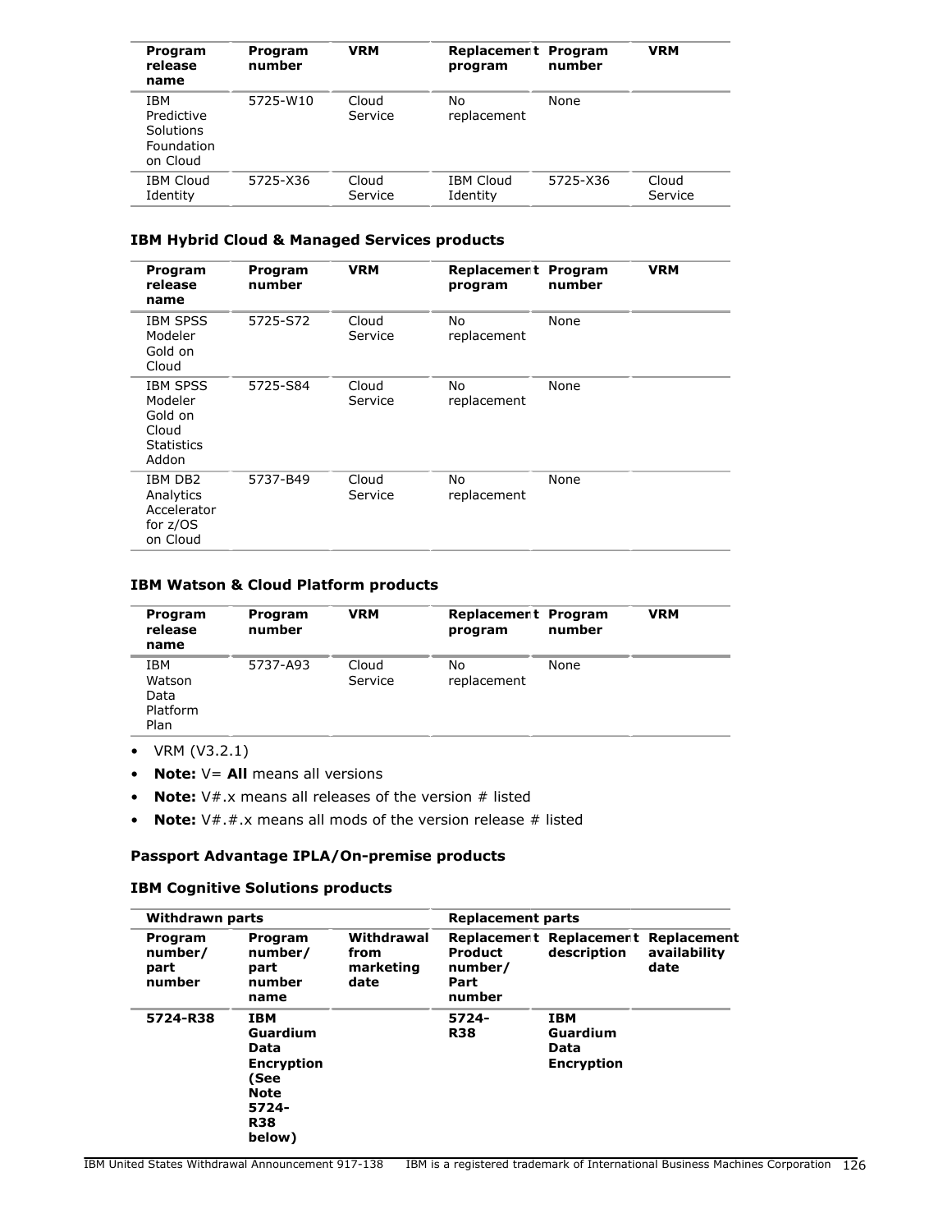| Program release name | Program number | VRM | Replacement program | Program number | VRM |
|---|---|---|---|---|---|
| IBM Predictive Solutions Foundation on Cloud | 5725-W10 | Cloud Service | No replacement | None | |
| IBM Cloud Identity | 5725-X36 | Cloud Service | IBM Cloud Identity | 5725-X36 | Cloud Service |

### IBM Hybrid Cloud & Managed Services products

| Program release name | Program number | VRM | Replacement program | Program number | VRM |
|---|---|---|---|---|---|
| IBM SPSS Modeler Gold on Cloud | 5725-S72 | Cloud Service | No replacement | None | |
| IBM SPSS Modeler Gold on Cloud Statistics Addon | 5725-S84 | Cloud Service | No replacement | None | |
| IBM DB2 Analytics Accelerator for z/OS on Cloud | 5737-B49 | Cloud Service | No replacement | None | |

### IBM Watson & Cloud Platform products

| Program release name | Program number | VRM | Replacement program | Program number | VRM |
|---|---|---|---|---|---|
| IBM Watson Data Platform Plan | 5737-A93 | Cloud Service | No replacement | None | |

- VRM (V3.2.1)
- **Note:** V= **All** means all versions
- **Note:** V#.x means all releases of the version # listed
- **Note:** V#.#.x means all mods of the version release # listed

### Passport Advantage IPLA/On-premise products

### IBM Cognitive Solutions products

| Withdrawn parts | | | Replacement parts | | |
|---|---|---|---|---|---|
| Program number/ part number | Program number/ part number name | Withdrawal from marketing date | Replacement Product number/ Part number | Replacement description | Replacement availability date |
| **5724-R38** | **IBM Guardium Data Encryption (See Note 5724-R38 below)** | | **5724-R38** | **IBM Guardium Data Encryption** | |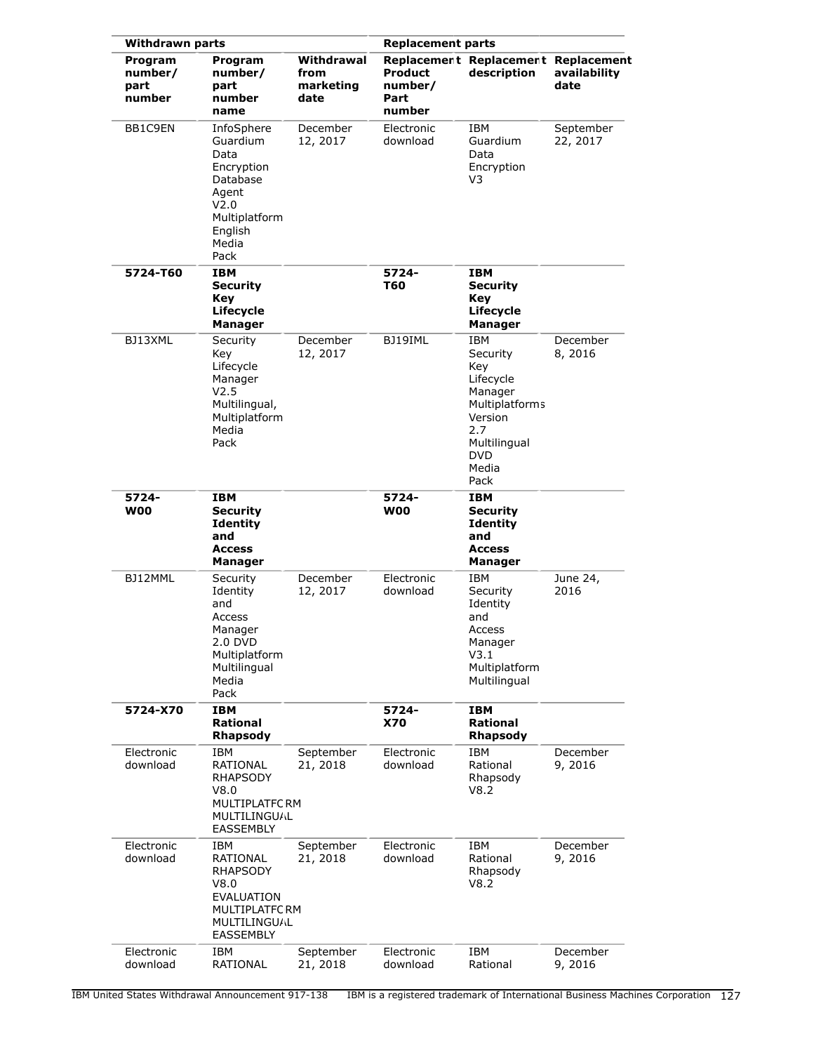| Withdrawn parts | | | Replacement parts | | |
|---|---|---|---|---|---|
| Program number/ part number | Program number/ part number name | Withdrawal from marketing date | Replacement Product number/ Part number | Replacement description | Replacement availability date |
| BB1C9EN | InfoSphere Guardium Data Encryption Database Agent V2.0 Multiplatform English Media Pack | December 12, 2017 | Electronic download | IBM Guardium Data Encryption V3 | September 22, 2017 |
| **5724-T60** | **IBM Security Key Lifecycle Manager** | | **5724-T60** | **IBM Security Key Lifecycle Manager** | |
| BJ13XML | Security Key Lifecycle Manager V2.5 Multilingual, Multiplatform Media Pack | December 12, 2017 | BJ19IML | IBM Security Key Lifecycle Manager Multiplatforms Version 2.7 Multilingual DVD Media Pack | December 8, 2016 |
| **5724-W00** | **IBM Security Identity and Access Manager** | | **5724-W00** | **IBM Security Identity and Access Manager** | |
| BJ12MML | Security Identity and Access Manager 2.0 DVD Multiplatform Multilingual Media Pack | December 12, 2017 | Electronic download | IBM Security Identity and Access Manager V3.1 Multiplatform Multilingual | June 24, 2016 |
| **5724-X70** | **IBM Rational Rhapsody** | | **5724-X70** | **IBM Rational Rhapsody** | |
| Electronic download | IBM RATIONAL RHAPSODY V8.0 MULTIPLATFORM MULTILINGUAL EASSEMBLY | September 21, 2018 | Electronic download | IBM Rational Rhapsody V8.2 | December 9, 2016 |
| Electronic download | IBM RATIONAL RHAPSODY V8.0 EVALUATION MULTIPLATFORM MULTILINGUAL EASSEMBLY | September 21, 2018 | Electronic download | IBM Rational Rhapsody V8.2 | December 9, 2016 |
| Electronic download | IBM RATIONAL | September 21, 2018 | Electronic download | IBM Rational | December 9, 2016 |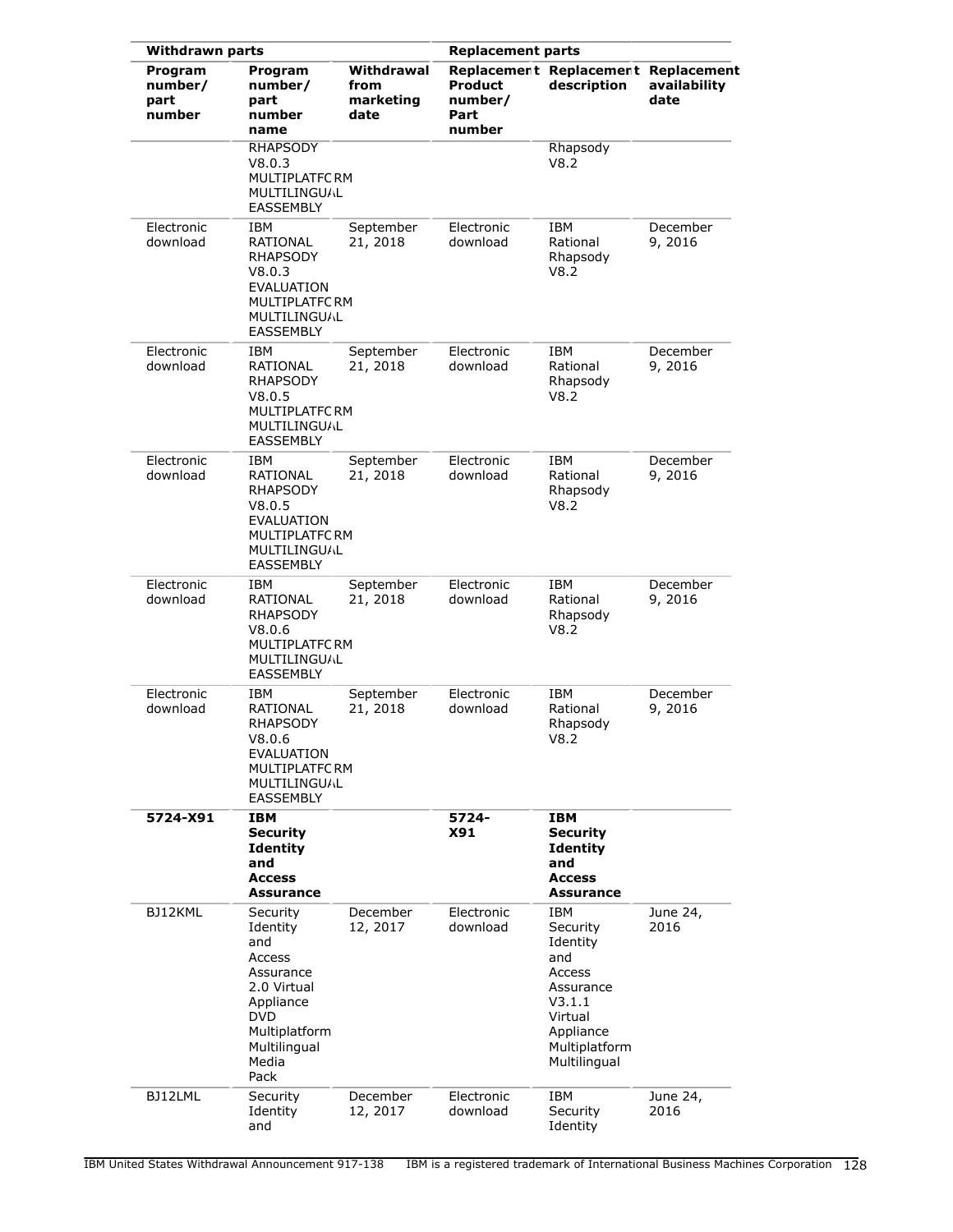| Withdrawn parts | | | Replacement parts | | |
|---|---|---|---|---|---|
| Program number/ part number | Program number/ part number name | Withdrawal from marketing date | Replacement Product number/ Part number | Replacement description | Replacement availability date |
| | RHAPSODY V8.0.3 MULTIPLATFORM MULTILINGUAL EASSEMBLY | | | Rhapsody V8.2 | |
| Electronic download | IBM RATIONAL RHAPSODY V8.0.3 EVALUATION MULTIPLATFORM MULTILINGUAL EASSEMBLY | September 21, 2018 | Electronic download | IBM Rational Rhapsody V8.2 | December 9, 2016 |
| Electronic download | IBM RATIONAL RHAPSODY V8.0.5 MULTIPLATFORM MULTILINGUAL EASSEMBLY | September 21, 2018 | Electronic download | IBM Rational Rhapsody V8.2 | December 9, 2016 |
| Electronic download | IBM RATIONAL RHAPSODY V8.0.5 EVALUATION MULTIPLATFORM MULTILINGUAL EASSEMBLY | September 21, 2018 | Electronic download | IBM Rational Rhapsody V8.2 | December 9, 2016 |
| Electronic download | IBM RATIONAL RHAPSODY V8.0.6 MULTIPLATFORM MULTILINGUAL EASSEMBLY | September 21, 2018 | Electronic download | IBM Rational Rhapsody V8.2 | December 9, 2016 |
| Electronic download | IBM RATIONAL RHAPSODY V8.0.6 EVALUATION MULTIPLATFORM MULTILINGUAL EASSEMBLY | September 21, 2018 | Electronic download | IBM Rational Rhapsody V8.2 | December 9, 2016 |
| **5724-X91** | **IBM Security Identity and Access Assurance** | | **5724-X91** | **IBM Security Identity and Access Assurance** | |
| BJ12KML | Security Identity and Access Assurance 2.0 Virtual Appliance DVD Multiplatform Multilingual Media Pack | December 12, 2017 | Electronic download | IBM Security Identity and Access Assurance V3.1.1 Virtual Appliance Multiplatform Multilingual | June 24, 2016 |
| BJ12LML | Security Identity and | December 12, 2017 | Electronic download | IBM Security Identity | June 24, 2016 |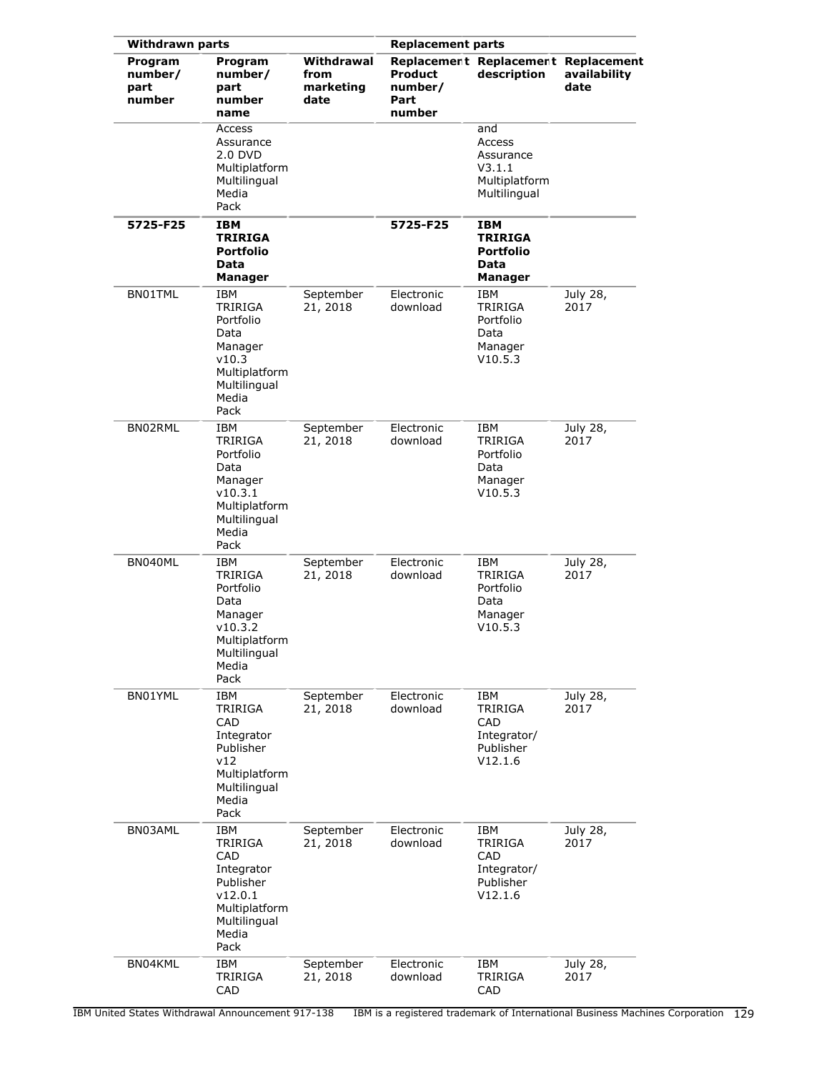| Withdrawn parts | | | Replacement parts | | |
|---|---|---|---|---|---|
| Program number/ part number | Program number/ part number name | Withdrawal from marketing date | Replacement Product number/ Part number | Replacement description | Replacement availability date |
| | Access Assurance 2.0 DVD Multiplatform Multilingual Media Pack | | | and Access Assurance V3.1.1 Multiplatform Multilingual | |
| **5725-F25** | **IBM TRIRIGA Portfolio Data Manager** | | **5725-F25** | **IBM TRIRIGA Portfolio Data Manager** | |
| BN01TML | IBM TRIRIGA Portfolio Data Manager v10.3 Multiplatform Multilingual Media Pack | September 21, 2018 | Electronic download | IBM TRIRIGA Portfolio Data Manager V10.5.3 | July 28, 2017 |
| BN02RML | IBM TRIRIGA Portfolio Data Manager v10.3.1 Multiplatform Multilingual Media Pack | September 21, 2018 | Electronic download | IBM TRIRIGA Portfolio Data Manager V10.5.3 | July 28, 2017 |
| BN040ML | IBM TRIRIGA Portfolio Data Manager v10.3.2 Multiplatform Multilingual Media Pack | September 21, 2018 | Electronic download | IBM TRIRIGA Portfolio Data Manager V10.5.3 | July 28, 2017 |
| BN01YML | IBM TRIRIGA CAD Integrator Publisher v12 Multiplatform Multilingual Media Pack | September 21, 2018 | Electronic download | IBM TRIRIGA CAD Integrator/ Publisher V12.1.6 | July 28, 2017 |
| BN03AML | IBM TRIRIGA CAD Integrator Publisher v12.0.1 Multiplatform Multilingual Media Pack | September 21, 2018 | Electronic download | IBM TRIRIGA CAD Integrator/ Publisher V12.1.6 | July 28, 2017 |
| BN04KML | IBM TRIRIGA CAD | September 21, 2018 | Electronic download | IBM TRIRIGA CAD | July 28, 2017 |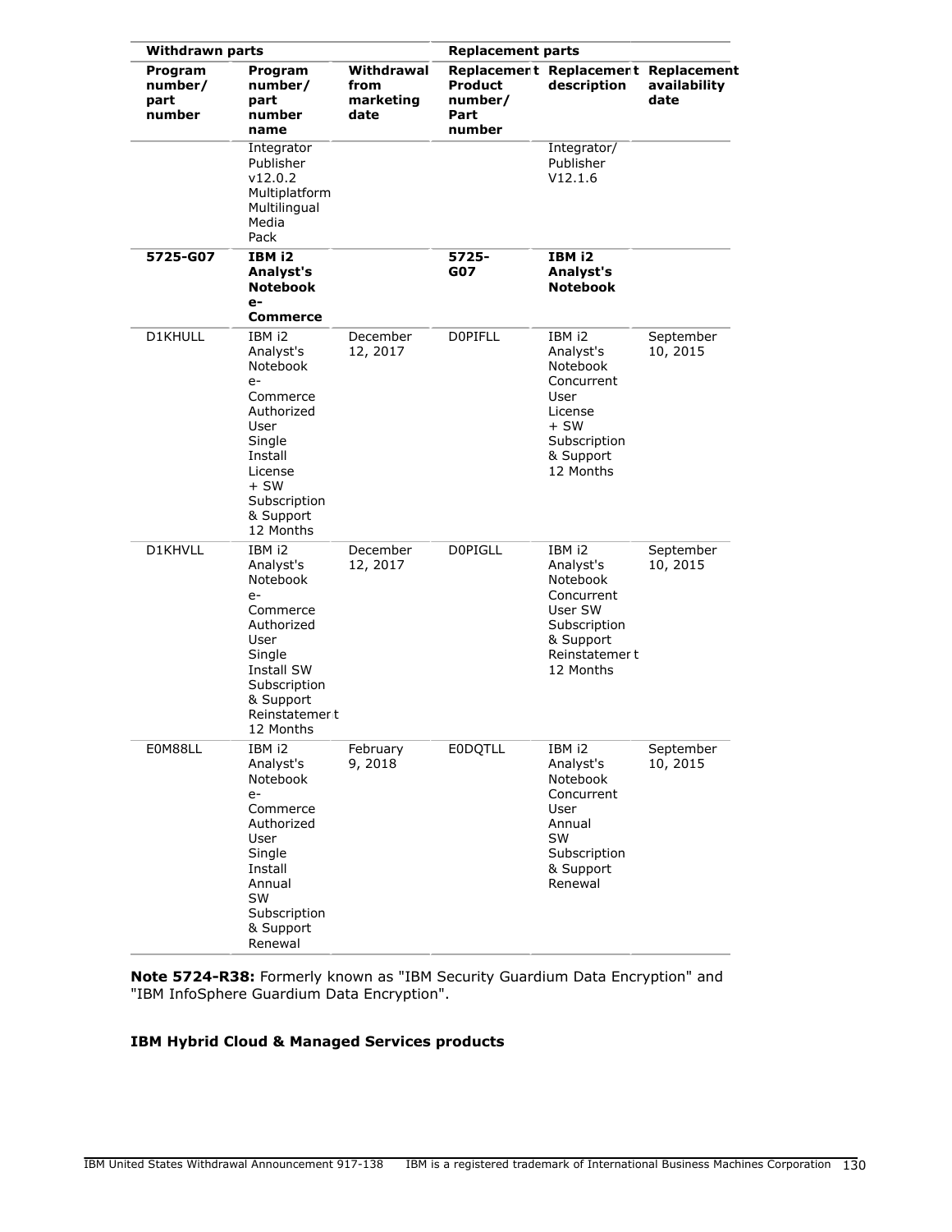| Withdrawn parts | | | Replacement parts | | |
|---|---|---|---|---|---|
| Program number/ part number | Program number/ part number name | Withdrawal from marketing date | Replacement Product number/ Part number | Replacement description | Replacement availability date |
| | Integrator Publisher v12.0.2 Multiplatform Multilingual Media Pack | | | Integrator/ Publisher V12.1.6 | |
| **5725-G07** | **IBM i2 Analyst's Notebook e-Commerce** | | **5725-G07** | **IBM i2 Analyst's Notebook** | |
| D1KHULL | IBM i2 Analyst's Notebook e-Commerce Authorized User Single Install License + SW Subscription & Support 12 Months | December 12, 2017 | D0PIFLL | IBM i2 Analyst's Notebook Concurrent User License + SW Subscription & Support 12 Months | September 10, 2015 |
| D1KHVLL | IBM i2 Analyst's Notebook e-Commerce Authorized User Single Install SW Subscription & Support Reinstatement 12 Months | December 12, 2017 | D0PIGLL | IBM i2 Analyst's Notebook Concurrent User SW Subscription & Support Reinstatement 12 Months | September 10, 2015 |
| E0M88LL | IBM i2 Analyst's Notebook e-Commerce Authorized User Single Install Annual SW Subscription & Support Renewal | February 9, 2018 | E0DQTLL | IBM i2 Analyst's Notebook Concurrent User Annual SW Subscription & Support Renewal | September 10, 2015 |

**Note 5724-R38:** Formerly known as "IBM Security Guardium Data Encryption" and "IBM InfoSphere Guardium Data Encryption".

**IBM Hybrid Cloud & Managed Services products**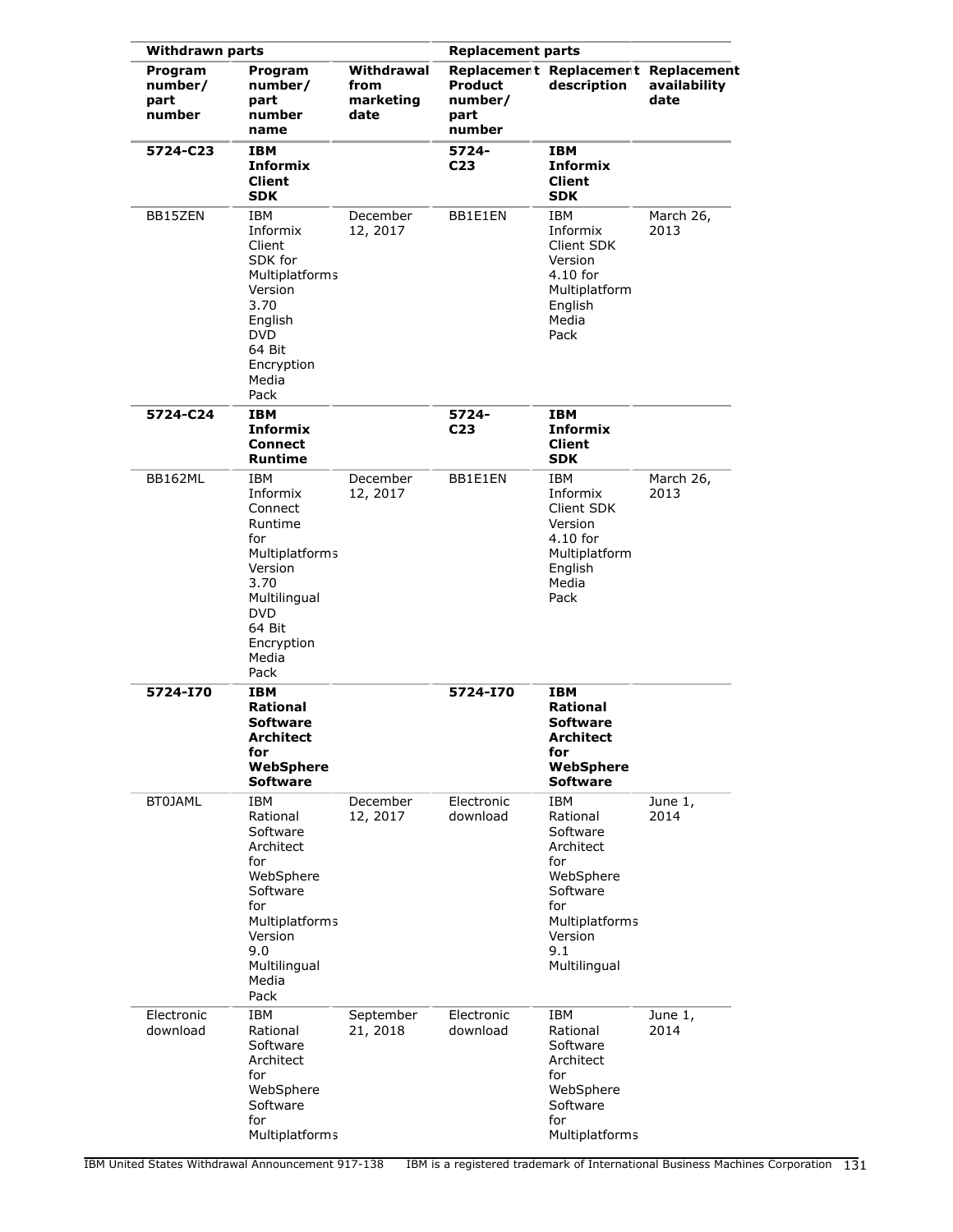| Withdrawn parts | | | Replacement parts | | |
|---|---|---|---|---|---|
| Program number/ part number | Program number/ part number name | Withdrawal from marketing date | Replacement Product number/ part number | Replacement description | Replacement availability date |
| **5724-C23** | **IBM Informix Client SDK** | | **5724-C23** | **IBM Informix Client SDK** | |
| BB15ZEN | IBM Informix Client SDK for Multiplatforms Version 3.70 English DVD 64 Bit Encryption Media Pack | December 12, 2017 | BB1E1EN | IBM Informix Client SDK Version 4.10 for Multiplatform English Media Pack | March 26, 2013 |
| **5724-C24** | **IBM Informix Connect Runtime** | | **5724-C23** | **IBM Informix Client SDK** | |
| BB162ML | IBM Informix Connect Runtime for Multiplatforms Version 3.70 Multilingual DVD 64 Bit Encryption Media Pack | December 12, 2017 | BB1E1EN | IBM Informix Client SDK Version 4.10 for Multiplatform English Media Pack | March 26, 2013 |
| **5724-I70** | **IBM Rational Software Architect for WebSphere Software** | | **5724-I70** | **IBM Rational Software Architect for WebSphere Software** | |
| BT0JAML | IBM Rational Software Architect for WebSphere Software for Multiplatforms Version 9.0 Multilingual Media Pack | December 12, 2017 | Electronic download | IBM Rational Software Architect for WebSphere Software for Multiplatforms Version 9.1 Multilingual | June 1, 2014 |
| Electronic download | IBM Rational Software Architect for WebSphere Software for Multiplatforms | September 21, 2018 | Electronic download | IBM Rational Software Architect for WebSphere Software for Multiplatforms | June 1, 2014 |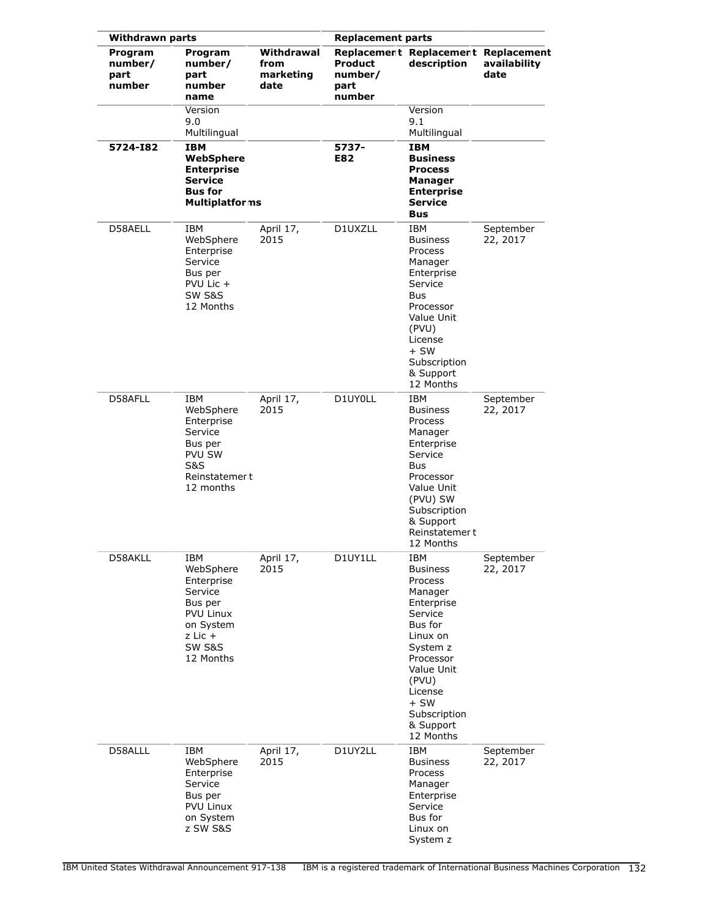| Withdrawn parts | | | Replacement parts | | |
|---|---|---|---|---|---|
| Program number/ part number | Program number/ part number name | Withdrawal from marketing date | Replacement Product number/ part number | Replacement description | Replacement availability date |
| | Version 9.0 Multilingual | | | Version 9.1 Multilingual | |
| **5724-I82** | **IBM WebSphere Enterprise Service Bus for Multiplatforms** | | **5737-E82** | **IBM Business Process Manager Enterprise Service Bus** | |
| D58AELL | IBM WebSphere Enterprise Service Bus per PVU Lic + SW S&S 12 Months | April 17, 2015 | D1UXZLL | IBM Business Process Manager Enterprise Service Bus Processor Value Unit (PVU) License + SW Subscription & Support 12 Months | September 22, 2017 |
| D58AFLL | IBM WebSphere Enterprise Service Bus per PVU SW S&S Reinstatement 12 months | April 17, 2015 | D1UY0LL | IBM Business Process Manager Enterprise Service Bus Processor Value Unit (PVU) SW Subscription & Support Reinstatement 12 Months | September 22, 2017 |
| D58AKLL | IBM WebSphere Enterprise Service Bus per PVU Linux on System z Lic + SW S&S 12 Months | April 17, 2015 | D1UY1LL | IBM Business Process Manager Enterprise Service Bus for Linux on System z Processor Value Unit (PVU) License + SW Subscription & Support 12 Months | September 22, 2017 |
| D58ALLL | IBM WebSphere Enterprise Service Bus per PVU Linux on System z SW S&S | April 17, 2015 | D1UY2LL | IBM Business Process Manager Enterprise Service Bus for Linux on System z | September 22, 2017 |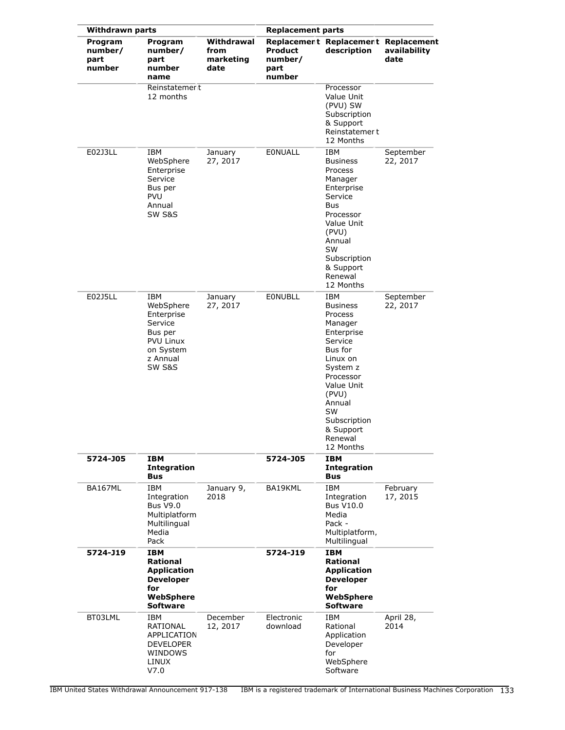| Withdrawn parts | | | Replacement parts | | |
|---|---|---|---|---|---|
| Program number/ part number | Program number/ part number name | Withdrawal from marketing date | Replacement Product number/ part number | Replacement description | Replacement availability date |
| | Reinstatement 12 months | | | Processor Value Unit (PVU) SW Subscription & Support Reinstatement 12 Months | |
| E02J3LL | IBM WebSphere Enterprise Service Bus per PVU Annual SW S&S | January 27, 2017 | E0NUALL | IBM Business Process Manager Enterprise Service Bus Processor Value Unit (PVU) Annual SW Subscription & Support Renewal 12 Months | September 22, 2017 |
| E02J5LL | IBM WebSphere Enterprise Service Bus per PVU Linux on System z Annual SW S&S | January 27, 2017 | E0NUBLL | IBM Business Process Manager Enterprise Service Bus for Linux on System z Processor Value Unit (PVU) Annual SW Subscription & Support Renewal 12 Months | September 22, 2017 |
| **5724-J05** | **IBM Integration Bus** | | **5724-J05** | **IBM Integration Bus** | |
| BA167ML | IBM Integration Bus V9.0 Multiplatform Multilingual Media Pack | January 9, 2018 | BA19KML | IBM Integration Bus V10.0 Media Pack - Multiplatform, Multilingual | February 17, 2015 |
| **5724-J19** | **IBM Rational Application Developer for WebSphere Software** | | **5724-J19** | **IBM Rational Application Developer for WebSphere Software** | |
| BT03LML | IBM RATIONAL APPLICATION DEVELOPER WINDOWS LINUX V7.0 | December 12, 2017 | Electronic download | IBM Rational Application Developer for WebSphere Software | April 28, 2014 |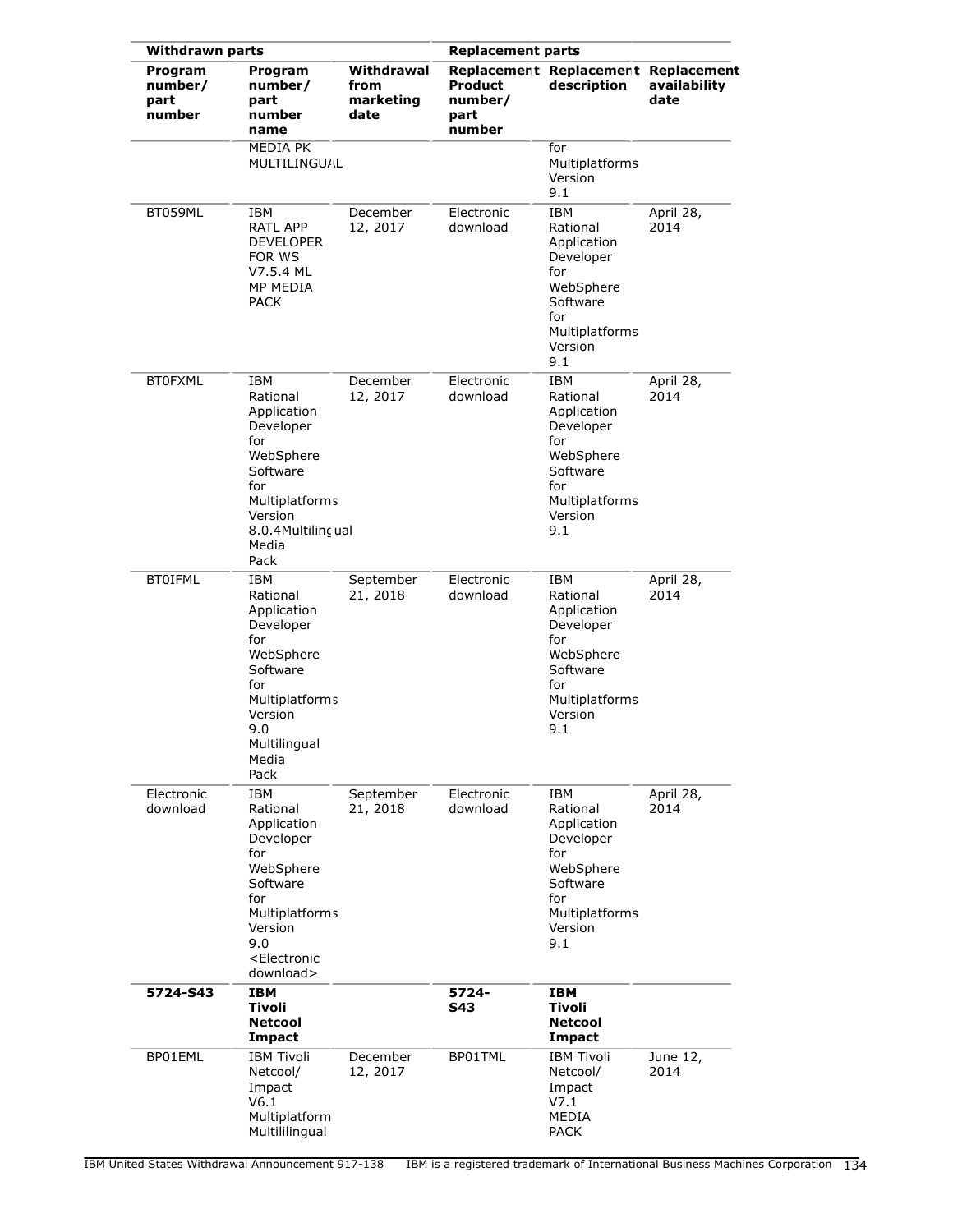| Withdrawn parts | | | Replacement parts | | |
|---|---|---|---|---|---|
| Program number/ part number | Program number/ part number name | Withdrawal from marketing date | Replacement Product number/ part number | Replacement description | Replacement availability date |
| | MEDIA PK MULTILINGUAL | | | for Multiplatforms Version 9.1 | |
| BT059ML | IBM RATL APP DEVELOPER FOR WS V7.5.4 ML MP MEDIA PACK | December 12, 2017 | Electronic download | IBM Rational Application Developer for WebSphere Software for Multiplatforms Version 9.1 | April 28, 2014 |
| BT0FXML | IBM Rational Application Developer for WebSphere Software for Multiplatforms Version 8.0.4Multilingual Media Pack | December 12, 2017 | Electronic download | IBM Rational Application Developer for WebSphere Software for Multiplatforms Version 9.1 | April 28, 2014 |
| BT0IFML | IBM Rational Application Developer for WebSphere Software for Multiplatforms Version 9.0 Multilingual Media Pack | September 21, 2018 | Electronic download | IBM Rational Application Developer for WebSphere Software for Multiplatforms Version 9.1 | April 28, 2014 |
| Electronic download | IBM Rational Application Developer for WebSphere Software for Multiplatforms Version 9.0 <Electronic download> | September 21, 2018 | Electronic download | IBM Rational Application Developer for WebSphere Software for Multiplatforms Version 9.1 | April 28, 2014 |
| **5724-S43** | **IBM Tivoli Netcool Impact** | | **5724-S43** | **IBM Tivoli Netcool Impact** | |
| BP01EML | IBM Tivoli Netcool/ Impact V6.1 Multiplatform Multililingual | December 12, 2017 | BP01TML | IBM Tivoli Netcool/ Impact V7.1 MEDIA PACK | June 12, 2014 |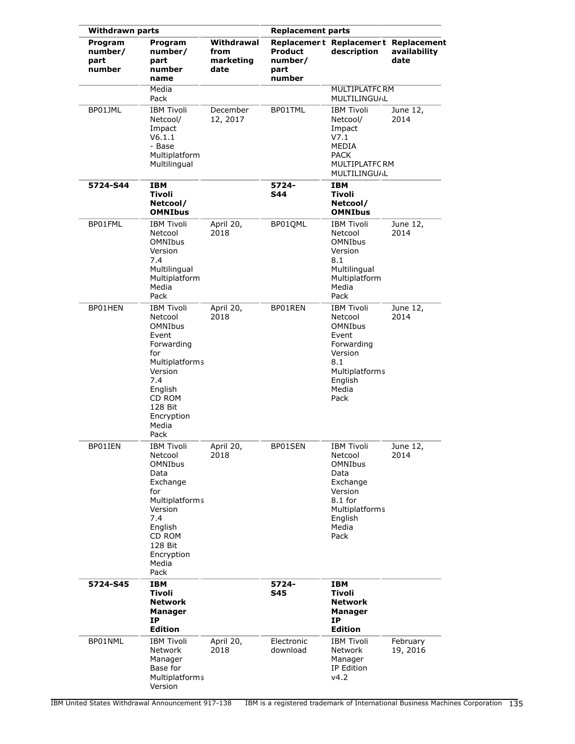| Withdrawn parts | | | Replacement parts | | |
|---|---|---|---|---|---|
| Program number/ part number | Program number/ part number name | Withdrawal from marketing date | Replacement Product number/ part number | Replacement description | Replacement availability date |
| | Media Pack | | | MULTIPLATFORM MULTILINGUAL | |
| BP01JML | IBM Tivoli Netcool/ Impact V6.1.1 - Base Multiplatform Multilingual | December 12, 2017 | BP01TML | IBM Tivoli Netcool/ Impact V7.1 MEDIA PACK MULTIPLATFORM MULTILINGUAL | June 12, 2014 |
| **5724-S44** | **IBM Tivoli Netcool/ OMNIbus** | | **5724-S44** | **IBM Tivoli Netcool/ OMNIbus** | |
| BP01FML | IBM Tivoli Netcool OMNIbus Version 7.4 Multilingual Multiplatform Media Pack | April 20, 2018 | BP01QML | IBM Tivoli Netcool OMNIbus Version 8.1 Multilingual Multiplatform Media Pack | June 12, 2014 |
| BP01HEN | IBM Tivoli Netcool OMNIbus Event Forwarding for Multiplatforms Version 7.4 English CD ROM 128 Bit Encryption Media Pack | April 20, 2018 | BP01REN | IBM Tivoli Netcool OMNIbus Event Forwarding Version 8.1 Multiplatforms English Media Pack | June 12, 2014 |
| BP01IEN | IBM Tivoli Netcool OMNIbus Data Exchange for Multiplatforms Version 7.4 English CD ROM 128 Bit Encryption Media Pack | April 20, 2018 | BP01SEN | IBM Tivoli Netcool OMNIbus Data Exchange Version 8.1 for Multiplatforms English Media Pack | June 12, 2014 |
| **5724-S45** | **IBM Tivoli Network Manager IP Edition** | | **5724-S45** | **IBM Tivoli Network Manager IP Edition** | |
| BP01NML | IBM Tivoli Network Manager Base for Multiplatforms Version | April 20, 2018 | Electronic download | IBM Tivoli Network Manager IP Edition v4.2 | February 19, 2016 |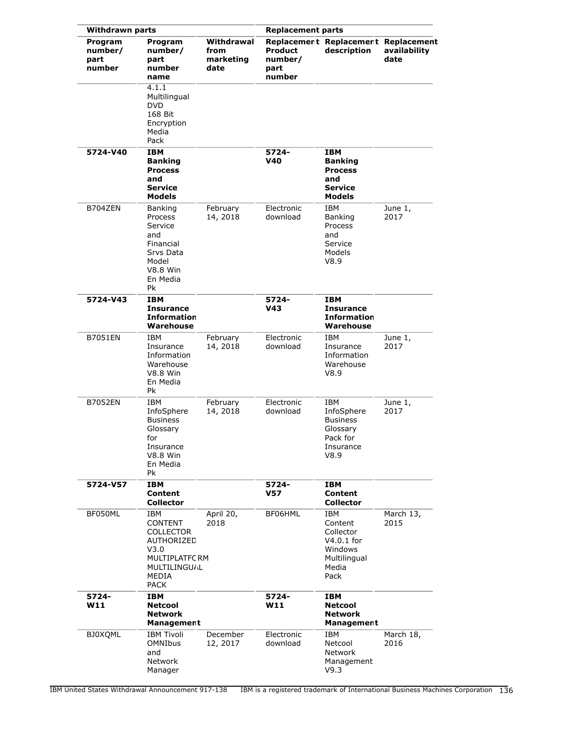| Withdrawn parts | | | Replacement parts | | |
|---|---|---|---|---|---|
| Program number/ part number | Program number/ part number name | Withdrawal from marketing date | Replacement Product number/ part number | Replacement description | Replacement availability date |
| | 4.1.1 Multilingual DVD 168 Bit Encryption Media Pack | | | | |
| **5724-V40** | **IBM Banking Process and Service Models** | | **5724-V40** | **IBM Banking Process and Service Models** | |
| B704ZEN | Banking Process Service and Financial Srvs Data Model V8.8 Win En Media Pk | February 14, 2018 | Electronic download | IBM Banking Process and Service Models V8.9 | June 1, 2017 |
| **5724-V43** | **IBM Insurance Information Warehouse** | | **5724-V43** | **IBM Insurance Information Warehouse** | |
| B7051EN | IBM Insurance Information Warehouse V8.8 Win En Media Pk | February 14, 2018 | Electronic download | IBM Insurance Information Warehouse V8.9 | June 1, 2017 |
| B7052EN | IBM InfoSphere Business Glossary for Insurance V8.8 Win En Media Pk | February 14, 2018 | Electronic download | IBM InfoSphere Business Glossary Pack for Insurance V8.9 | June 1, 2017 |
| **5724-V57** | **IBM Content Collector** | | **5724-V57** | **IBM Content Collector** | |
| BF050ML | IBM CONTENT COLLECTOR AUTHORIZED V3.0 MULTIPLATFORM MULTILINGUAL MEDIA PACK | April 20, 2018 | BF06HML | IBM Content Collector V4.0.1 for Windows Multilingual Media Pack | March 13, 2015 |
| **5724-W11** | **IBM Netcool Network Management** | | **5724-W11** | **IBM Netcool Network Management** | |
| BJ0XQML | IBM Tivoli OMNIbus and Network Manager | December 12, 2017 | Electronic download | IBM Netcool Network Management V9.3 | March 18, 2016 |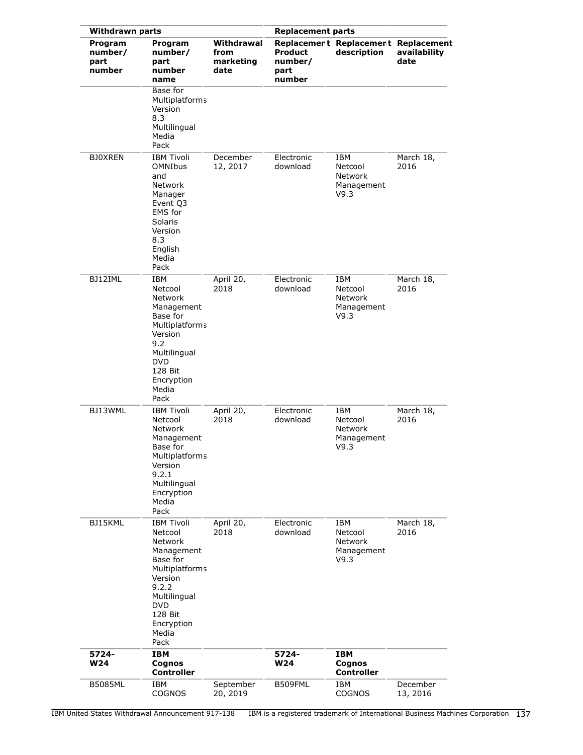| Withdrawn parts | | | Replacement parts | | |
|---|---|---|---|---|---|
| Program number/ part number | Program number/ part number name | Withdrawal from marketing date | Replacement Product number/ part number | Replacement description | Replacement availability date |
| | Base for Multiplatforms Version 8.3 Multilingual Media Pack | | | | |
| BJ0XREN | IBM Tivoli OMNIbus and Network Manager Event Q3 EMS for Solaris Version 8.3 English Media Pack | December 12, 2017 | Electronic download | IBM Netcool Network Management V9.3 | March 18, 2016 |
| BJ12IML | IBM Netcool Network Management Base for Multiplatforms Version 9.2 Multilingual DVD 128 Bit Encryption Media Pack | April 20, 2018 | Electronic download | IBM Netcool Network Management V9.3 | March 18, 2016 |
| BJ13WML | IBM Tivoli Netcool Network Management Base for Multiplatforms Version 9.2.1 Multilingual Encryption Media Pack | April 20, 2018 | Electronic download | IBM Netcool Network Management V9.3 | March 18, 2016 |
| BJ15KML | IBM Tivoli Netcool Network Management Base for Multiplatforms Version 9.2.2 Multilingual DVD 128 Bit Encryption Media Pack | April 20, 2018 | Electronic download | IBM Netcool Network Management V9.3 | March 18, 2016 |
| **5724-W24** | **IBM Cognos Controller** | | **5724-W24** | **IBM Cognos Controller** | |
| B5085ML | IBM COGNOS | September 20, 2019 | B509FML | IBM COGNOS | December 13, 2016 |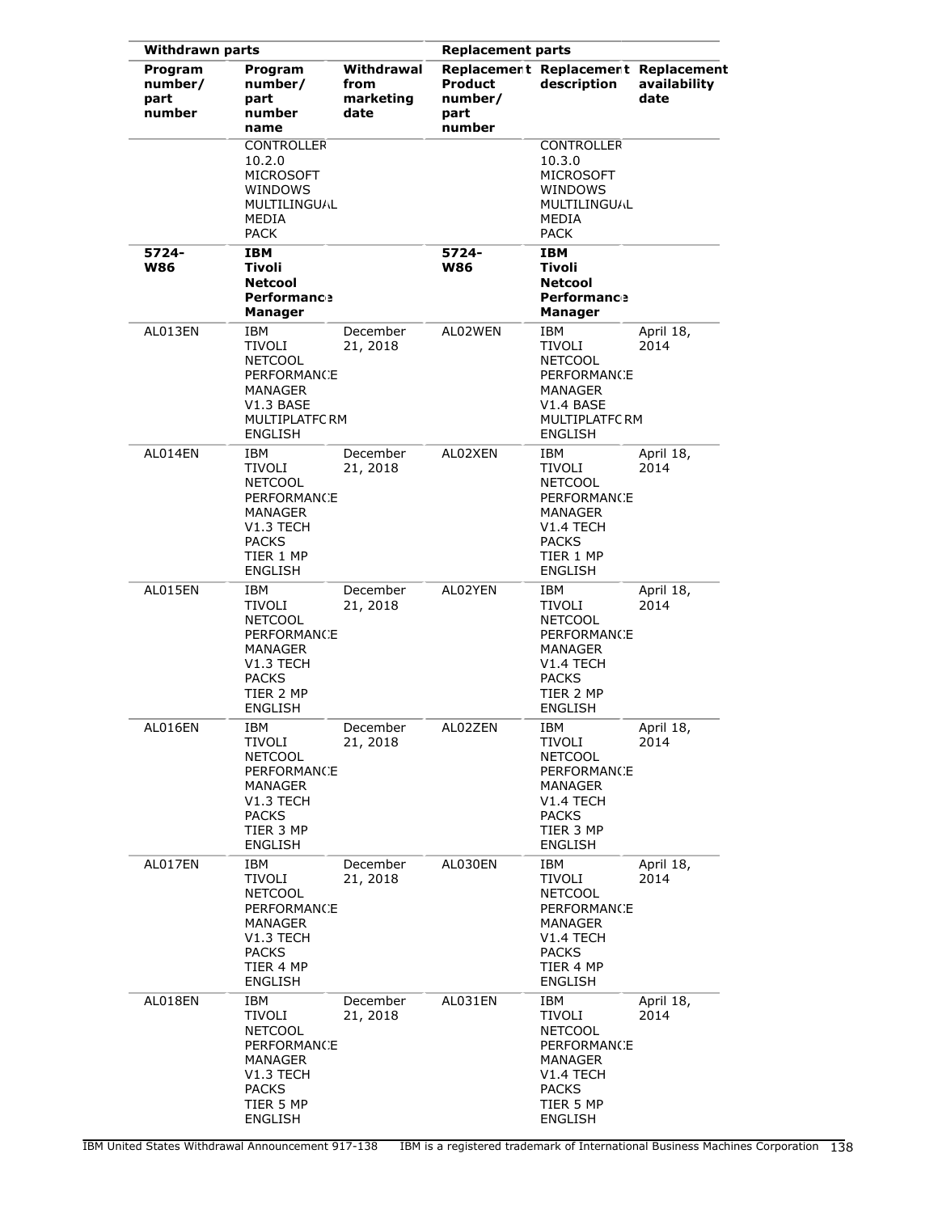| Withdrawn parts | | | Replacement parts | | |
|---|---|---|---|---|---|
| Program number/ part number | Program number/ part number name | Withdrawal from marketing date | Replacement Product number/ part number | Replacement description | Replacement availability date |
| | CONTROLLER 10.2.0 MICROSOFT WINDOWS MULTILINGUAL MEDIA PACK | | | CONTROLLER 10.3.0 MICROSOFT WINDOWS MULTILINGUAL MEDIA PACK | |
| **5724-W86** | **IBM Tivoli Netcool Performance Manager** | | **5724-W86** | **IBM Tivoli Netcool Performance Manager** | |
| AL013EN | IBM TIVOLI NETCOOL PERFORMANCE MANAGER V1.3 BASE MULTIPLATFORM ENGLISH | December 21, 2018 | AL02WEN | IBM TIVOLI NETCOOL PERFORMANCE MANAGER V1.4 BASE MULTIPLATFORM ENGLISH | April 18, 2014 |
| AL014EN | IBM TIVOLI NETCOOL PERFORMANCE MANAGER V1.3 TECH PACKS TIER 1 MP ENGLISH | December 21, 2018 | AL02XEN | IBM TIVOLI NETCOOL PERFORMANCE MANAGER V1.4 TECH PACKS TIER 1 MP ENGLISH | April 18, 2014 |
| AL015EN | IBM TIVOLI NETCOOL PERFORMANCE MANAGER V1.3 TECH PACKS TIER 2 MP ENGLISH | December 21, 2018 | AL02YEN | IBM TIVOLI NETCOOL PERFORMANCE MANAGER V1.4 TECH PACKS TIER 2 MP ENGLISH | April 18, 2014 |
| AL016EN | IBM TIVOLI NETCOOL PERFORMANCE MANAGER V1.3 TECH PACKS TIER 3 MP ENGLISH | December 21, 2018 | AL02ZEN | IBM TIVOLI NETCOOL PERFORMANCE MANAGER V1.4 TECH PACKS TIER 3 MP ENGLISH | April 18, 2014 |
| AL017EN | IBM TIVOLI NETCOOL PERFORMANCE MANAGER V1.3 TECH PACKS TIER 4 MP ENGLISH | December 21, 2018 | AL030EN | IBM TIVOLI NETCOOL PERFORMANCE MANAGER V1.4 TECH PACKS TIER 4 MP ENGLISH | April 18, 2014 |
| AL018EN | IBM TIVOLI NETCOOL PERFORMANCE MANAGER V1.3 TECH PACKS TIER 5 MP ENGLISH | December 21, 2018 | AL031EN | IBM TIVOLI NETCOOL PERFORMANCE MANAGER V1.4 TECH PACKS TIER 5 MP ENGLISH | April 18, 2014 |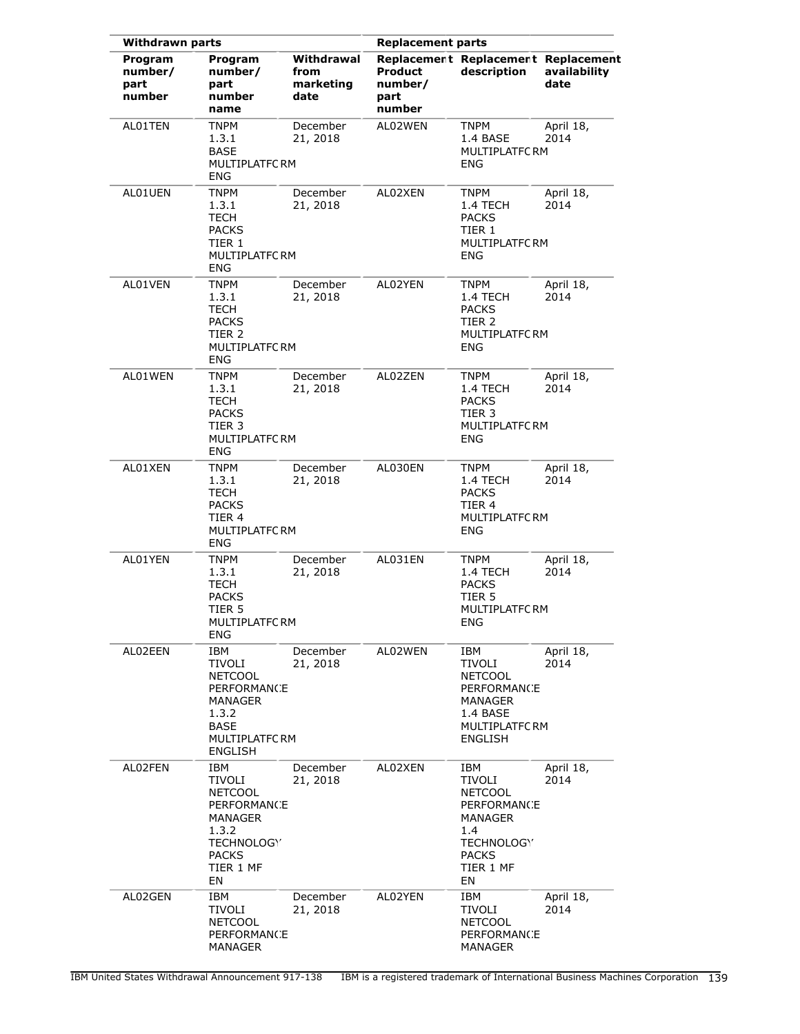| Withdrawn parts | | | Replacement parts | | |
|---|---|---|---|---|---|
| Program number/ part number | Program number/ part number name | Withdrawal from marketing date | Replacement Product number/ part number | Replacement description | Replacement availability date |
| AL01TEN | TNPM 1.3.1 BASE MULTIPLATFORM ENG | December 21, 2018 | AL02WEN | TNPM 1.4 BASE MULTIPLATFORM ENG | April 18, 2014 |
| AL01UEN | TNPM 1.3.1 TECH PACKS TIER 1 MULTIPLATFORM ENG | December 21, 2018 | AL02XEN | TNPM 1.4 TECH PACKS TIER 1 MULTIPLATFORM ENG | April 18, 2014 |
| AL01VEN | TNPM 1.3.1 TECH PACKS TIER 2 MULTIPLATFORM ENG | December 21, 2018 | AL02YEN | TNPM 1.4 TECH PACKS TIER 2 MULTIPLATFORM ENG | April 18, 2014 |
| AL01WEN | TNPM 1.3.1 TECH PACKS TIER 3 MULTIPLATFORM ENG | December 21, 2018 | AL02ZEN | TNPM 1.4 TECH PACKS TIER 3 MULTIPLATFORM ENG | April 18, 2014 |
| AL01XEN | TNPM 1.3.1 TECH PACKS TIER 4 MULTIPLATFORM ENG | December 21, 2018 | AL030EN | TNPM 1.4 TECH PACKS TIER 4 MULTIPLATFORM ENG | April 18, 2014 |
| AL01YEN | TNPM 1.3.1 TECH PACKS TIER 5 MULTIPLATFORM ENG | December 21, 2018 | AL031EN | TNPM 1.4 TECH PACKS TIER 5 MULTIPLATFORM ENG | April 18, 2014 |
| AL02EEN | IBM TIVOLI NETCOOL PERFORMANCE MANAGER 1.3.2 BASE MULTIPLATFORM ENGLISH | December 21, 2018 | AL02WEN | IBM TIVOLI NETCOOL PERFORMANCE MANAGER 1.4 BASE MULTIPLATFORM ENGLISH | April 18, 2014 |
| AL02FEN | IBM TIVOLI NETCOOL PERFORMANCE MANAGER 1.3.2 TECHNOLOGY PACKS TIER 1 MF EN | December 21, 2018 | AL02XEN | IBM TIVOLI NETCOOL PERFORMANCE MANAGER 1.4 TECHNOLOGY PACKS TIER 1 MF EN | April 18, 2014 |
| AL02GEN | IBM TIVOLI NETCOOL PERFORMANCE MANAGER | December 21, 2018 | AL02YEN | IBM TIVOLI NETCOOL PERFORMANCE MANAGER | April 18, 2014 |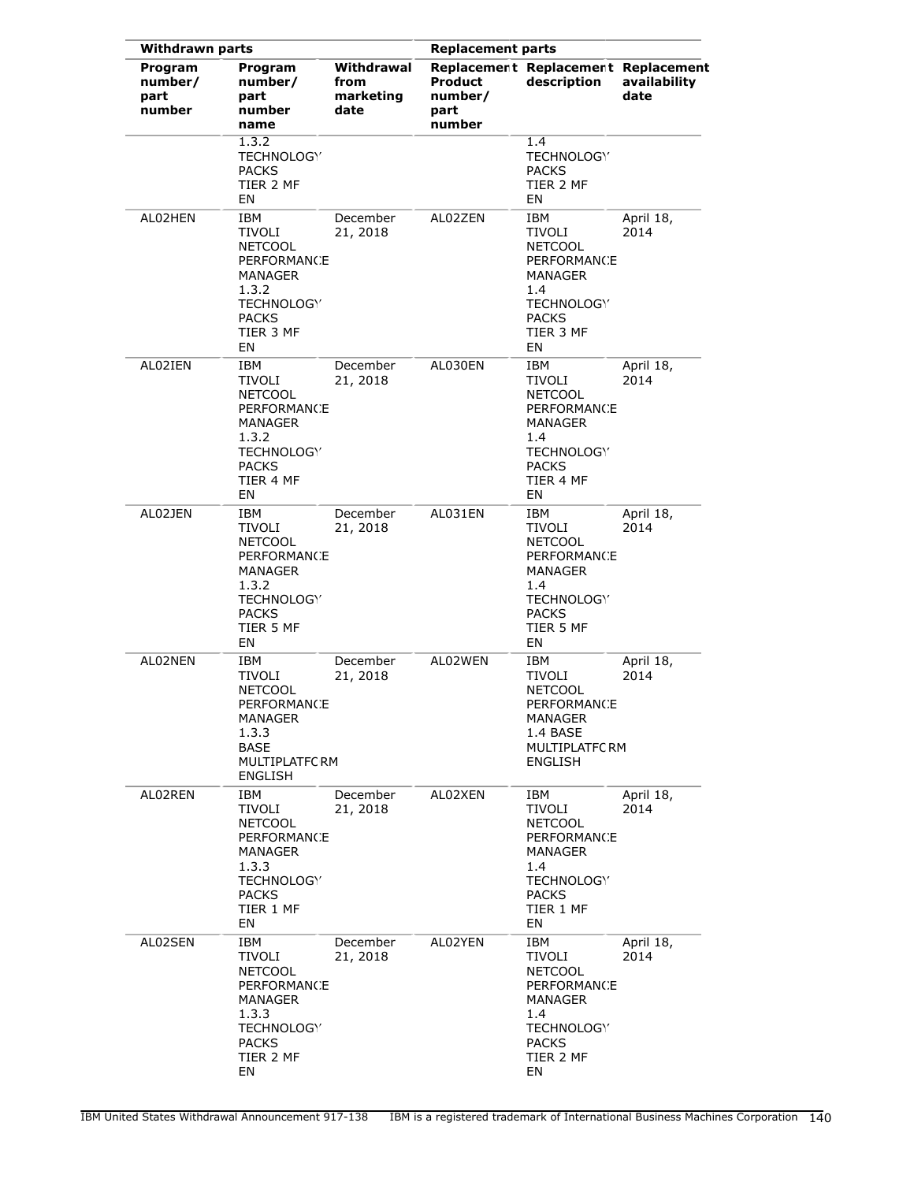| Withdrawn parts | | | Replacement parts | | |
|---|---|---|---|---|---|
| Program number/ part number | Program number/ part number name | Withdrawal from marketing date | Replacement Product number/ part number | Replacement description | Replacement availability date |
| | 1.3.2 TECHNOLOGY PACKS TIER 2 MF EN | | | 1.4 TECHNOLOGY PACKS TIER 2 MF EN | |
| AL02HEN | IBM TIVOLI NETCOOL PERFORMANCE MANAGER 1.3.2 TECHNOLOGY PACKS TIER 3 MF EN | December 21, 2018 | AL02ZEN | IBM TIVOLI NETCOOL PERFORMANCE MANAGER 1.4 TECHNOLOGY PACKS TIER 3 MF EN | April 18, 2014 |
| AL02IEN | IBM TIVOLI NETCOOL PERFORMANCE MANAGER 1.3.2 TECHNOLOGY PACKS TIER 4 MF EN | December 21, 2018 | AL030EN | IBM TIVOLI NETCOOL PERFORMANCE MANAGER 1.4 TECHNOLOGY PACKS TIER 4 MF EN | April 18, 2014 |
| AL02JEN | IBM TIVOLI NETCOOL PERFORMANCE MANAGER 1.3.2 TECHNOLOGY PACKS TIER 5 MF EN | December 21, 2018 | AL031EN | IBM TIVOLI NETCOOL PERFORMANCE MANAGER 1.4 TECHNOLOGY PACKS TIER 5 MF EN | April 18, 2014 |
| AL02NEN | IBM TIVOLI NETCOOL PERFORMANCE MANAGER 1.3.3 BASE MULTIPLATFORM ENGLISH | December 21, 2018 | AL02WEN | IBM TIVOLI NETCOOL PERFORMANCE MANAGER 1.4 BASE MULTIPLATFORM ENGLISH | April 18, 2014 |
| AL02REN | IBM TIVOLI NETCOOL PERFORMANCE MANAGER 1.3.3 TECHNOLOGY PACKS TIER 1 MF EN | December 21, 2018 | AL02XEN | IBM TIVOLI NETCOOL PERFORMANCE MANAGER 1.4 TECHNOLOGY PACKS TIER 1 MF EN | April 18, 2014 |
| AL02SEN | IBM TIVOLI NETCOOL PERFORMANCE MANAGER 1.3.3 TECHNOLOGY PACKS TIER 2 MF EN | December 21, 2018 | AL02YEN | IBM TIVOLI NETCOOL PERFORMANCE MANAGER 1.4 TECHNOLOGY PACKS TIER 2 MF EN | April 18, 2014 |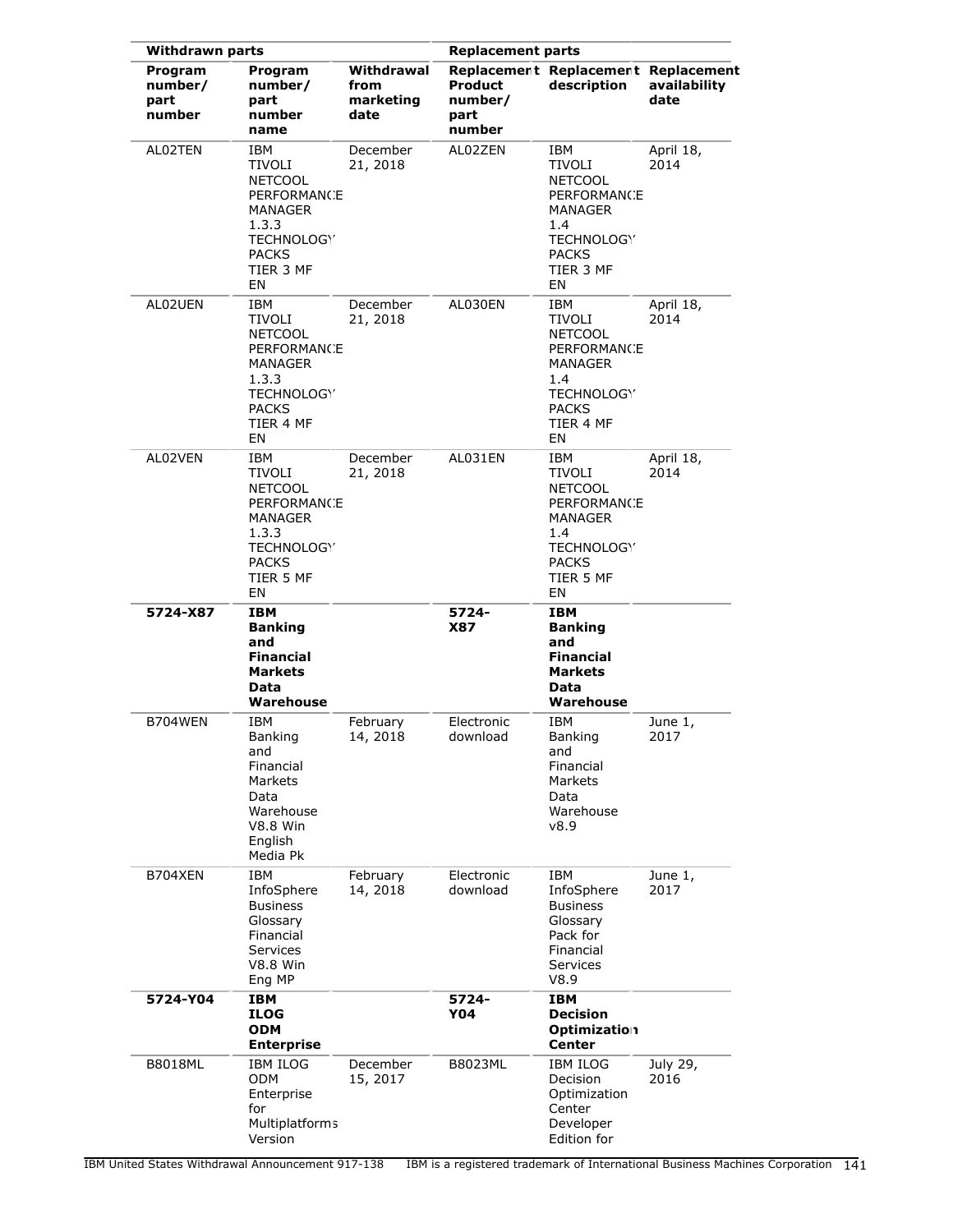| Withdrawn parts | | | Replacement parts | | |
|---|---|---|---|---|---|
| Program number/ part number | Program number/ part number name | Withdrawal from marketing date | Replacement Product number/ part number | Replacement description | Replacement availability date |
| AL02TEN | IBM TIVOLI NETCOOL PERFORMANCE MANAGER 1.3.3 TECHNOLOGY PACKS TIER 3 MF EN | December 21, 2018 | AL02ZEN | IBM TIVOLI NETCOOL PERFORMANCE MANAGER 1.4 TECHNOLOGY PACKS TIER 3 MF EN | April 18, 2014 |
| AL02UEN | IBM TIVOLI NETCOOL PERFORMANCE MANAGER 1.3.3 TECHNOLOGY PACKS TIER 4 MF EN | December 21, 2018 | AL030EN | IBM TIVOLI NETCOOL PERFORMANCE MANAGER 1.4 TECHNOLOGY PACKS TIER 4 MF EN | April 18, 2014 |
| AL02VEN | IBM TIVOLI NETCOOL PERFORMANCE MANAGER 1.3.3 TECHNOLOGY PACKS TIER 5 MF EN | December 21, 2018 | AL031EN | IBM TIVOLI NETCOOL PERFORMANCE MANAGER 1.4 TECHNOLOGY PACKS TIER 5 MF EN | April 18, 2014 |
| **5724-X87** | **IBM Banking and Financial Markets Data Warehouse** | | **5724-X87** | **IBM Banking and Financial Markets Data Warehouse** | |
| B704WEN | IBM Banking and Financial Markets Data Warehouse V8.8 Win English Media Pk | February 14, 2018 | Electronic download | IBM Banking and Financial Markets Data Warehouse v8.9 | June 1, 2017 |
| B704XEN | IBM InfoSphere Business Glossary Financial Services V8.8 Win Eng MP | February 14, 2018 | Electronic download | IBM InfoSphere Business Glossary Pack for Financial Services V8.9 | June 1, 2017 |
| **5724-Y04** | **IBM ILOG ODM Enterprise** | | **5724-Y04** | **IBM Decision Optimization Center** | |
| B8018ML | IBM ILOG ODM Enterprise for Multiplatforms Version | December 15, 2017 | B8023ML | IBM ILOG Decision Optimization Center Developer Edition for | July 29, 2016 |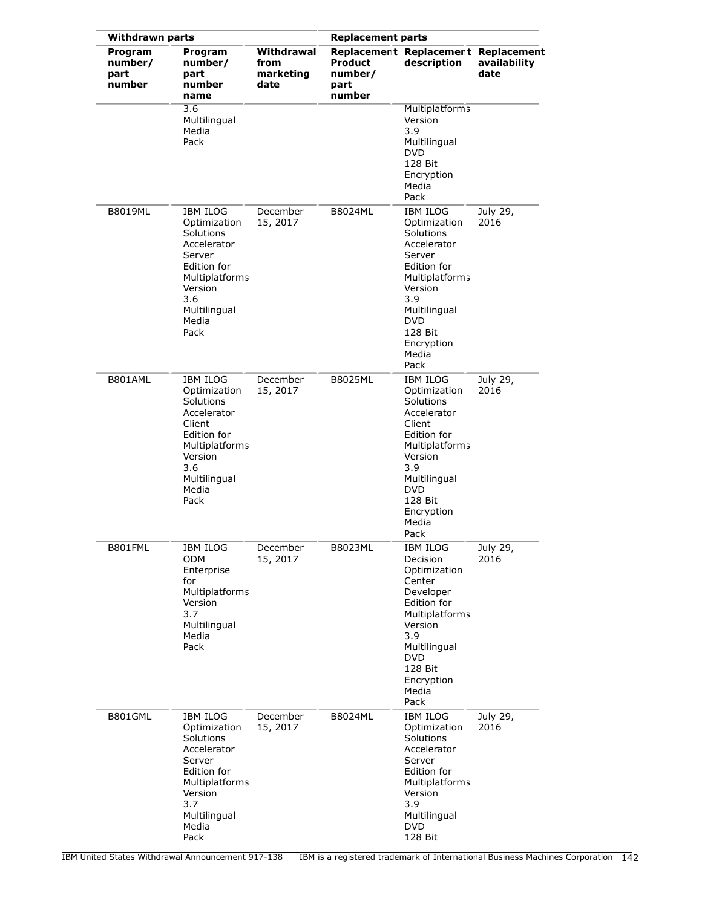| Withdrawn parts | | | Replacement parts | | |
|---|---|---|---|---|---|
| Program number/ part number | Program number/ part number name | Withdrawal from marketing date | Replacement Product number/ part number | Replacement description | Replacement availability date |
| | 3.6 Multilingual Media Pack | | | Multiplatforms Version 3.9 Multilingual DVD 128 Bit Encryption Media Pack | |
| B8019ML | IBM ILOG Optimization Solutions Accelerator Server Edition for Multiplatforms Version 3.6 Multilingual Media Pack | December 15, 2017 | B8024ML | IBM ILOG Optimization Solutions Accelerator Server Edition for Multiplatforms Version 3.9 Multilingual DVD 128 Bit Encryption Media Pack | July 29, 2016 |
| B801AML | IBM ILOG Optimization Solutions Accelerator Client Edition for Multiplatforms Version 3.6 Multilingual Media Pack | December 15, 2017 | B8025ML | IBM ILOG Optimization Solutions Accelerator Client Edition for Multiplatforms Version 3.9 Multilingual DVD 128 Bit Encryption Media Pack | July 29, 2016 |
| B801FML | IBM ILOG ODM Enterprise for Multiplatforms Version 3.7 Multilingual Media Pack | December 15, 2017 | B8023ML | IBM ILOG Decision Optimization Center Developer Edition for Multiplatforms Version 3.9 Multilingual DVD 128 Bit Encryption Media Pack | July 29, 2016 |
| B801GML | IBM ILOG Optimization Solutions Accelerator Server Edition for Multiplatforms Version 3.7 Multilingual Media Pack | December 15, 2017 | B8024ML | IBM ILOG Optimization Solutions Accelerator Server Edition for Multiplatforms Version 3.9 Multilingual DVD 128 Bit | July 29, 2016 |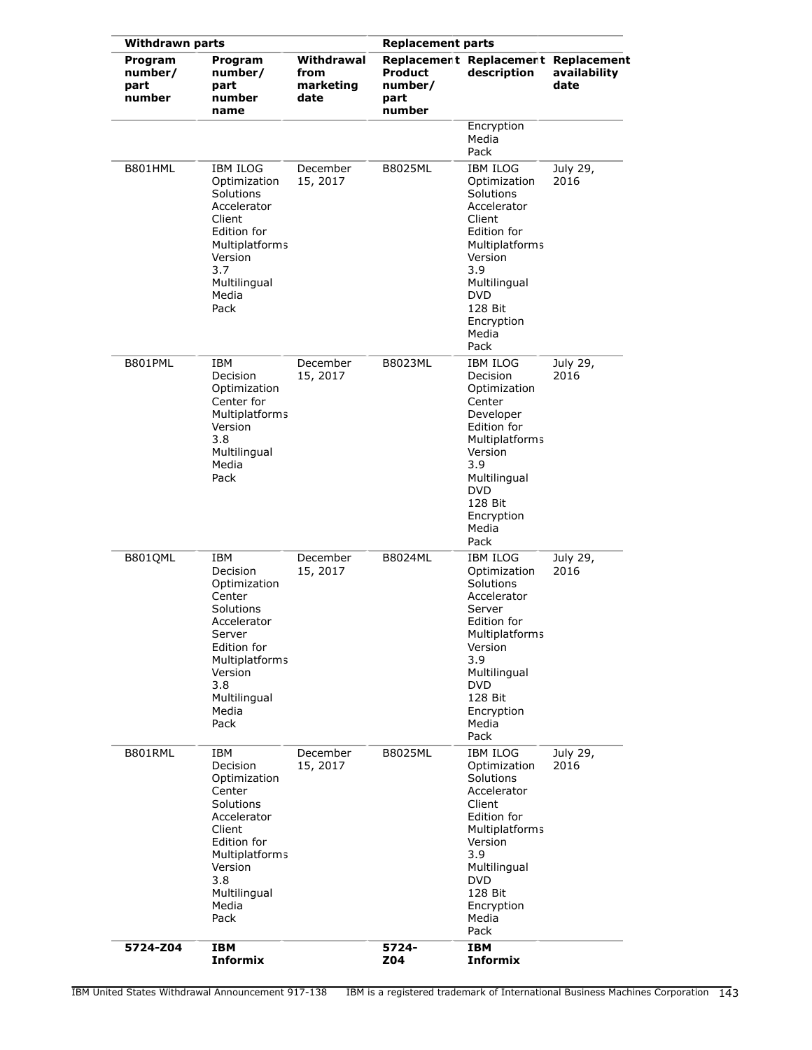| Withdrawn parts | | | Replacement parts | | |
|---|---|---|---|---|---|
| Program number/ part number | Program number/ part number name | Withdrawal from marketing date | Replacement Product number/ part number | Replacement description | Replacement availability date |
| | | | | Encryption Media Pack | |
| B801HML | IBM ILOG Optimization Solutions Accelerator Client Edition for Multiplatforms Version 3.7 Multilingual Media Pack | December 15, 2017 | B8025ML | IBM ILOG Optimization Solutions Accelerator Client Edition for Multiplatforms Version 3.9 Multilingual DVD 128 Bit Encryption Media Pack | July 29, 2016 |
| B801PML | IBM Decision Optimization Center for Multiplatforms Version 3.8 Multilingual Media Pack | December 15, 2017 | B8023ML | IBM ILOG Decision Optimization Center Developer Edition for Multiplatforms Version 3.9 Multilingual DVD 128 Bit Encryption Media Pack | July 29, 2016 |
| B801QML | IBM Decision Optimization Center Solutions Accelerator Server Edition for Multiplatforms Version 3.8 Multilingual Media Pack | December 15, 2017 | B8024ML | IBM ILOG Optimization Solutions Accelerator Server Edition for Multiplatforms Version 3.9 Multilingual DVD 128 Bit Encryption Media Pack | July 29, 2016 |
| B801RML | IBM Decision Optimization Center Solutions Accelerator Client Edition for Multiplatforms Version 3.8 Multilingual Media Pack | December 15, 2017 | B8025ML | IBM ILOG Optimization Solutions Accelerator Client Edition for Multiplatforms Version 3.9 Multilingual DVD 128 Bit Encryption Media Pack | July 29, 2016 |
| **5724-Z04** | **IBM Informix** | | **5724-Z04** | **IBM Informix** | |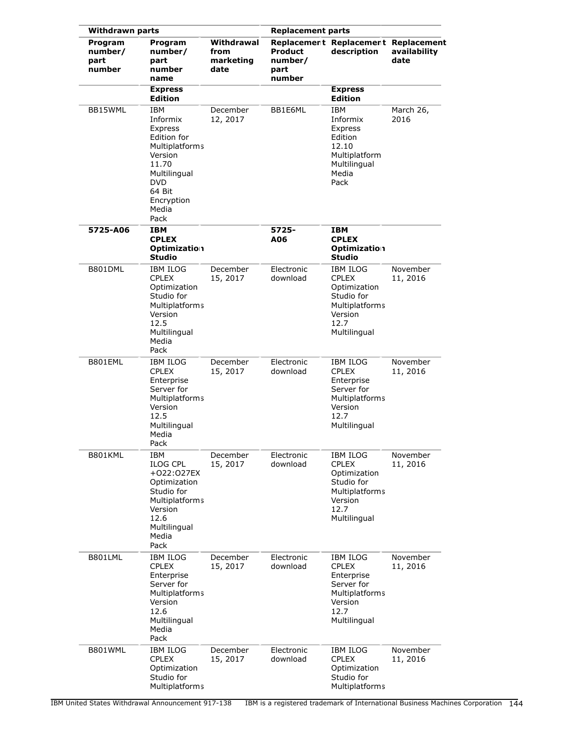| Withdrawn parts | | | Replacement parts | | |
|---|---|---|---|---|---|
| Program number/ part number | Program number/ part number name | Withdrawal from marketing date | Replacement Product number/ part number | Replacement description | Replacement availability date |
| | **Express Edition** | | | **Express Edition** | |
| BB15WML | IBM Informix Express Edition for Multiplatforms Version 11.70 Multilingual DVD 64 Bit Encryption Media Pack | December 12, 2017 | BB1E6ML | IBM Informix Express Edition 12.10 Multiplatform Multilingual Media Pack | March 26, 2016 |
| **5725-A06** | **IBM CPLEX Optimization Studio** | | **5725-A06** | **IBM CPLEX Optimization Studio** | |
| B801DML | IBM ILOG CPLEX Optimization Studio for Multiplatforms Version 12.5 Multilingual Media Pack | December 15, 2017 | Electronic download | IBM ILOG CPLEX Optimization Studio for Multiplatforms Version 12.7 Multilingual | November 11, 2016 |
| B801EML | IBM ILOG CPLEX Enterprise Server for Multiplatforms Version 12.5 Multilingual Media Pack | December 15, 2017 | Electronic download | IBM ILOG CPLEX Enterprise Server for Multiplatforms Version 12.7 Multilingual | November 11, 2016 |
| B801KML | IBM ILOG CPL +O22:O27EX Optimization Studio for Multiplatforms Version 12.6 Multilingual Media Pack | December 15, 2017 | Electronic download | IBM ILOG CPLEX Optimization Studio for Multiplatforms Version 12.7 Multilingual | November 11, 2016 |
| B801LML | IBM ILOG CPLEX Enterprise Server for Multiplatforms Version 12.6 Multilingual Media Pack | December 15, 2017 | Electronic download | IBM ILOG CPLEX Enterprise Server for Multiplatforms Version 12.7 Multilingual | November 11, 2016 |
| B801WML | IBM ILOG CPLEX Optimization Studio for Multiplatforms | December 15, 2017 | Electronic download | IBM ILOG CPLEX Optimization Studio for Multiplatforms | November 11, 2016 |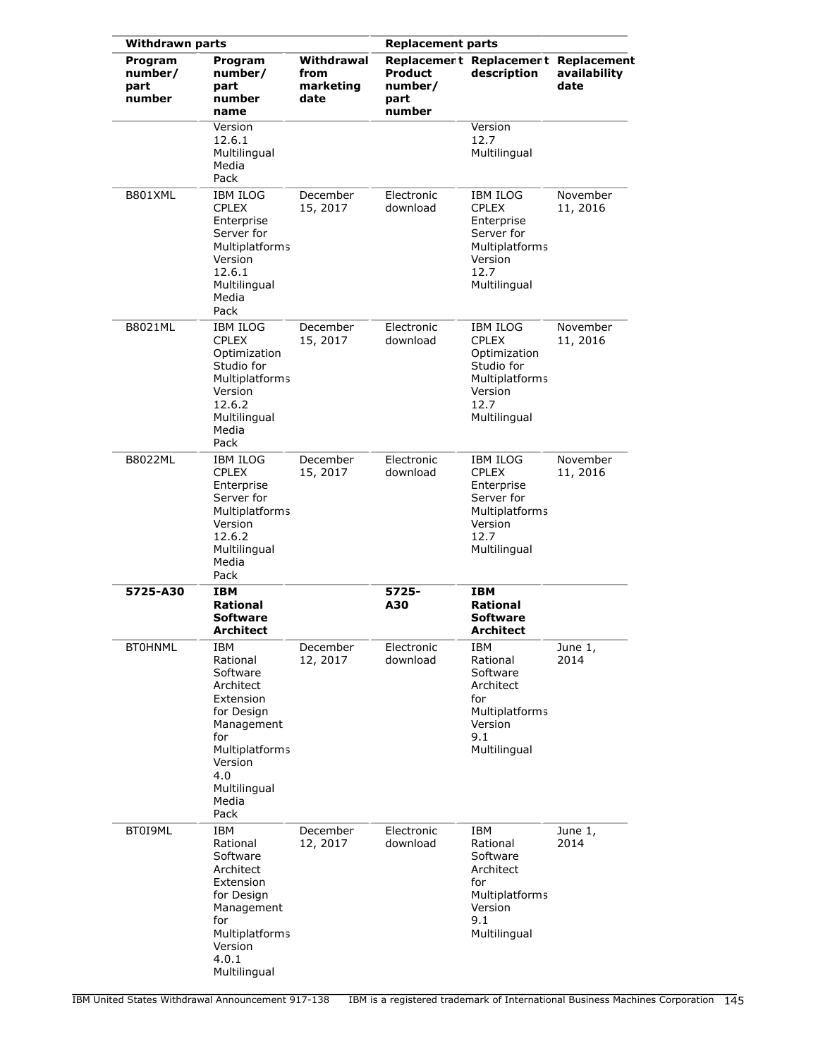| Withdrawn parts | | | Replacement parts | | |
|---|---|---|---|---|---|
| Program number/ part number | Program number/ part number name | Withdrawal from marketing date | Replacement Product number/ part number | Replacement description | Replacement availability date |
| | Version 12.6.1 Multilingual Media Pack | | | Version 12.7 Multilingual | |
| B801XML | IBM ILOG CPLEX Enterprise Server for Multiplatforms Version 12.6.1 Multilingual Media Pack | December 15, 2017 | Electronic download | IBM ILOG CPLEX Enterprise Server for Multiplatforms Version 12.7 Multilingual | November 11, 2016 |
| B8021ML | IBM ILOG CPLEX Optimization Studio for Multiplatforms Version 12.6.2 Multilingual Media Pack | December 15, 2017 | Electronic download | IBM ILOG CPLEX Optimization Studio for Multiplatforms Version 12.7 Multilingual | November 11, 2016 |
| B8022ML | IBM ILOG CPLEX Enterprise Server for Multiplatforms Version 12.6.2 Multilingual Media Pack | December 15, 2017 | Electronic download | IBM ILOG CPLEX Enterprise Server for Multiplatforms Version 12.7 Multilingual | November 11, 2016 |
| **5725-A30** | **IBM Rational Software Architect** | | **5725-A30** | **IBM Rational Software Architect** | |
| BT0HNML | IBM Rational Software Architect Extension for Design Management for Multiplatforms Version 4.0 Multilingual Media Pack | December 12, 2017 | Electronic download | IBM Rational Software Architect for Multiplatforms Version 9.1 Multilingual | June 1, 2014 |
| BT0I9ML | IBM Rational Software Architect Extension for Design Management for Multiplatforms Version 4.0.1 Multilingual | December 12, 2017 | Electronic download | IBM Rational Software Architect for Multiplatforms Version 9.1 Multilingual | June 1, 2014 |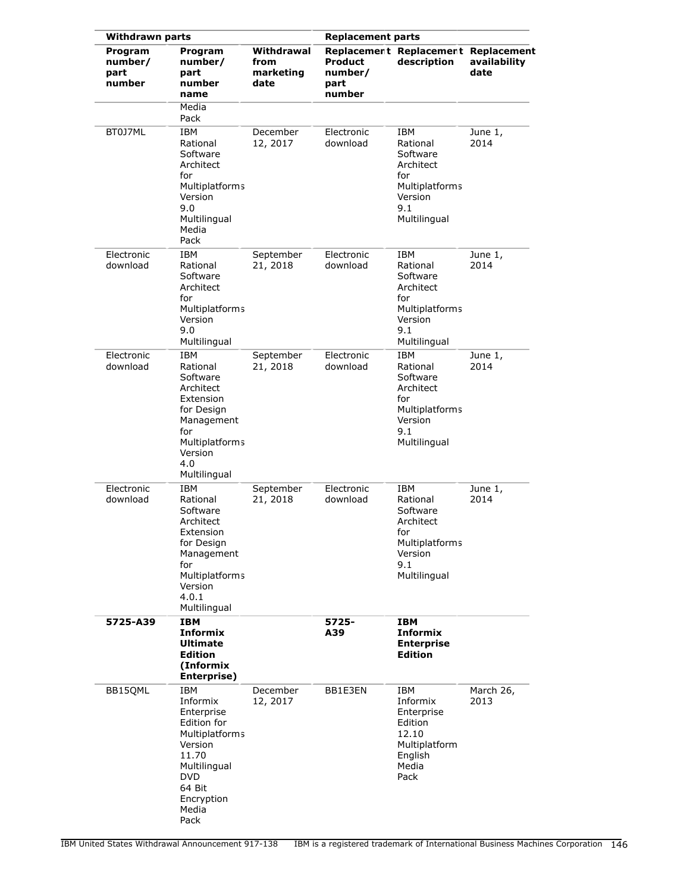| Withdrawn parts | | | Replacement parts | | |
|---|---|---|---|---|---|
| Program number/ part number | Program number/ part number name | Withdrawal from marketing date | Replacement Product number/ part number | Replacement description | Replacement availability date |
| | Media Pack | | | | |
| BT0J7ML | IBM Rational Software Architect for Multiplatforms Version 9.0 Multilingual Media Pack | December 12, 2017 | Electronic download | IBM Rational Software Architect for Multiplatforms Version 9.1 Multilingual | June 1, 2014 |
| Electronic download | IBM Rational Software Architect for Multiplatforms Version 9.0 Multilingual | September 21, 2018 | Electronic download | IBM Rational Software Architect for Multiplatforms Version 9.1 Multilingual | June 1, 2014 |
| Electronic download | IBM Rational Software Architect Extension for Design Management for Multiplatforms Version 4.0 Multilingual | September 21, 2018 | Electronic download | IBM Rational Software Architect for Multiplatforms Version 9.1 Multilingual | June 1, 2014 |
| Electronic download | IBM Rational Software Architect Extension for Design Management for Multiplatforms Version 4.0.1 Multilingual | September 21, 2018 | Electronic download | IBM Rational Software Architect for Multiplatforms Version 9.1 Multilingual | June 1, 2014 |
| **5725-A39** | **IBM Informix Ultimate Edition (Informix Enterprise)** | | **5725-A39** | **IBM Informix Enterprise Edition** | |
| BB15QML | IBM Informix Enterprise Edition for Multiplatforms Version 11.70 Multilingual DVD 64 Bit Encryption Media Pack | December 12, 2017 | BB1E3EN | IBM Informix Enterprise Edition 12.10 Multiplatform English Media Pack | March 26, 2013 |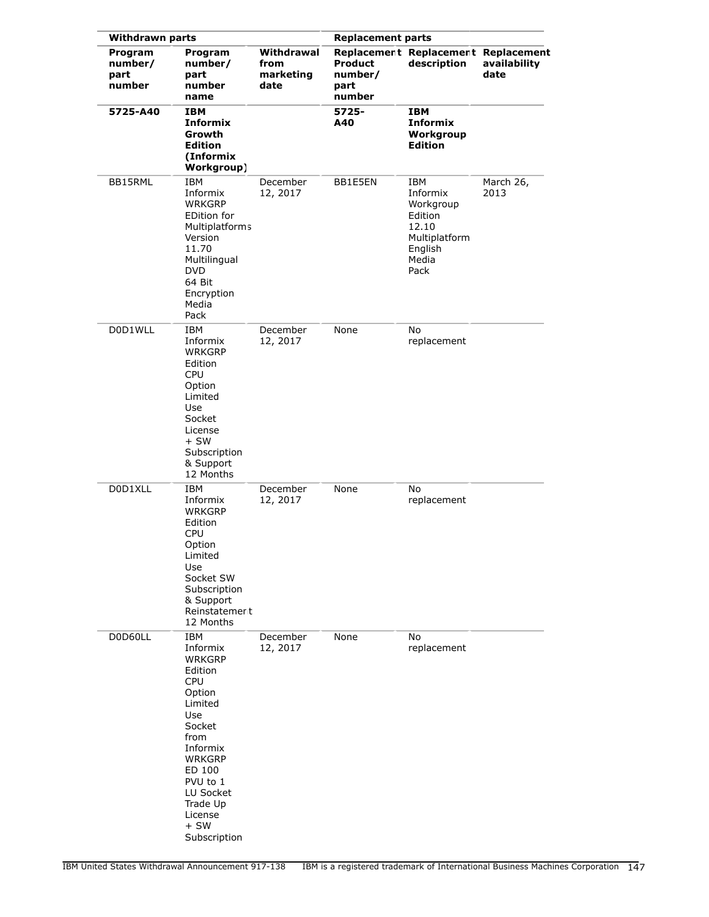| Withdrawn parts | | | Replacement parts | | |
|---|---|---|---|---|---|
| Program number/ part number | Program number/ part number name | Withdrawal from marketing date | Replacement Product number/ part number | Replacement description | Replacement availability date |
| **5725-A40** | **IBM Informix Growth Edition (Informix Workgroup)** | | **5725- A40** | **IBM Informix Workgroup Edition** | |
| BB15RML | IBM Informix WRKGRP EDition for Multiplatforms Version 11.70 Multilingual DVD 64 Bit Encryption Media Pack | December 12, 2017 | BB1E5EN | IBM Informix Workgroup Edition 12.10 Multiplatform English Media Pack | March 26, 2013 |
| D0D1WLL | IBM Informix WRKGRP Edition CPU Option Limited Use Socket License + SW Subscription & Support 12 Months | December 12, 2017 | None | No replacement | |
| D0D1XLL | IBM Informix WRKGRP Edition CPU Option Limited Use Socket SW Subscription & Support Reinstatement 12 Months | December 12, 2017 | None | No replacement | |
| D0D60LL | IBM Informix WRKGRP Edition CPU Option Limited Use Socket from Informix WRKGRP ED 100 PVU to 1 LU Socket Trade Up License + SW Subscription | December 12, 2017 | None | No replacement | |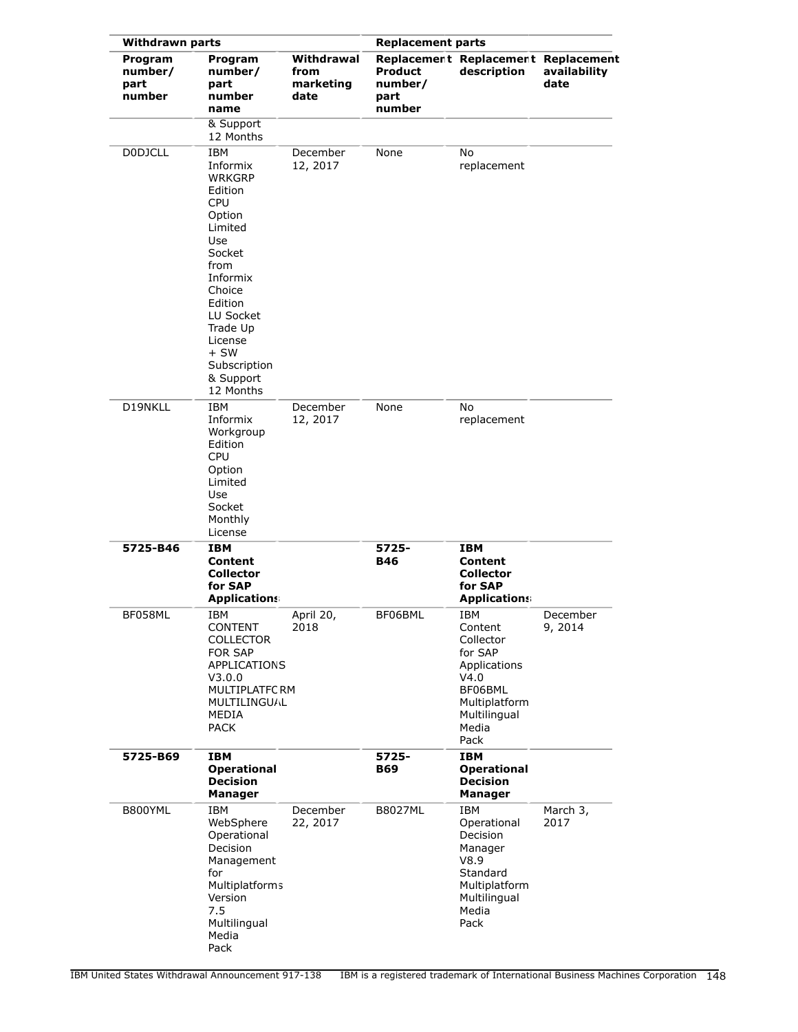| Withdrawn parts | | | Replacement parts | | |
|---|---|---|---|---|---|
| Program number/ part number | Program number/ part number name | Withdrawal from marketing date | Replacement Product number/ part number | Replacement description | Replacement availability date |
| | & Support 12 Months | | | | |
| D0DJCLL | IBM Informix WRKGRP Edition CPU Option Limited Use Socket from Informix Choice Edition LU Socket Trade Up License + SW Subscription & Support 12 Months | December 12, 2017 | None | No replacement | |
| D19NKLL | IBM Informix Workgroup Edition CPU Option Limited Use Socket Monthly License | December 12, 2017 | None | No replacement | |
| **5725-B46** | **IBM Content Collector for SAP Applications** | | **5725-B46** | **IBM Content Collector for SAP Applications** | |
| BF058ML | IBM CONTENT COLLECTOR FOR SAP APPLICATIONS V3.0.0 MULTIPLATFORM MULTILINGUAL MEDIA PACK | April 20, 2018 | BF06BML | IBM Content Collector for SAP Applications V4.0 BF06BML Multiplatform Multilingual Media Pack | December 9, 2014 |
| **5725-B69** | **IBM Operational Decision Manager** | | **5725-B69** | **IBM Operational Decision Manager** | |
| B800YML | IBM WebSphere Operational Decision Management for Multiplatforms Version 7.5 Multilingual Media Pack | December 22, 2017 | B8027ML | IBM Operational Decision Manager V8.9 Standard Multiplatform Multilingual Media Pack | March 3, 2017 |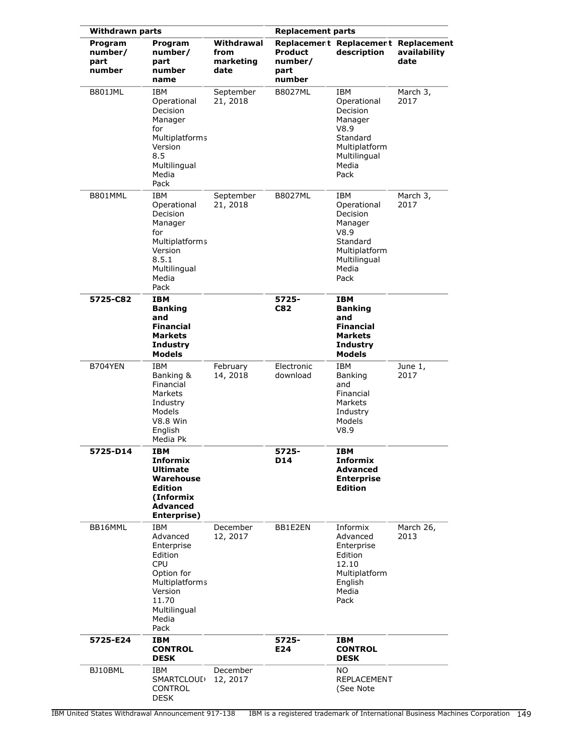| Withdrawn parts | | | Replacement parts | | |
|---|---|---|---|---|---|
| Program number/ part number | Program number/ part number name | Withdrawal from marketing date | Replacement Product number/ part number | Replacement description | Replacement availability date |
| B801JML | IBM Operational Decision Manager for Multiplatforms Version 8.5 Multilingual Media Pack | September 21, 2018 | B8027ML | IBM Operational Decision Manager V8.9 Standard Multiplatform Multilingual Media Pack | March 3, 2017 |
| B801MML | IBM Operational Decision Manager for Multiplatforms Version 8.5.1 Multilingual Media Pack | September 21, 2018 | B8027ML | IBM Operational Decision Manager V8.9 Standard Multiplatform Multilingual Media Pack | March 3, 2017 |
| **5725-C82** | **IBM Banking and Financial Markets Industry Models** | | **5725-C82** | **IBM Banking and Financial Markets Industry Models** | |
| B704YEN | IBM Banking & Financial Markets Industry Models V8.8 Win English Media Pk | February 14, 2018 | Electronic download | IBM Banking and Financial Markets Industry Models V8.9 | June 1, 2017 |
| **5725-D14** | **IBM Informix Ultimate Warehouse Edition (Informix Advanced Enterprise)** | | **5725-D14** | **IBM Informix Advanced Enterprise Edition** | |
| BB16MML | IBM Advanced Enterprise Edition CPU Option for Multiplatforms Version 11.70 Multilingual Media Pack | December 12, 2017 | BB1E2EN | Informix Advanced Enterprise Edition 12.10 Multiplatform English Media Pack | March 26, 2013 |
| **5725-E24** | **IBM CONTROL DESK** | | **5725-E24** | **IBM CONTROL DESK** | |
| BJ10BML | IBM SMARTCLOUD CONTROL DESK | December 12, 2017 | | NO REPLACEMENT (See Note | |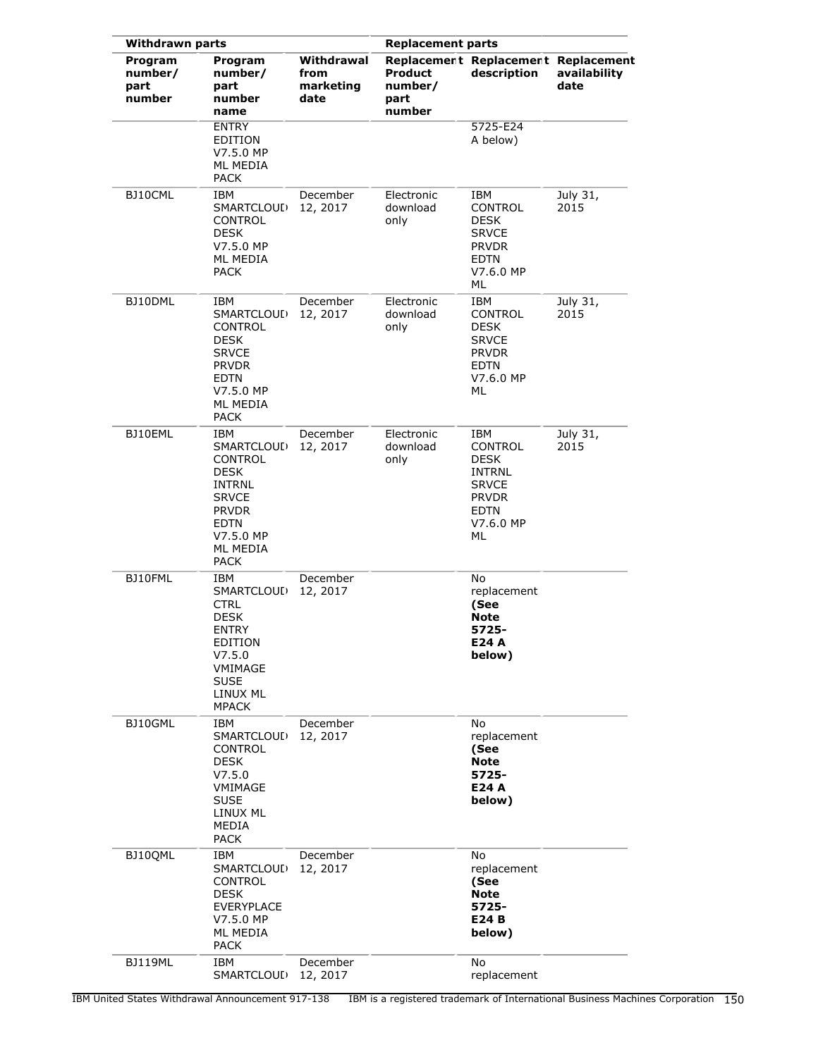| Withdrawn parts | | | Replacement parts | | |
|---|---|---|---|---|---|
| Program number/ part number | Program number/ part number name | Withdrawal from marketing date | Replacement Product number/ part number | Replacement description | Replacement availability date |
| | ENTRY EDITION V7.5.0 MP ML MEDIA PACK | | | 5725-E24 A below) | |
| BJ10CML | IBM SMARTCLOUD CONTROL DESK V7.5.0 MP ML MEDIA PACK | December 12, 2017 | Electronic download only | IBM CONTROL DESK SRVCE PRVDR EDTN V7.6.0 MP ML | July 31, 2015 |
| BJ10DML | IBM SMARTCLOUD CONTROL DESK SRVCE PRVDR EDTN V7.5.0 MP ML MEDIA PACK | December 12, 2017 | Electronic download only | IBM CONTROL DESK SRVCE PRVDR EDTN V7.6.0 MP ML | July 31, 2015 |
| BJ10EML | IBM SMARTCLOUD CONTROL DESK INTRNL SRVCE PRVDR EDTN V7.5.0 MP ML MEDIA PACK | December 12, 2017 | Electronic download only | IBM CONTROL DESK INTRNL SRVCE PRVDR EDTN V7.6.0 MP ML | July 31, 2015 |
| BJ10FML | IBM SMARTCLOUD CTRL DESK ENTRY EDITION V7.5.0 VMIMAGE SUSE LINUX ML MPACK | December 12, 2017 | | No replacement **(See Note 5725-E24 A below)** | |
| BJ10GML | IBM SMARTCLOUD CONTROL DESK V7.5.0 VMIMAGE SUSE LINUX ML MEDIA PACK | December 12, 2017 | | No replacement **(See Note 5725-E24 A below)** | |
| BJ10QML | IBM SMARTCLOUD CONTROL DESK EVERYPLACE V7.5.0 MP ML MEDIA PACK | December 12, 2017 | | No replacement **(See Note 5725-E24 B below)** | |
| BJ119ML | IBM SMARTCLOUD | December 12, 2017 | | No replacement | |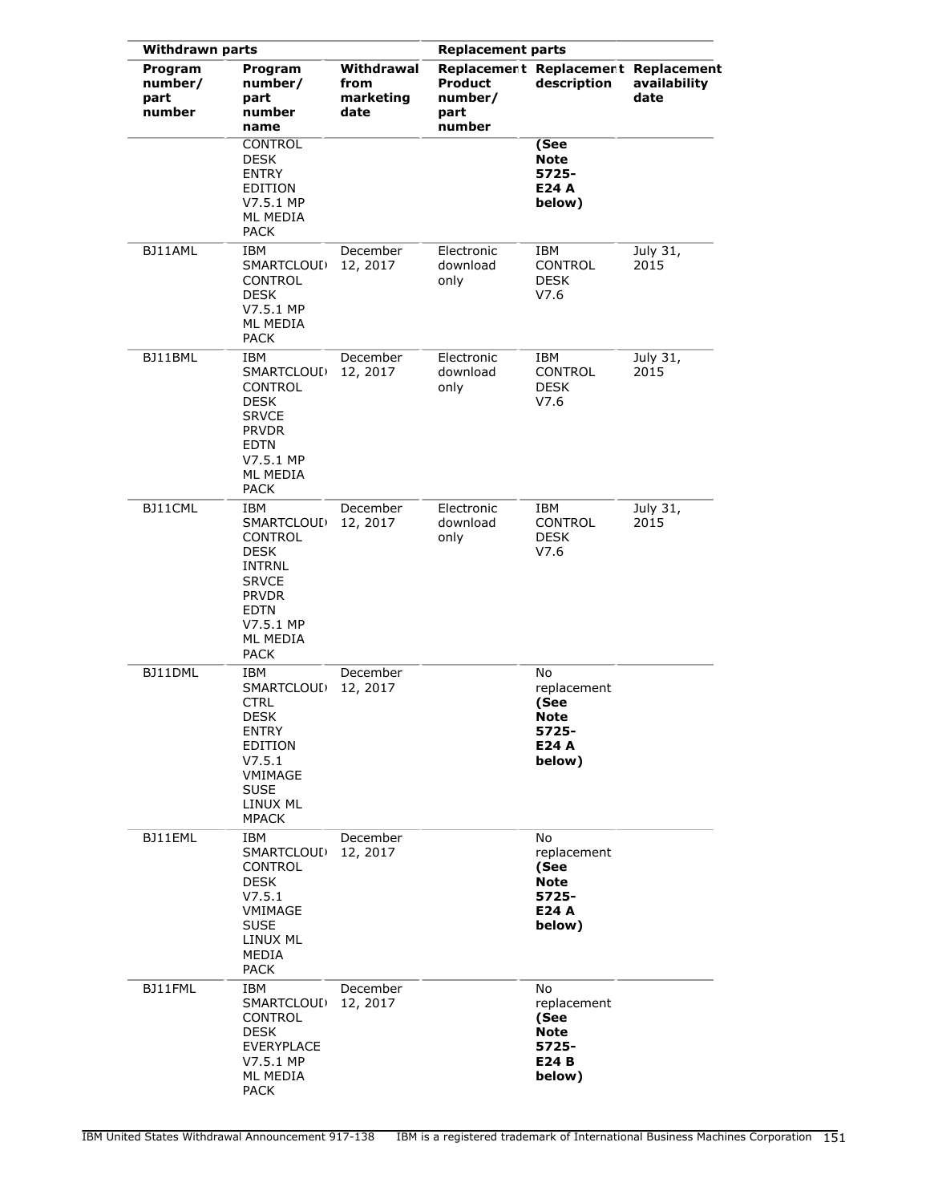| Withdrawn parts | | | Replacement parts | | |
|---|---|---|---|---|---|
| Program number/ part number | Program number/ part number name | Withdrawal from marketing date | Replacement Product number/ part number | Replacement description | Replacement availability date |
| | CONTROL DESK ENTRY EDITION V7.5.1 MP ML MEDIA PACK | | | **(See Note 5725-E24 A below)** | |
| BJ11AML | IBM SMARTCLOUD CONTROL DESK V7.5.1 MP ML MEDIA PACK | December 12, 2017 | Electronic download only | IBM CONTROL DESK V7.6 | July 31, 2015 |
| BJ11BML | IBM SMARTCLOUD CONTROL DESK SRVCE PRVDR EDTN V7.5.1 MP ML MEDIA PACK | December 12, 2017 | Electronic download only | IBM CONTROL DESK V7.6 | July 31, 2015 |
| BJ11CML | IBM SMARTCLOUD CONTROL DESK INTRNL SRVCE PRVDR EDTN V7.5.1 MP ML MEDIA PACK | December 12, 2017 | Electronic download only | IBM CONTROL DESK V7.6 | July 31, 2015 |
| BJ11DML | IBM SMARTCLOUD CTRL DESK ENTRY EDITION V7.5.1 VMIMAGE SUSE LINUX ML MPACK | December 12, 2017 | | No replacement **(See Note 5725-E24 A below)** | |
| BJ11EML | IBM SMARTCLOUD CONTROL DESK V7.5.1 VMIMAGE SUSE LINUX ML MEDIA PACK | December 12, 2017 | | No replacement **(See Note 5725-E24 A below)** | |
| BJ11FML | IBM SMARTCLOUD CONTROL DESK EVERYPLACE V7.5.1 MP ML MEDIA PACK | December 12, 2017 | | No replacement **(See Note 5725-E24 B below)** | |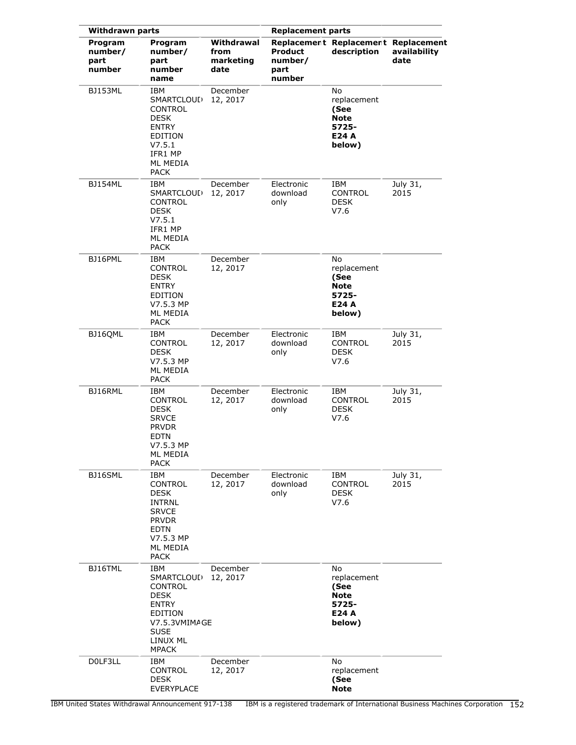| Withdrawn parts | | | Replacement parts | | |
|---|---|---|---|---|---|
| Program number/ part number | Program number/ part number name | Withdrawal from marketing date | Replacement Product number/ part number | Replacement description | Replacement availability date |
| BJ153ML | IBM SMARTCLOUD CONTROL DESK ENTRY EDITION V7.5.1 IFR1 MP ML MEDIA PACK | December 12, 2017 | | No replacement **(See Note 5725-E24 A below)** | |
| BJ154ML | IBM SMARTCLOUD CONTROL DESK V7.5.1 IFR1 MP ML MEDIA PACK | December 12, 2017 | Electronic download only | IBM CONTROL DESK V7.6 | July 31, 2015 |
| BJ16PML | IBM CONTROL DESK ENTRY EDITION V7.5.3 MP ML MEDIA PACK | December 12, 2017 | | No replacement **(See Note 5725-E24 A below)** | |
| BJ16QML | IBM CONTROL DESK V7.5.3 MP ML MEDIA PACK | December 12, 2017 | Electronic download only | IBM CONTROL DESK V7.6 | July 31, 2015 |
| BJ16RML | IBM CONTROL DESK SRVCE PRVDR EDTN V7.5.3 MP ML MEDIA PACK | December 12, 2017 | Electronic download only | IBM CONTROL DESK V7.6 | July 31, 2015 |
| BJ16SML | IBM CONTROL DESK INTRNL SRVCE PRVDR EDTN V7.5.3 MP ML MEDIA PACK | December 12, 2017 | Electronic download only | IBM CONTROL DESK V7.6 | July 31, 2015 |
| BJ16TML | IBM SMARTCLOUD CONTROL DESK ENTRY EDITION V7.5.3VMIMAGE SUSE LINUX ML MPACK | December 12, 2017 | | No replacement **(See Note 5725-E24 A below)** | |
| D0LF3LL | IBM CONTROL DESK EVERYPLACE | December 12, 2017 | | No replacement **(See Note** | |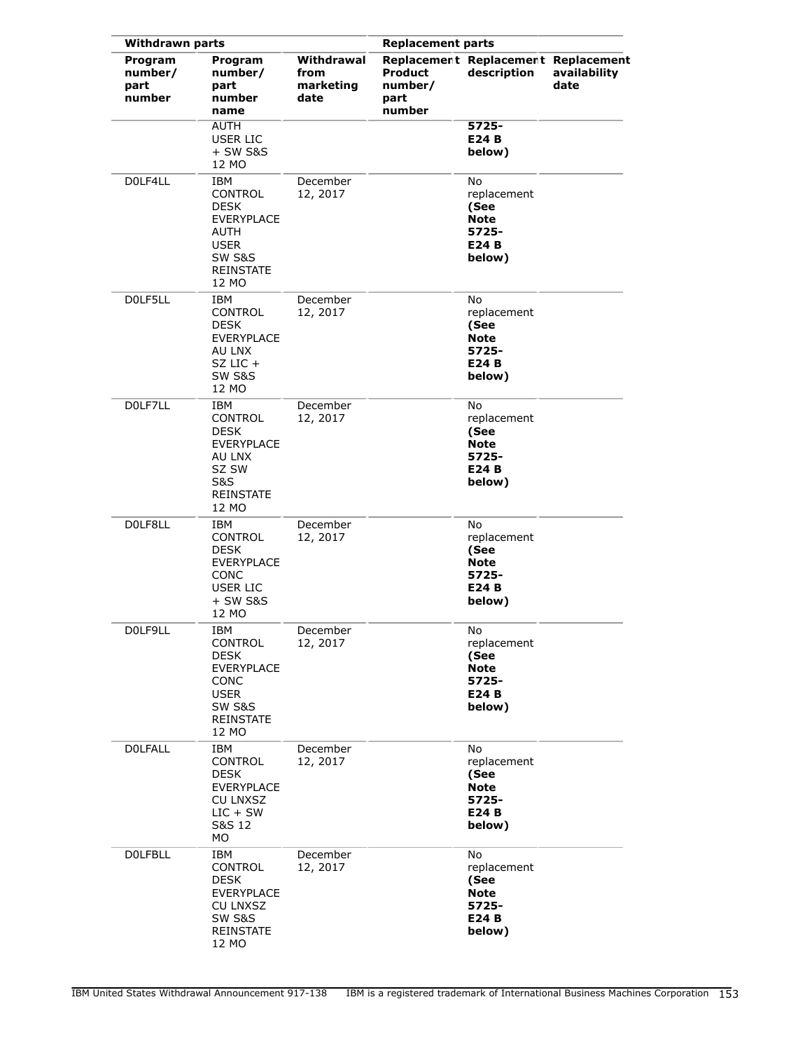| Withdrawn parts | | | Replacement parts | | |
|---|---|---|---|---|---|
| Program number/ part number | Program number/ part number name | Withdrawal from marketing date | Replacement Product number/ part number | Replacement description | Replacement availability date |
| | AUTH USER LIC + SW S&S 12 MO | | | **5725- E24 B below)** | |
| D0LF4LL | IBM CONTROL DESK EVERYPLACE AUTH USER SW S&S REINSTATE 12 MO | December 12, 2017 | | No replacement **(See Note 5725- E24 B below)** | |
| D0LF5LL | IBM CONTROL DESK EVERYPLACE AU LNX SZ LIC + SW S&S 12 MO | December 12, 2017 | | No replacement **(See Note 5725- E24 B below)** | |
| D0LF7LL | IBM CONTROL DESK EVERYPLACE AU LNX SZ SW S&S REINSTATE 12 MO | December 12, 2017 | | No replacement **(See Note 5725- E24 B below)** | |
| D0LF8LL | IBM CONTROL DESK EVERYPLACE CONC USER LIC + SW S&S 12 MO | December 12, 2017 | | No replacement **(See Note 5725- E24 B below)** | |
| D0LF9LL | IBM CONTROL DESK EVERYPLACE CONC USER SW S&S REINSTATE 12 MO | December 12, 2017 | | No replacement **(See Note 5725- E24 B below)** | |
| D0LFALL | IBM CONTROL DESK EVERYPLACE CU LNXSZ LIC + SW S&S 12 MO | December 12, 2017 | | No replacement **(See Note 5725- E24 B below)** | |
| D0LFBLL | IBM CONTROL DESK EVERYPLACE CU LNXSZ SW S&S REINSTATE 12 MO | December 12, 2017 | | No replacement **(See Note 5725- E24 B below)** | |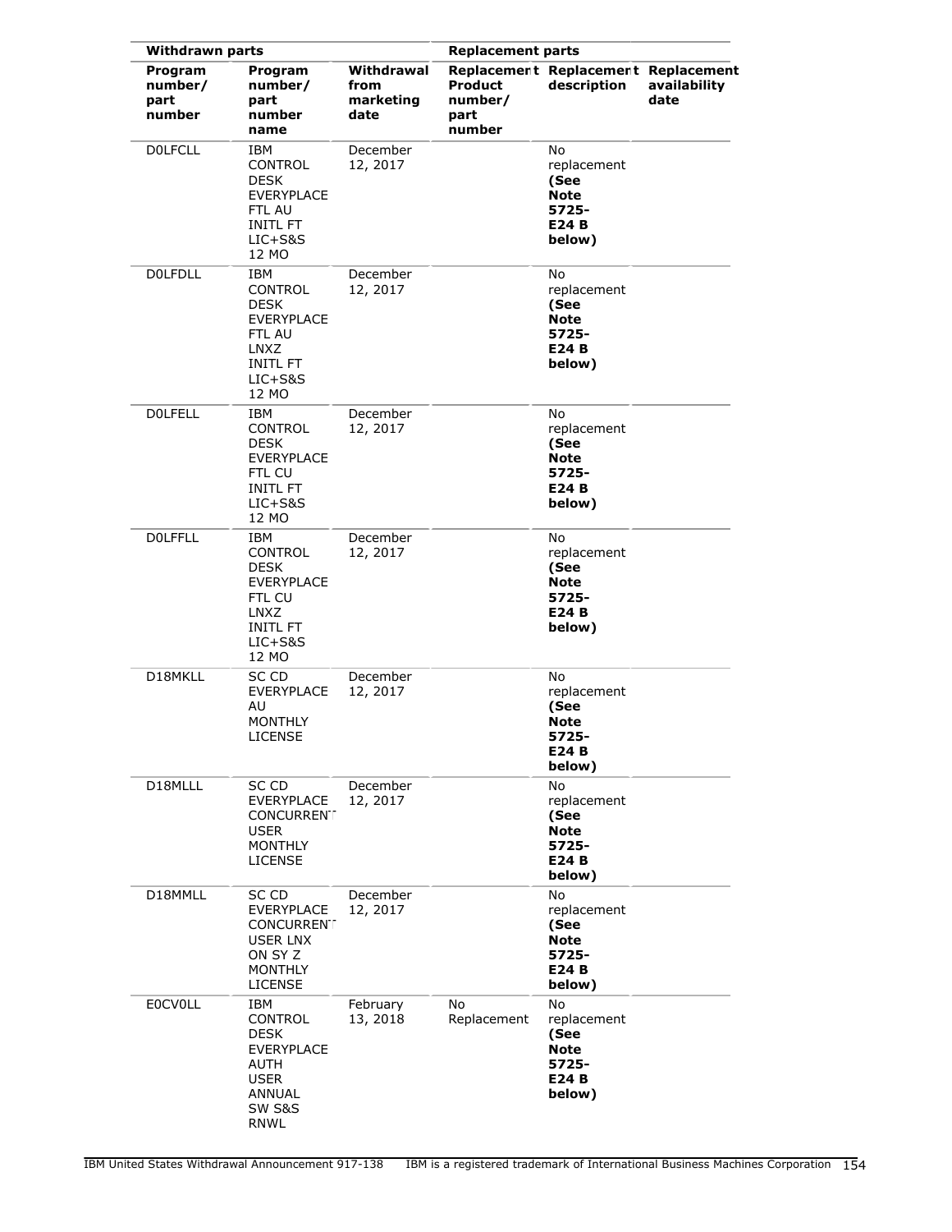| Withdrawn parts | | | Replacement parts | | |
|---|---|---|---|---|---|
| Program number/ part number | Program number/ part number name | Withdrawal from marketing date | Replacement Product number/ part number | Replacement description | Replacement availability date |
| D0LFCLL | IBM CONTROL DESK EVERYPLACE FTL AU INITL FT LIC+S&S 12 MO | December 12, 2017 | | No replacement **(See Note 5725-E24 B below)** | |
| D0LFDLL | IBM CONTROL DESK EVERYPLACE FTL AU LNXZ INITL FT LIC+S&S 12 MO | December 12, 2017 | | No replacement **(See Note 5725-E24 B below)** | |
| D0LFELL | IBM CONTROL DESK EVERYPLACE FTL CU INITL FT LIC+S&S 12 MO | December 12, 2017 | | No replacement **(See Note 5725-E24 B below)** | |
| D0LFFLL | IBM CONTROL DESK EVERYPLACE FTL CU LNXZ INITL FT LIC+S&S 12 MO | December 12, 2017 | | No replacement **(See Note 5725-E24 B below)** | |
| D18MKLL | SC CD EVERYPLACE AU MONTHLY LICENSE | December 12, 2017 | | No replacement **(See Note 5725-E24 B below)** | |
| D18MLLL | SC CD EVERYPLACE CONCURRENT USER MONTHLY LICENSE | December 12, 2017 | | No replacement **(See Note 5725-E24 B below)** | |
| D18MMLL | SC CD EVERYPLACE CONCURRENT USER LNX ON SY Z MONTHLY LICENSE | December 12, 2017 | | No replacement **(See Note 5725-E24 B below)** | |
| E0CV0LL | IBM CONTROL DESK EVERYPLACE AUTH USER ANNUAL SW S&S RNWL | February 13, 2018 | No Replacement | No replacement **(See Note 5725-E24 B below)** | |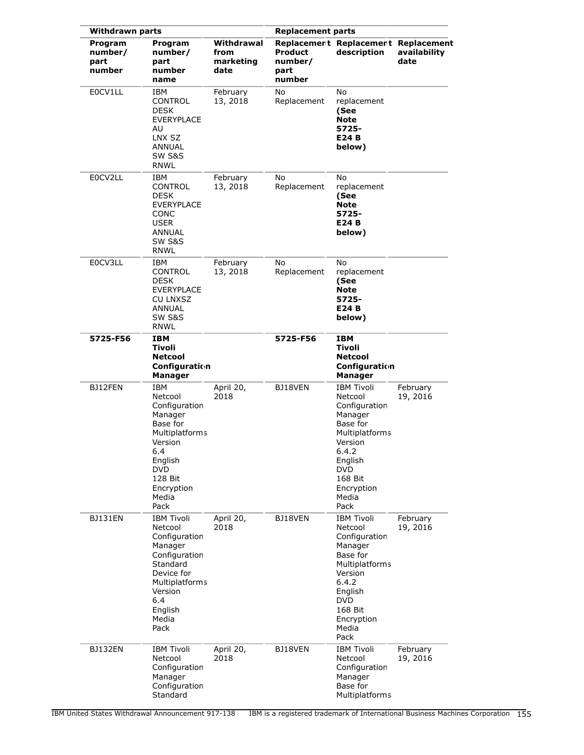| Withdrawn parts | | | Replacement parts | | |
|---|---|---|---|---|---|
| Program number/ part number | Program number/ part number name | Withdrawal from marketing date | Replacement Product number/ part number | Replacement description | Replacement availability date |
| E0CV1LL | IBM CONTROL DESK EVERYPLACE AU LNX SZ ANNUAL SW S&S RNWL | February 13, 2018 | No Replacement | No replacement **(See Note 5725-E24 B below)** | |
| E0CV2LL | IBM CONTROL DESK EVERYPLACE CONC USER ANNUAL SW S&S RNWL | February 13, 2018 | No Replacement | No replacement **(See Note 5725-E24 B below)** | |
| E0CV3LL | IBM CONTROL DESK EVERYPLACE CU LNXSZ ANNUAL SW S&S RNWL | February 13, 2018 | No Replacement | No replacement **(See Note 5725-E24 B below)** | |
| **5725-F56** | **IBM Tivoli Netcool Configuration Manager** | | **5725-F56** | **IBM Tivoli Netcool Configuration Manager** | |
| BJ12FEN | IBM Netcool Configuration Manager Base for Multiplatforms Version 6.4 English DVD 128 Bit Encryption Media Pack | April 20, 2018 | BJ18VEN | IBM Tivoli Netcool Configuration Manager Base for Multiplatforms Version 6.4.2 English DVD 168 Bit Encryption Media Pack | February 19, 2016 |
| BJ131EN | IBM Tivoli Netcool Configuration Manager Configuration Standard Device for Multiplatforms Version 6.4 English Media Pack | April 20, 2018 | BJ18VEN | IBM Tivoli Netcool Configuration Manager Base for Multiplatforms Version 6.4.2 English DVD 168 Bit Encryption Media Pack | February 19, 2016 |
| BJ132EN | IBM Tivoli Netcool Configuration Manager Configuration Standard | April 20, 2018 | BJ18VEN | IBM Tivoli Netcool Configuration Manager Base for Multiplatforms | February 19, 2016 |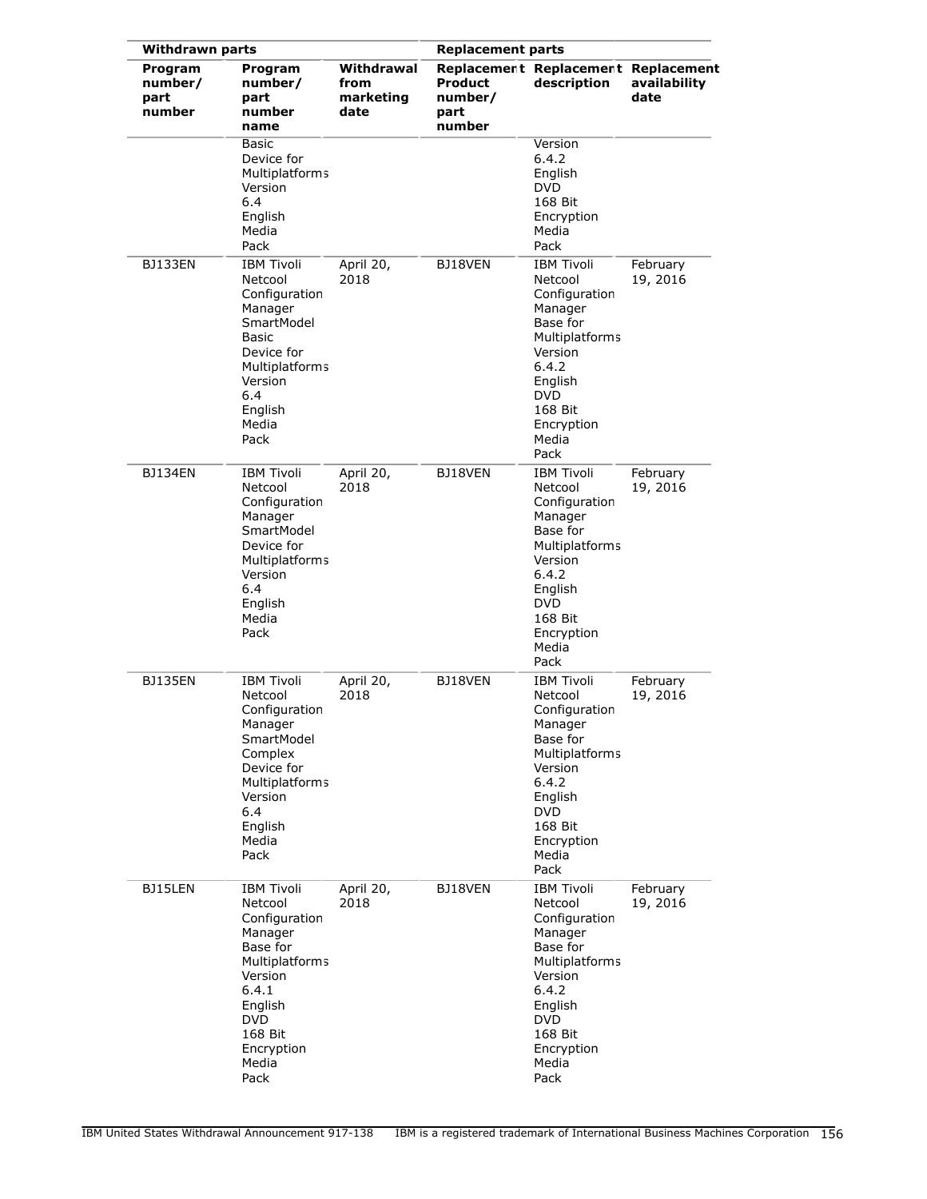| Withdrawn parts | | | Replacement parts | | |
|---|---|---|---|---|---|
| Program number/ part number | Program number/ part number name | Withdrawal from marketing date | Replacement Product number/ part number | Replacement description | Replacement availability date |
| | Basic Device for Multiplatforms Version 6.4 English Media Pack | | | Version 6.4.2 English DVD 168 Bit Encryption Media Pack | |
| BJ133EN | IBM Tivoli Netcool Configuration Manager SmartModel Basic Device for Multiplatforms Version 6.4 English Media Pack | April 20, 2018 | BJ18VEN | IBM Tivoli Netcool Configuration Manager Base for Multiplatforms Version 6.4.2 English DVD 168 Bit Encryption Media Pack | February 19, 2016 |
| BJ134EN | IBM Tivoli Netcool Configuration Manager SmartModel Device for Multiplatforms Version 6.4 English Media Pack | April 20, 2018 | BJ18VEN | IBM Tivoli Netcool Configuration Manager Base for Multiplatforms Version 6.4.2 English DVD 168 Bit Encryption Media Pack | February 19, 2016 |
| BJ135EN | IBM Tivoli Netcool Configuration Manager SmartModel Complex Device for Multiplatforms Version 6.4 English Media Pack | April 20, 2018 | BJ18VEN | IBM Tivoli Netcool Configuration Manager Base for Multiplatforms Version 6.4.2 English DVD 168 Bit Encryption Media Pack | February 19, 2016 |
| BJ15LEN | IBM Tivoli Netcool Configuration Manager Base for Multiplatforms Version 6.4.1 English DVD 168 Bit Encryption Media Pack | April 20, 2018 | BJ18VEN | IBM Tivoli Netcool Configuration Manager Base for Multiplatforms Version 6.4.2 English DVD 168 Bit Encryption Media Pack | February 19, 2016 |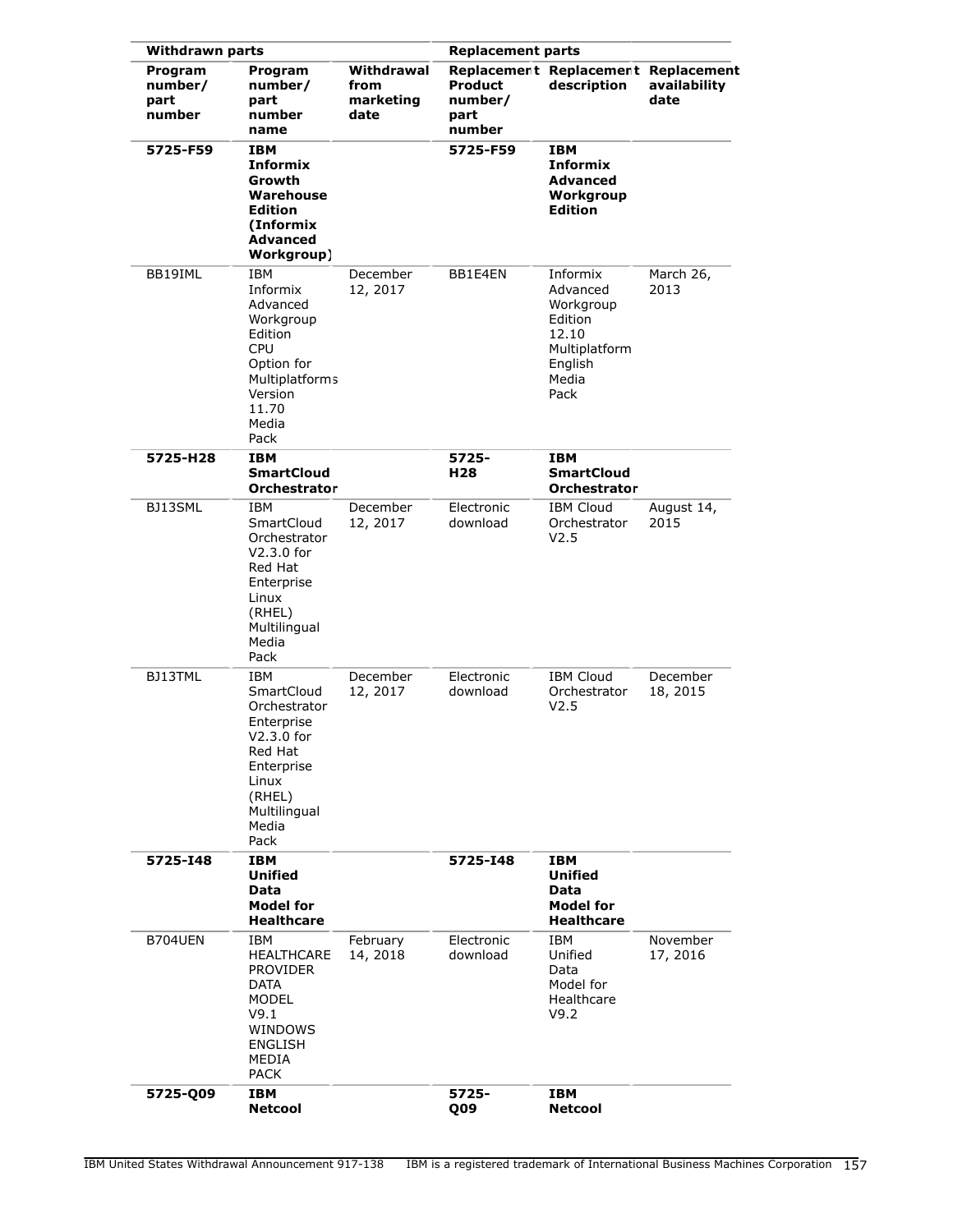| Withdrawn parts | | | Replacement parts | | |
|---|---|---|---|---|---|
| Program number/ part number | Program number/ part number name | Withdrawal from marketing date | Replacement Product number/ part number | Replacement description | Replacement availability date |
| **5725-F59** | **IBM Informix Growth Warehouse Edition (Informix Advanced Workgroup)** | | **5725-F59** | **IBM Informix Advanced Workgroup Edition** | |
| BB19IML | IBM Informix Advanced Workgroup Edition CPU Option for Multiplatforms Version 11.70 Media Pack | December 12, 2017 | BB1E4EN | Informix Advanced Workgroup Edition 12.10 Multiplatform English Media Pack | March 26, 2013 |
| **5725-H28** | **IBM SmartCloud Orchestrator** | | **5725-H28** | **IBM SmartCloud Orchestrator** | |
| BJ13SML | IBM SmartCloud Orchestrator V2.3.0 for Red Hat Enterprise Linux (RHEL) Multilingual Media Pack | December 12, 2017 | Electronic download | IBM Cloud Orchestrator V2.5 | August 14, 2015 |
| BJ13TML | IBM SmartCloud Orchestrator Enterprise V2.3.0 for Red Hat Enterprise Linux (RHEL) Multilingual Media Pack | December 12, 2017 | Electronic download | IBM Cloud Orchestrator V2.5 | December 18, 2015 |
| **5725-I48** | **IBM Unified Data Model for Healthcare** | | **5725-I48** | **IBM Unified Data Model for Healthcare** | |
| B704UEN | IBM HEALTHCARE PROVIDER DATA MODEL V9.1 WINDOWS ENGLISH MEDIA PACK | February 14, 2018 | Electronic download | IBM Unified Data Model for Healthcare V9.2 | November 17, 2016 |
| **5725-Q09** | **IBM Netcool** | | **5725-Q09** | **IBM Netcool** | |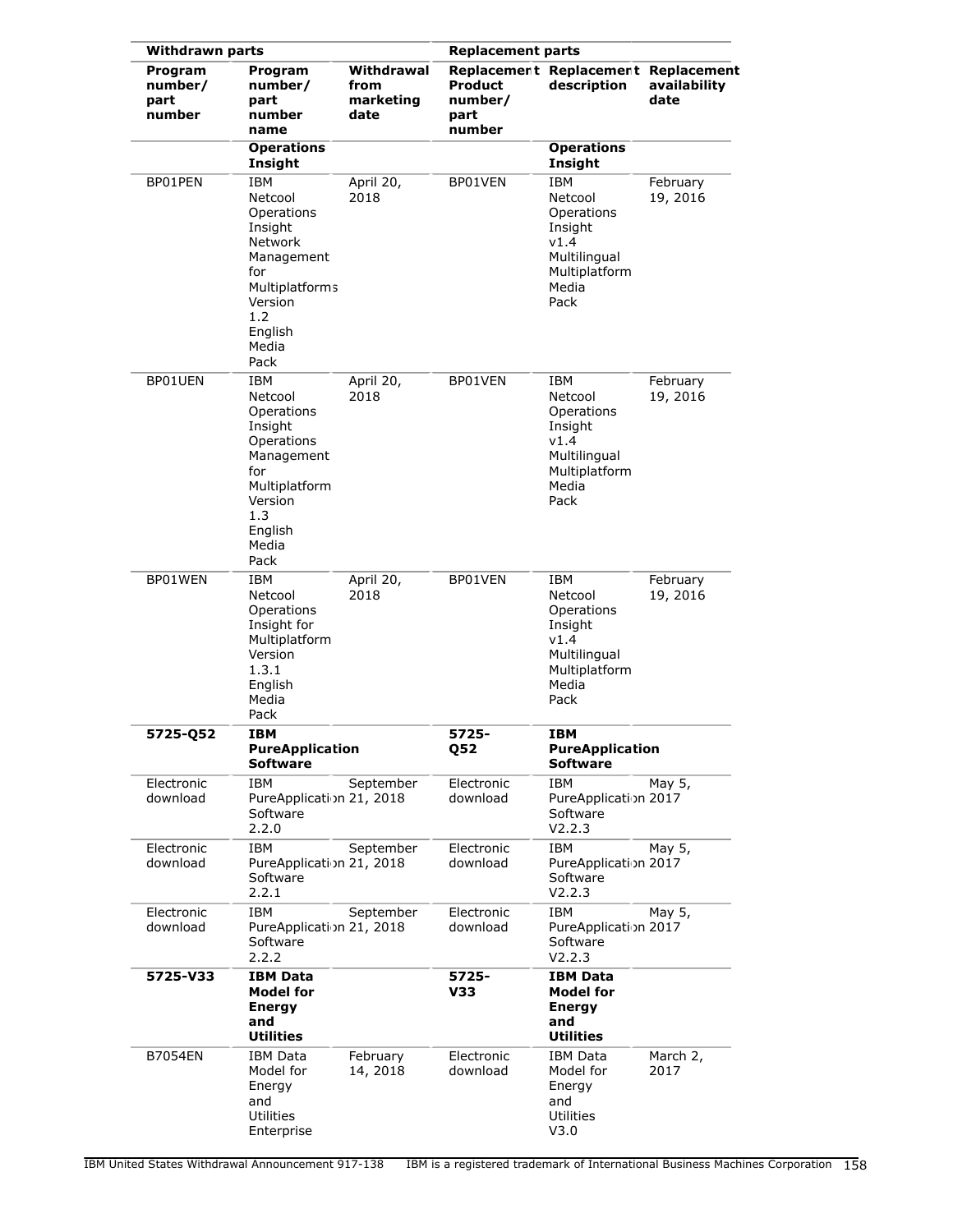| Withdrawn parts | | | Replacement parts | | |
|---|---|---|---|---|---|
| Program number/ part number | Program number/ part number name | Withdrawal from marketing date | Replacement Product number/ part number | Replacement description | Replacement availability date |
| | **Operations Insight** | | | **Operations Insight** | |
| BP01PEN | IBM Netcool Operations Insight Network Management for Multiplatforms Version 1.2 English Media Pack | April 20, 2018 | BP01VEN | IBM Netcool Operations Insight v1.4 Multilingual Multiplatform Media Pack | February 19, 2016 |
| BP01UEN | IBM Netcool Operations Insight Operations Management for Multiplatform Version 1.3 English Media Pack | April 20, 2018 | BP01VEN | IBM Netcool Operations Insight v1.4 Multilingual Multiplatform Media Pack | February 19, 2016 |
| BP01WEN | IBM Netcool Operations Insight for Multiplatform Version 1.3.1 English Media Pack | April 20, 2018 | BP01VEN | IBM Netcool Operations Insight v1.4 Multilingual Multiplatform Media Pack | February 19, 2016 |
| **5725-Q52** | **IBM PureApplication Software** | | **5725-Q52** | **IBM PureApplication Software** | |
| Electronic download | IBM PureApplication Software 2.2.0 | September 21, 2018 | Electronic download | IBM PureApplication Software V2.2.3 | May 5, 2017 |
| Electronic download | IBM PureApplication Software 2.2.1 | September 21, 2018 | Electronic download | IBM PureApplication Software V2.2.3 | May 5, 2017 |
| Electronic download | IBM PureApplication Software 2.2.2 | September 21, 2018 | Electronic download | IBM PureApplication Software V2.2.3 | May 5, 2017 |
| **5725-V33** | **IBM Data Model for Energy and Utilities** | | **5725-V33** | **IBM Data Model for Energy and Utilities** | |
| B7054EN | IBM Data Model for Energy and Utilities Enterprise | February 14, 2018 | Electronic download | IBM Data Model for Energy and Utilities V3.0 | March 2, 2017 |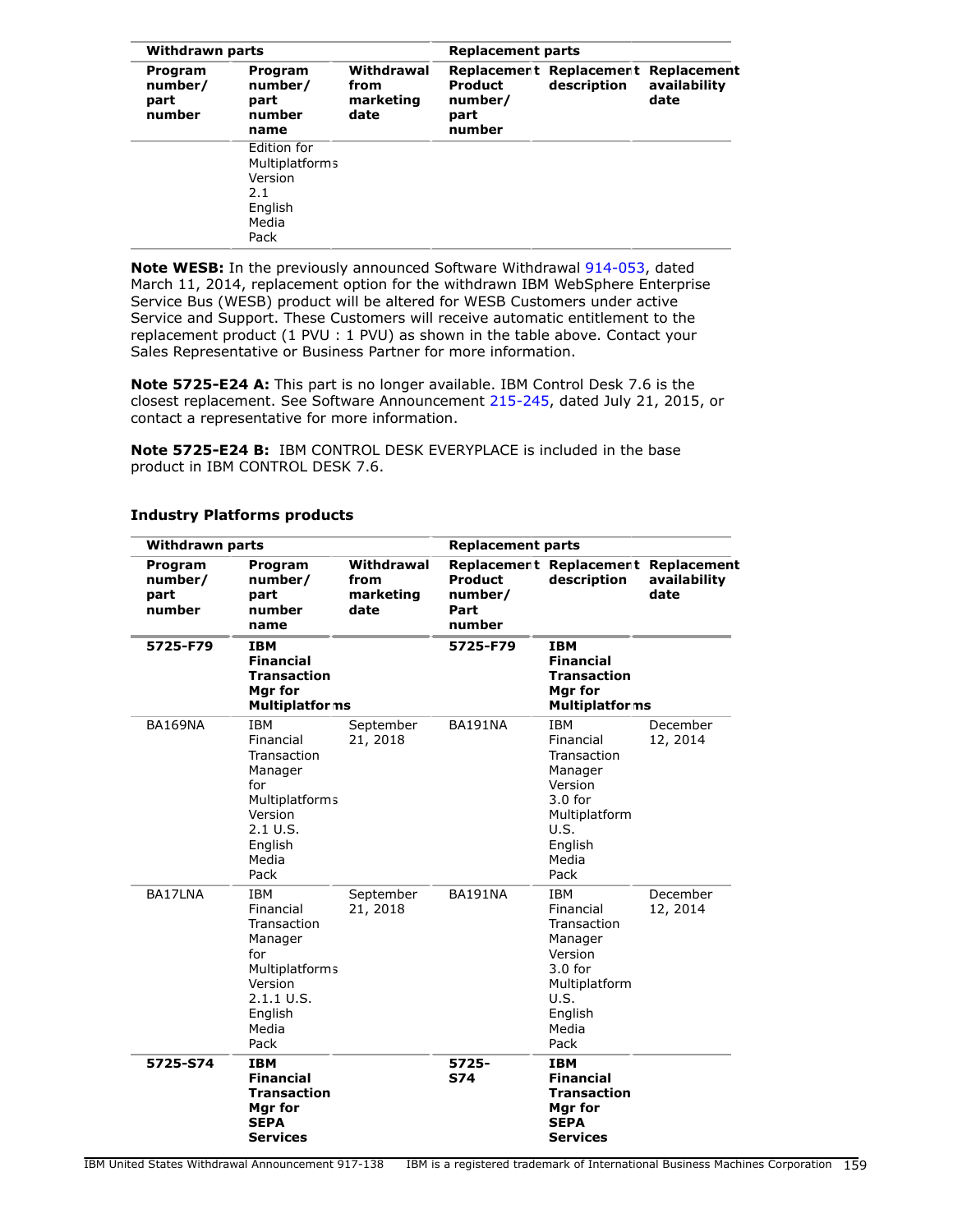| Withdrawn parts | | | Replacement parts | | |
|---|---|---|---|---|---|
| Program number/ part number | Program number/ part number name | Withdrawal from marketing date | Replacement Product number/ part number | Replacement description | Replacement availability date |
| | Edition for Multiplatforms Version 2.1 English Media Pack | | | | |

**Note WESB:** In the previously announced Software Withdrawal 914-053, dated March 11, 2014, replacement option for the withdrawn IBM WebSphere Enterprise Service Bus (WESB) product will be altered for WESB Customers under active Service and Support. These Customers will receive automatic entitlement to the replacement product (1 PVU : 1 PVU) as shown in the table above. Contact your Sales Representative or Business Partner for more information.

**Note 5725-E24 A:** This part is no longer available. IBM Control Desk 7.6 is the closest replacement. See Software Announcement 215-245, dated July 21, 2015, or contact a representative for more information.

**Note 5725-E24 B:** IBM CONTROL DESK EVERYPLACE is included in the base product in IBM CONTROL DESK 7.6.

### Industry Platforms products

| Withdrawn parts | | | Replacement parts | | |
|---|---|---|---|---|---|
| Program number/ part number | Program number/ part number name | Withdrawal from marketing date | Replacement Product number/ Part number | Replacement description | Replacement availability date |
| **5725-F79** | **IBM Financial Transaction Mgr for Multiplatforms** | | **5725-F79** | **IBM Financial Transaction Mgr for Multiplatforms** | |
| BA169NA | IBM Financial Transaction Manager for Multiplatforms Version 2.1 U.S. English Media Pack | September 21, 2018 | BA191NA | IBM Financial Transaction Manager Version 3.0 for Multiplatform U.S. English Media Pack | December 12, 2014 |
| BA17LNA | IBM Financial Transaction Manager for Multiplatforms Version 2.1.1 U.S. English Media Pack | September 21, 2018 | BA191NA | IBM Financial Transaction Manager Version 3.0 for Multiplatform U.S. English Media Pack | December 12, 2014 |
| **5725-S74** | **IBM Financial Transaction Mgr for SEPA Services** | | **5725-S74** | **IBM Financial Transaction Mgr for SEPA Services** | |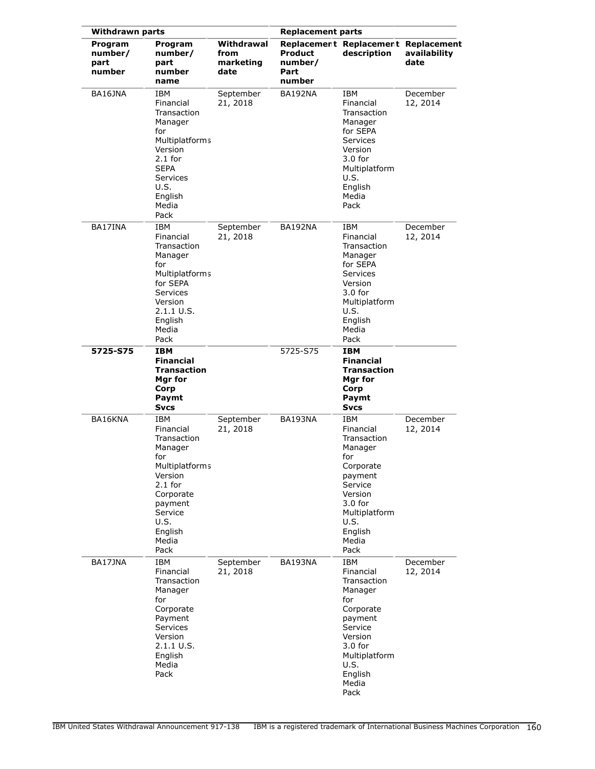| Withdrawn parts | | | Replacement parts | | |
|---|---|---|---|---|---|
| Program number/ part number | Program number/ part number name | Withdrawal from marketing date | Replacement Product number/ Part number | Replacement description | Replacement availability date |
| BA16JNA | IBM Financial Transaction Manager for Multiplatforms Version 2.1 for SEPA Services U.S. English Media Pack | September 21, 2018 | BA192NA | IBM Financial Transaction Manager for SEPA Services Version 3.0 for Multiplatform U.S. English Media Pack | December 12, 2014 |
| BA17INA | IBM Financial Transaction Manager for Multiplatforms for SEPA Services Version 2.1.1 U.S. English Media Pack | September 21, 2018 | BA192NA | IBM Financial Transaction Manager for SEPA Services Version 3.0 for Multiplatform U.S. English Media Pack | December 12, 2014 |
| **5725-S75** | **IBM Financial Transaction Mgr for Corp Paymt Svcs** | | 5725-S75 | **IBM Financial Transaction Mgr for Corp Paymt Svcs** | |
| BA16KNA | IBM Financial Transaction Manager for Multiplatforms Version 2.1 for Corporate payment Service U.S. English Media Pack | September 21, 2018 | BA193NA | IBM Financial Transaction Manager for Corporate payment Service Version 3.0 for Multiplatform U.S. English Media Pack | December 12, 2014 |
| BA17JNA | IBM Financial Transaction Manager for Corporate Payment Services Version 2.1.1 U.S. English Media Pack | September 21, 2018 | BA193NA | IBM Financial Transaction Manager for Corporate payment Service Version 3.0 for Multiplatform U.S. English Media Pack | December 12, 2014 |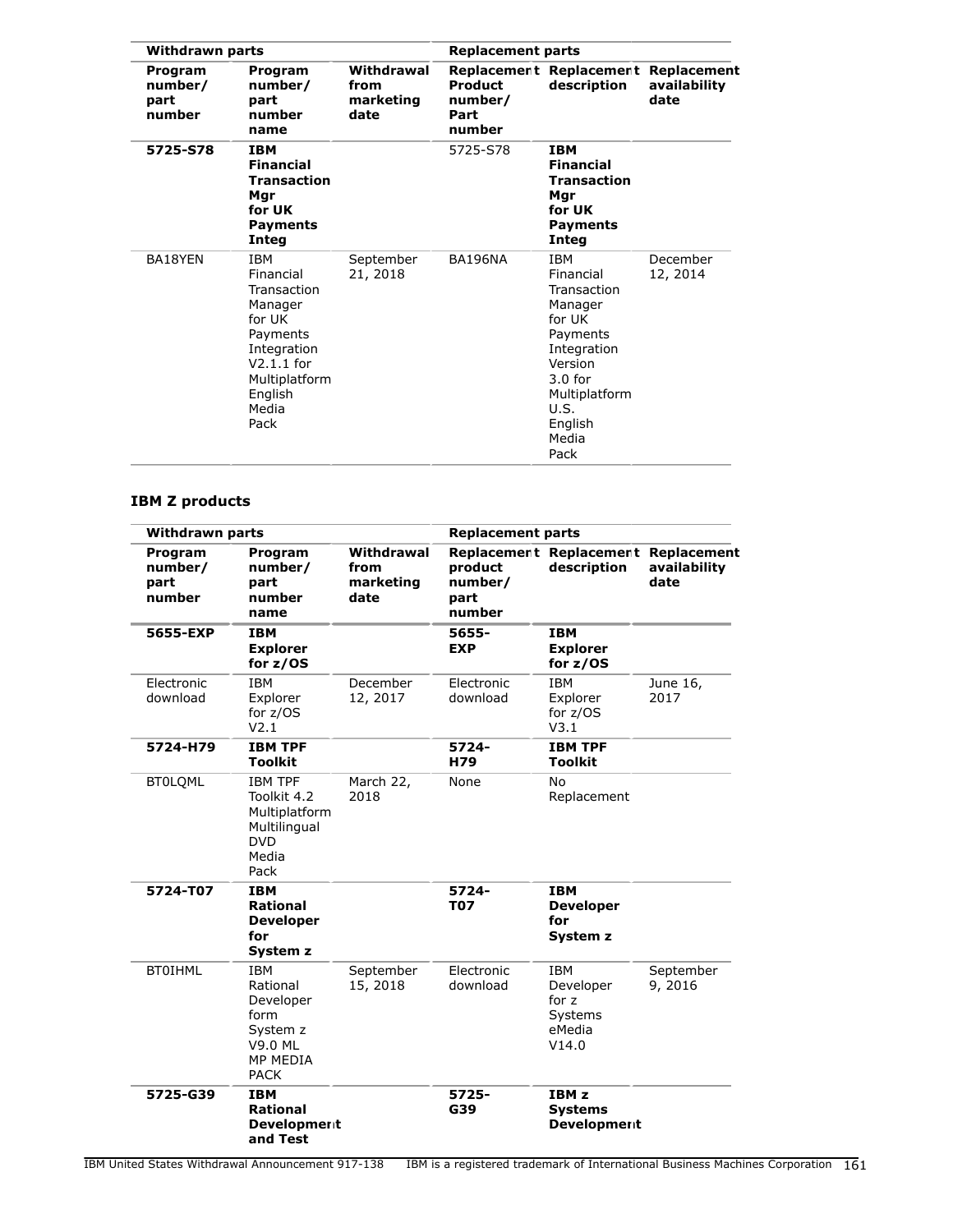| Withdrawn parts | | | Replacement parts | | |
|---|---|---|---|---|---|
| Program number/ part number | Program number/ part number name | Withdrawal from marketing date | Replacement Product number/ Part number | Replacement description | Replacement availability date |
| **5725-S78** | **IBM Financial Transaction Mgr for UK Payments Integ** | | 5725-S78 | **IBM Financial Transaction Mgr for UK Payments Integ** | |
| BA18YEN | IBM Financial Transaction Manager for UK Payments Integration V2.1.1 for Multiplatform English Media Pack | September 21, 2018 | BA196NA | IBM Financial Transaction Manager for UK Payments Integration Version 3.0 for Multiplatform U.S. English Media Pack | December 12, 2014 |

### IBM Z products

| Withdrawn parts | | | Replacement parts | | |
|---|---|---|---|---|---|
| Program number/ part number | Program number/ part number name | Withdrawal from marketing date | Replacement product number/ part number | Replacement description | Replacement availability date |
| **5655-EXP** | **IBM Explorer for z/OS** | | **5655-EXP** | **IBM Explorer for z/OS** | |
| Electronic download | IBM Explorer for z/OS V2.1 | December 12, 2017 | Electronic download | IBM Explorer for z/OS V3.1 | June 16, 2017 |
| **5724-H79** | **IBM TPF Toolkit** | | **5724-H79** | **IBM TPF Toolkit** | |
| BT0LQML | IBM TPF Toolkit 4.2 Multiplatform Multilingual DVD Media Pack | March 22, 2018 | None | No Replacement | |
| **5724-T07** | **IBM Rational Developer for System z** | | **5724-T07** | **IBM Developer for System z** | |
| BT0IHML | IBM Rational Developer form System z V9.0 ML MP MEDIA PACK | September 15, 2018 | Electronic download | IBM Developer for z Systems eMedia V14.0 | September 9, 2016 |
| **5725-G39** | **IBM Rational Development and Test** | | **5725-G39** | **IBM z Systems Development** | |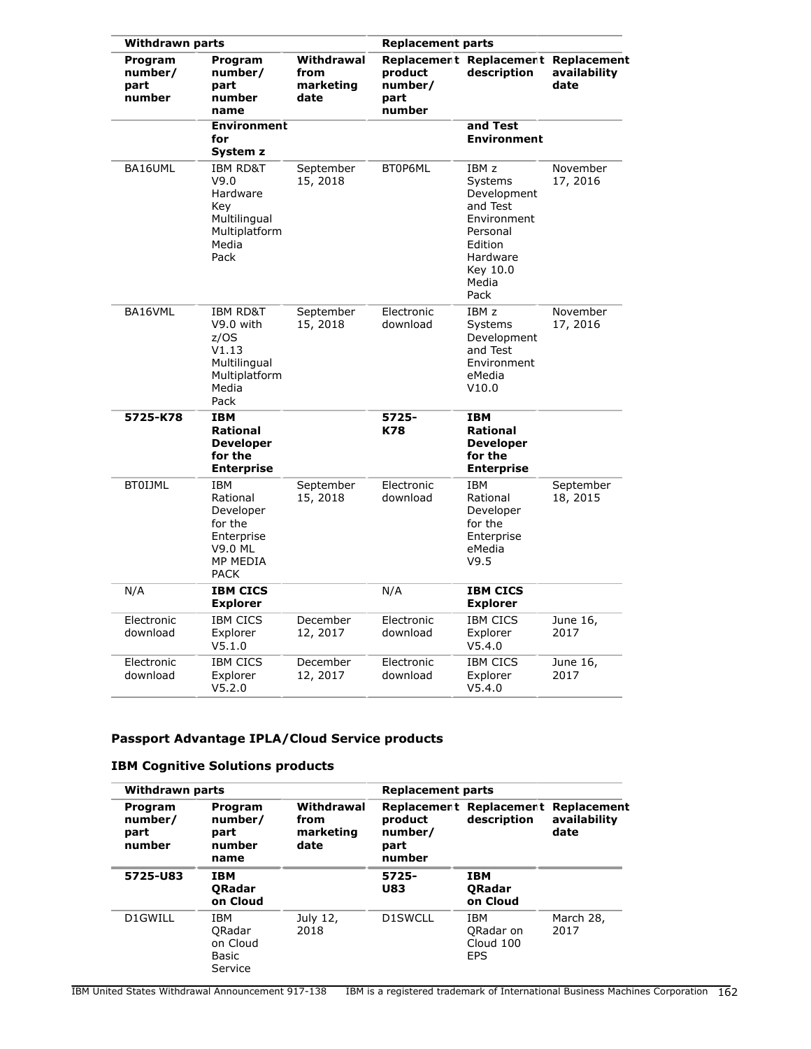| Withdrawn parts | | | Replacement parts | | |
|---|---|---|---|---|---|
| Program number/ part number | Program number/ part number name | Withdrawal from marketing date | Replacement product number/ part number | Replacement description | Replacement availability date |
| | **Environment for System z** | | | **and Test Environment** | |
| BA16UML | IBM RD&T V9.0 Hardware Key Multilingual Multiplatform Media Pack | September 15, 2018 | BT0P6ML | IBM z Systems Development and Test Environment Personal Edition Hardware Key 10.0 Media Pack | November 17, 2016 |
| BA16VML | IBM RD&T V9.0 with z/OS V1.13 Multilingual Multiplatform Media Pack | September 15, 2018 | Electronic download | IBM z Systems Development and Test Environment eMedia V10.0 | November 17, 2016 |
| **5725-K78** | **IBM Rational Developer for the Enterprise** | | **5725-K78** | **IBM Rational Developer for the Enterprise** | |
| BT0IJML | IBM Rational Developer for the Enterprise V9.0 ML MP MEDIA PACK | September 15, 2018 | Electronic download | IBM Rational Developer for the Enterprise eMedia V9.5 | September 18, 2015 |
| N/A | **IBM CICS Explorer** | | N/A | **IBM CICS Explorer** | |
| Electronic download | IBM CICS Explorer V5.1.0 | December 12, 2017 | Electronic download | IBM CICS Explorer V5.4.0 | June 16, 2017 |
| Electronic download | IBM CICS Explorer V5.2.0 | December 12, 2017 | Electronic download | IBM CICS Explorer V5.4.0 | June 16, 2017 |

## Passport Advantage IPLA/Cloud Service products

### IBM Cognitive Solutions products

| Withdrawn parts | | | Replacement parts | | |
|---|---|---|---|---|---|
| Program number/ part number | Program number/ part number name | Withdrawal from marketing date | Replacement product number/ part number | Replacement description | Replacement availability date |
| **5725-U83** | **IBM QRadar on Cloud** | | **5725-U83** | **IBM QRadar on Cloud** | |
| D1GWILL | IBM QRadar on Cloud Basic Service | July 12, 2018 | D1SWCLL | IBM QRadar on Cloud 100 EPS | March 28, 2017 |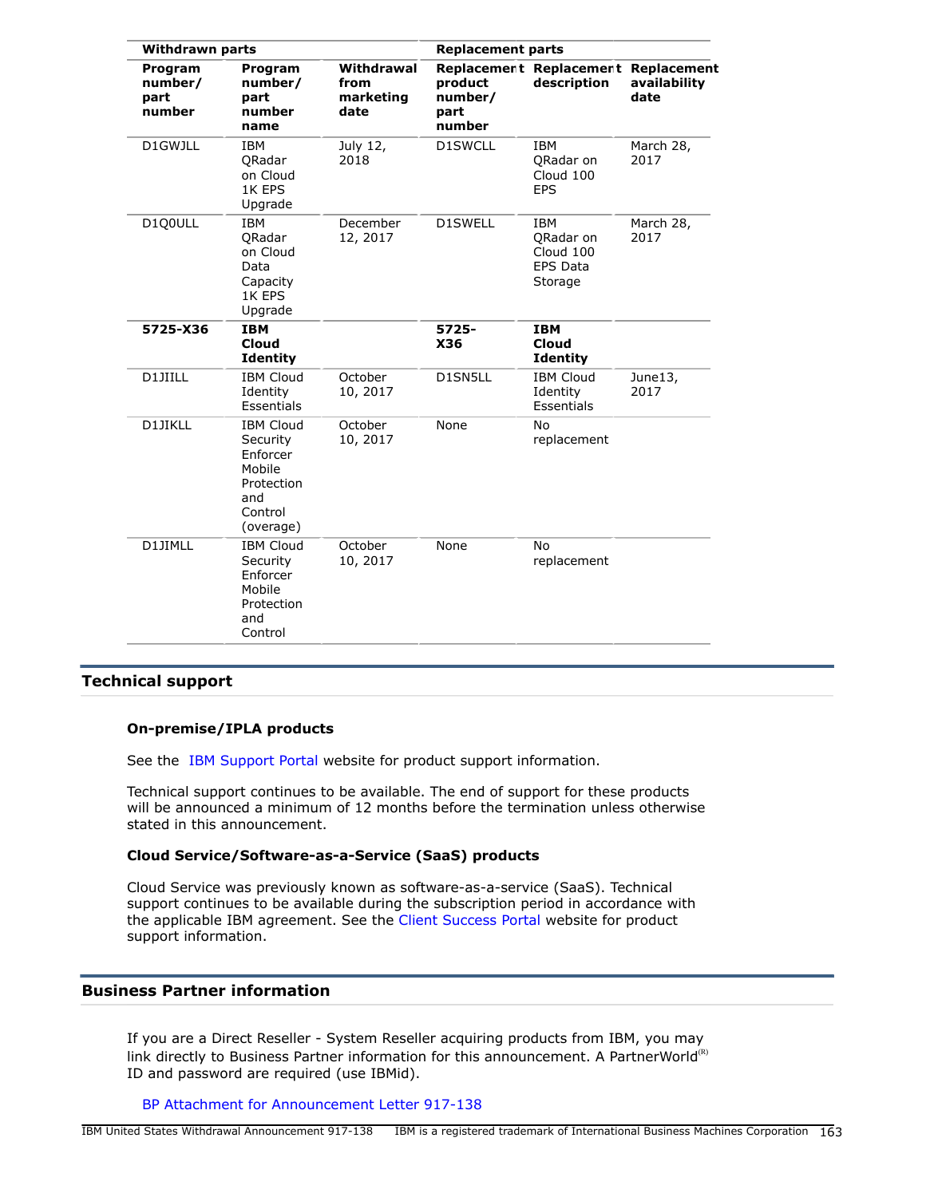| Withdrawn parts | | | Replacement parts | | |
|---|---|---|---|---|---|
| Program number/ part number | Program number/ part number name | Withdrawal from marketing date | Replacement product number/ part number | Replacement description | Replacement availability date |
| D1GWJLL | IBM QRadar on Cloud 1K EPS Upgrade | July 12, 2018 | D1SWCLL | IBM QRadar on Cloud 100 EPS | March 28, 2017 |
| D1Q0ULL | IBM QRadar on Cloud Data Capacity 1K EPS Upgrade | December 12, 2017 | D1SWELL | IBM QRadar on Cloud 100 EPS Data Storage | March 28, 2017 |
| **5725-X36** | **IBM Cloud Identity** | | **5725-X36** | **IBM Cloud Identity** | |
| D1JIILL | IBM Cloud Identity Essentials | October 10, 2017 | D1SN5LL | IBM Cloud Identity Essentials | June13, 2017 |
| D1JIKLL | IBM Cloud Security Enforcer Mobile Protection and Control (overage) | October 10, 2017 | None | No replacement | |
| D1JIMLL | IBM Cloud Security Enforcer Mobile Protection and Control | October 10, 2017 | None | No replacement | |

## Technical support

### On-premise/IPLA products

See the IBM Support Portal website for product support information.

Technical support continues to be available. The end of support for these products will be announced a minimum of 12 months before the termination unless otherwise stated in this announcement.

### Cloud Service/Software-as-a-Service (SaaS) products

Cloud Service was previously known as software-as-a-service (SaaS). Technical support continues to be available during the subscription period in accordance with the applicable IBM agreement. See the Client Success Portal website for product support information.

## Business Partner information

If you are a Direct Reseller - System Reseller acquiring products from IBM, you may link directly to Business Partner information for this announcement. A PartnerWorld(R) ID and password are required (use IBMid).

BP Attachment for Announcement Letter 917-138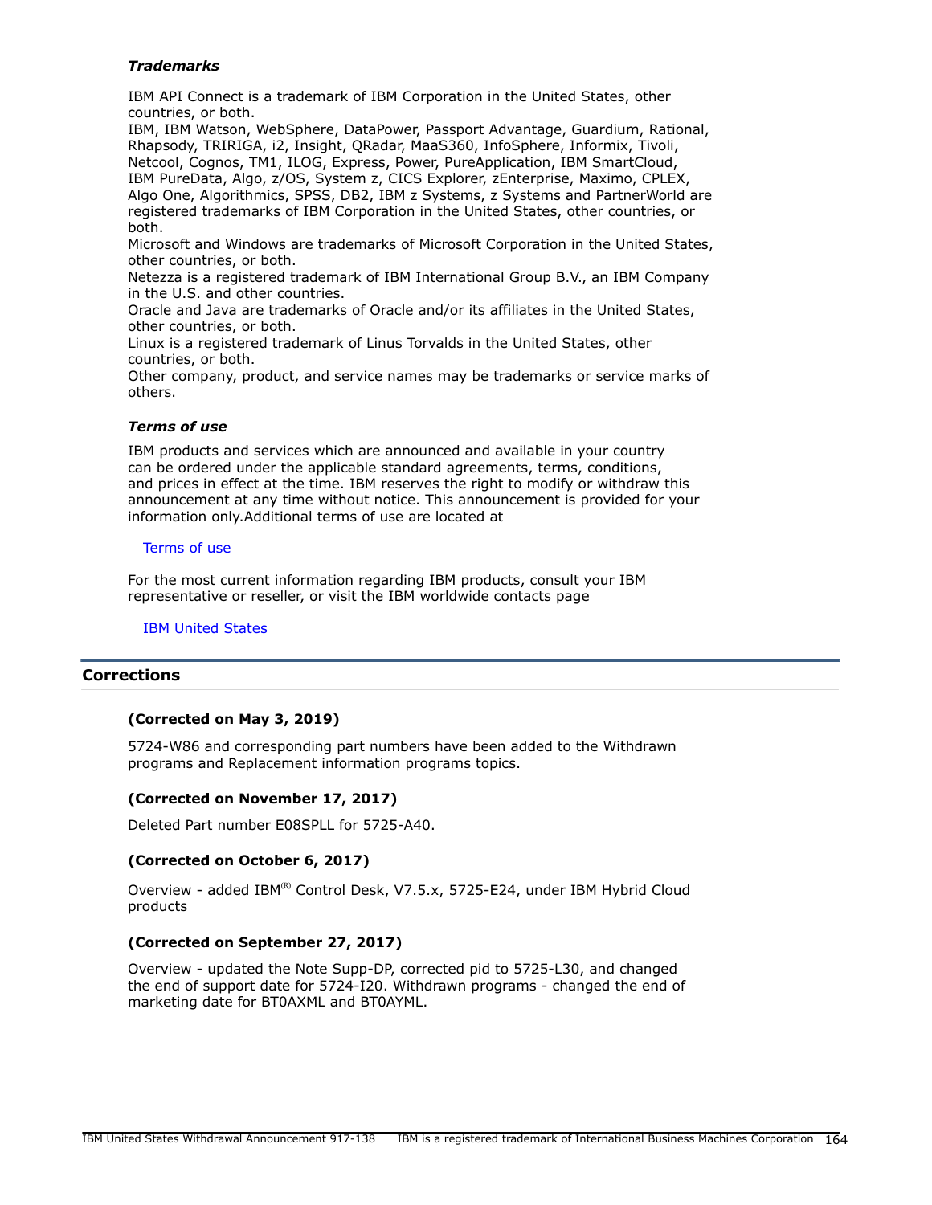### *Trademarks*

IBM API Connect is a trademark of IBM Corporation in the United States, other countries, or both.
IBM, IBM Watson, WebSphere, DataPower, Passport Advantage, Guardium, Rational, Rhapsody, TRIRIGA, i2, Insight, QRadar, MaaS360, InfoSphere, Informix, Tivoli, Netcool, Cognos, TM1, ILOG, Express, Power, PureApplication, IBM SmartCloud, IBM PureData, Algo, z/OS, System z, CICS Explorer, zEnterprise, Maximo, CPLEX, Algo One, Algorithmics, SPSS, DB2, IBM z Systems, z Systems and PartnerWorld are registered trademarks of IBM Corporation in the United States, other countries, or both.
Microsoft and Windows are trademarks of Microsoft Corporation in the United States, other countries, or both.
Netezza is a registered trademark of IBM International Group B.V., an IBM Company in the U.S. and other countries.
Oracle and Java are trademarks of Oracle and/or its affiliates in the United States, other countries, or both.
Linux is a registered trademark of Linus Torvalds in the United States, other countries, or both.
Other company, product, and service names may be trademarks or service marks of others.

### *Terms of use*

IBM products and services which are announced and available in your country can be ordered under the applicable standard agreements, terms, conditions, and prices in effect at the time. IBM reserves the right to modify or withdraw this announcement at any time without notice. This announcement is provided for your information only.Additional terms of use are located at

Terms of use

For the most current information regarding IBM products, consult your IBM representative or reseller, or visit the IBM worldwide contacts page

IBM United States

## Corrections

**(Corrected on May 3, 2019)**

5724-W86 and corresponding part numbers have been added to the Withdrawn programs and Replacement information programs topics.

**(Corrected on November 17, 2017)**

Deleted Part number E08SPLL for 5725-A40.

**(Corrected on October 6, 2017)**

Overview - added IBM(R) Control Desk, V7.5.x, 5725-E24, under IBM Hybrid Cloud products

**(Corrected on September 27, 2017)**

Overview - updated the Note Supp-DP, corrected pid to 5725-L30, and changed the end of support date for 5724-I20. Withdrawn programs - changed the end of marketing date for BT0AXML and BT0AYML.